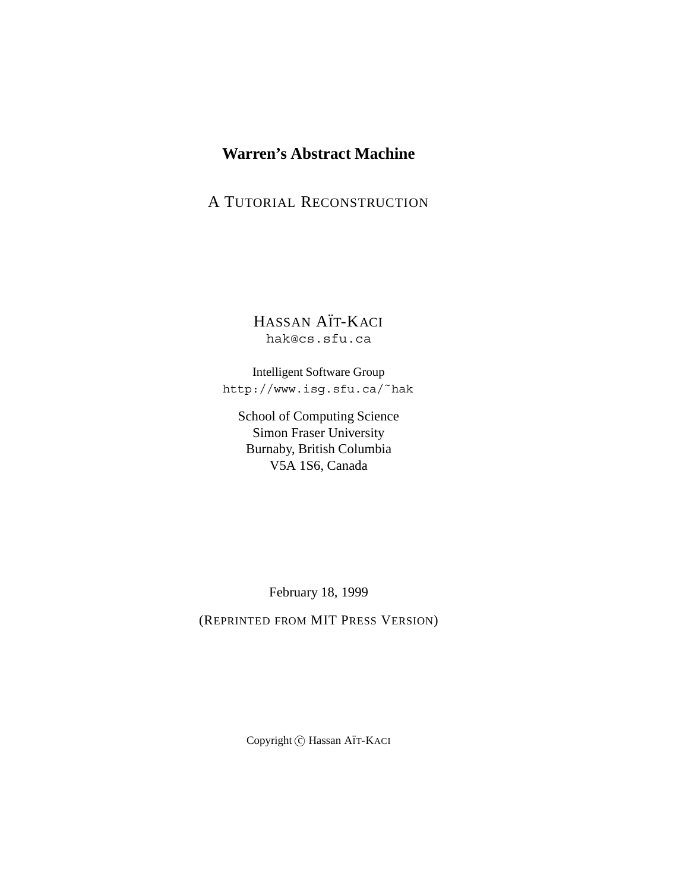# Warren's Abstract Machine

## A TUTORIAL RECONSTRUCTION

HASSAN AÏT-KACI
hak@cs.sfu.ca

Intelligent Software Group
http://www.isg.sfu.ca/~hak

School of Computing Science
Simon Fraser University
Burnaby, British Columbia
V5A 1S6, Canada

February 18, 1999

(REPRINTED FROM MIT PRESS VERSION)

Copyright © Hassan AÏT-KACI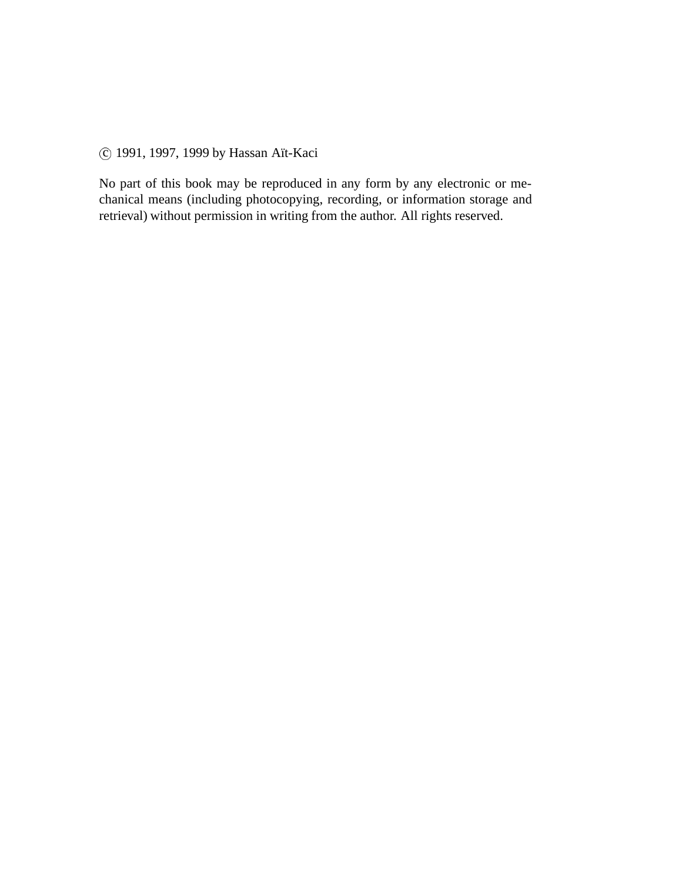© 1991, 1997, 1999 by Hassan Aït-Kaci

No part of this book may be reproduced in any form by any electronic or mechanical means (including photocopying, recording, or information storage and retrieval) without permission in writing from the author. All rights reserved.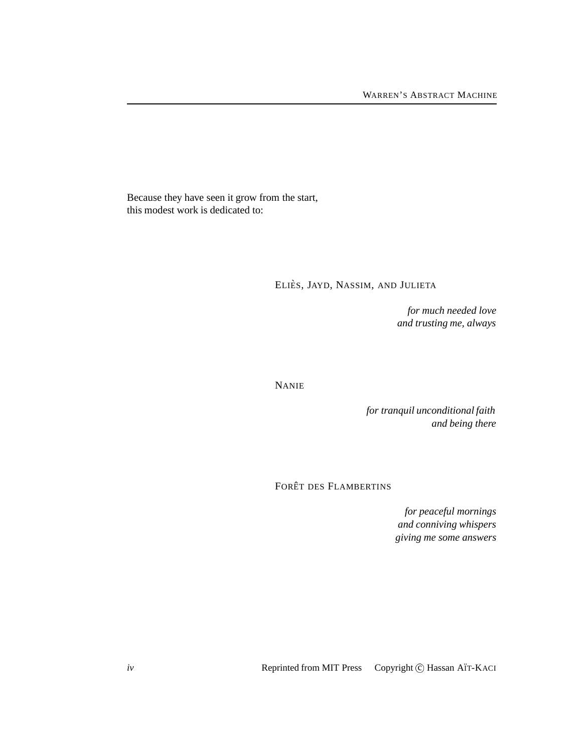Because they have seen it grow from the start,
this modest work is dedicated to:

ELIÈS, JAYD, NASSIM, AND JULIETA

*for much needed love*
*and trusting me, always*

NANIE

*for tranquil unconditional faith*
*and being there*

FORÊT DES FLAMBERTINS

*for peaceful mornings*
*and conniving whispers*
*giving me some answers*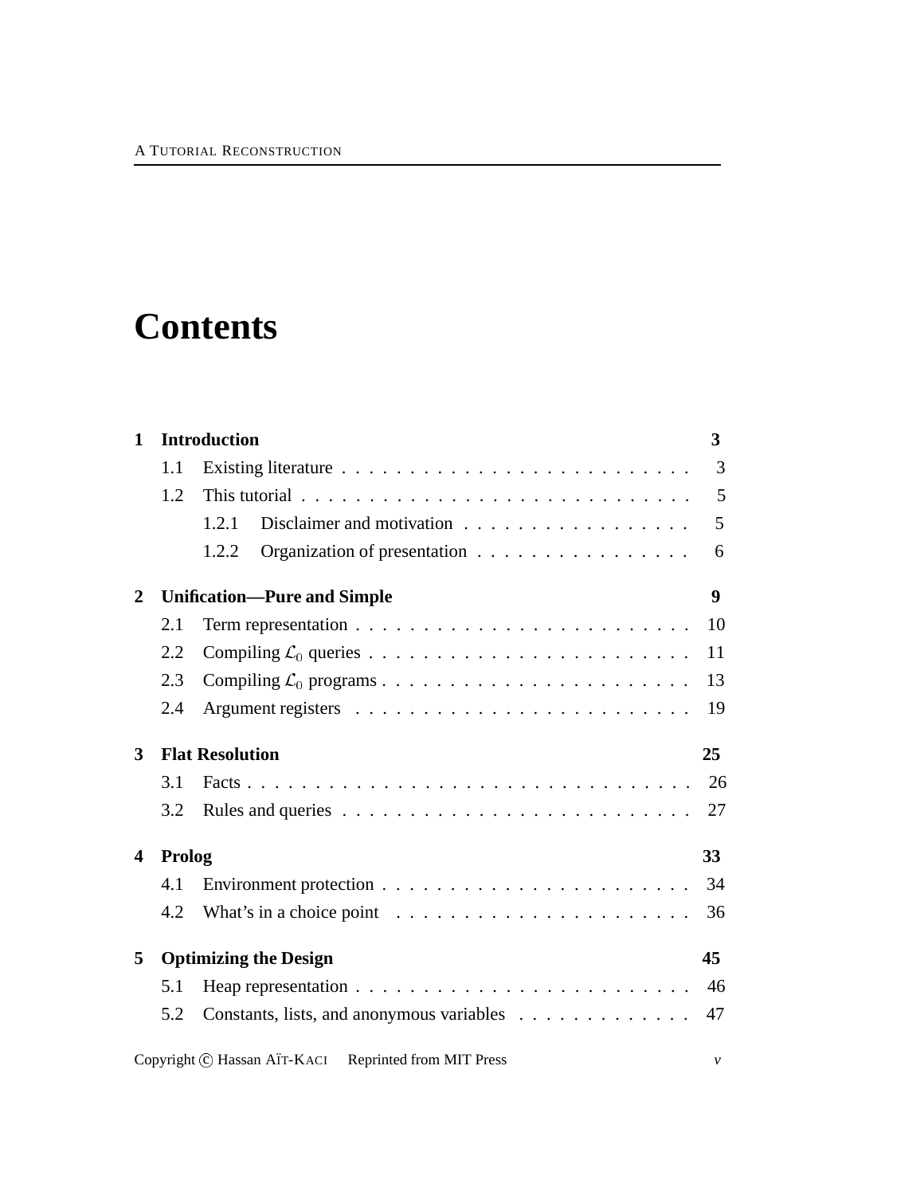# Contents

**1 Introduction** — **3**

- 1.1 Existing literature — 3
- 1.2 This tutorial — 5
  - 1.2.1 Disclaimer and motivation — 5
  - 1.2.2 Organization of presentation — 6

**2 Unification—Pure and Simple** — **9**

- 2.1 Term representation — 10
- 2.2 Compiling $\mathcal{L}_0$ queries — 11
- 2.3 Compiling $\mathcal{L}_0$ programs — 13
- 2.4 Argument registers — 19

**3 Flat Resolution** — **25**

- 3.1 Facts — 26
- 3.2 Rules and queries — 27

**4 Prolog** — **33**

- 4.1 Environment protection — 34
- 4.2 What's in a choice point — 36

**5 Optimizing the Design** — **45**

- 5.1 Heap representation — 46
- 5.2 Constants, lists, and anonymous variables — 47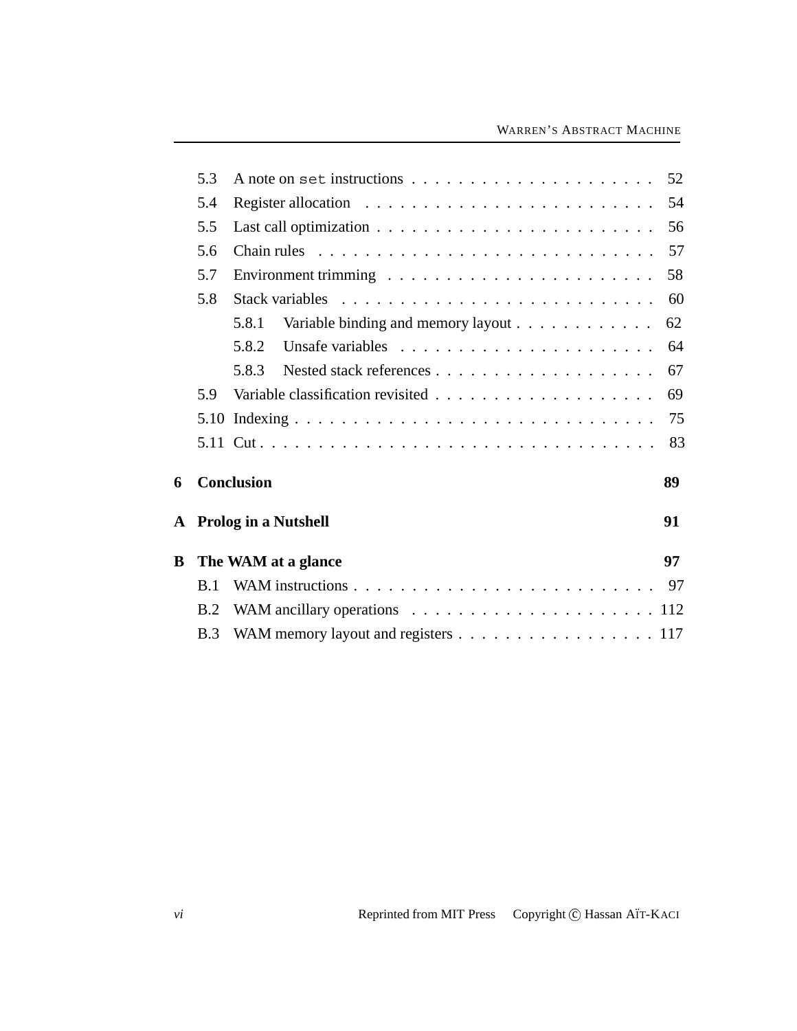- 5.3 A note on `set` instructions . . . . . . . . . . . . . . . . . . . . . 52
- 5.4 Register allocation . . . . . . . . . . . . . . . . . . . . . . . . 54
- 5.5 Last call optimization . . . . . . . . . . . . . . . . . . . . . . . 56
- 5.6 Chain rules . . . . . . . . . . . . . . . . . . . . . . . . . . . 57
- 5.7 Environment trimming . . . . . . . . . . . . . . . . . . . . . . . 58
- 5.8 Stack variables . . . . . . . . . . . . . . . . . . . . . . . . . 60
  - 5.8.1 Variable binding and memory layout . . . . . . . . . . . . 62
  - 5.8.2 Unsafe variables . . . . . . . . . . . . . . . . . . . . . 64
  - 5.8.3 Nested stack references . . . . . . . . . . . . . . . . . . 67
- 5.9 Variable classification revisited . . . . . . . . . . . . . . . . . . 69
- 5.10 Indexing . . . . . . . . . . . . . . . . . . . . . . . . . . . . . 75
- 5.11 Cut . . . . . . . . . . . . . . . . . . . . . . . . . . . . . . . . 83

**6 Conclusion** **89**

**A Prolog in a Nutshell** **91**

**B The WAM at a glance** **97**

- B.1 WAM instructions . . . . . . . . . . . . . . . . . . . . . . . . . 97
- B.2 WAM ancillary operations . . . . . . . . . . . . . . . . . . . . . 112
- B.3 WAM memory layout and registers . . . . . . . . . . . . . . . . . 117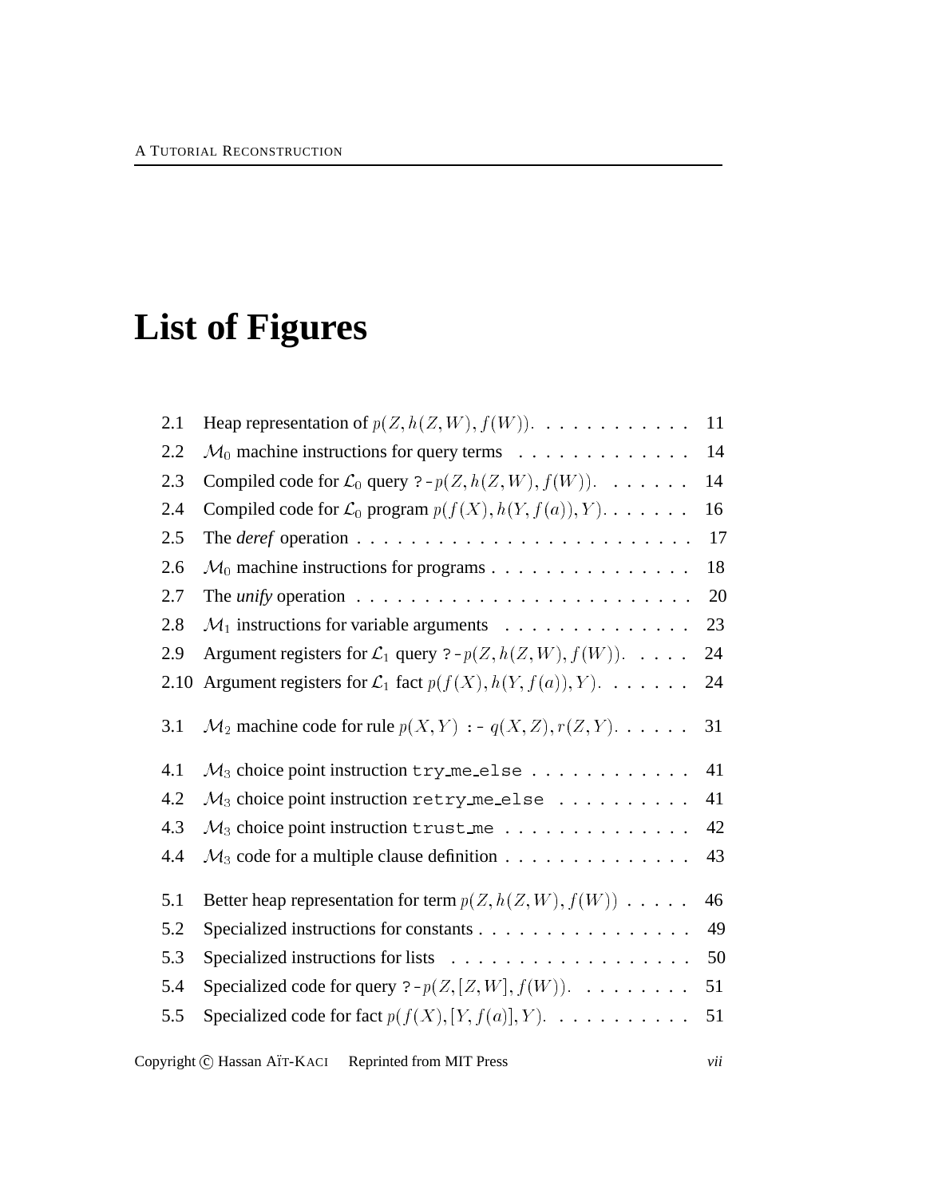# List of Figures

| | | |
|---|---|---|
| 2.1 | Heap representation of $p(Z, h(Z, W), f(W))$. | 11 |
| 2.2 | $\mathcal{M}_0$ machine instructions for query terms | 14 |
| 2.3 | Compiled code for $\mathcal{L}_0$ query `?-` $p(Z, h(Z, W), f(W))$. | 14 |
| 2.4 | Compiled code for $\mathcal{L}_0$ program $p(f(X), h(Y, f(a)), Y)$. | 16 |
| 2.5 | The *deref* operation | 17 |
| 2.6 | $\mathcal{M}_0$ machine instructions for programs | 18 |
| 2.7 | The *unify* operation | 20 |
| 2.8 | $\mathcal{M}_1$ instructions for variable arguments | 23 |
| 2.9 | Argument registers for $\mathcal{L}_1$ query `?-` $p(Z, h(Z, W), f(W))$. | 24 |
| 2.10 | Argument registers for $\mathcal{L}_1$ fact $p(f(X), h(Y, f(a)), Y)$. | 24 |
| 3.1 | $\mathcal{M}_2$ machine code for rule $p(X, Y)$ `:-` $q(X, Z), r(Z, Y)$. | 31 |
| 4.1 | $\mathcal{M}_3$ choice point instruction `try_me_else` | 41 |
| 4.2 | $\mathcal{M}_3$ choice point instruction `retry_me_else` | 41 |
| 4.3 | $\mathcal{M}_3$ choice point instruction `trust_me` | 42 |
| 4.4 | $\mathcal{M}_3$ code for a multiple clause definition | 43 |
| 5.1 | Better heap representation for term $p(Z, h(Z, W), f(W))$ | 46 |
| 5.2 | Specialized instructions for constants | 49 |
| 5.3 | Specialized instructions for lists | 50 |
| 5.4 | Specialized code for query `?-` $p(Z, [Z, W], f(W))$. | 51 |
| 5.5 | Specialized code for fact $p(f(X), [Y, f(a)], Y)$. | 51 |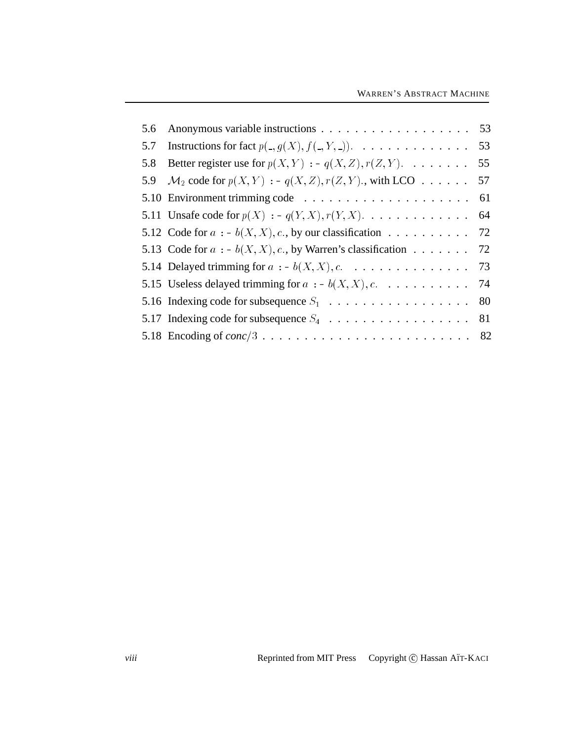| | | |
|---|---|---|
| 5.6 | Anonymous variable instructions | 53 |
| 5.7 | Instructions for fact $p(\_, g(X), f(\_, Y, \_))$. | 53 |
| 5.8 | Better register use for $p(X, Y)$ :- $q(X, Z), r(Z, Y)$. | 55 |
| 5.9 | $\mathcal{M}_2$ code for $p(X, Y)$ :- $q(X, Z), r(Z, Y)$., with LCO | 57 |
| 5.10 | Environment trimming code | 61 |
| 5.11 | Unsafe code for $p(X)$ :- $q(Y, X), r(Y, X)$. | 64 |
| 5.12 | Code for $a$ :- $b(X, X), c$., by our classification | 72 |
| 5.13 | Code for $a$ :- $b(X, X), c$., by Warren's classification | 72 |
| 5.14 | Delayed trimming for $a$ :- $b(X, X), c$. | 73 |
| 5.15 | Useless delayed trimming for $a$ :- $b(X, X), c$. | 74 |
| 5.16 | Indexing code for subsequence $S_1$ | 80 |
| 5.17 | Indexing code for subsequence $S_4$ | 81 |
| 5.18 | Encoding of *conc*/3 | 82 |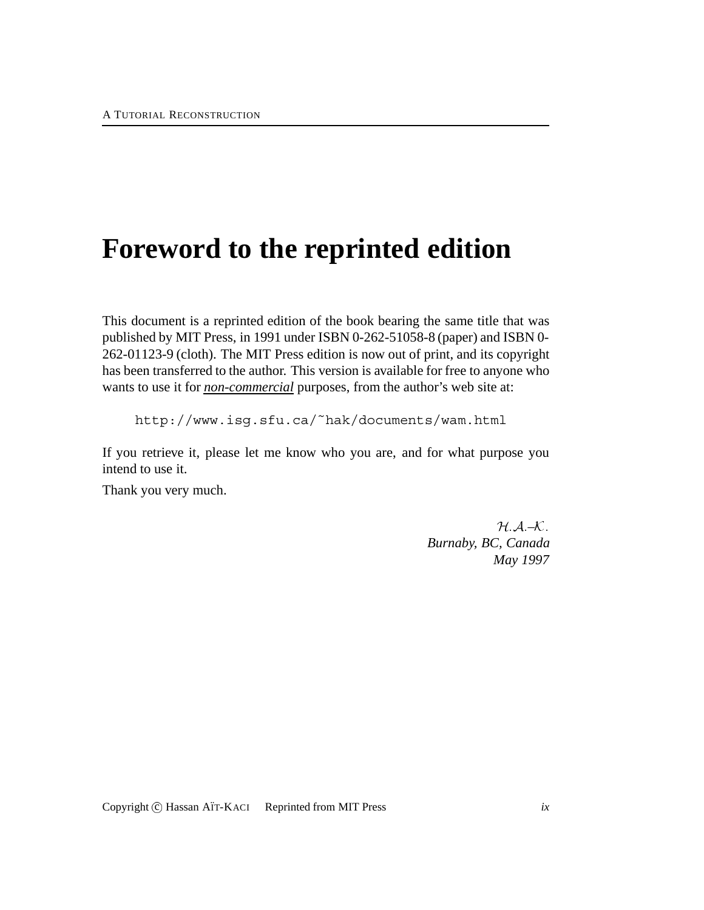# Foreword to the reprinted edition

This document is a reprinted edition of the book bearing the same title that was published by MIT Press, in 1991 under ISBN 0-262-51058-8 (paper) and ISBN 0-262-01123-9 (cloth). The MIT Press edition is now out of print, and its copyright has been transferred to the author. This version is available for free to anyone who wants to use it for ***non-commercial*** purposes, from the author's web site at:

```
http://www.isg.sfu.ca/~hak/documents/wam.html
```

If you retrieve it, please let me know who you are, and for what purpose you intend to use it.

Thank you very much.

*H.A.–K.*
*Burnaby, BC, Canada*
*May 1997*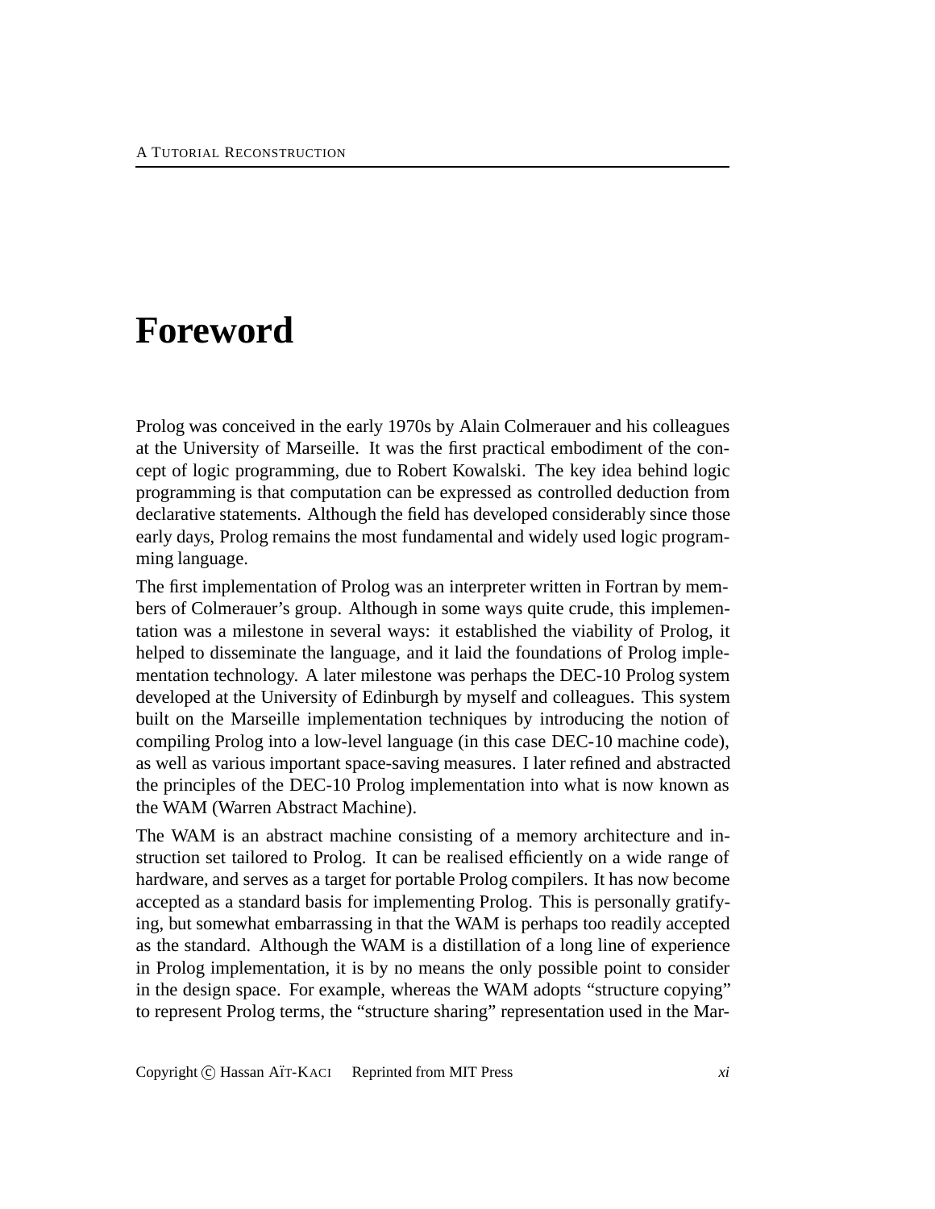# Foreword

Prolog was conceived in the early 1970s by Alain Colmerauer and his colleagues at the University of Marseille. It was the first practical embodiment of the concept of logic programming, due to Robert Kowalski. The key idea behind logic programming is that computation can be expressed as controlled deduction from declarative statements. Although the field has developed considerably since those early days, Prolog remains the most fundamental and widely used logic programming language.

The first implementation of Prolog was an interpreter written in Fortran by members of Colmerauer's group. Although in some ways quite crude, this implementation was a milestone in several ways: it established the viability of Prolog, it helped to disseminate the language, and it laid the foundations of Prolog implementation technology. A later milestone was perhaps the DEC-10 Prolog system developed at the University of Edinburgh by myself and colleagues. This system built on the Marseille implementation techniques by introducing the notion of compiling Prolog into a low-level language (in this case DEC-10 machine code), as well as various important space-saving measures. I later refined and abstracted the principles of the DEC-10 Prolog implementation into what is now known as the WAM (Warren Abstract Machine).

The WAM is an abstract machine consisting of a memory architecture and instruction set tailored to Prolog. It can be realised efficiently on a wide range of hardware, and serves as a target for portable Prolog compilers. It has now become accepted as a standard basis for implementing Prolog. This is personally gratifying, but somewhat embarrassing in that the WAM is perhaps too readily accepted as the standard. Although the WAM is a distillation of a long line of experience in Prolog implementation, it is by no means the only possible point to consider in the design space. For example, whereas the WAM adopts "structure copying" to represent Prolog terms, the "structure sharing" representation used in the Mar-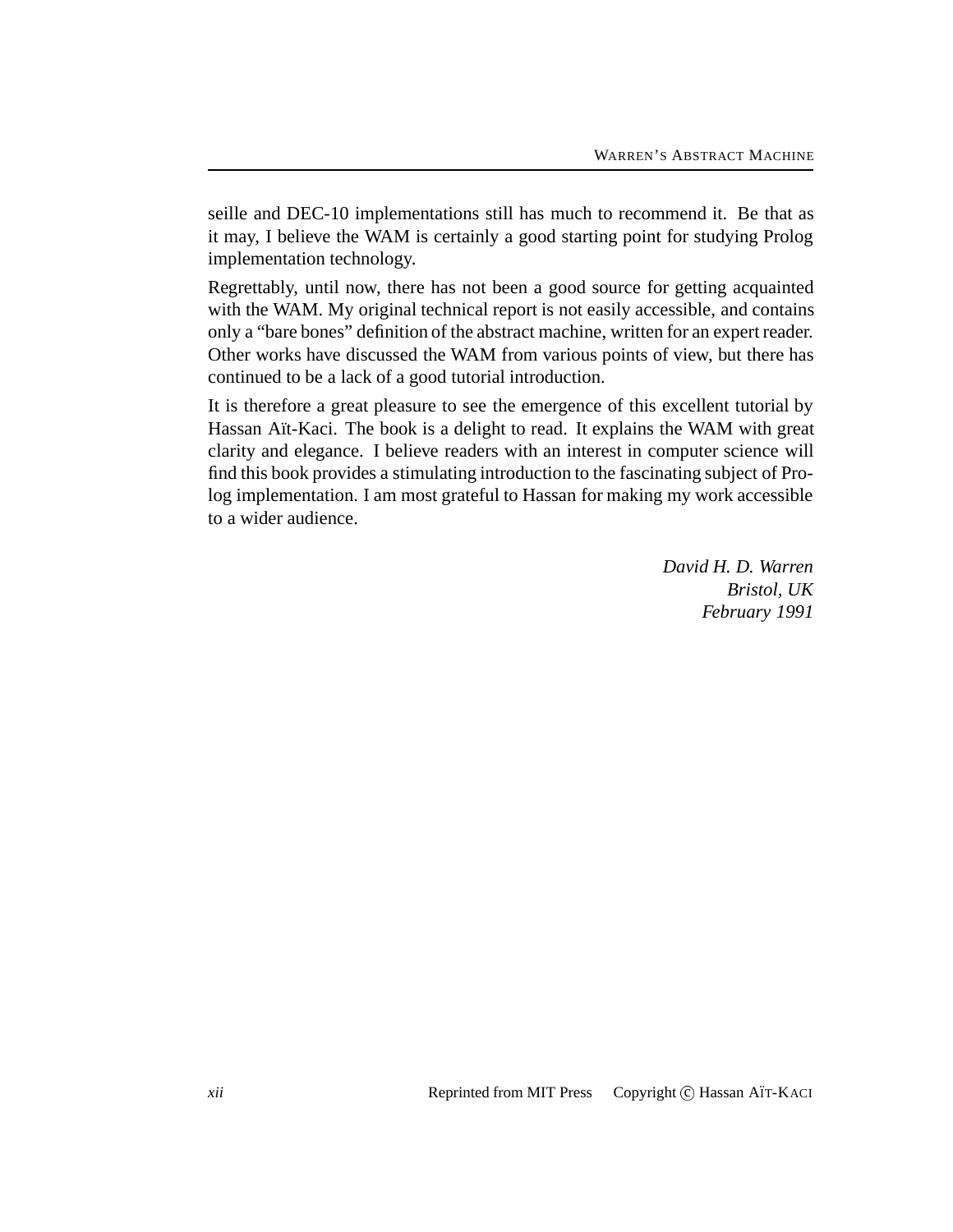seille and DEC-10 implementations still has much to recommend it. Be that as it may, I believe the WAM is certainly a good starting point for studying Prolog implementation technology.

Regrettably, until now, there has not been a good source for getting acquainted with the WAM. My original technical report is not easily accessible, and contains only a "bare bones" definition of the abstract machine, written for an expert reader. Other works have discussed the WAM from various points of view, but there has continued to be a lack of a good tutorial introduction.

It is therefore a great pleasure to see the emergence of this excellent tutorial by Hassan Aït-Kaci. The book is a delight to read. It explains the WAM with great clarity and elegance. I believe readers with an interest in computer science will find this book provides a stimulating introduction to the fascinating subject of Prolog implementation. I am most grateful to Hassan for making my work accessible to a wider audience.

*David H. D. Warren*
*Bristol, UK*
*February 1991*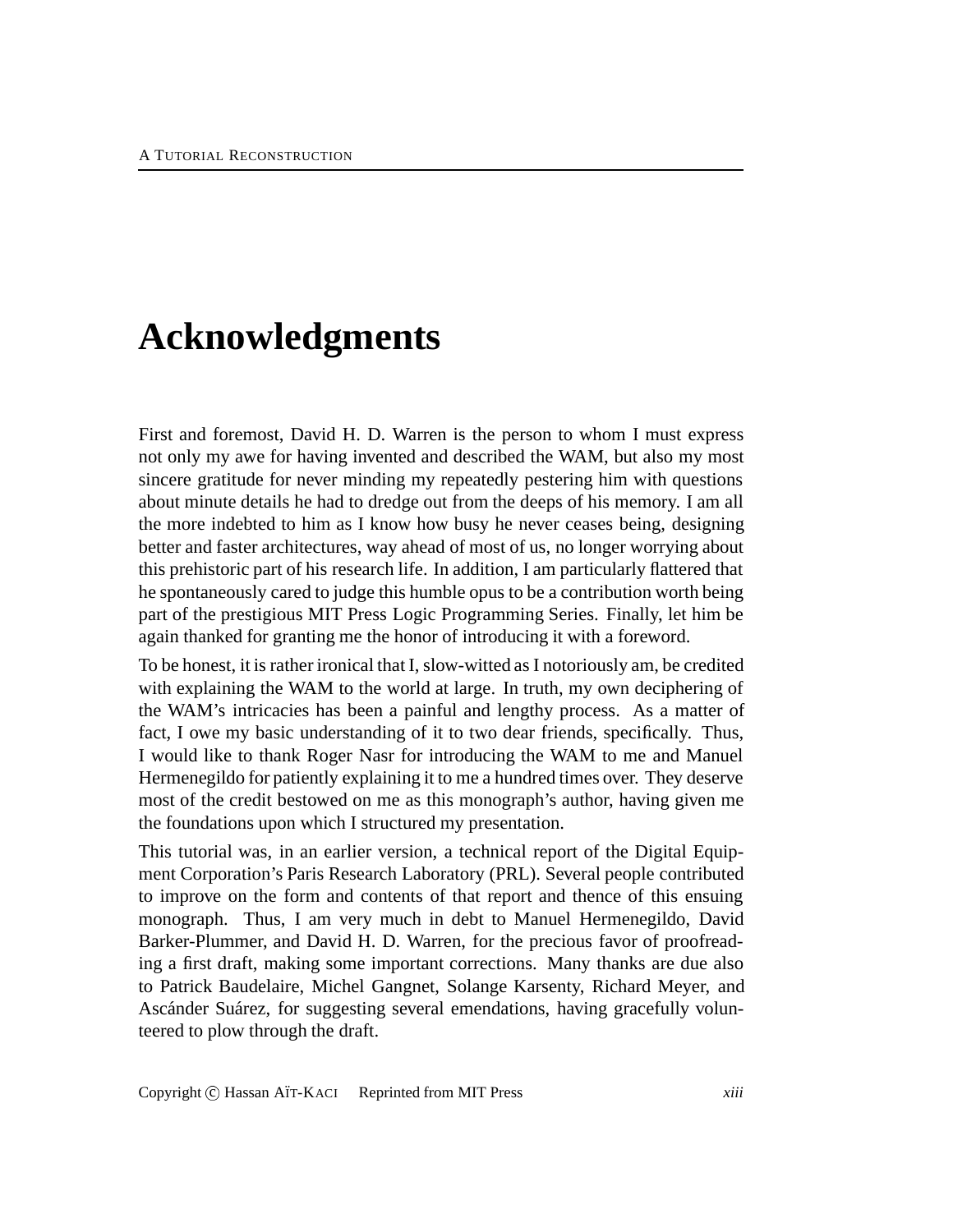# Acknowledgments

First and foremost, David H. D. Warren is the person to whom I must express not only my awe for having invented and described the WAM, but also my most sincere gratitude for never minding my repeatedly pestering him with questions about minute details he had to dredge out from the deeps of his memory. I am all the more indebted to him as I know how busy he never ceases being, designing better and faster architectures, way ahead of most of us, no longer worrying about this prehistoric part of his research life. In addition, I am particularly flattered that he spontaneously cared to judge this humble opus to be a contribution worth being part of the prestigious MIT Press Logic Programming Series. Finally, let him be again thanked for granting me the honor of introducing it with a foreword.

To be honest, it is rather ironical that I, slow-witted as I notoriously am, be credited with explaining the WAM to the world at large. In truth, my own deciphering of the WAM's intricacies has been a painful and lengthy process. As a matter of fact, I owe my basic understanding of it to two dear friends, specifically. Thus, I would like to thank Roger Nasr for introducing the WAM to me and Manuel Hermenegildo for patiently explaining it to me a hundred times over. They deserve most of the credit bestowed on me as this monograph's author, having given me the foundations upon which I structured my presentation.

This tutorial was, in an earlier version, a technical report of the Digital Equipment Corporation's Paris Research Laboratory (PRL). Several people contributed to improve on the form and contents of that report and thence of this ensuing monograph. Thus, I am very much in debt to Manuel Hermenegildo, David Barker-Plummer, and David H. D. Warren, for the precious favor of proofreading a first draft, making some important corrections. Many thanks are due also to Patrick Baudelaire, Michel Gangnet, Solange Karsenty, Richard Meyer, and Ascánder Suárez, for suggesting several emendations, having gracefully volunteered to plow through the draft.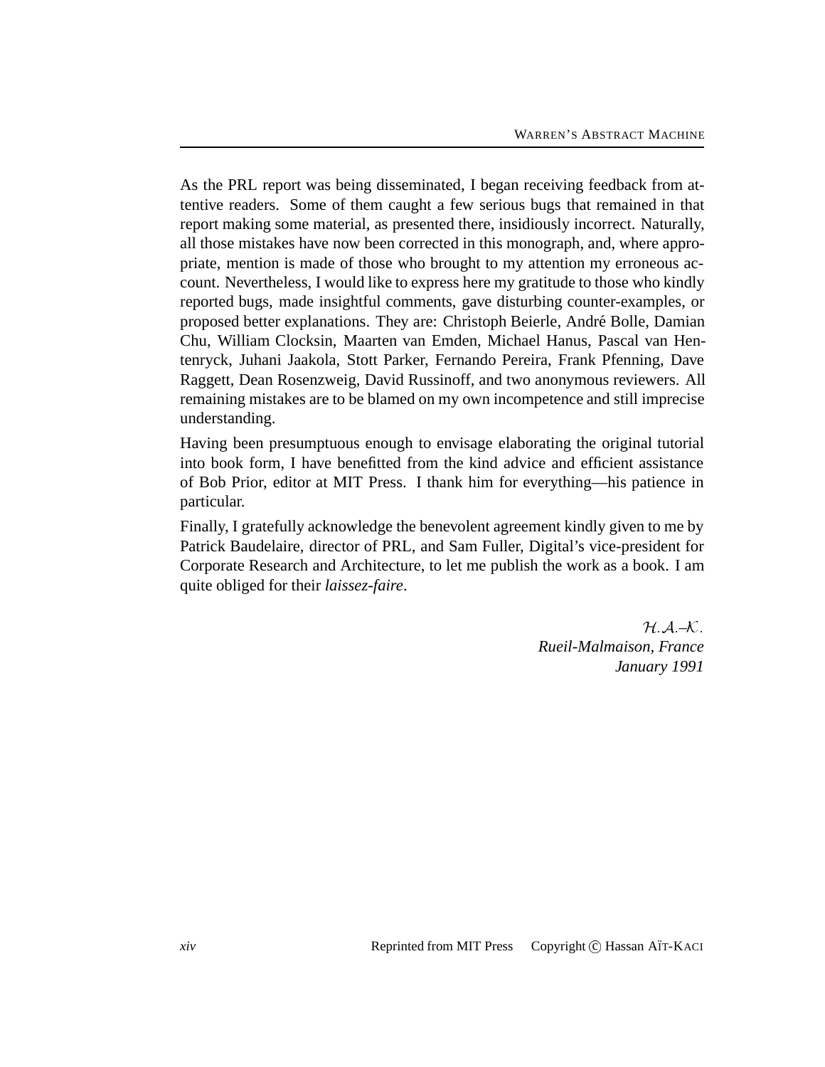As the PRL report was being disseminated, I began receiving feedback from attentive readers. Some of them caught a few serious bugs that remained in that report making some material, as presented there, insidiously incorrect. Naturally, all those mistakes have now been corrected in this monograph, and, where appropriate, mention is made of those who brought to my attention my erroneous account. Nevertheless, I would like to express here my gratitude to those who kindly reported bugs, made insightful comments, gave disturbing counter-examples, or proposed better explanations. They are: Christoph Beierle, André Bolle, Damian Chu, William Clocksin, Maarten van Emden, Michael Hanus, Pascal van Hentenryck, Juhani Jaakola, Stott Parker, Fernando Pereira, Frank Pfenning, Dave Raggett, Dean Rosenzweig, David Russinoff, and two anonymous reviewers. All remaining mistakes are to be blamed on my own incompetence and still imprecise understanding.

Having been presumptuous enough to envisage elaborating the original tutorial into book form, I have benefitted from the kind advice and efficient assistance of Bob Prior, editor at MIT Press. I thank him for everything—his patience in particular.

Finally, I gratefully acknowledge the benevolent agreement kindly given to me by Patrick Baudelaire, director of PRL, and Sam Fuller, Digital's vice-president for Corporate Research and Architecture, to let me publish the work as a book. I am quite obliged for their *laissez-faire*.

*H.A.–K.*
*Rueil-Malmaison, France*
*January 1991*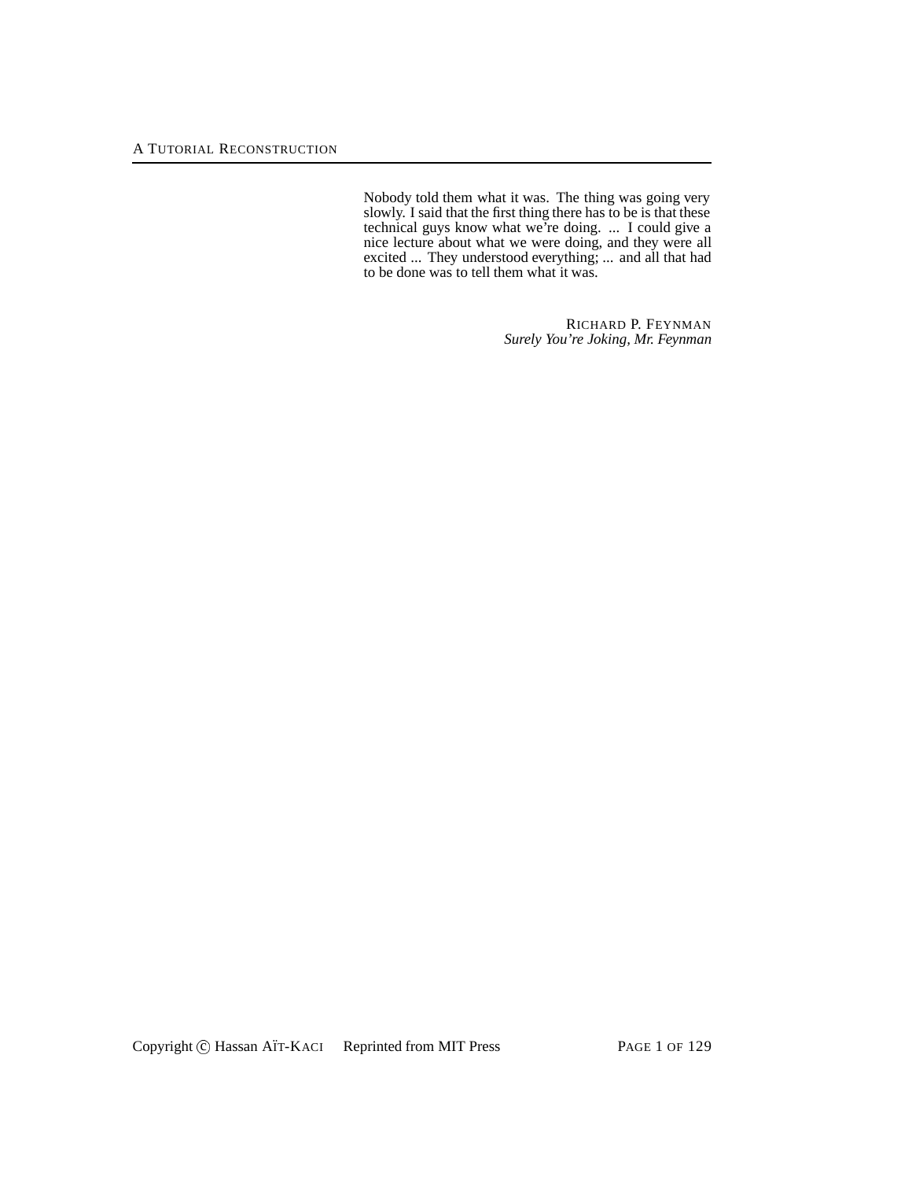Nobody told them what it was. The thing was going very slowly. I said that the first thing there has to be is that these technical guys know what we're doing. ... I could give a nice lecture about what we were doing, and they were all excited ... They understood everything; ... and all that had to be done was to tell them what it was.

RICHARD P. FEYNMAN
*Surely You're Joking, Mr. Feynman*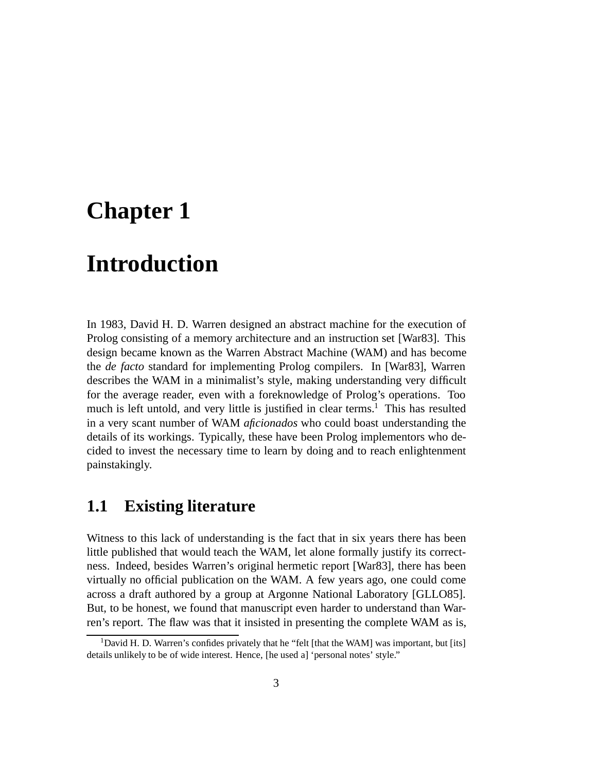# Chapter 1

# Introduction

In 1983, David H. D. Warren designed an abstract machine for the execution of Prolog consisting of a memory architecture and an instruction set [War83]. This design became known as the Warren Abstract Machine (WAM) and has become the *de facto* standard for implementing Prolog compilers. In [War83], Warren describes the WAM in a minimalist's style, making understanding very difficult for the average reader, even with a foreknowledge of Prolog's operations. Too much is left untold, and very little is justified in clear terms.[1] This has resulted in a very scant number of WAM *aficionados* who could boast understanding the details of its workings. Typically, these have been Prolog implementors who decided to invest the necessary time to learn by doing and to reach enlightenment painstakingly.

## 1.1 Existing literature

Witness to this lack of understanding is the fact that in six years there has been little published that would teach the WAM, let alone formally justify its correctness. Indeed, besides Warren's original hermetic report [War83], there has been virtually no official publication on the WAM. A few years ago, one could come across a draft authored by a group at Argonne National Laboratory [GLLO85]. But, to be honest, we found that manuscript even harder to understand than Warren's report. The flaw was that it insisted in presenting the complete WAM as is,

[1] David H. D. Warren's confides privately that he "felt [that the WAM] was important, but [its] details unlikely to be of wide interest. Hence, [he used a] 'personal notes' style."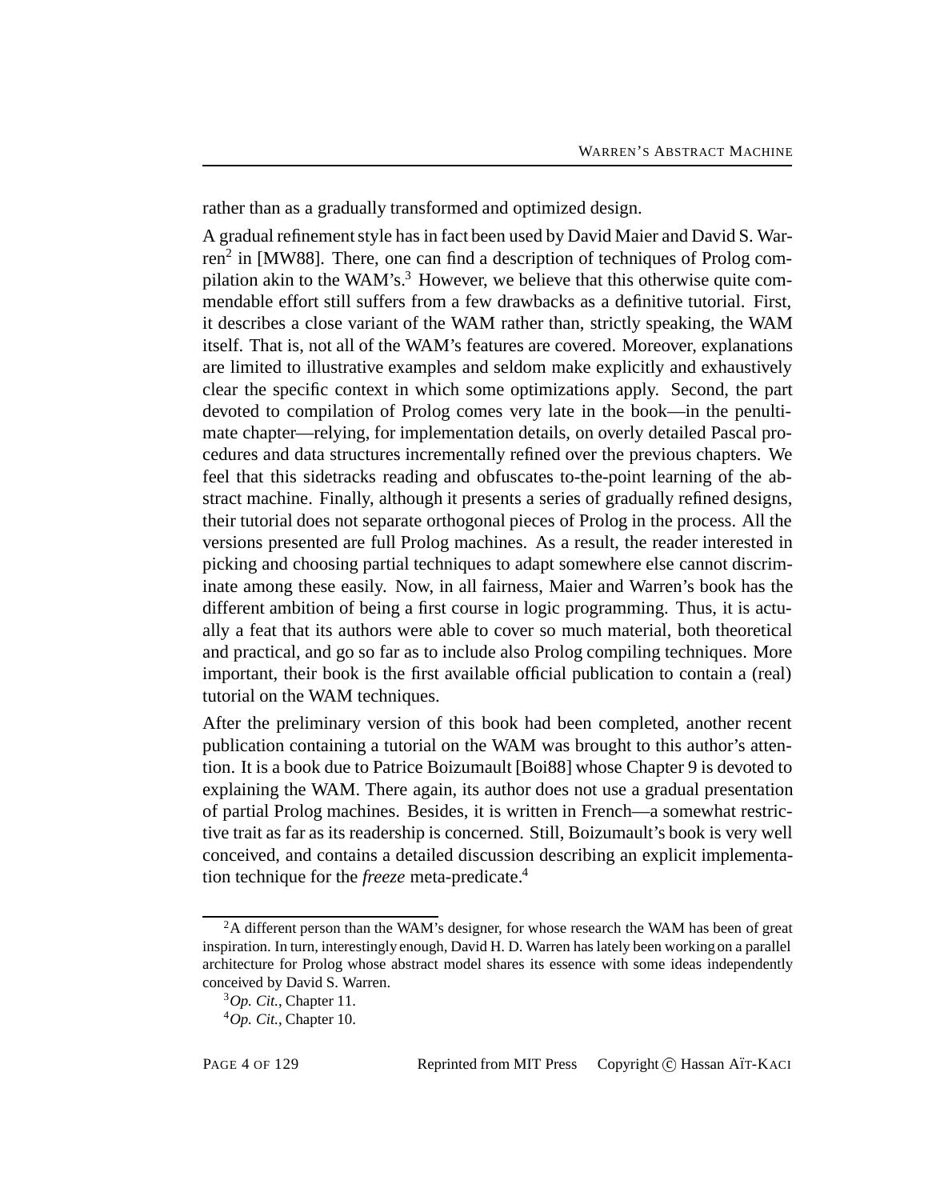rather than as a gradually transformed and optimized design.

A gradual refinement style has in fact been used by David Maier and David S. Warren[2] in [MW88]. There, one can find a description of techniques of Prolog compilation akin to the WAM's.[3] However, we believe that this otherwise quite commendable effort still suffers from a few drawbacks as a definitive tutorial. First, it describes a close variant of the WAM rather than, strictly speaking, the WAM itself. That is, not all of the WAM's features are covered. Moreover, explanations are limited to illustrative examples and seldom make explicitly and exhaustively clear the specific context in which some optimizations apply. Second, the part devoted to compilation of Prolog comes very late in the book—in the penultimate chapter—relying, for implementation details, on overly detailed Pascal procedures and data structures incrementally refined over the previous chapters. We feel that this sidetracks reading and obfuscates to-the-point learning of the abstract machine. Finally, although it presents a series of gradually refined designs, their tutorial does not separate orthogonal pieces of Prolog in the process. All the versions presented are full Prolog machines. As a result, the reader interested in picking and choosing partial techniques to adapt somewhere else cannot discriminate among these easily. Now, in all fairness, Maier and Warren's book has the different ambition of being a first course in logic programming. Thus, it is actually a feat that its authors were able to cover so much material, both theoretical and practical, and go so far as to include also Prolog compiling techniques. More important, their book is the first available official publication to contain a (real) tutorial on the WAM techniques.

After the preliminary version of this book had been completed, another recent publication containing a tutorial on the WAM was brought to this author's attention. It is a book due to Patrice Boizumault [Boi88] whose Chapter 9 is devoted to explaining the WAM. There again, its author does not use a gradual presentation of partial Prolog machines. Besides, it is written in French—a somewhat restrictive trait as far as its readership is concerned. Still, Boizumault's book is very well conceived, and contains a detailed discussion describing an explicit implementation technique for the *freeze* meta-predicate.[4]

---

[2] A different person than the WAM's designer, for whose research the WAM has been of great inspiration. In turn, interestingly enough, David H. D. Warren has lately been working on a parallel architecture for Prolog whose abstract model shares its essence with some ideas independently conceived by David S. Warren.

[3] *Op. Cit.*, Chapter 11.

[4] *Op. Cit.*, Chapter 10.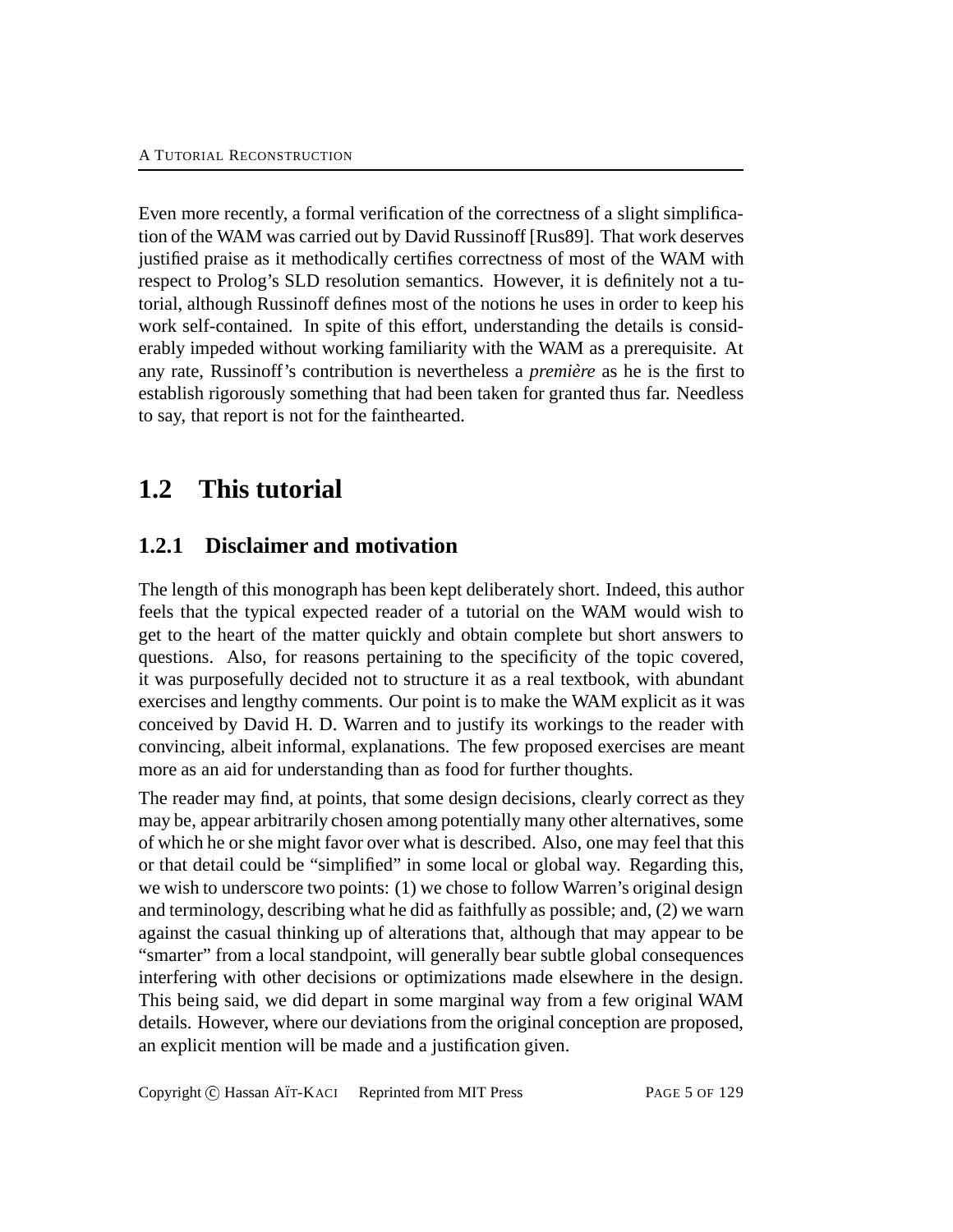Even more recently, a formal verification of the correctness of a slight simplification of the WAM was carried out by David Russinoff [Rus89]. That work deserves justified praise as it methodically certifies correctness of most of the WAM with respect to Prolog's SLD resolution semantics. However, it is definitely not a tutorial, although Russinoff defines most of the notions he uses in order to keep his work self-contained. In spite of this effort, understanding the details is considerably impeded without working familiarity with the WAM as a prerequisite. At any rate, Russinoff's contribution is nevertheless a *première* as he is the first to establish rigorously something that had been taken for granted thus far. Needless to say, that report is not for the fainthearted.

## 1.2 This tutorial

### 1.2.1 Disclaimer and motivation

The length of this monograph has been kept deliberately short. Indeed, this author feels that the typical expected reader of a tutorial on the WAM would wish to get to the heart of the matter quickly and obtain complete but short answers to questions. Also, for reasons pertaining to the specificity of the topic covered, it was purposefully decided not to structure it as a real textbook, with abundant exercises and lengthy comments. Our point is to make the WAM explicit as it was conceived by David H. D. Warren and to justify its workings to the reader with convincing, albeit informal, explanations. The few proposed exercises are meant more as an aid for understanding than as food for further thoughts.

The reader may find, at points, that some design decisions, clearly correct as they may be, appear arbitrarily chosen among potentially many other alternatives, some of which he or she might favor over what is described. Also, one may feel that this or that detail could be "simplified" in some local or global way. Regarding this, we wish to underscore two points: (1) we chose to follow Warren's original design and terminology, describing what he did as faithfully as possible; and, (2) we warn against the casual thinking up of alterations that, although that may appear to be "smarter" from a local standpoint, will generally bear subtle global consequences interfering with other decisions or optimizations made elsewhere in the design. This being said, we did depart in some marginal way from a few original WAM details. However, where our deviations from the original conception are proposed, an explicit mention will be made and a justification given.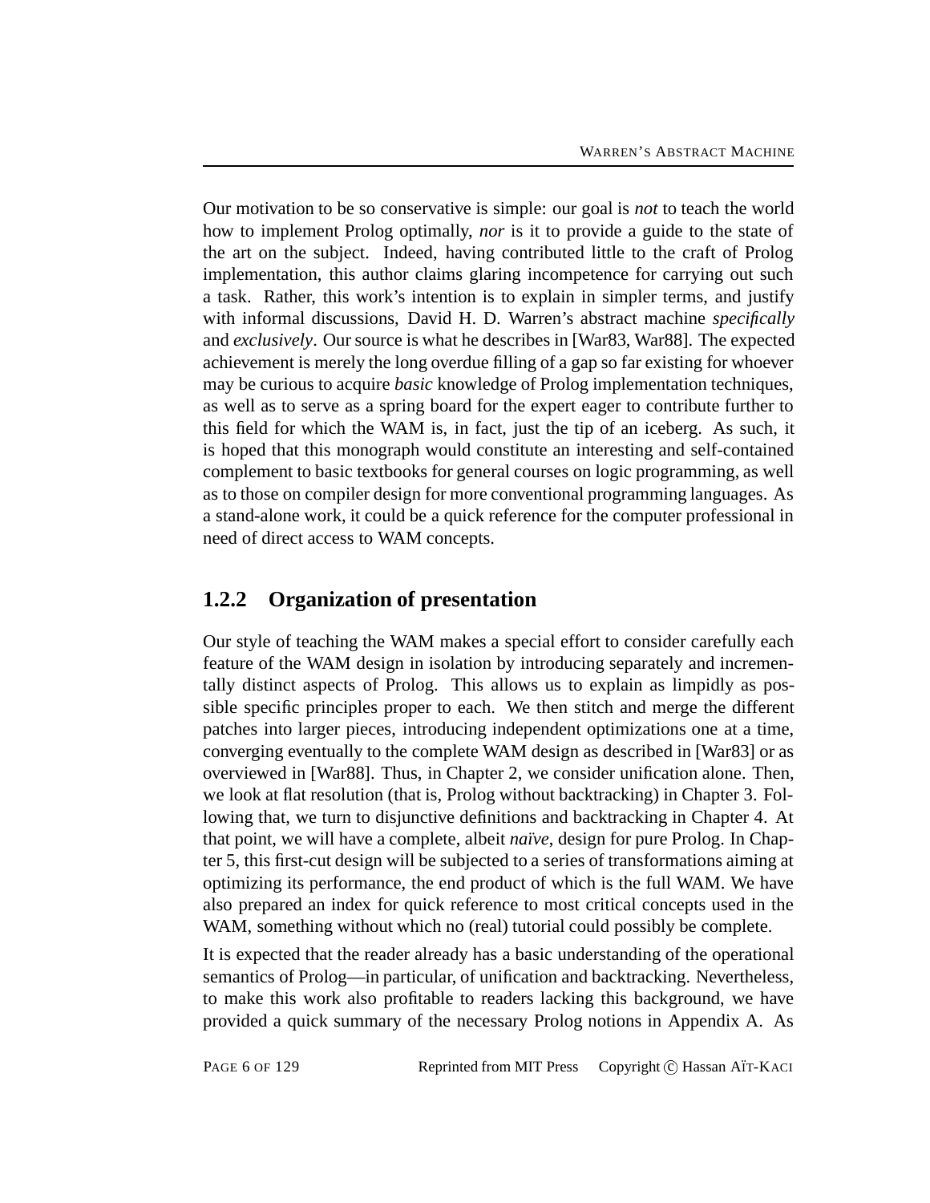Our motivation to be so conservative is simple: our goal is *not* to teach the world how to implement Prolog optimally, *nor* is it to provide a guide to the state of the art on the subject. Indeed, having contributed little to the craft of Prolog implementation, this author claims glaring incompetence for carrying out such a task. Rather, this work's intention is to explain in simpler terms, and justify with informal discussions, David H. D. Warren's abstract machine *specifically* and *exclusively*. Our source is what he describes in [War83, War88]. The expected achievement is merely the long overdue filling of a gap so far existing for whoever may be curious to acquire *basic* knowledge of Prolog implementation techniques, as well as to serve as a spring board for the expert eager to contribute further to this field for which the WAM is, in fact, just the tip of an iceberg. As such, it is hoped that this monograph would constitute an interesting and self-contained complement to basic textbooks for general courses on logic programming, as well as to those on compiler design for more conventional programming languages. As a stand-alone work, it could be a quick reference for the computer professional in need of direct access to WAM concepts.

### 1.2.2 Organization of presentation

Our style of teaching the WAM makes a special effort to consider carefully each feature of the WAM design in isolation by introducing separately and incrementally distinct aspects of Prolog. This allows us to explain as limpidly as possible specific principles proper to each. We then stitch and merge the different patches into larger pieces, introducing independent optimizations one at a time, converging eventually to the complete WAM design as described in [War83] or as overviewed in [War88]. Thus, in Chapter 2, we consider unification alone. Then, we look at flat resolution (that is, Prolog without backtracking) in Chapter 3. Following that, we turn to disjunctive definitions and backtracking in Chapter 4. At that point, we will have a complete, albeit *naïve*, design for pure Prolog. In Chapter 5, this first-cut design will be subjected to a series of transformations aiming at optimizing its performance, the end product of which is the full WAM. We have also prepared an index for quick reference to most critical concepts used in the WAM, something without which no (real) tutorial could possibly be complete.

It is expected that the reader already has a basic understanding of the operational semantics of Prolog—in particular, of unification and backtracking. Nevertheless, to make this work also profitable to readers lacking this background, we have provided a quick summary of the necessary Prolog notions in Appendix A. As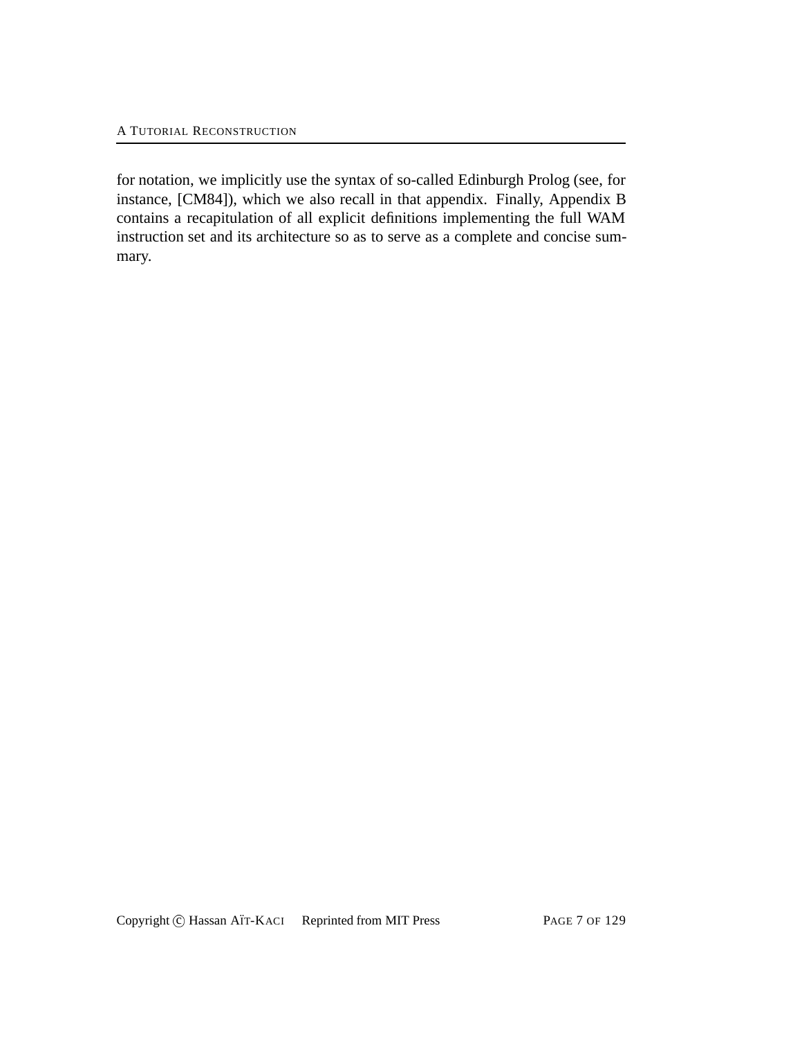for notation, we implicitly use the syntax of so-called Edinburgh Prolog (see, for instance, [CM84]), which we also recall in that appendix. Finally, Appendix B contains a recapitulation of all explicit definitions implementing the full WAM instruction set and its architecture so as to serve as a complete and concise summary.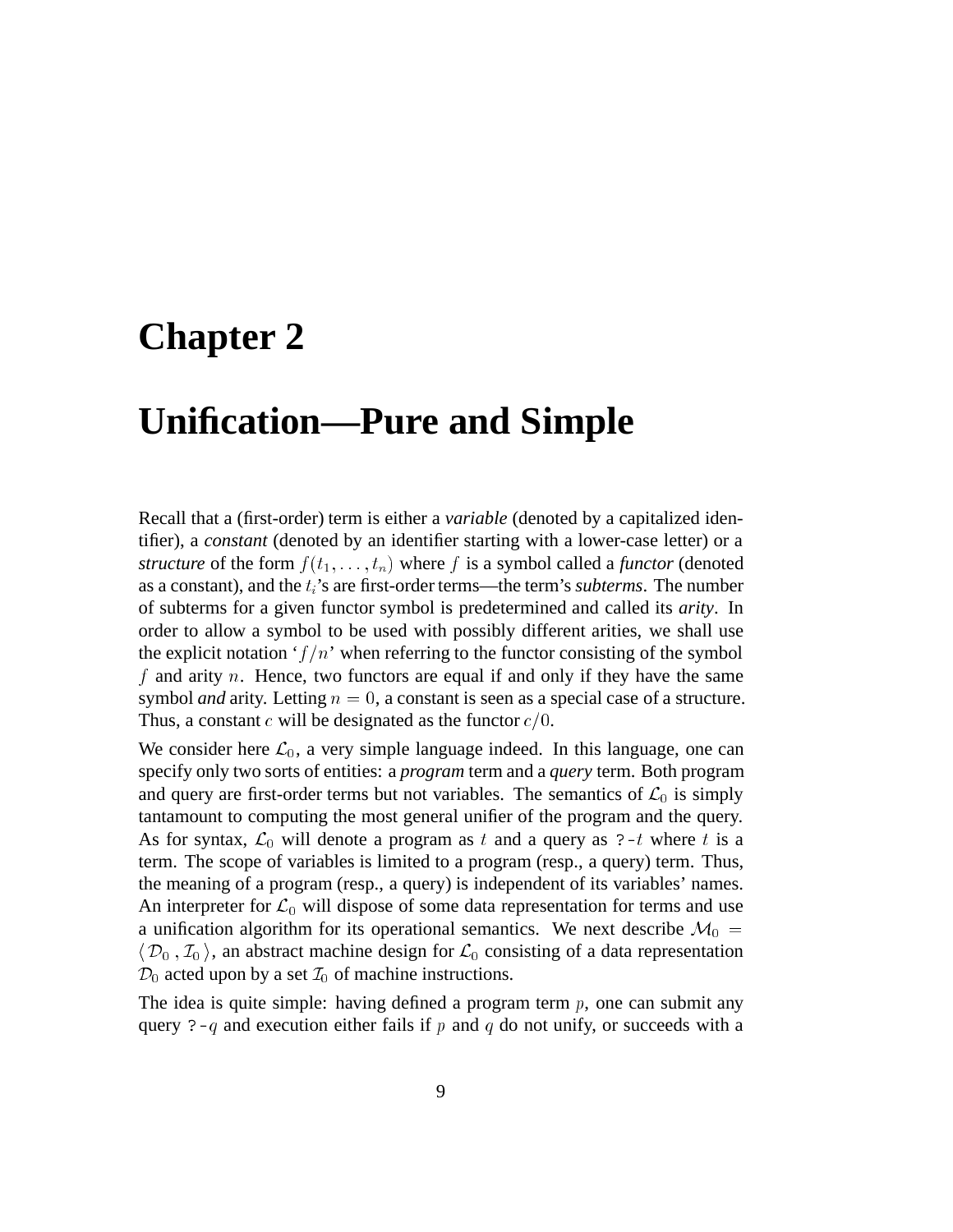# Chapter 2

# Unification—Pure and Simple

Recall that a (first-order) term is either a *variable* (denoted by a capitalized identifier), a *constant* (denoted by an identifier starting with a lower-case letter) or a *structure* of the form $f(t_1, \ldots, t_n)$ where $f$ is a symbol called a *functor* (denoted as a constant), and the $t_i$'s are first-order terms—the term's *subterms*. The number of subterms for a given functor symbol is predetermined and called its *arity*. In order to allow a symbol to be used with possibly different arities, we shall use the explicit notation '$f/n$' when referring to the functor consisting of the symbol $f$ and arity $n$. Hence, two functors are equal if and only if they have the same symbol *and* arity. Letting $n = 0$, a constant is seen as a special case of a structure. Thus, a constant $c$ will be designated as the functor $c/0$.

We consider here $\mathcal{L}_0$, a very simple language indeed. In this language, one can specify only two sorts of entities: a *program* term and a *query* term. Both program and query are first-order terms but not variables. The semantics of $\mathcal{L}_0$ is simply tantamount to computing the most general unifier of the program and the query. As for syntax, $\mathcal{L}_0$ will denote a program as $t$ and a query as `?-`$t$ where $t$ is a term. The scope of variables is limited to a program (resp., a query) term. Thus, the meaning of a program (resp., a query) is independent of its variables' names. An interpreter for $\mathcal{L}_0$ will dispose of some data representation for terms and use a unification algorithm for its operational semantics. We next describe $\mathcal{M}_0 = \langle \mathcal{D}_0 , \mathcal{I}_0 \rangle$, an abstract machine design for $\mathcal{L}_0$ consisting of a data representation $\mathcal{D}_0$ acted upon by a set $\mathcal{I}_0$ of machine instructions.

The idea is quite simple: having defined a program term $p$, one can submit any query `?-`$q$ and execution either fails if $p$ and $q$ do not unify, or succeeds with a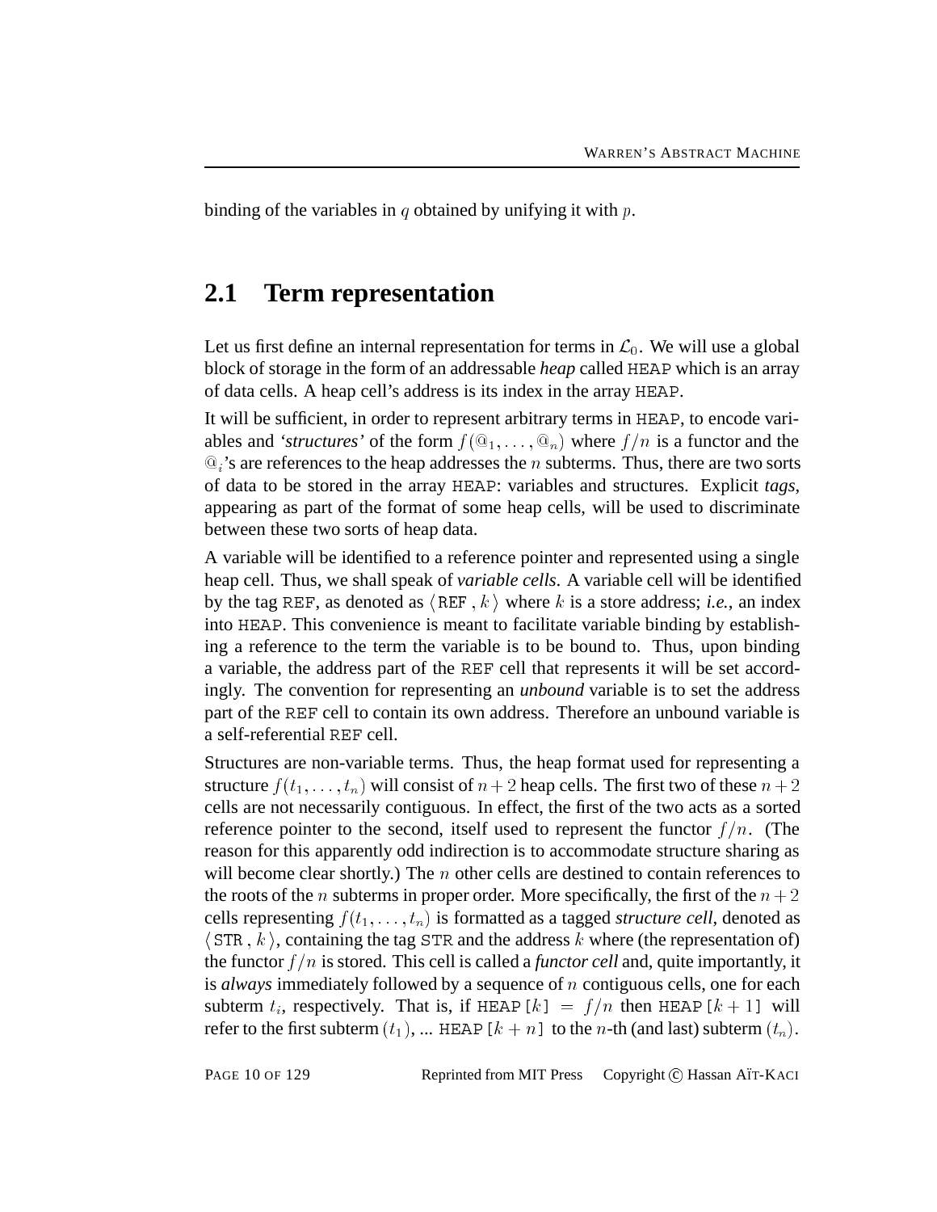binding of the variables in $q$ obtained by unifying it with $p$.

## 2.1 Term representation

Let us first define an internal representation for terms in $\mathcal{L}_0$. We will use a global block of storage in the form of an addressable *heap* called HEAP which is an array of data cells. A heap cell's address is its index in the array HEAP.

It will be sufficient, in order to represent arbitrary terms in HEAP, to encode variables and *'structures'* of the form $f(@_1, \ldots, @_n)$ where $f/n$ is a functor and the $@_i$'s are references to the heap addresses the $n$ subterms. Thus, there are two sorts of data to be stored in the array HEAP: variables and structures. Explicit *tags*, appearing as part of the format of some heap cells, will be used to discriminate between these two sorts of heap data.

A variable will be identified to a reference pointer and represented using a single heap cell. Thus, we shall speak of *variable cells*. A variable cell will be identified by the tag REF, as denoted as $\langle$ REF , $k \rangle$ where $k$ is a store address; *i.e.*, an index into HEAP. This convenience is meant to facilitate variable binding by establishing a reference to the term the variable is to be bound to. Thus, upon binding a variable, the address part of the REF cell that represents it will be set accordingly. The convention for representing an *unbound* variable is to set the address part of the REF cell to contain its own address. Therefore an unbound variable is a self-referential REF cell.

Structures are non-variable terms. Thus, the heap format used for representing a structure $f(t_1, \ldots, t_n)$ will consist of $n + 2$ heap cells. The first two of these $n + 2$ cells are not necessarily contiguous. In effect, the first of the two acts as a sorted reference pointer to the second, itself used to represent the functor $f/n$. (The reason for this apparently odd indirection is to accommodate structure sharing as will become clear shortly.) The $n$ other cells are destined to contain references to the roots of the $n$ subterms in proper order. More specifically, the first of the $n+2$ cells representing $f(t_1, \ldots, t_n)$ is formatted as a tagged *structure cell*, denoted as $\langle$ STR , $k \rangle$, containing the tag STR and the address $k$ where (the representation of) the functor $f/n$ is stored. This cell is called a *functor cell* and, quite importantly, it is *always* immediately followed by a sequence of $n$ contiguous cells, one for each subterm $t_i$, respectively. That is, if HEAP[$k$] $= f/n$ then HEAP[$k+1$] will refer to the first subterm ($t_1$), ... HEAP[$k+n$] to the $n$-th (and last) subterm ($t_n$).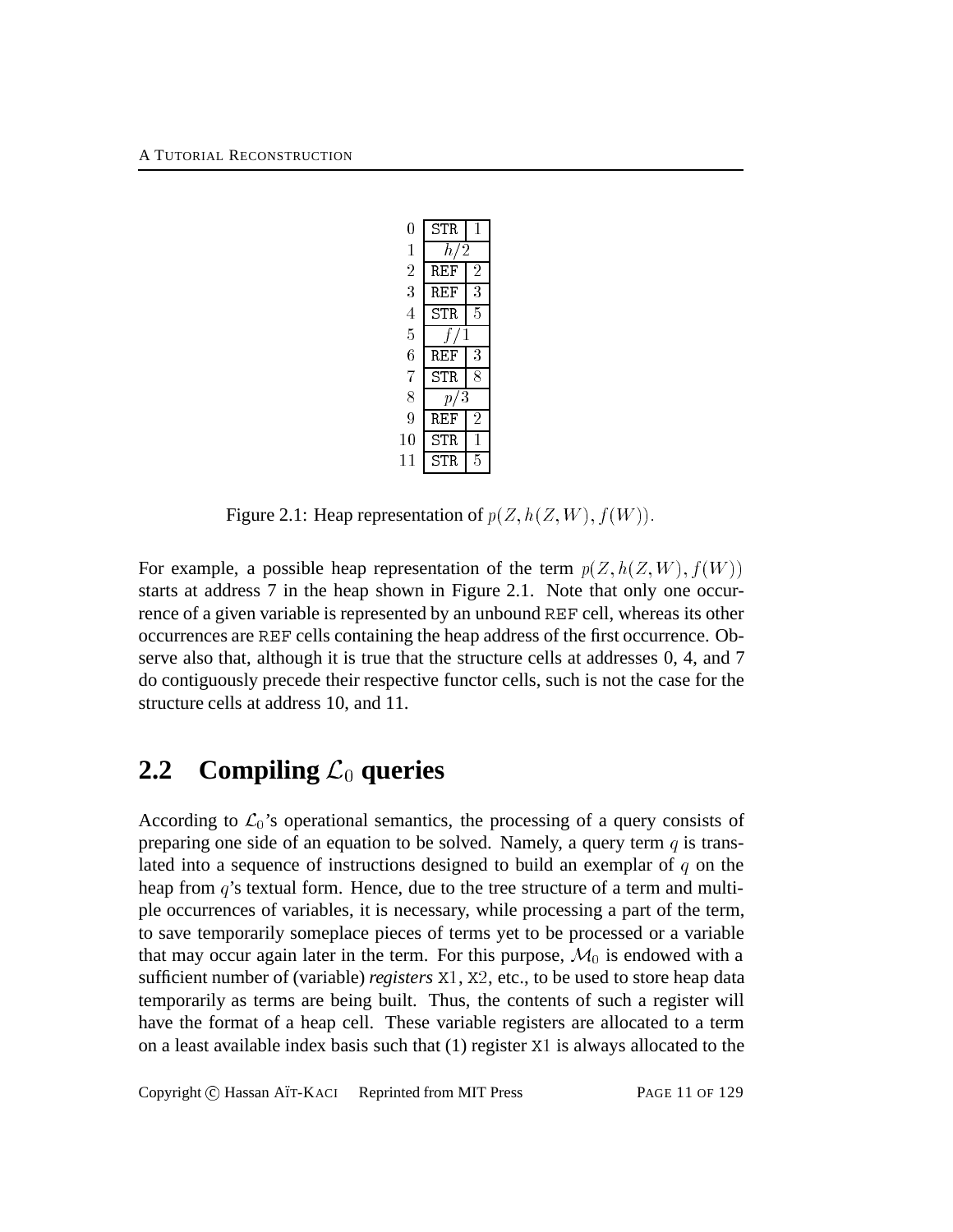| | | |
|---|---|---|
| 0 | STR | 1 |
| 1 | $h/2$ | |
| 2 | REF | 2 |
| 3 | REF | 3 |
| 4 | STR | 5 |
| 5 | $f/1$ | |
| 6 | REF | 3 |
| 7 | STR | 8 |
| 8 | $p/3$ | |
| 9 | REF | 2 |
| 10 | STR | 1 |
| 11 | STR | 5 |

Figure 2.1: Heap representation of $p(Z, h(Z, W), f(W))$.

For example, a possible heap representation of the term $p(Z, h(Z, W), f(W))$ starts at address 7 in the heap shown in Figure 2.1. Note that only one occurrence of a given variable is represented by an unbound REF cell, whereas its other occurrences are REF cells containing the heap address of the first occurrence. Observe also that, although it is true that the structure cells at addresses 0, 4, and 7 do contiguously precede their respective functor cells, such is not the case for the structure cells at address 10, and 11.

## 2.2 Compiling $\mathcal{L}_0$ queries

According to $\mathcal{L}_0$'s operational semantics, the processing of a query consists of preparing one side of an equation to be solved. Namely, a query term $q$ is translated into a sequence of instructions designed to build an exemplar of $q$ on the heap from $q$'s textual form. Hence, due to the tree structure of a term and multiple occurrences of variables, it is necessary, while processing a part of the term, to save temporarily someplace pieces of terms yet to be processed or a variable that may occur again later in the term. For this purpose, $\mathcal{M}_0$ is endowed with a sufficient number of (variable) *registers* X1, X2, etc., to be used to store heap data temporarily as terms are being built. Thus, the contents of such a register will have the format of a heap cell. These variable registers are allocated to a term on a least available index basis such that (1) register X1 is always allocated to the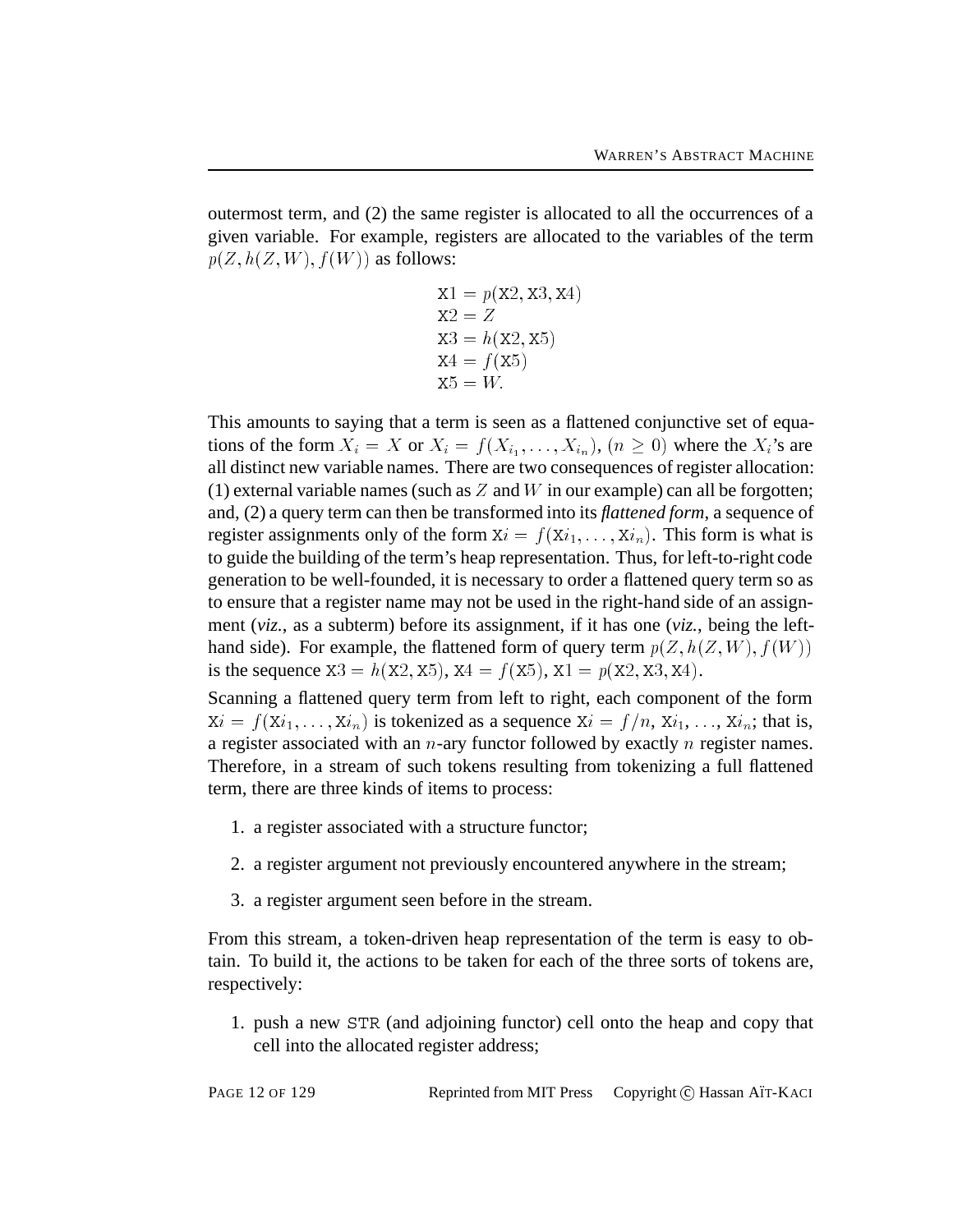outermost term, and (2) the same register is allocated to all the occurrences of a given variable. For example, registers are allocated to the variables of the term $p(Z, h(Z, W), f(W))$ as follows:

$$
\begin{aligned}
&\mathtt{X1} = p(\mathtt{X2}, \mathtt{X3}, \mathtt{X4}) \\
&\mathtt{X2} = Z \\
&\mathtt{X3} = h(\mathtt{X2}, \mathtt{X5}) \\
&\mathtt{X4} = f(\mathtt{X5}) \\
&\mathtt{X5} = W.
\end{aligned}
$$

This amounts to saying that a term is seen as a flattened conjunctive set of equations of the form $X_i = X$ or $X_i = f(X_{i_1}, \ldots, X_{i_n})$, $(n \geq 0)$ where the $X_i$'s are all distinct new variable names. There are two consequences of register allocation: (1) external variable names (such as $Z$ and $W$ in our example) can all be forgotten; and, (2) a query term can then be transformed into its *flattened form*, a sequence of register assignments only of the form $\mathtt{X}i = f(\mathtt{X}i_1, \ldots, \mathtt{X}i_n)$. This form is what is to guide the building of the term's heap representation. Thus, for left-to-right code generation to be well-founded, it is necessary to order a flattened query term so as to ensure that a register name may not be used in the right-hand side of an assignment (*viz.*, as a subterm) before its assignment, if it has one (*viz.*, being the left-hand side). For example, the flattened form of query term $p(Z, h(Z, W), f(W))$ is the sequence $\mathtt{X3} = h(\mathtt{X2}, \mathtt{X5})$, $\mathtt{X4} = f(\mathtt{X5})$, $\mathtt{X1} = p(\mathtt{X2}, \mathtt{X3}, \mathtt{X4})$.

Scanning a flattened query term from left to right, each component of the form $\mathtt{X}i = f(\mathtt{X}i_1, \ldots, \mathtt{X}i_n)$ is tokenized as a sequence $\mathtt{X}i = f/n$, $\mathtt{X}i_1$, $\ldots$, $\mathtt{X}i_n$; that is, a register associated with an $n$-ary functor followed by exactly $n$ register names. Therefore, in a stream of such tokens resulting from tokenizing a full flattened term, there are three kinds of items to process:

1. a register associated with a structure functor;
2. a register argument not previously encountered anywhere in the stream;
3. a register argument seen before in the stream.

From this stream, a token-driven heap representation of the term is easy to obtain. To build it, the actions to be taken for each of the three sorts of tokens are, respectively:

1. push a new STR (and adjoining functor) cell onto the heap and copy that cell into the allocated register address;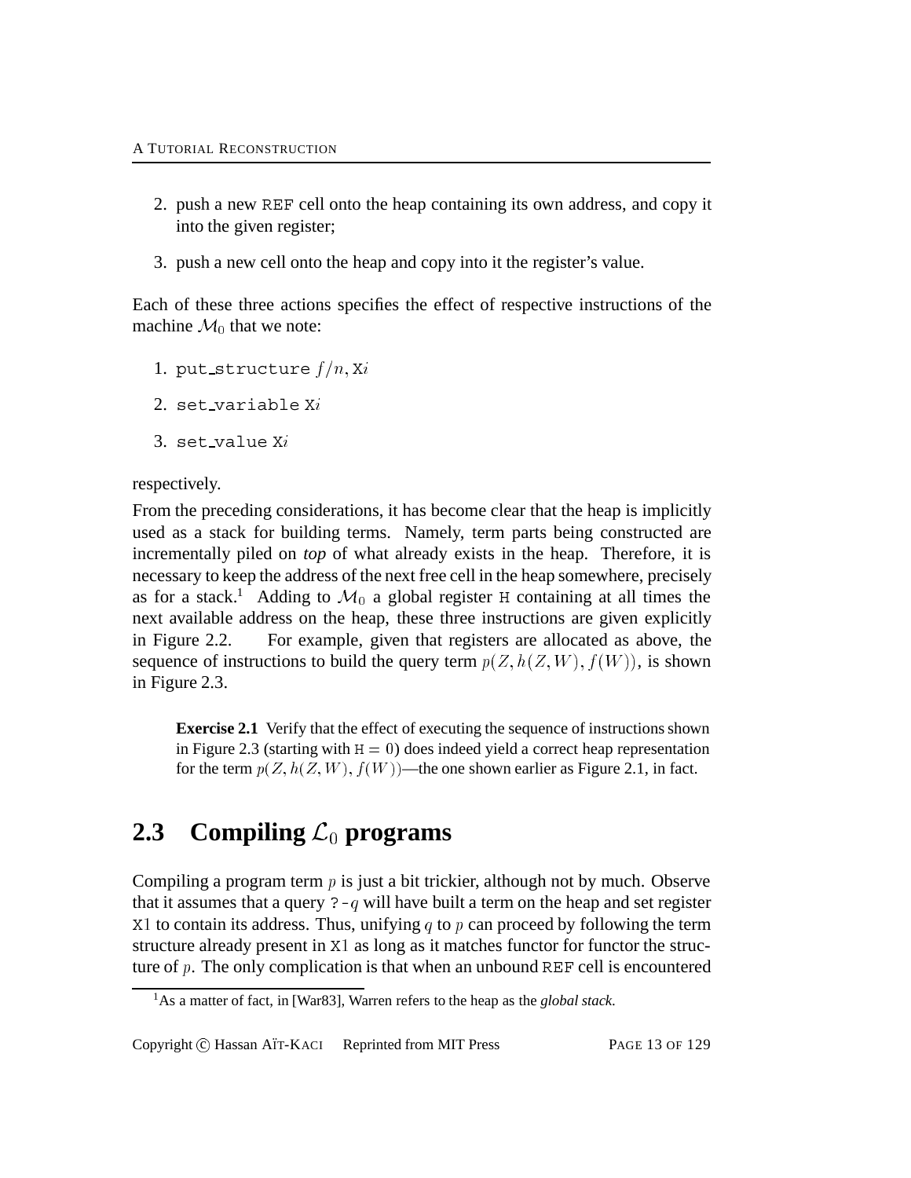2. push a new `REF` cell onto the heap containing its own address, and copy it into the given register;

3. push a new cell onto the heap and copy into it the register's value.

Each of these three actions specifies the effect of respective instructions of the machine $\mathcal{M}_0$ that we note:

1. `put_structure` $f/n$, X$i$

2. `set_variable` X$i$

3. `set_value` X$i$

respectively.

From the preceding considerations, it has become clear that the heap is implicitly used as a stack for building terms. Namely, term parts being constructed are incrementally piled on ***top*** of what already exists in the heap. Therefore, it is necessary to keep the address of the next free cell in the heap somewhere, precisely as for a stack.[1] Adding to $\mathcal{M}_0$ a global register `H` containing at all times the next available address on the heap, these three instructions are given explicitly in Figure 2.2. For example, given that registers are allocated as above, the sequence of instructions to build the query term $p(Z, h(Z,W), f(W))$, is shown in Figure 2.3.

> **Exercise 2.1** Verify that the effect of executing the sequence of instructions shown in Figure 2.3 (starting with $\mathtt{H} = 0$) does indeed yield a correct heap representation for the term $p(Z, h(Z,W), f(W))$—the one shown earlier as Figure 2.1, in fact.

## 2.3 Compiling $\mathcal{L}_0$ programs

Compiling a program term $p$ is just a bit trickier, although not by much. Observe that it assumes that a query `?-`$q$ will have built a term on the heap and set register `X1` to contain its address. Thus, unifying $q$ to $p$ can proceed by following the term structure already present in `X1` as long as it matches functor for functor the structure of $p$. The only complication is that when an unbound `REF` cell is encountered

[1] As a matter of fact, in [War83], Warren refers to the heap as the *global stack*.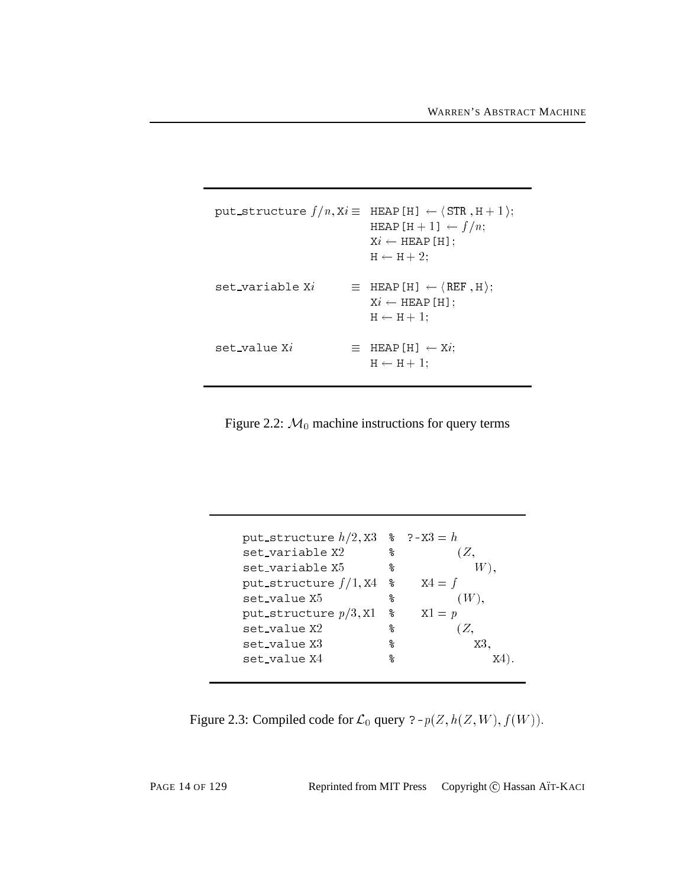```
put_structure f/n, Xi ≡ HEAP[H] ← ⟨STR , H + 1⟩;
                        HEAP[H + 1] ← f/n;
                        Xi ← HEAP[H];
                        H ← H + 2;

set_variable Xi       ≡ HEAP[H] ← ⟨REF , H⟩;
                        Xi ← HEAP[H];
                        H ← H + 1;

set_value Xi          ≡ HEAP[H] ← Xi;
                        H ← H + 1;
```

Figure 2.2: $\mathcal{M}_0$ machine instructions for query terms

```
put_structure h/2, X3   %  ?-X3 = h
set_variable X2         %         (Z,
set_variable X5         %            W),
put_structure f/1, X4   %    X4 = f
set_value X5            %         (W),
put_structure p/3, X1   %    X1 = p
set_value X2            %         (Z,
set_value X3            %            X3,
set_value X4            %               X4).
```

Figure 2.3: Compiled code for $\mathcal{L}_0$ query ?-$p(Z, h(Z, W), f(W))$.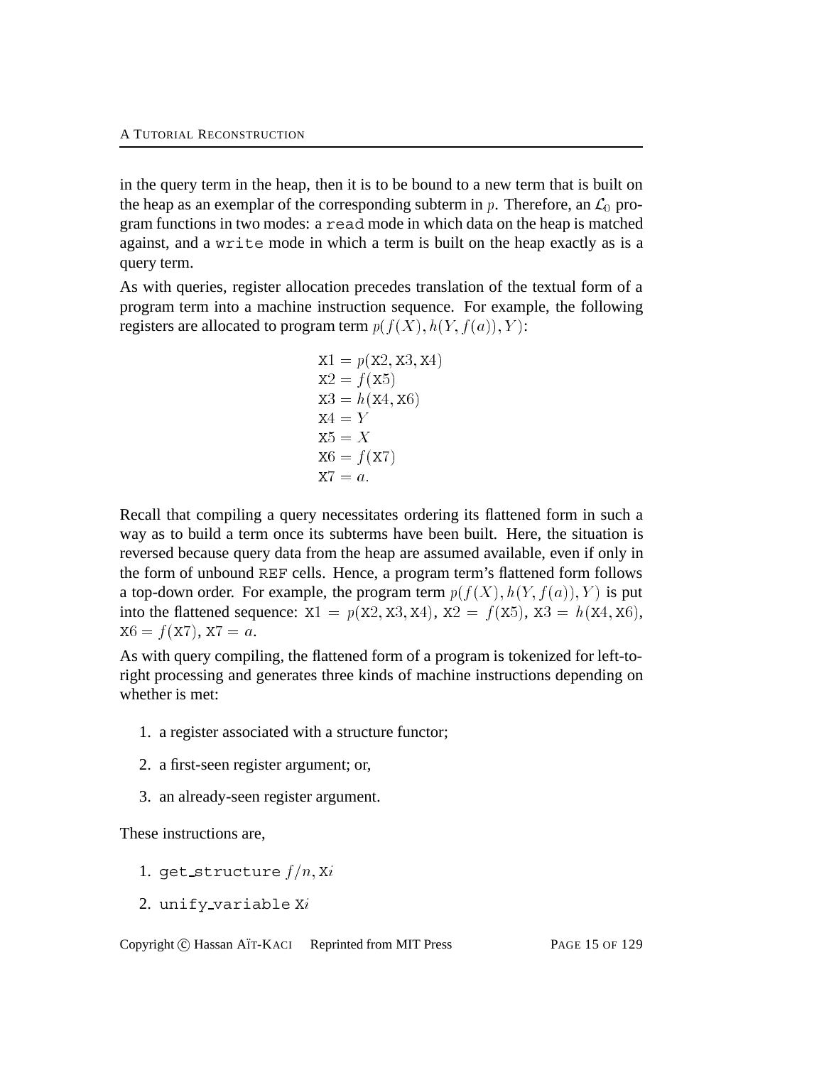in the query term in the heap, then it is to be bound to a new term that is built on the heap as an exemplar of the corresponding subterm in $p$. Therefore, an $\mathcal{L}_0$ program functions in two modes: a `read` mode in which data on the heap is matched against, and a `write` mode in which a term is built on the heap exactly as is a query term.

As with queries, register allocation precedes translation of the textual form of a program term into a machine instruction sequence. For example, the following registers are allocated to program term $p(f(X), h(Y, f(a)), Y)$:

$$
\begin{aligned}
\mathtt{X1} &= p(\mathtt{X2}, \mathtt{X3}, \mathtt{X4}) \\
\mathtt{X2} &= f(\mathtt{X5}) \\
\mathtt{X3} &= h(\mathtt{X4}, \mathtt{X6}) \\
\mathtt{X4} &= Y \\
\mathtt{X5} &= X \\
\mathtt{X6} &= f(\mathtt{X7}) \\
\mathtt{X7} &= a.
\end{aligned}
$$

Recall that compiling a query necessitates ordering its flattened form in such a way as to build a term once its subterms have been built. Here, the situation is reversed because query data from the heap are assumed available, even if only in the form of unbound `REF` cells. Hence, a program term's flattened form follows a top-down order. For example, the program term $p(f(X), h(Y, f(a)), Y)$ is put into the flattened sequence: $\mathtt{X1} = p(\mathtt{X2}, \mathtt{X3}, \mathtt{X4})$, $\mathtt{X2} = f(\mathtt{X5})$, $\mathtt{X3} = h(\mathtt{X4}, \mathtt{X6})$, $\mathtt{X6} = f(\mathtt{X7})$, $\mathtt{X7} = a$.

As with query compiling, the flattened form of a program is tokenized for left-to-right processing and generates three kinds of machine instructions depending on whether is met:

1. a register associated with a structure functor;
2. a first-seen register argument; or,
3. an already-seen register argument.

These instructions are,

1. `get_structure` $f/n, \mathtt{X}i$
2. `unify_variable` $\mathtt{X}i$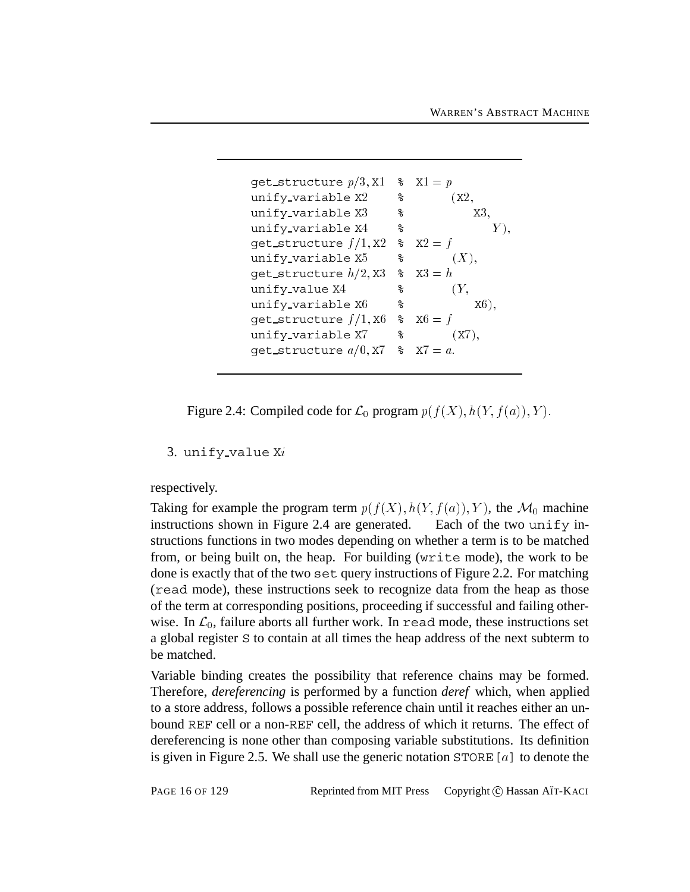```
get_structure p/3, X1   % X1 = p
unify_variable X2       %      (X2,
unify_variable X3       %          X3,
unify_variable X4       %             Y),
get_structure f/1, X2   % X2 = f
unify_variable X5       %      (X),
get_structure h/2, X3   % X3 = h
unify_value X4          %      (Y,
unify_variable X6       %          X6),
get_structure f/1, X6   % X6 = f
unify_variable X7       %      (X7),
get_structure a/0, X7   % X7 = a.
```

Figure 2.4: Compiled code for $\mathcal{L}_0$ program $p(f(X), h(Y, f(a)), Y)$.

3. `unify_value X`$i$

respectively.

Taking for example the program term $p(f(X), h(Y, f(a)), Y)$, the $\mathcal{M}_0$ machine instructions shown in Figure 2.4 are generated. Each of the two `unify` instructions functions in two modes depending on whether a term is to be matched from, or being built on, the heap. For building (`write` mode), the work to be done is exactly that of the two `set` query instructions of Figure 2.2. For matching (`read` mode), these instructions seek to recognize data from the heap as those of the term at corresponding positions, proceeding if successful and failing otherwise. In $\mathcal{L}_0$, failure aborts all further work. In `read` mode, these instructions set a global register `S` to contain at all times the heap address of the next subterm to be matched.

Variable binding creates the possibility that reference chains may be formed. Therefore, *dereferencing* is performed by a function *deref* which, when applied to a store address, follows a possible reference chain until it reaches either an unbound `REF` cell or a non-`REF` cell, the address of which it returns. The effect of dereferencing is none other than composing variable substitutions. Its definition is given in Figure 2.5. We shall use the generic notation `STORE[`$a$`]` to denote the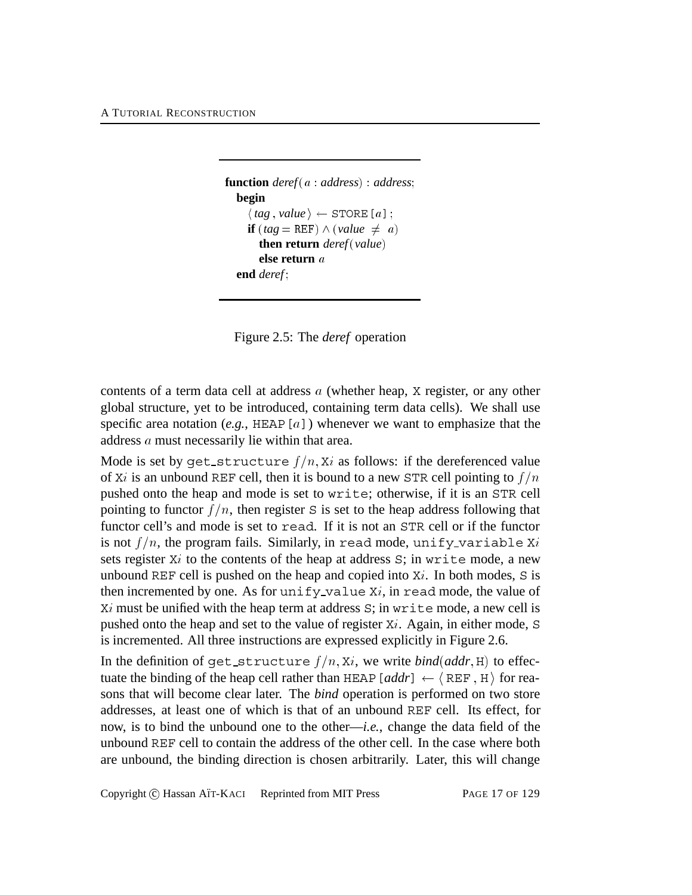```
function deref(a : address) : address;
  begin
    ⟨tag , value⟩ ← STORE[a];
    if (tag = REF) ∧ (value ≠ a)
      then return deref(value)
      else return a
  end deref;
```

Figure 2.5: The *deref* operation

contents of a term data cell at address $a$ (whether heap, X register, or any other global structure, yet to be introduced, containing term data cells). We shall use specific area notation (*e.g.*, HEAP[$a$]) whenever we want to emphasize that the address $a$ must necessarily lie within that area.

Mode is set by get_structure $f/n$, X$i$ as follows: if the dereferenced value of X$i$ is an unbound REF cell, then it is bound to a new STR cell pointing to $f/n$ pushed onto the heap and mode is set to write; otherwise, if it is an STR cell pointing to functor $f/n$, then register S is set to the heap address following that functor cell's and mode is set to read. If it is not an STR cell or if the functor is not $f/n$, the program fails. Similarly, in read mode, unify_variable X$i$ sets register X$i$ to the contents of the heap at address S; in write mode, a new unbound REF cell is pushed on the heap and copied into X$i$. In both modes, S is then incremented by one. As for unify_value X$i$, in read mode, the value of X$i$ must be unified with the heap term at address S; in write mode, a new cell is pushed onto the heap and set to the value of register X$i$. Again, in either mode, S is incremented. All three instructions are expressed explicitly in Figure 2.6.

In the definition of get_structure $f/n$, X$i$, we write *bind*(*addr*, H) to effectuate the binding of the heap cell rather than HEAP[*addr*] ← ⟨REF , H⟩ for reasons that will become clear later. The *bind* operation is performed on two store addresses, at least one of which is that of an unbound REF cell. Its effect, for now, is to bind the unbound one to the other—*i.e.*, change the data field of the unbound REF cell to contain the address of the other cell. In the case where both are unbound, the binding direction is chosen arbitrarily. Later, this will change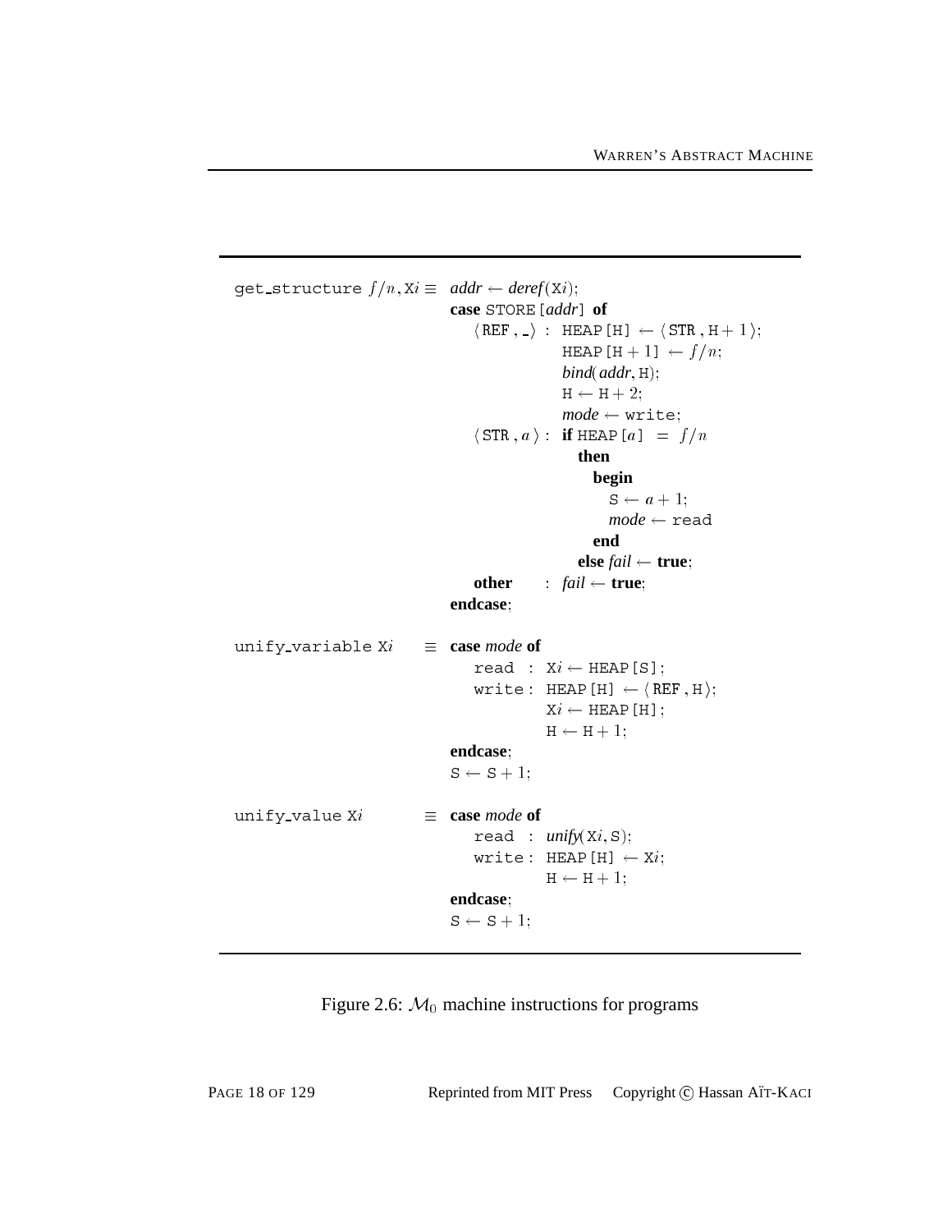```
get_structure f/n, Xi ≡  addr ← deref(Xi);
                         case STORE[addr] of
                           ⟨REF, _⟩ : HEAP[H] ← ⟨STR, H + 1⟩;
                                      HEAP[H + 1] ← f/n;
                                      bind(addr, H);
                                      H ← H + 2;
                                      mode ← write;
                           ⟨STR, a⟩ : if HEAP[a] = f/n
                                        then
                                          begin
                                            S ← a + 1;
                                            mode ← read
                                          end
                                        else fail ← true;
                           other    : fail ← true;
                         endcase;

unify_variable Xi     ≡  case mode of
                           read  : Xi ← HEAP[S];
                           write : HEAP[H] ← ⟨REF, H⟩;
                                   Xi ← HEAP[H];
                                   H ← H + 1;
                         endcase;
                         S ← S + 1;

unify_value Xi        ≡  case mode of
                           read  : unify(Xi, S);
                           write : HEAP[H] ← Xi;
                                   H ← H + 1;
                         endcase;
                         S ← S + 1;
```

Figure 2.6: $\mathcal{M}_0$ machine instructions for programs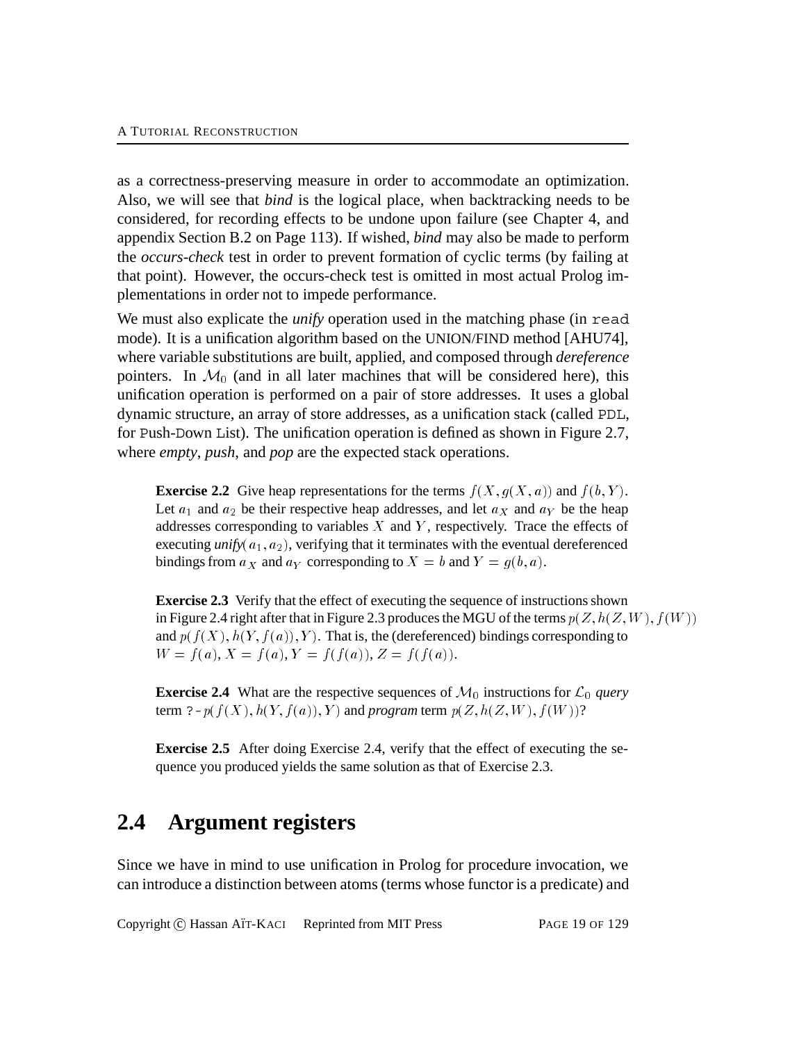as a correctness-preserving measure in order to accommodate an optimization. Also, we will see that *bind* is the logical place, when backtracking needs to be considered, for recording effects to be undone upon failure (see Chapter 4, and appendix Section B.2 on Page 113). If wished, *bind* may also be made to perform the *occurs-check* test in order to prevent formation of cyclic terms (by failing at that point). However, the occurs-check test is omitted in most actual Prolog implementations in order not to impede performance.

We must also explicate the *unify* operation used in the matching phase (in `read` mode). It is a unification algorithm based on the UNION/FIND method [AHU74], where variable substitutions are built, applied, and composed through *dereference* pointers. In $\mathcal{M}_0$ (and in all later machines that will be considered here), this unification operation is performed on a pair of store addresses. It uses a global dynamic structure, an array of store addresses, as a unification stack (called `PDL`, for Push-Down List). The unification operation is defined as shown in Figure 2.7, where *empty*, *push*, and *pop* are the expected stack operations.

> **Exercise 2.2** Give heap representations for the terms $f(X, g(X, a))$ and $f(b, Y)$. Let $a_1$ and $a_2$ be their respective heap addresses, and let $a_X$ and $a_Y$ be the heap addresses corresponding to variables $X$ and $Y$, respectively. Trace the effects of executing *unify*($a_1, a_2$), verifying that it terminates with the eventual dereferenced bindings from $a_X$ and $a_Y$ corresponding to $X = b$ and $Y = g(b, a)$.

> **Exercise 2.3** Verify that the effect of executing the sequence of instructions shown in Figure 2.4 right after that in Figure 2.3 produces the MGU of the terms $p(Z, h(Z, W), f(W))$ and $p(f(X), h(Y, f(a)), Y)$. That is, the (dereferenced) bindings corresponding to $W = f(a)$, $X = f(a)$, $Y = f(f(a))$, $Z = f(f(a))$.

> **Exercise 2.4** What are the respective sequences of $\mathcal{M}_0$ instructions for $\mathcal{L}_0$ *query* term `?-` $p(f(X), h(Y, f(a)), Y)$ and *program* term $p(Z, h(Z, W), f(W))$?

> **Exercise 2.5** After doing Exercise 2.4, verify that the effect of executing the sequence you produced yields the same solution as that of Exercise 2.3.

## 2.4 Argument registers

Since we have in mind to use unification in Prolog for procedure invocation, we can introduce a distinction between atoms (terms whose functor is a predicate) and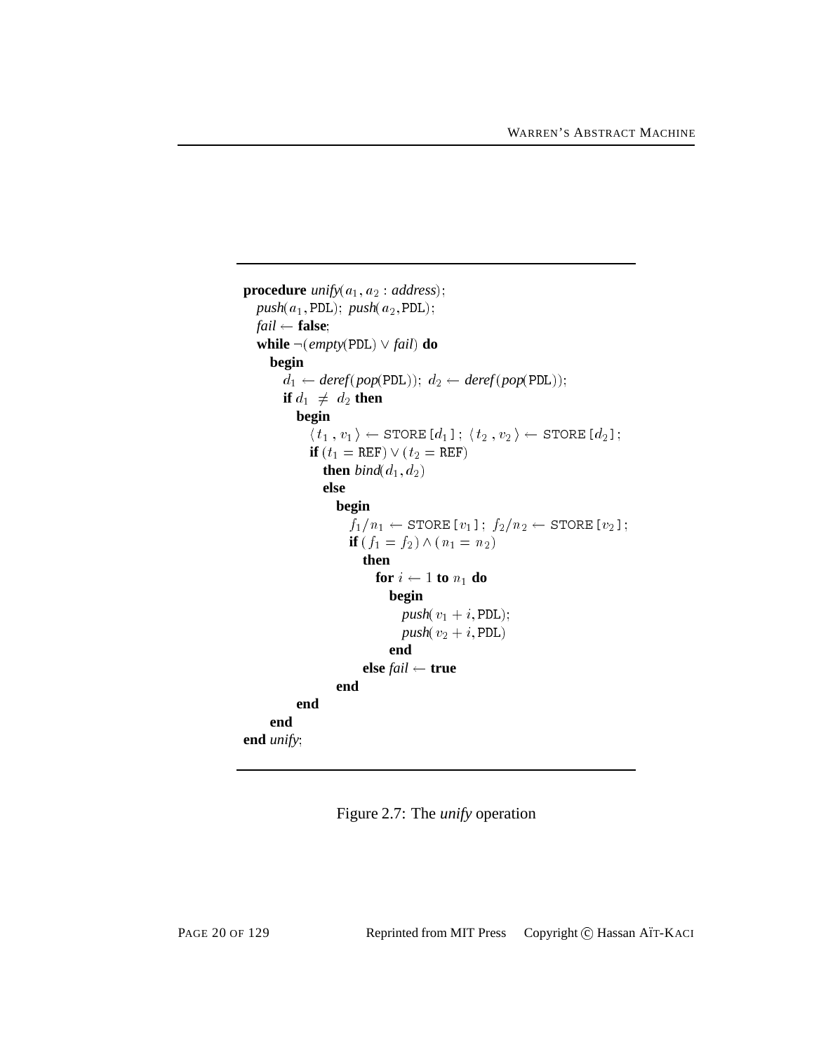```
procedure unify(a1, a2 : address);
  push(a1, PDL); push(a2, PDL);
  fail ← false;
  while ¬(empty(PDL) ∨ fail) do
    begin
      d1 ← deref(pop(PDL)); d2 ← deref(pop(PDL));
      if d1 ≠ d2 then
        begin
          ⟨t1, v1⟩ ← STORE[d1]; ⟨t2, v2⟩ ← STORE[d2];
          if (t1 = REF) ∨ (t2 = REF)
            then bind(d1, d2)
            else
              begin
                f1/n1 ← STORE[v1]; f2/n2 ← STORE[v2];
                if (f1 = f2) ∧ (n1 = n2)
                  then
                    for i ← 1 to n1 do
                      begin
                        push(v1 + i, PDL);
                        push(v2 + i, PDL)
                      end
                  else fail ← true
              end
        end
    end
end unify;
```

Figure 2.7: The *unify* operation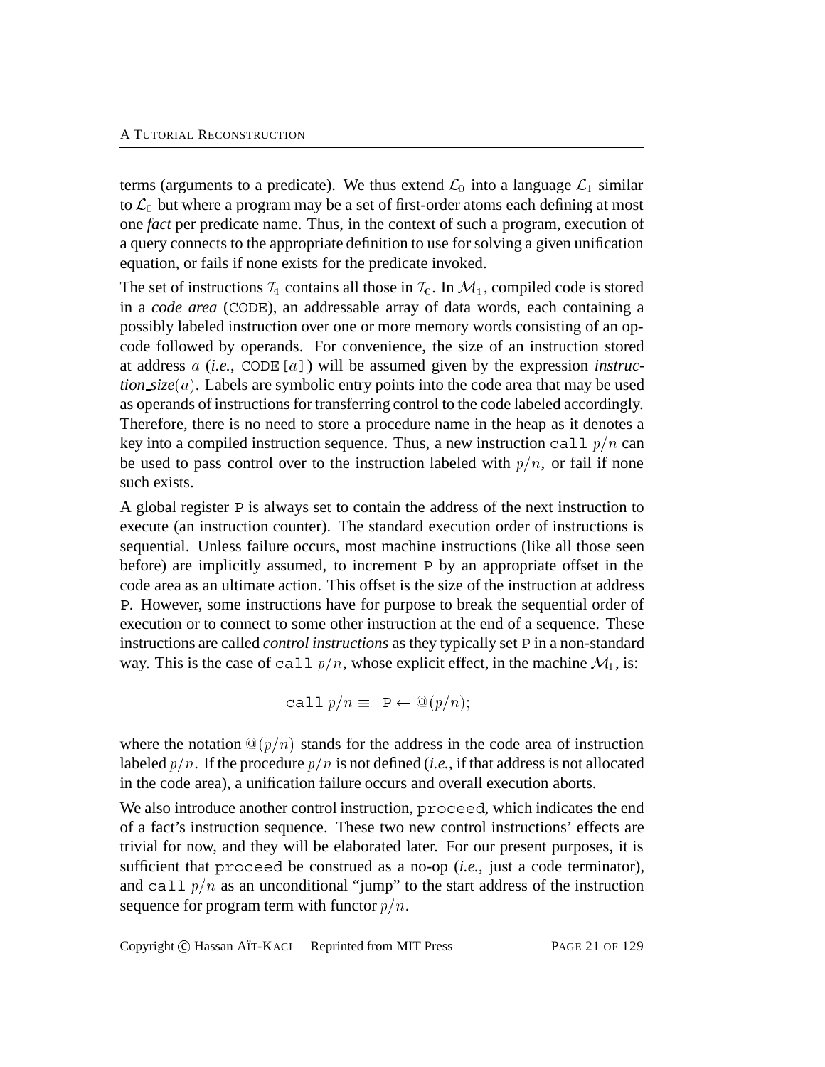terms (arguments to a predicate). We thus extend $\mathcal{L}_0$ into a language $\mathcal{L}_1$ similar to $\mathcal{L}_0$ but where a program may be a set of first-order atoms each defining at most one *fact* per predicate name. Thus, in the context of such a program, execution of a query connects to the appropriate definition to use for solving a given unification equation, or fails if none exists for the predicate invoked.

The set of instructions $\mathcal{I}_1$ contains all those in $\mathcal{I}_0$. In $\mathcal{M}_1$, compiled code is stored in a *code area* (CODE), an addressable array of data words, each containing a possibly labeled instruction over one or more memory words consisting of an op-code followed by operands. For convenience, the size of an instruction stored at address $a$ (*i.e.*, CODE[$a$]) will be assumed given by the expression *instruction_size*$(a)$. Labels are symbolic entry points into the code area that may be used as operands of instructions for transferring control to the code labeled accordingly. Therefore, there is no need to store a procedure name in the heap as it denotes a key into a compiled instruction sequence. Thus, a new instruction call $p/n$ can be used to pass control over to the instruction labeled with $p/n$, or fail if none such exists.

A global register P is always set to contain the address of the next instruction to execute (an instruction counter). The standard execution order of instructions is sequential. Unless failure occurs, most machine instructions (like all those seen before) are implicitly assumed, to increment P by an appropriate offset in the code area as an ultimate action. This offset is the size of the instruction at address P. However, some instructions have for purpose to break the sequential order of execution or to connect to some other instruction at the end of a sequence. These instructions are called *control instructions* as they typically set P in a non-standard way. This is the case of call $p/n$, whose explicit effect, in the machine $\mathcal{M}_1$, is:

$$\texttt{call}\ p/n \equiv\ \ \texttt{P} \leftarrow @(p/n);$$

where the notation $@(p/n)$ stands for the address in the code area of instruction labeled $p/n$. If the procedure $p/n$ is not defined (*i.e.*, if that address is not allocated in the code area), a unification failure occurs and overall execution aborts.

We also introduce another control instruction, proceed, which indicates the end of a fact's instruction sequence. These two new control instructions' effects are trivial for now, and they will be elaborated later. For our present purposes, it is sufficient that proceed be construed as a no-op (*i.e.*, just a code terminator), and call $p/n$ as an unconditional "jump" to the start address of the instruction sequence for program term with functor $p/n$.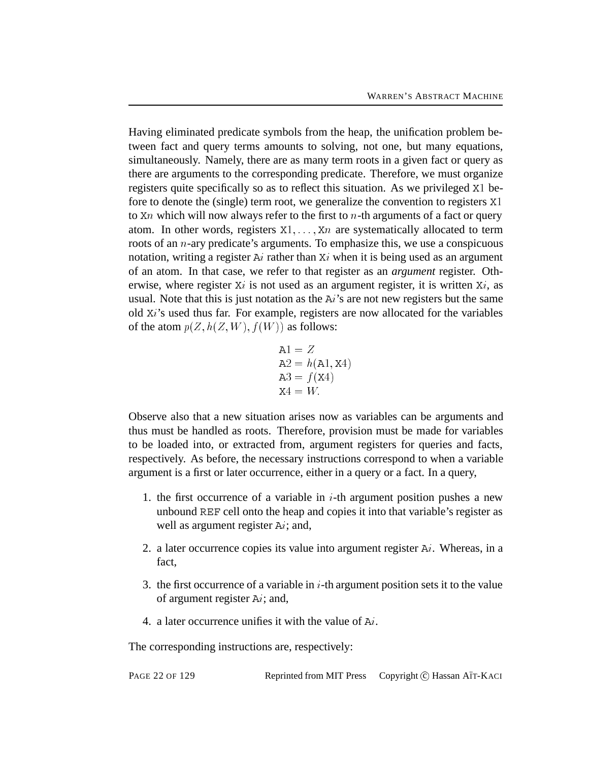Having eliminated predicate symbols from the heap, the unification problem between fact and query terms amounts to solving, not one, but many equations, simultaneously. Namely, there are as many term roots in a given fact or query as there are arguments to the corresponding predicate. Therefore, we must organize registers quite specifically so as to reflect this situation. As we privileged X1 before to denote the (single) term root, we generalize the convention to registers X1 to X$n$ which will now always refer to the first to $n$-th arguments of a fact or query atom. In other words, registers X$1, \ldots,$ X$n$ are systematically allocated to term roots of an $n$-ary predicate's arguments. To emphasize this, we use a conspicuous notation, writing a register A$i$ rather than X$i$ when it is being used as an argument of an atom. In that case, we refer to that register as an *argument* register. Otherwise, where register X$i$ is not used as an argument register, it is written X$i$, as usual. Note that this is just notation as the A$i$'s are not new registers but the same old X$i$'s used thus far. For example, registers are now allocated for the variables of the atom $p(Z, h(Z, W), f(W))$ as follows:

$$
\begin{aligned}
\texttt{A1} &= Z \\
\texttt{A2} &= h(\texttt{A1}, \texttt{X4}) \\
\texttt{A3} &= f(\texttt{X4}) \\
\texttt{X4} &= W.
\end{aligned}
$$

Observe also that a new situation arises now as variables can be arguments and thus must be handled as roots. Therefore, provision must be made for variables to be loaded into, or extracted from, argument registers for queries and facts, respectively. As before, the necessary instructions correspond to when a variable argument is a first or later occurrence, either in a query or a fact. In a query,

1. the first occurrence of a variable in $i$-th argument position pushes a new unbound REF cell onto the heap and copies it into that variable's register as well as argument register A$i$; and,

2. a later occurrence copies its value into argument register A$i$. Whereas, in a fact,

3. the first occurrence of a variable in $i$-th argument position sets it to the value of argument register A$i$; and,

4. a later occurrence unifies it with the value of A$i$.

The corresponding instructions are, respectively: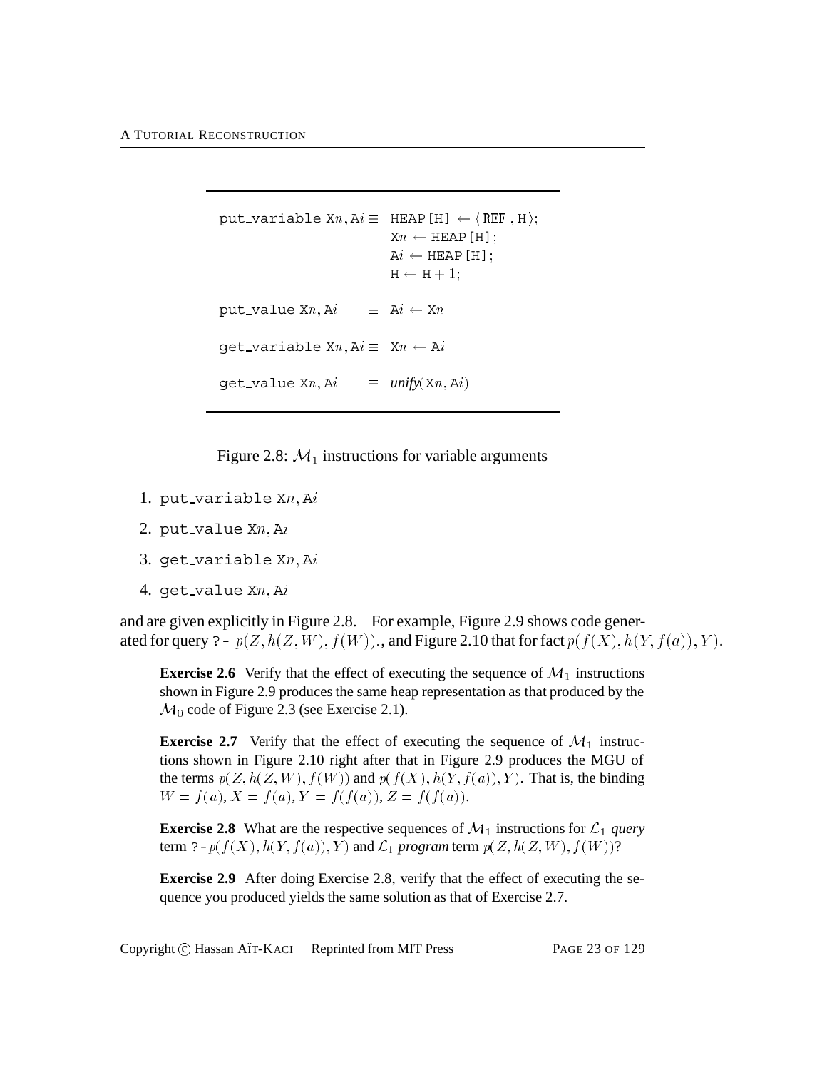$$
\begin{array}{lll}
\texttt{put\_variable } \texttt{X}n, \texttt{A}i & \equiv & \texttt{HEAP[H]} \leftarrow \langle\, \texttt{REF}\,,\texttt{H} \rangle; \\
 & & \texttt{X}n \leftarrow \texttt{HEAP[H]}; \\
 & & \texttt{A}i \leftarrow \texttt{HEAP[H]}; \\
 & & \texttt{H} \leftarrow \texttt{H} + 1; \\
\texttt{put\_value } \texttt{X}n, \texttt{A}i & \equiv & \texttt{A}i \leftarrow \texttt{X}n \\
\texttt{get\_variable } \texttt{X}n, \texttt{A}i & \equiv & \texttt{X}n \leftarrow \texttt{A}i \\
\texttt{get\_value } \texttt{X}n, \texttt{A}i & \equiv & \textit{unify}(\texttt{X}n, \texttt{A}i)
\end{array}
$$

Figure 2.8: $\mathcal{M}_1$ instructions for variable arguments

1. put_variable $\texttt{X}n, \texttt{A}i$
2. put_value $\texttt{X}n, \texttt{A}i$
3. get_variable $\texttt{X}n, \texttt{A}i$
4. get_value $\texttt{X}n, \texttt{A}i$

and are given explicitly in Figure 2.8. For example, Figure 2.9 shows code generated for query ?- $p(Z, h(Z, W), f(W))$., and Figure 2.10 that for fact $p(f(X), h(Y, f(a)), Y)$.

> **Exercise 2.6** Verify that the effect of executing the sequence of $\mathcal{M}_1$ instructions shown in Figure 2.9 produces the same heap representation as that produced by the $\mathcal{M}_0$ code of Figure 2.3 (see Exercise 2.1).

> **Exercise 2.7** Verify that the effect of executing the sequence of $\mathcal{M}_1$ instructions shown in Figure 2.10 right after that in Figure 2.9 produces the MGU of the terms $p(Z, h(Z, W), f(W))$ and $p(f(X), h(Y, f(a)), Y)$. That is, the binding $W = f(a)$, $X = f(a)$, $Y = f(f(a))$, $Z = f(f(a))$.

> **Exercise 2.8** What are the respective sequences of $\mathcal{M}_1$ instructions for $\mathcal{L}_1$ *query* term ?-$p(f(X), h(Y, f(a)), Y)$ and $\mathcal{L}_1$ *program* term $p(Z, h(Z, W), f(W))$?

> **Exercise 2.9** After doing Exercise 2.8, verify that the effect of executing the sequence you produced yields the same solution as that of Exercise 2.7.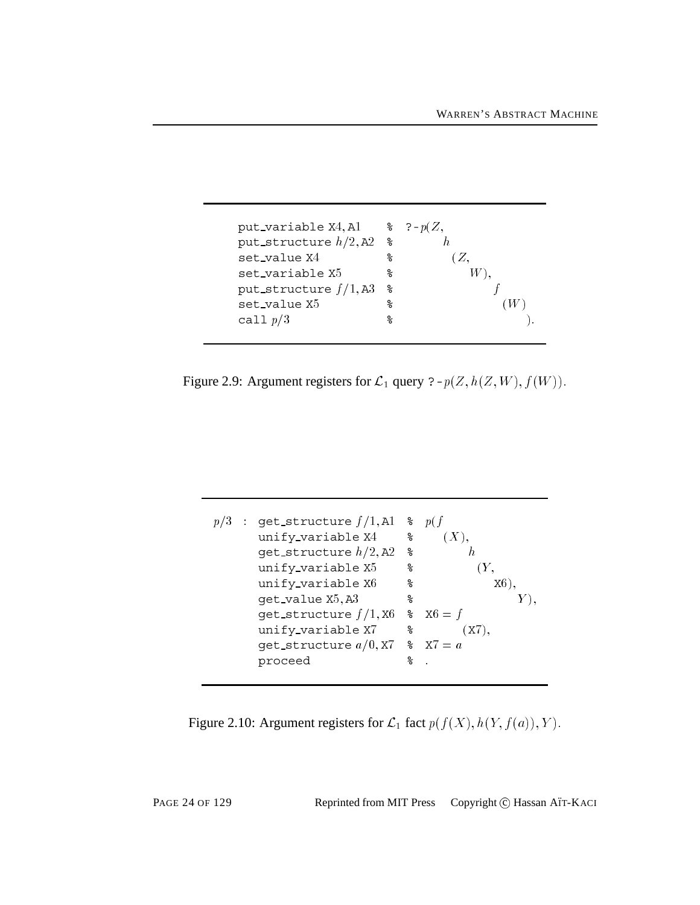```
put_variable X4, A1      %  ?- p(Z,
put_structure h/2, A2    %        h
set_value X4             %         (Z,
set_variable X5          %            W),
put_structure f/1, A3    %               f
set_value X5             %                (W)
call p/3                 %                   ).
```

Figure 2.9: Argument registers for $\mathcal{L}_1$ query ?- $p(Z, h(Z, W), f(W))$.

```
p/3 : get_structure f/1, A1   %  p(f
      unify_variable X4       %     (X),
      get_structure h/2, A2   %         h
      unify_variable X5       %          (Y,
      unify_variable X6       %             X6),
      get_value X5, A3        %                 Y),
      get_structure f/1, X6   %  X6 = f
      unify_variable X7       %        (X7),
      get_structure a/0, X7   %  X7 = a
      proceed                 %  .
```

Figure 2.10: Argument registers for $\mathcal{L}_1$ fact $p(f(X), h(Y, f(a)), Y)$.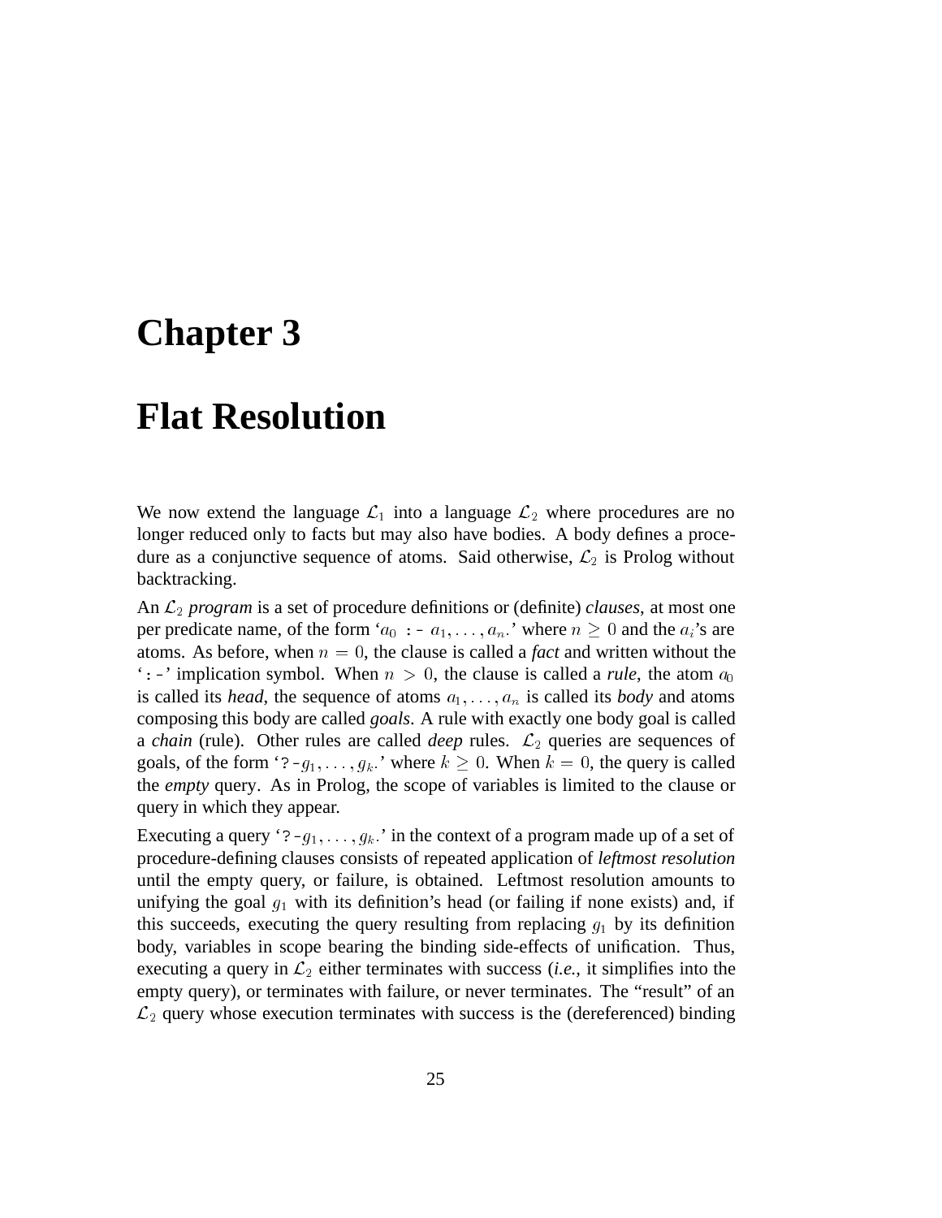# Chapter 3

# Flat Resolution

We now extend the language $\mathcal{L}_1$ into a language $\mathcal{L}_2$ where procedures are no longer reduced only to facts but may also have bodies. A body defines a procedure as a conjunctive sequence of atoms. Said otherwise, $\mathcal{L}_2$ is Prolog without backtracking.

An $\mathcal{L}_2$ *program* is a set of procedure definitions or (definite) *clauses*, at most one per predicate name, of the form '$a_0$ `:-` $a_1, \ldots, a_n$.' where $n \geq 0$ and the $a_i$'s are atoms. As before, when $n = 0$, the clause is called a *fact* and written without the '`:-`' implication symbol. When $n > 0$, the clause is called a *rule*, the atom $a_0$ is called its *head*, the sequence of atoms $a_1, \ldots, a_n$ is called its *body* and atoms composing this body are called *goals*. A rule with exactly one body goal is called a *chain* (rule). Other rules are called *deep* rules. $\mathcal{L}_2$ queries are sequences of goals, of the form '`?-`$g_1, \ldots, g_k$.' where $k \geq 0$. When $k = 0$, the query is called the *empty* query. As in Prolog, the scope of variables is limited to the clause or query in which they appear.

Executing a query '`?-`$g_1, \ldots, g_k$.' in the context of a program made up of a set of procedure-defining clauses consists of repeated application of *leftmost resolution* until the empty query, or failure, is obtained. Leftmost resolution amounts to unifying the goal $g_1$ with its definition's head (or failing if none exists) and, if this succeeds, executing the query resulting from replacing $g_1$ by its definition body, variables in scope bearing the binding side-effects of unification. Thus, executing a query in $\mathcal{L}_2$ either terminates with success (*i.e.,* it simplifies into the empty query), or terminates with failure, or never terminates. The "result" of an $\mathcal{L}_2$ query whose execution terminates with success is the (dereferenced) binding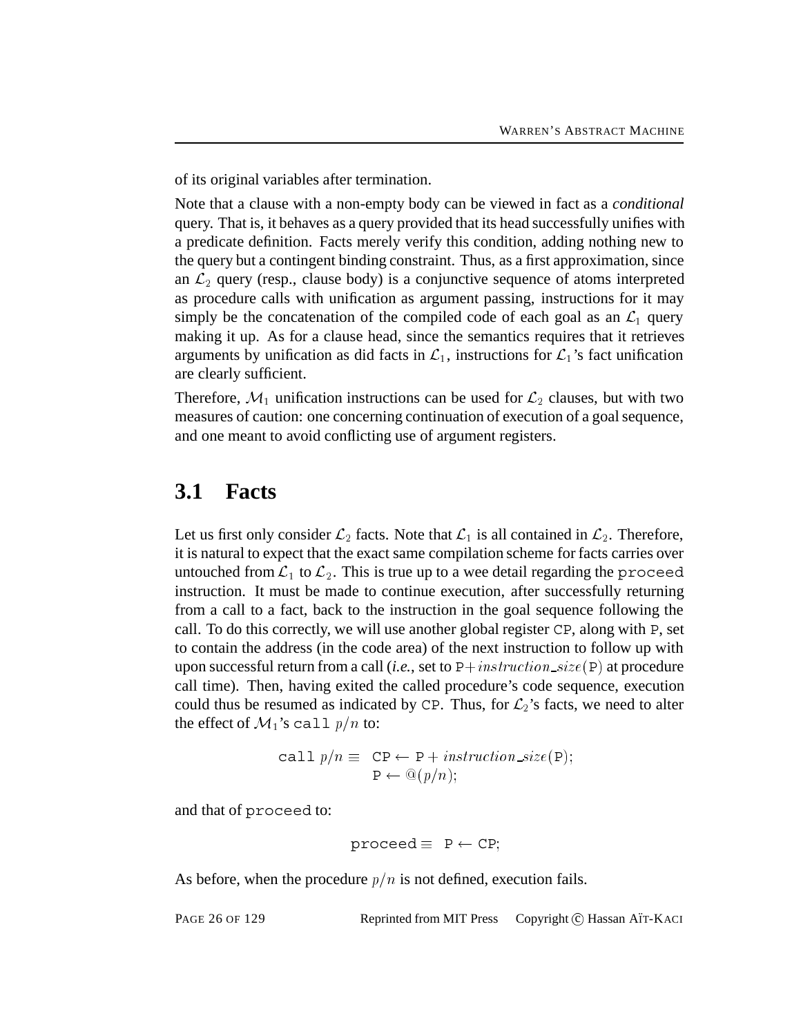of its original variables after termination.

Note that a clause with a non-empty body can be viewed in fact as a *conditional* query. That is, it behaves as a query provided that its head successfully unifies with a predicate definition. Facts merely verify this condition, adding nothing new to the query but a contingent binding constraint. Thus, as a first approximation, since an $\mathcal{L}_2$ query (resp., clause body) is a conjunctive sequence of atoms interpreted as procedure calls with unification as argument passing, instructions for it may simply be the concatenation of the compiled code of each goal as an $\mathcal{L}_1$ query making it up. As for a clause head, since the semantics requires that it retrieves arguments by unification as did facts in $\mathcal{L}_1$, instructions for $\mathcal{L}_1$'s fact unification are clearly sufficient.

Therefore, $\mathcal{M}_1$ unification instructions can be used for $\mathcal{L}_2$ clauses, but with two measures of caution: one concerning continuation of execution of a goal sequence, and one meant to avoid conflicting use of argument registers.

## 3.1 Facts

Let us first only consider $\mathcal{L}_2$ facts. Note that $\mathcal{L}_1$ is all contained in $\mathcal{L}_2$. Therefore, it is natural to expect that the exact same compilation scheme for facts carries over untouched from $\mathcal{L}_1$ to $\mathcal{L}_2$. This is true up to a wee detail regarding the `proceed` instruction. It must be made to continue execution, after successfully returning from a call to a fact, back to the instruction in the goal sequence following the call. To do this correctly, we will use another global register `CP`, along with `P`, set to contain the address (in the code area) of the next instruction to follow up with upon successful return from a call (*i.e.*, set to $\mathtt{P} + instruction\_size(\mathtt{P})$ at procedure call time). Then, having exited the called procedure's code sequence, execution could thus be resumed as indicated by `CP`. Thus, for $\mathcal{L}_2$'s facts, we need to alter the effect of $\mathcal{M}_1$'s `call` $p/n$ to:

$$\mathtt{call}\ p/n \equiv \begin{array}{l} \mathtt{CP} \leftarrow \mathtt{P} + instruction\_size(\mathtt{P}); \\ \mathtt{P} \leftarrow @(p/n); \end{array}$$

and that of `proceed` to:

$$\mathtt{proceed} \equiv \ \mathtt{P} \leftarrow \mathtt{CP};$$

As before, when the procedure $p/n$ is not defined, execution fails.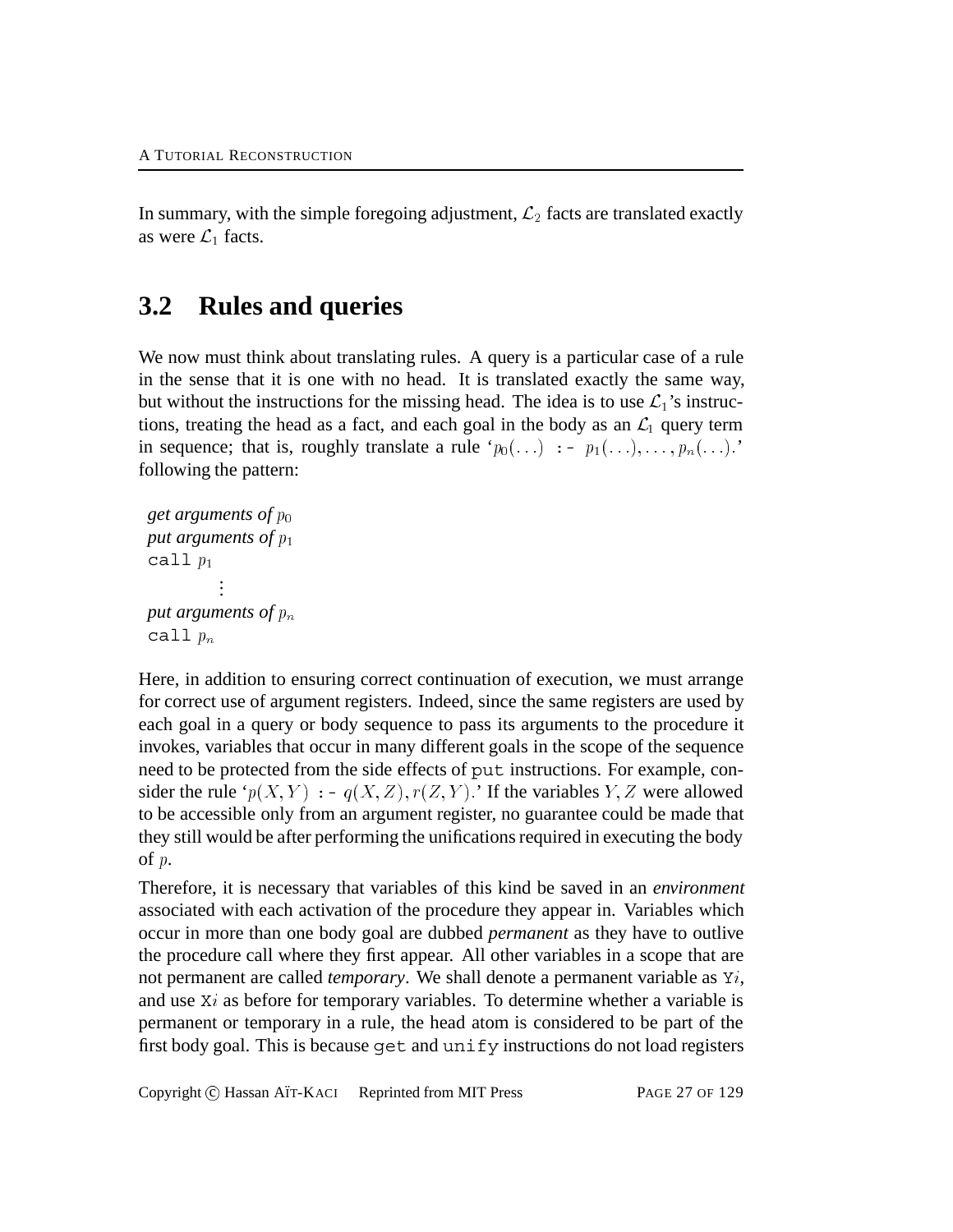In summary, with the simple foregoing adjustment, $\mathcal{L}_2$ facts are translated exactly as were $\mathcal{L}_1$ facts.

## 3.2 Rules and queries

We now must think about translating rules. A query is a particular case of a rule in the sense that it is one with no head. It is translated exactly the same way, but without the instructions for the missing head. The idea is to use $\mathcal{L}_1$'s instructions, treating the head as a fact, and each goal in the body as an $\mathcal{L}_1$ query term in sequence; that is, roughly translate a rule '$p_0(\ldots)$ `:-` $p_1(\ldots), \ldots, p_n(\ldots)$.' following the pattern:

*get arguments of* $p_0$
*put arguments of* $p_1$
`call` $p_1$
$\vdots$
*put arguments of* $p_n$
`call` $p_n$

Here, in addition to ensuring correct continuation of execution, we must arrange for correct use of argument registers. Indeed, since the same registers are used by each goal in a query or body sequence to pass its arguments to the procedure it invokes, variables that occur in many different goals in the scope of the sequence need to be protected from the side effects of `put` instructions. For example, consider the rule '$p(X, Y)$ `:-` $q(X, Z), r(Z, Y)$.' If the variables $Y, Z$ were allowed to be accessible only from an argument register, no guarantee could be made that they still would be after performing the unifications required in executing the body of $p$.

Therefore, it is necessary that variables of this kind be saved in an *environment* associated with each activation of the procedure they appear in. Variables which occur in more than one body goal are dubbed *permanent* as they have to outlive the procedure call where they first appear. All other variables in a scope that are not permanent are called *temporary*. We shall denote a permanent variable as `Y`$i$, and use `X`$i$ as before for temporary variables. To determine whether a variable is permanent or temporary in a rule, the head atom is considered to be part of the first body goal. This is because `get` and `unify` instructions do not load registers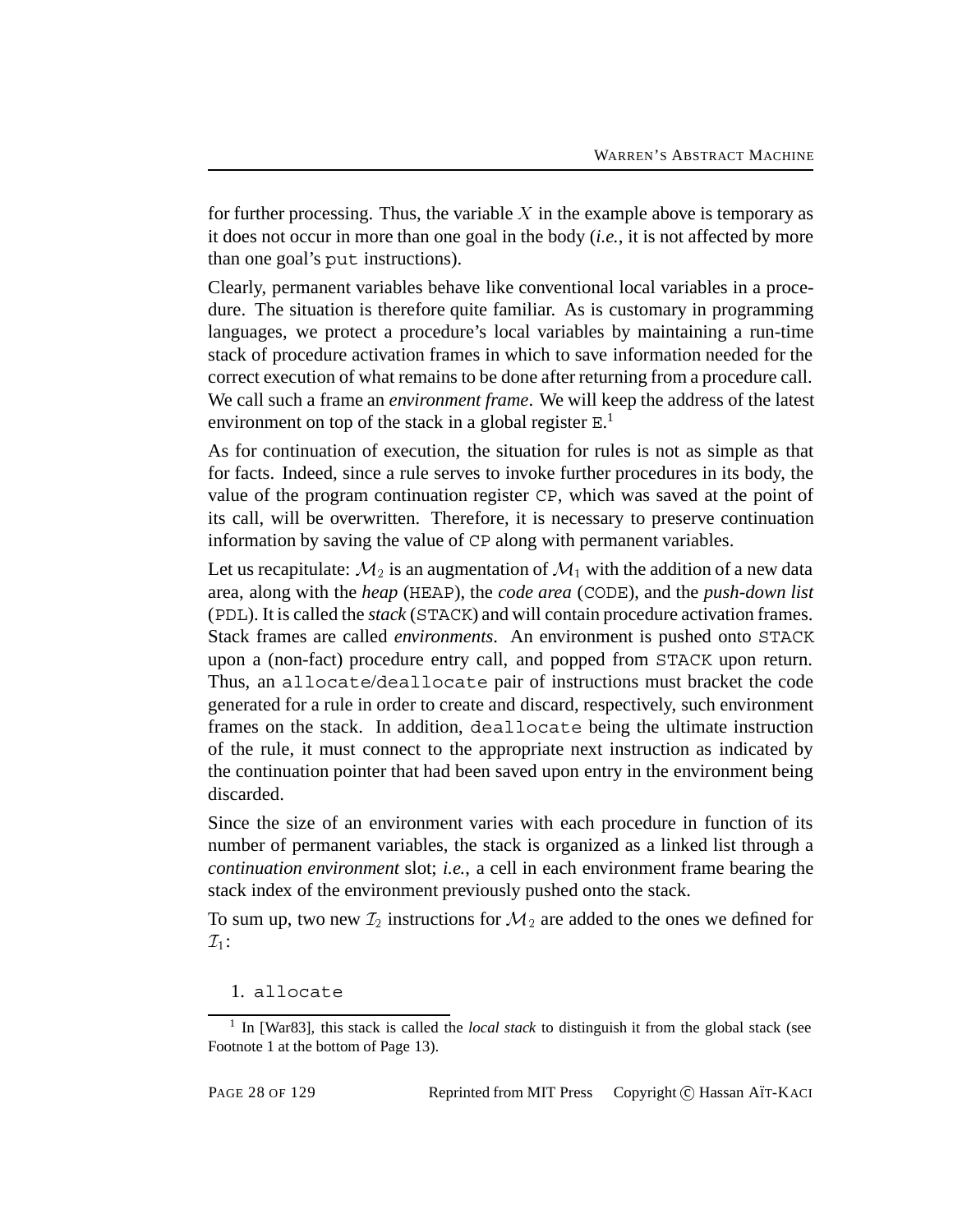for further processing. Thus, the variable $X$ in the example above is temporary as it does not occur in more than one goal in the body (*i.e.*, it is not affected by more than one goal's `put` instructions).

Clearly, permanent variables behave like conventional local variables in a procedure. The situation is therefore quite familiar. As is customary in programming languages, we protect a procedure's local variables by maintaining a run-time stack of procedure activation frames in which to save information needed for the correct execution of what remains to be done after returning from a procedure call. We call such a frame an *environment frame*. We will keep the address of the latest environment on top of the stack in a global register `E`.[1]

As for continuation of execution, the situation for rules is not as simple as that for facts. Indeed, since a rule serves to invoke further procedures in its body, the value of the program continuation register `CP`, which was saved at the point of its call, will be overwritten. Therefore, it is necessary to preserve continuation information by saving the value of `CP` along with permanent variables.

Let us recapitulate: $\mathcal{M}_2$ is an augmentation of $\mathcal{M}_1$ with the addition of a new data area, along with the *heap* (`HEAP`), the *code area* (`CODE`), and the *push-down list* (`PDL`). It is called the *stack* (`STACK`) and will contain procedure activation frames. Stack frames are called *environments*. An environment is pushed onto `STACK` upon a (non-fact) procedure entry call, and popped from `STACK` upon return. Thus, an `allocate`/`deallocate` pair of instructions must bracket the code generated for a rule in order to create and discard, respectively, such environment frames on the stack. In addition, `deallocate` being the ultimate instruction of the rule, it must connect to the appropriate next instruction as indicated by the continuation pointer that had been saved upon entry in the environment being discarded.

Since the size of an environment varies with each procedure in function of its number of permanent variables, the stack is organized as a linked list through a *continuation environment* slot; *i.e.*, a cell in each environment frame bearing the stack index of the environment previously pushed onto the stack.

To sum up, two new $\mathcal{I}_2$ instructions for $\mathcal{M}_2$ are added to the ones we defined for $\mathcal{I}_1$:

1. `allocate`

[1] In [War83], this stack is called the *local stack* to distinguish it from the global stack (see Footnote 1 at the bottom of Page 13).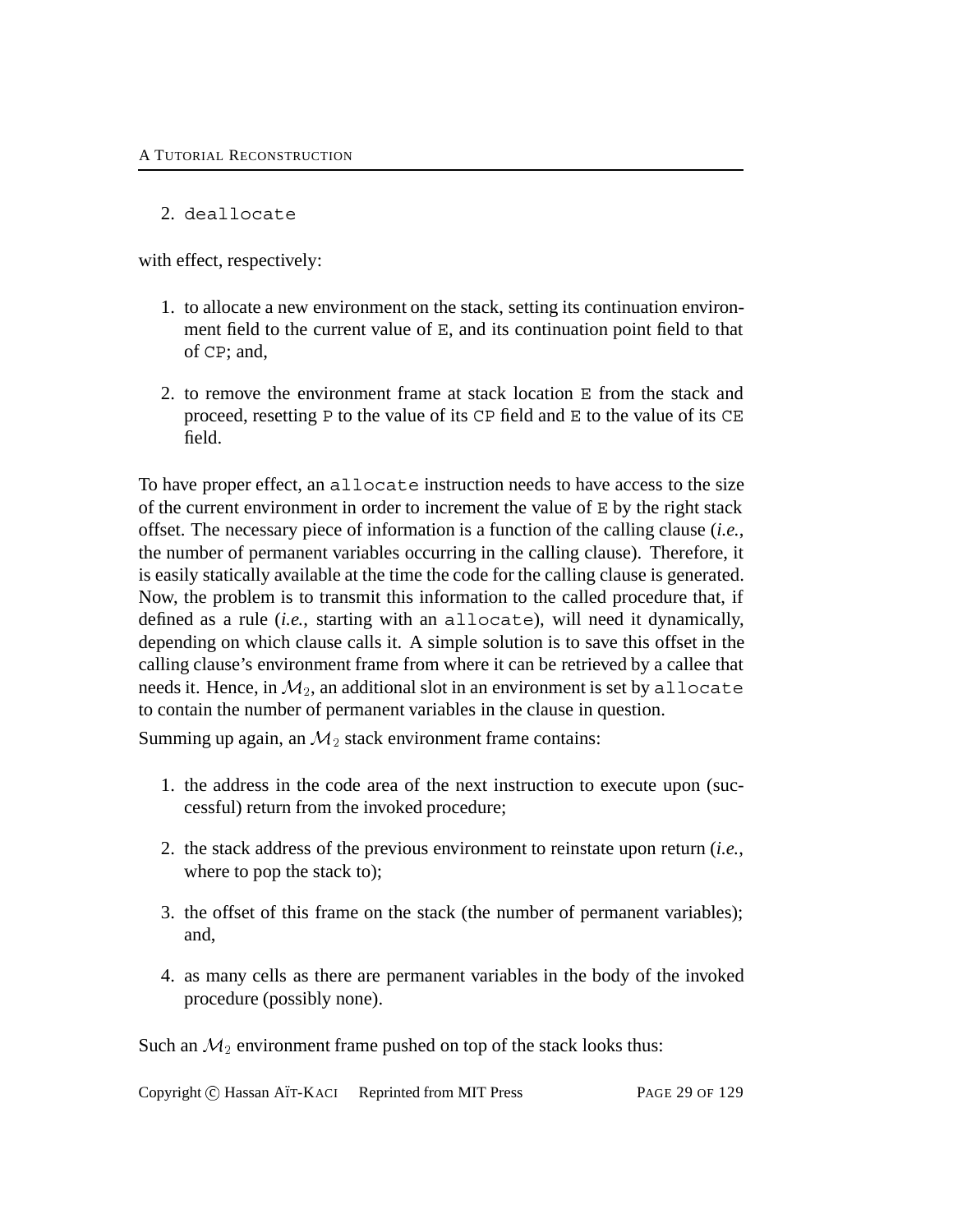2. `deallocate`

with effect, respectively:

1. to allocate a new environment on the stack, setting its continuation environment field to the current value of `E`, and its continuation point field to that of `CP`; and,

2. to remove the environment frame at stack location `E` from the stack and proceed, resetting `P` to the value of its `CP` field and `E` to the value of its `CE` field.

To have proper effect, an `allocate` instruction needs to have access to the size of the current environment in order to increment the value of `E` by the right stack offset. The necessary piece of information is a function of the calling clause (*i.e.*, the number of permanent variables occurring in the calling clause). Therefore, it is easily statically available at the time the code for the calling clause is generated. Now, the problem is to transmit this information to the called procedure that, if defined as a rule (*i.e.*, starting with an `allocate`), will need it dynamically, depending on which clause calls it. A simple solution is to save this offset in the calling clause's environment frame from where it can be retrieved by a callee that needs it. Hence, in $\mathcal{M}_2$, an additional slot in an environment is set by `allocate` to contain the number of permanent variables in the clause in question.

Summing up again, an $\mathcal{M}_2$ stack environment frame contains:

1. the address in the code area of the next instruction to execute upon (successful) return from the invoked procedure;

2. the stack address of the previous environment to reinstate upon return (*i.e.*, where to pop the stack to);

3. the offset of this frame on the stack (the number of permanent variables); and,

4. as many cells as there are permanent variables in the body of the invoked procedure (possibly none).

Such an $\mathcal{M}_2$ environment frame pushed on top of the stack looks thus: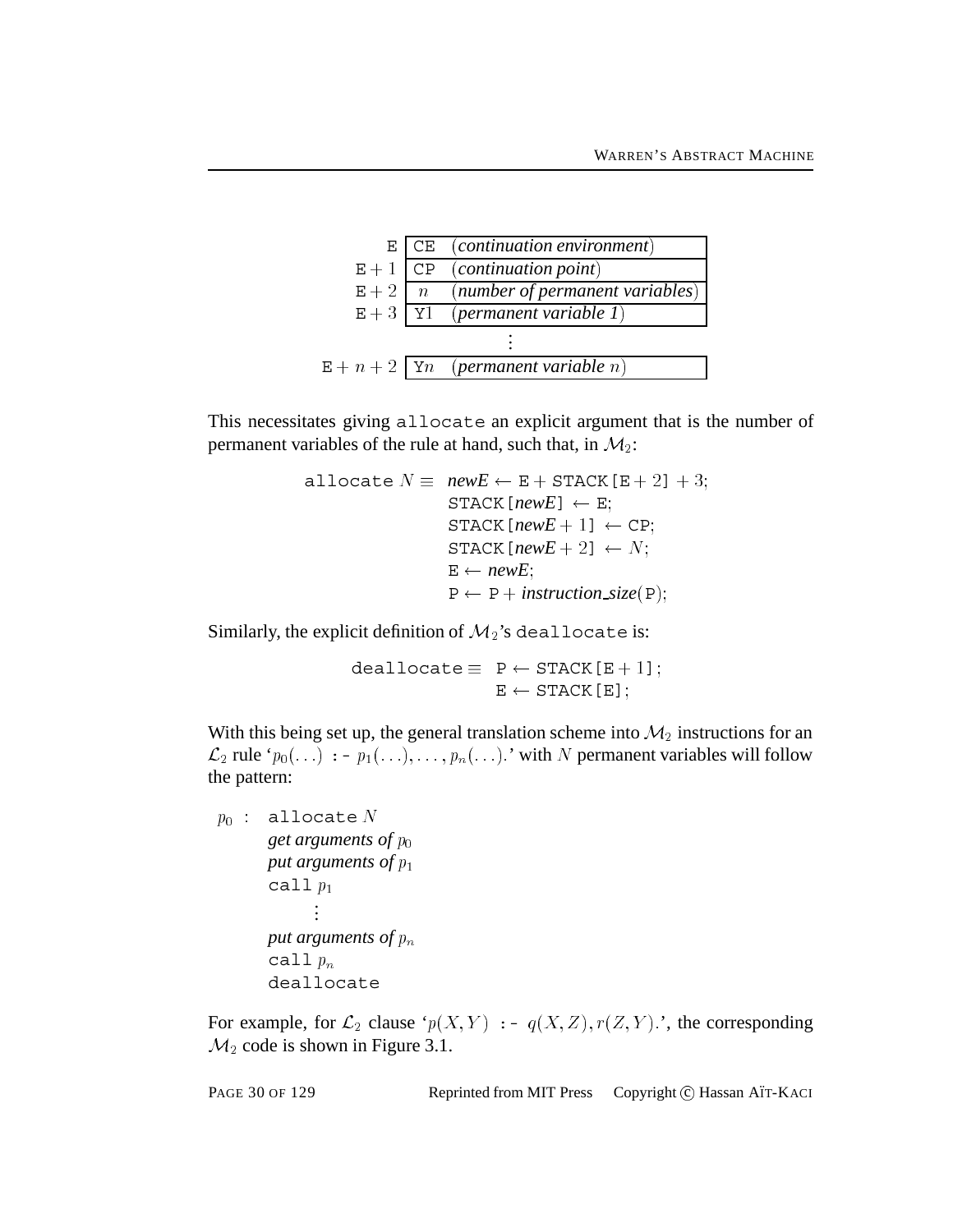| | | |
|---|---|---|
| E | CE | (*continuation environment*) |
| E + 1 | CP | (*continuation point*) |
| E + 2 | $n$ | (*number of permanent variables*) |
| E + 3 | Y1 | (*permanent variable 1*) |
| | ⋮ | |
| E + $n$ + 2 | Y$n$ | (*permanent variable $n$*) |

This necessitates giving `allocate` an explicit argument that is the number of permanent variables of the rule at hand, such that, in $\mathcal{M}_2$:

$$
\begin{aligned}
\texttt{allocate}\ N \equiv\ & \textit{newE} \leftarrow \texttt{E} + \texttt{STACK[E}+2\texttt{]} + 3;\\
& \texttt{STACK[}\textit{newE}\texttt{]} \leftarrow \texttt{E};\\
& \texttt{STACK[}\textit{newE}+1\texttt{]} \leftarrow \texttt{CP};\\
& \texttt{STACK[}\textit{newE}+2\texttt{]} \leftarrow N;\\
& \texttt{E} \leftarrow \textit{newE};\\
& \texttt{P} \leftarrow \texttt{P} + \textit{instruction\_size}(\texttt{P});
\end{aligned}
$$

Similarly, the explicit definition of $\mathcal{M}_2$'s `deallocate` is:

$$
\begin{aligned}
\texttt{deallocate} \equiv\ & \texttt{P} \leftarrow \texttt{STACK[E}+1\texttt{]};\\
& \texttt{E} \leftarrow \texttt{STACK[E]};
\end{aligned}
$$

With this being set up, the general translation scheme into $\mathcal{M}_2$ instructions for an $\mathcal{L}_2$ rule '$p_0(\ldots)$ `:-` $p_1(\ldots), \ldots, p_n(\ldots)$.' with $N$ permanent variables will follow the pattern:

$$
\begin{aligned}
p_0\ :\ \ & \texttt{allocate}\ N\\
& \textit{get arguments of } p_0\\
& \textit{put arguments of } p_1\\
& \texttt{call}\ p_1\\
& \quad\vdots\\
& \textit{put arguments of } p_n\\
& \texttt{call}\ p_n\\
& \texttt{deallocate}
\end{aligned}
$$

For example, for $\mathcal{L}_2$ clause '$p(X, Y)$ `:-` $q(X, Z), r(Z, Y)$.', the corresponding $\mathcal{M}_2$ code is shown in Figure 3.1.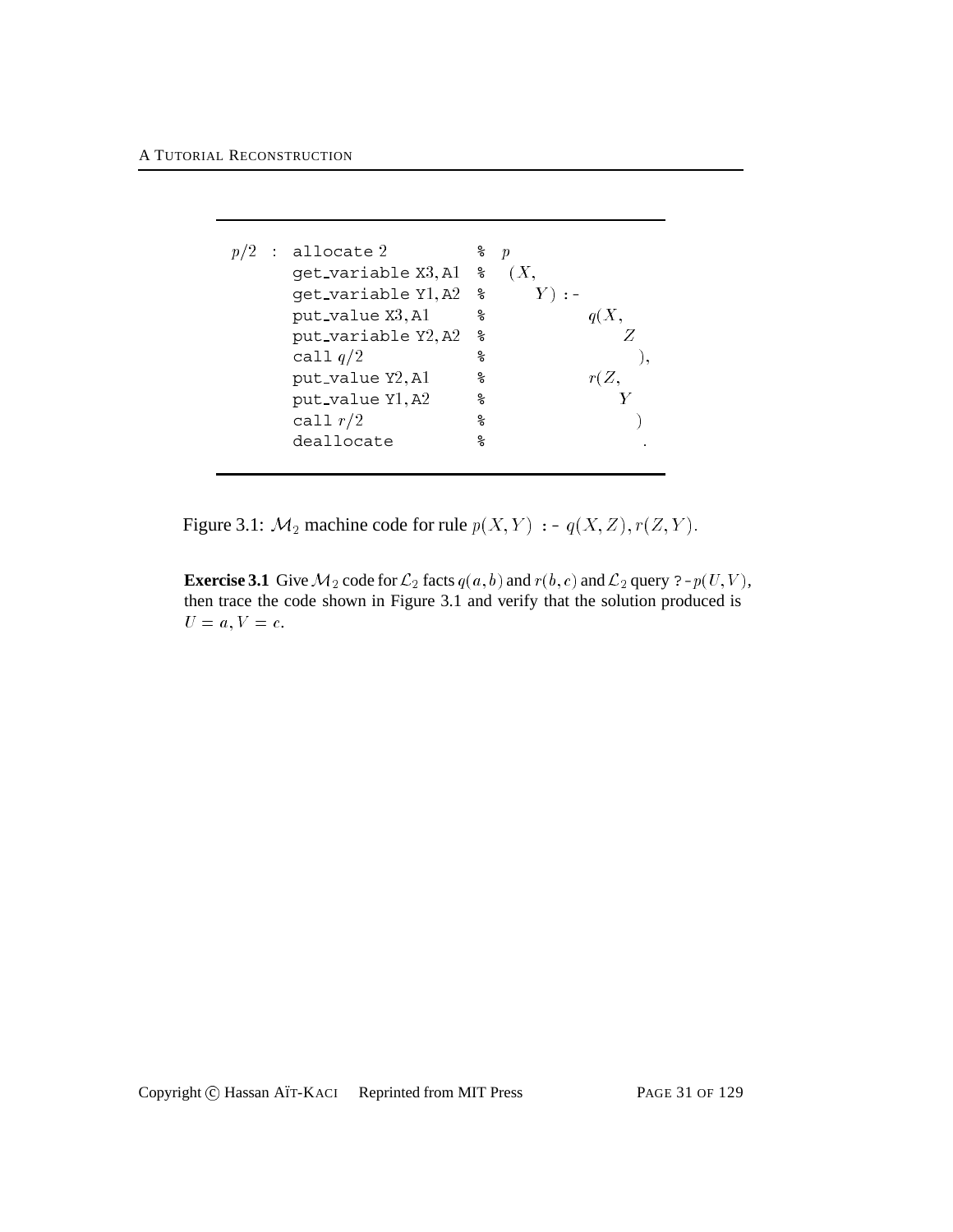```
p/2 : allocate 2           % p
      get_variable X3,A1   %  (X,
      get_variable Y1,A2   %     Y) :-
      put_value X3,A1      %          q(X,
      put_variable Y2,A2   %             Z
      call q/2             %              ),
      put_value Y2,A1      %          r(Z,
      put_value Y1,A2      %             Y
      call r/2             %              )
      deallocate           %               .
```

Figure 3.1: $\mathcal{M}_2$ machine code for rule $p(X,Y)$ :- $q(X,Z), r(Z,Y)$.

**Exercise 3.1** Give $\mathcal{M}_2$ code for $\mathcal{L}_2$ facts $q(a,b)$ and $r(b,c)$ and $\mathcal{L}_2$ query ?-$p(U,V)$, then trace the code shown in Figure 3.1 and verify that the solution produced is $U = a, V = c$.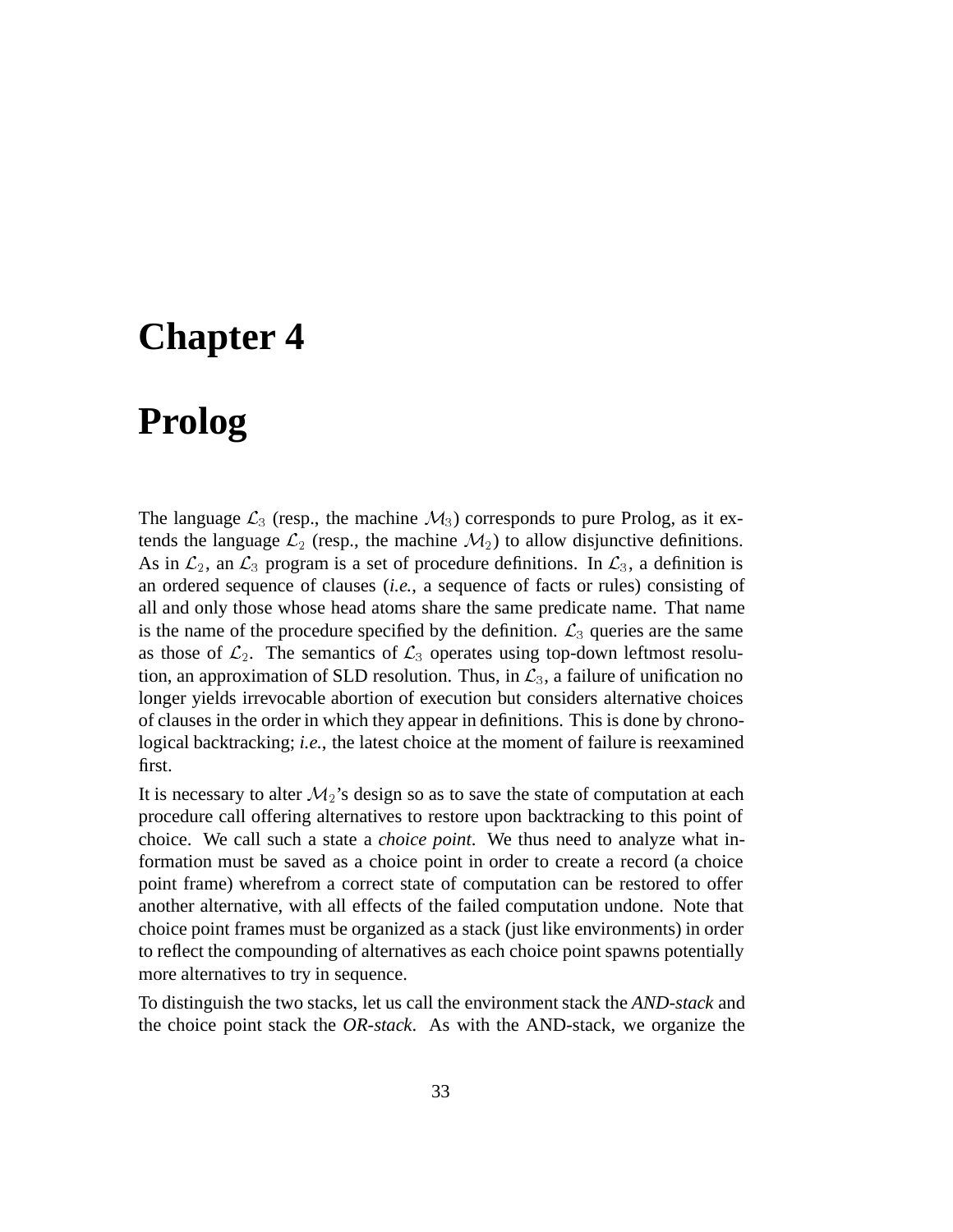# Chapter 4

# Prolog

The language $\mathcal{L}_3$ (resp., the machine $\mathcal{M}_3$) corresponds to pure Prolog, as it extends the language $\mathcal{L}_2$ (resp., the machine $\mathcal{M}_2$) to allow disjunctive definitions. As in $\mathcal{L}_2$, an $\mathcal{L}_3$ program is a set of procedure definitions. In $\mathcal{L}_3$, a definition is an ordered sequence of clauses (*i.e.*, a sequence of facts or rules) consisting of all and only those whose head atoms share the same predicate name. That name is the name of the procedure specified by the definition. $\mathcal{L}_3$ queries are the same as those of $\mathcal{L}_2$. The semantics of $\mathcal{L}_3$ operates using top-down leftmost resolution, an approximation of SLD resolution. Thus, in $\mathcal{L}_3$, a failure of unification no longer yields irrevocable abortion of execution but considers alternative choices of clauses in the order in which they appear in definitions. This is done by chronological backtracking; *i.e.*, the latest choice at the moment of failure is reexamined first.

It is necessary to alter $\mathcal{M}_2$'s design so as to save the state of computation at each procedure call offering alternatives to restore upon backtracking to this point of choice. We call such a state a *choice point*. We thus need to analyze what information must be saved as a choice point in order to create a record (a choice point frame) wherefrom a correct state of computation can be restored to offer another alternative, with all effects of the failed computation undone. Note that choice point frames must be organized as a stack (just like environments) in order to reflect the compounding of alternatives as each choice point spawns potentially more alternatives to try in sequence.

To distinguish the two stacks, let us call the environment stack the *AND-stack* and the choice point stack the *OR-stack*. As with the AND-stack, we organize the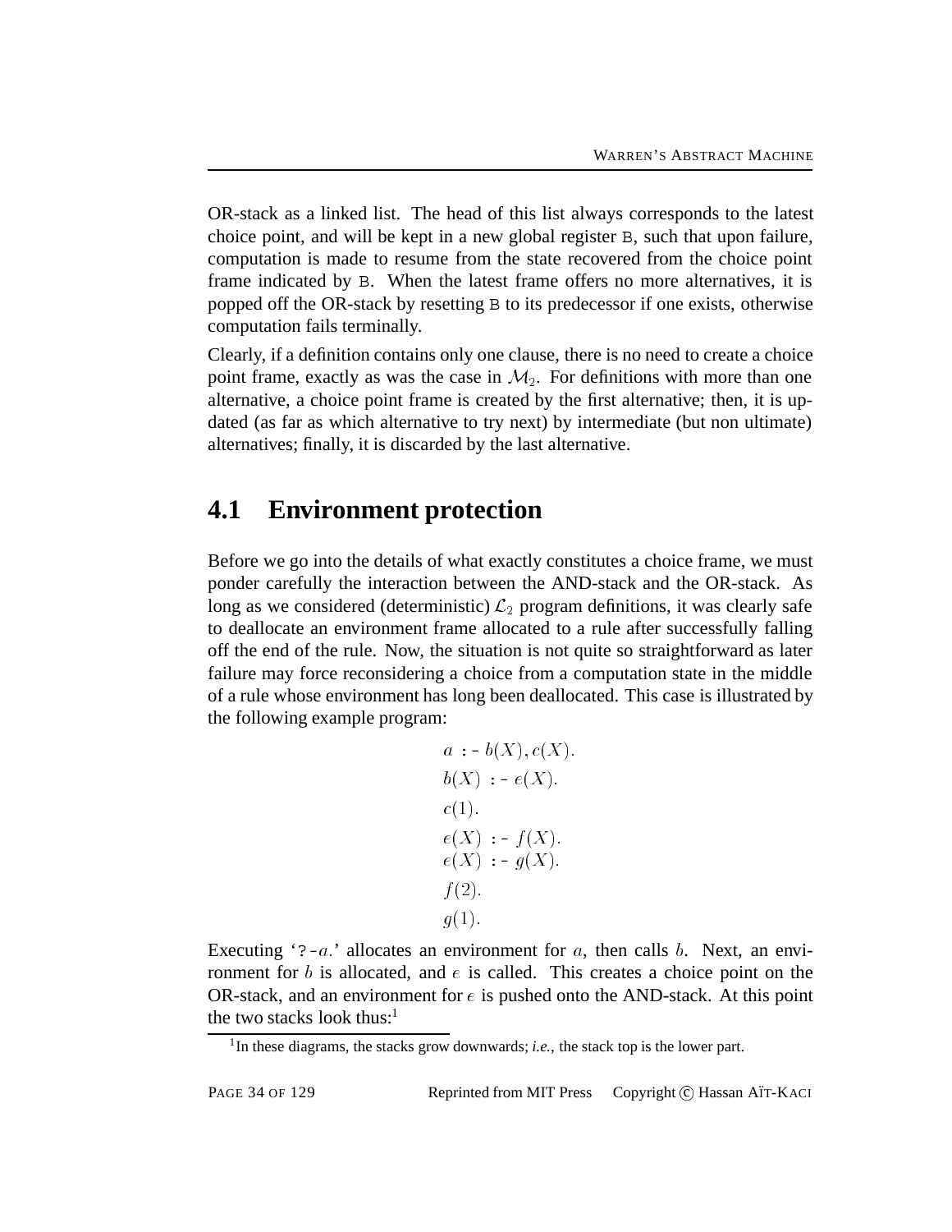OR-stack as a linked list. The head of this list always corresponds to the latest choice point, and will be kept in a new global register `B`, such that upon failure, computation is made to resume from the state recovered from the choice point frame indicated by `B`. When the latest frame offers no more alternatives, it is popped off the OR-stack by resetting `B` to its predecessor if one exists, otherwise computation fails terminally.

Clearly, if a definition contains only one clause, there is no need to create a choice point frame, exactly as was the case in $\mathcal{M}_2$. For definitions with more than one alternative, a choice point frame is created by the first alternative; then, it is updated (as far as which alternative to try next) by intermediate (but non ultimate) alternatives; finally, it is discarded by the last alternative.

## 4.1 Environment protection

Before we go into the details of what exactly constitutes a choice frame, we must ponder carefully the interaction between the AND-stack and the OR-stack. As long as we considered (deterministic) $\mathcal{L}_2$ program definitions, it was clearly safe to deallocate an environment frame allocated to a rule after successfully falling off the end of the rule. Now, the situation is not quite so straightforward as later failure may force reconsidering a choice from a computation state in the middle of a rule whose environment has long been deallocated. This case is illustrated by the following example program:

$$a \;\texttt{:-}\; b(X), c(X).$$
$$b(X) \;\texttt{:-}\; e(X).$$
$$c(1).$$
$$e(X) \;\texttt{:-}\; f(X).$$
$$e(X) \;\texttt{:-}\; g(X).$$
$$f(2).$$
$$g(1).$$

Executing '`?-`$a$.' allocates an environment for $a$, then calls $b$. Next, an environment for $b$ is allocated, and $e$ is called. This creates a choice point on the OR-stack, and an environment for $e$ is pushed onto the AND-stack. At this point the two stacks look thus:[1]

[1] In these diagrams, the stacks grow downwards; *i.e.*, the stack top is the lower part.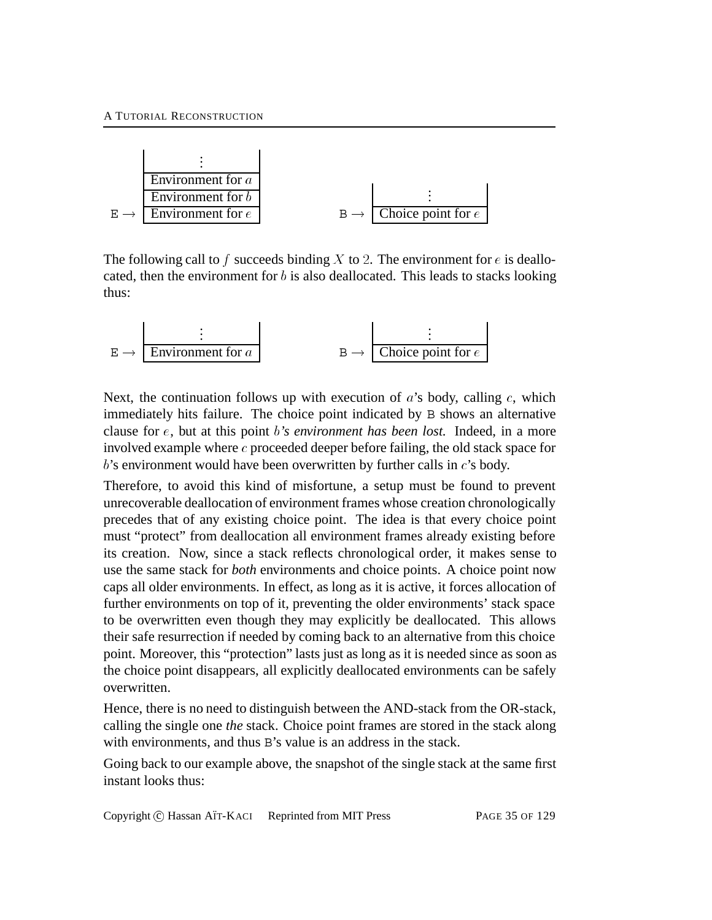| | |
|---|---|
| | ⋮ |
| | Environment for $a$ |
| | Environment for $b$ |
| E → | Environment for $e$ |

| | |
|---|---|
| | ⋮ |
| B → | Choice point for $e$ |

The following call to $f$ succeeds binding $X$ to 2. The environment for $e$ is deallocated, then the environment for $b$ is also deallocated. This leads to stacks looking thus:

| | |
|---|---|
| | ⋮ |
| E → | Environment for $a$ |

| | |
|---|---|
| | ⋮ |
| B → | Choice point for $e$ |

Next, the continuation follows up with execution of $a$'s body, calling $c$, which immediately hits failure. The choice point indicated by B shows an alternative clause for $e$, but at this point *$b$'s environment has been lost.* Indeed, in a more involved example where $c$ proceeded deeper before failing, the old stack space for $b$'s environment would have been overwritten by further calls in $c$'s body.

Therefore, to avoid this kind of misfortune, a setup must be found to prevent unrecoverable deallocation of environment frames whose creation chronologically precedes that of any existing choice point. The idea is that every choice point must "protect" from deallocation all environment frames already existing before its creation. Now, since a stack reflects chronological order, it makes sense to use the same stack for *both* environments and choice points. A choice point now caps all older environments. In effect, as long as it is active, it forces allocation of further environments on top of it, preventing the older environments' stack space to be overwritten even though they may explicitly be deallocated. This allows their safe resurrection if needed by coming back to an alternative from this choice point. Moreover, this "protection" lasts just as long as it is needed since as soon as the choice point disappears, all explicitly deallocated environments can be safely overwritten.

Hence, there is no need to distinguish between the AND-stack from the OR-stack, calling the single one *the* stack. Choice point frames are stored in the stack along with environments, and thus B's value is an address in the stack.

Going back to our example above, the snapshot of the single stack at the same first instant looks thus: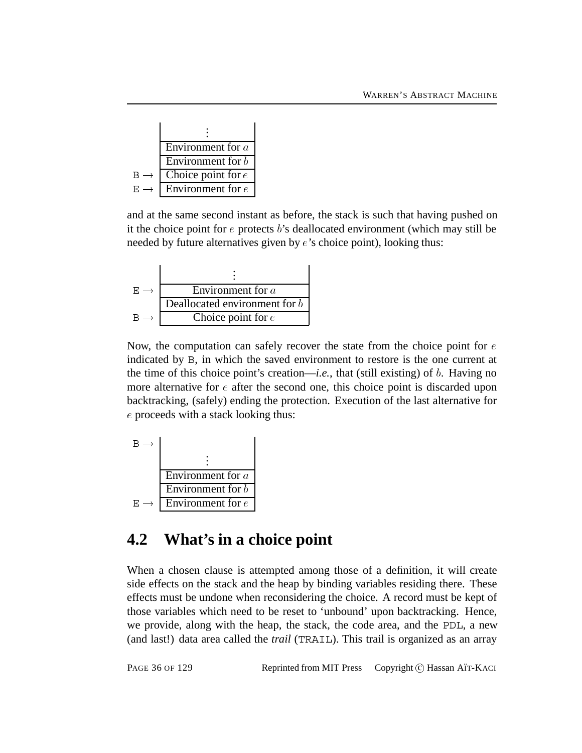|     |     |
| --- | --- |
|     | ⋮ |
|     | Environment for $a$ |
|     | Environment for $b$ |
| B → | Choice point for $e$ |
| E → | Environment for $e$ |

and at the same second instant as before, the stack is such that having pushed on it the choice point for $e$ protects $b$'s deallocated environment (which may still be needed by future alternatives given by $e$'s choice point), looking thus:

|     |     |
| --- | --- |
|     | ⋮ |
| E → | Environment for $a$ |
|     | Deallocated environment for $b$ |
| B → | Choice point for $e$ |

Now, the computation can safely recover the state from the choice point for $e$ indicated by B, in which the saved environment to restore is the one current at the time of this choice point's creation—*i.e.*, that (still existing) of $b$. Having no more alternative for $e$ after the second one, this choice point is discarded upon backtracking, (safely) ending the protection. Execution of the last alternative for $e$ proceeds with a stack looking thus:

|     |     |
| --- | --- |
| B → |     |
|     | ⋮ |
|     | Environment for $a$ |
|     | Environment for $b$ |
| E → | Environment for $e$ |

## 4.2 What's in a choice point

When a chosen clause is attempted among those of a definition, it will create side effects on the stack and the heap by binding variables residing there. These effects must be undone when reconsidering the choice. A record must be kept of those variables which need to be reset to 'unbound' upon backtracking. Hence, we provide, along with the heap, the stack, the code area, and the PDL, a new (and last!) data area called the *trail* (TRAIL). This trail is organized as an array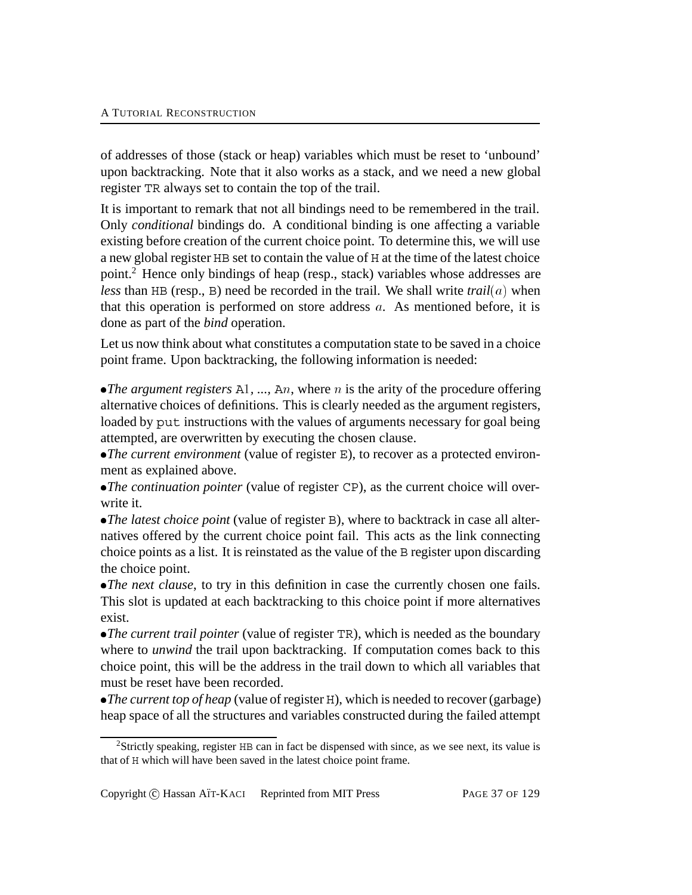of addresses of those (stack or heap) variables which must be reset to 'unbound' upon backtracking. Note that it also works as a stack, and we need a new global register TR always set to contain the top of the trail.

It is important to remark that not all bindings need to be remembered in the trail. Only *conditional* bindings do. A conditional binding is one affecting a variable existing before creation of the current choice point. To determine this, we will use a new global register HB set to contain the value of H at the time of the latest choice point.[2] Hence only bindings of heap (resp., stack) variables whose addresses are *less* than HB (resp., B) need be recorded in the trail. We shall write *trail*$(a)$ when that this operation is performed on store address $a$. As mentioned before, it is done as part of the *bind* operation.

Let us now think about what constitutes a computation state to be saved in a choice point frame. Upon backtracking, the following information is needed:

- *The argument registers* A1, ..., A$n$, where $n$ is the arity of the procedure offering alternative choices of definitions. This is clearly needed as the argument registers, loaded by put instructions with the values of arguments necessary for goal being attempted, are overwritten by executing the chosen clause.
- *The current environment* (value of register E), to recover as a protected environment as explained above.
- *The continuation pointer* (value of register CP), as the current choice will overwrite it.
- *The latest choice point* (value of register B), where to backtrack in case all alternatives offered by the current choice point fail. This acts as the link connecting choice points as a list. It is reinstated as the value of the B register upon discarding the choice point.
- *The next clause*, to try in this definition in case the currently chosen one fails. This slot is updated at each backtracking to this choice point if more alternatives exist.
- *The current trail pointer* (value of register TR), which is needed as the boundary where to *unwind* the trail upon backtracking. If computation comes back to this choice point, this will be the address in the trail down to which all variables that must be reset have been recorded.
- *The current top of heap* (value of register H), which is needed to recover (garbage) heap space of all the structures and variables constructed during the failed attempt

[2] Strictly speaking, register HB can in fact be dispensed with since, as we see next, its value is that of H which will have been saved in the latest choice point frame.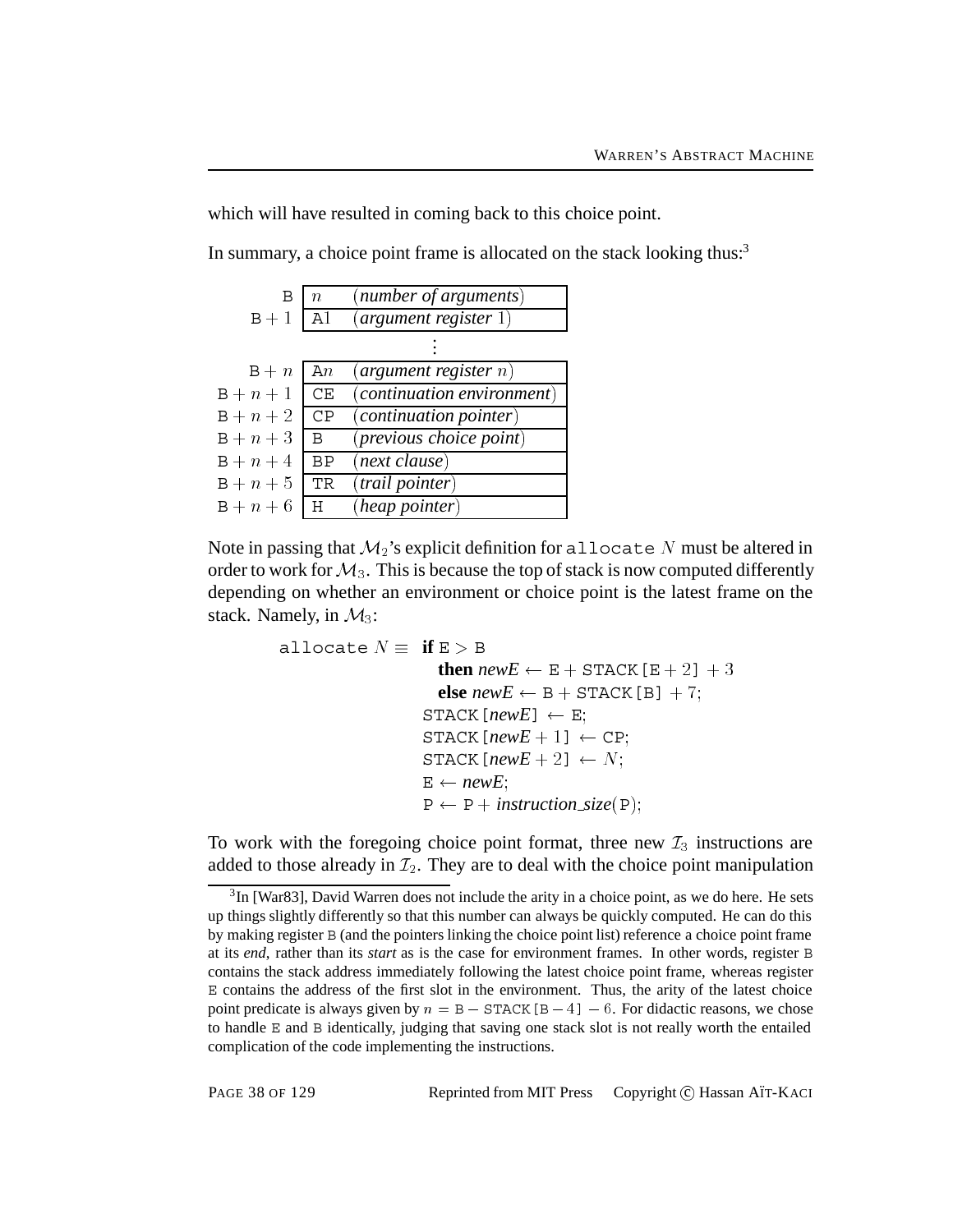which will have resulted in coming back to this choice point.

In summary, a choice point frame is allocated on the stack looking thus:[3]

| | | |
|---|---|---|
| B | $n$ | (*number of arguments*) |
| $\mathtt{B}+1$ | A1 | (*argument register* 1) |
| | ⋮ | |
| $\mathtt{B}+n$ | A$n$ | (*argument register* $n$) |
| $\mathtt{B}+n+1$ | CE | (*continuation environment*) |
| $\mathtt{B}+n+2$ | CP | (*continuation pointer*) |
| $\mathtt{B}+n+3$ | B | (*previous choice point*) |
| $\mathtt{B}+n+4$ | BP | (*next clause*) |
| $\mathtt{B}+n+5$ | TR | (*trail pointer*) |
| $\mathtt{B}+n+6$ | H | (*heap pointer*) |

Note in passing that $\mathcal{M}_2$'s explicit definition for `allocate` $N$ must be altered in order to work for $\mathcal{M}_3$. This is because the top of stack is now computed differently depending on whether an environment or choice point is the latest frame on the stack. Namely, in $\mathcal{M}_3$:

$$
\begin{array}{rl}
\mathtt{allocate}\ N \equiv & \textbf{if}\ \mathtt{E} > \mathtt{B} \\
& \quad \textbf{then}\ \textit{newE} \leftarrow \mathtt{E} + \mathtt{STACK[E}+2\mathtt{]} + 3 \\
& \quad \textbf{else}\ \textit{newE} \leftarrow \mathtt{B} + \mathtt{STACK[B]} + 7; \\
& \mathtt{STACK[}\textit{newE}\mathtt{]} \leftarrow \mathtt{E}; \\
& \mathtt{STACK[}\textit{newE}+1\mathtt{]} \leftarrow \mathtt{CP}; \\
& \mathtt{STACK[}\textit{newE}+2\mathtt{]} \leftarrow N; \\
& \mathtt{E} \leftarrow \textit{newE}; \\
& \mathtt{P} \leftarrow \mathtt{P} + \textit{instruction\_size}(\mathtt{P});
\end{array}
$$

To work with the foregoing choice point format, three new $\mathcal{I}_3$ instructions are added to those already in $\mathcal{I}_2$. They are to deal with the choice point manipulation

[3] In [War83], David Warren does not include the arity in a choice point, as we do here. He sets up things slightly differently so that this number can always be quickly computed. He can do this by making register B (and the pointers linking the choice point list) reference a choice point frame at its *end*, rather than its *start* as is the case for environment frames. In other words, register B contains the stack address immediately following the latest choice point frame, whereas register E contains the address of the first slot in the environment. Thus, the arity of the latest choice point predicate is always given by $n = \mathtt{B} - \mathtt{STACK[B}-4\mathtt{]} - 6$. For didactic reasons, we chose to handle E and B identically, judging that saving one stack slot is not really worth the entailed complication of the code implementing the instructions.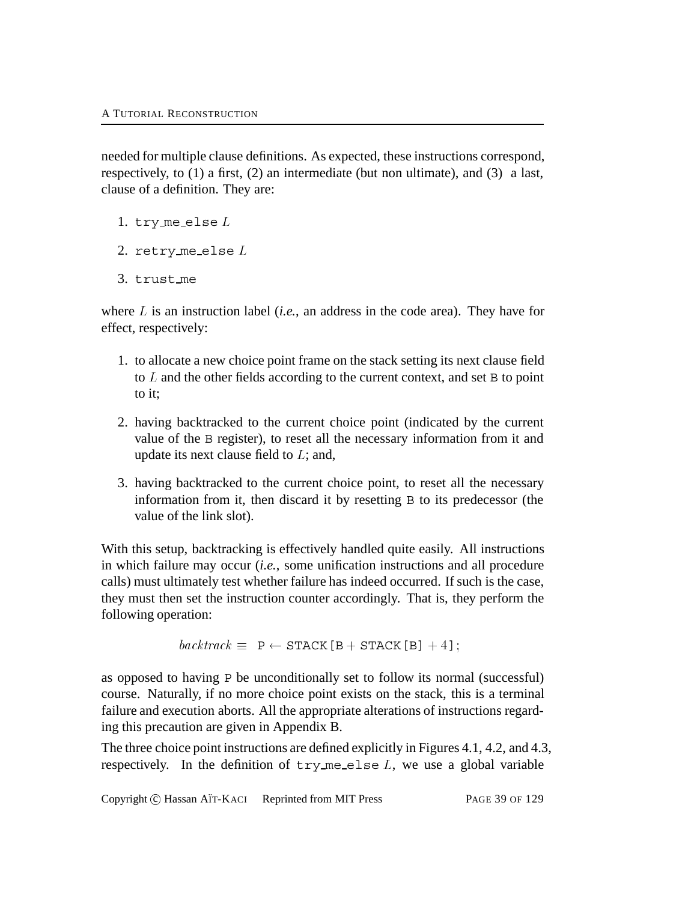needed for multiple clause definitions. As expected, these instructions correspond, respectively, to (1) a first, (2) an intermediate (but non ultimate), and (3) a last, clause of a definition. They are:

1. `try_me_else` $L$
2. `retry_me_else` $L$
3. `trust_me`

where $L$ is an instruction label (*i.e.*, an address in the code area). They have for effect, respectively:

1. to allocate a new choice point frame on the stack setting its next clause field to $L$ and the other fields according to the current context, and set `B` to point to it;
2. having backtracked to the current choice point (indicated by the current value of the `B` register), to reset all the necessary information from it and update its next clause field to $L$; and,
3. having backtracked to the current choice point, to reset all the necessary information from it, then discard it by resetting `B` to its predecessor (the value of the link slot).

With this setup, backtracking is effectively handled quite easily. All instructions in which failure may occur (*i.e.*, some unification instructions and all procedure calls) must ultimately test whether failure has indeed occurred. If such is the case, they must then set the instruction counter accordingly. That is, they perform the following operation:

$$backtrack \equiv \; \mathtt{P} \leftarrow \mathtt{STACK[B} + \mathtt{STACK[B]} + 4\mathtt{]};$$

as opposed to having `P` be unconditionally set to follow its normal (successful) course. Naturally, if no more choice point exists on the stack, this is a terminal failure and execution aborts. All the appropriate alterations of instructions regarding this precaution are given in Appendix B.

The three choice point instructions are defined explicitly in Figures 4.1, 4.2, and 4.3, respectively. In the definition of `try_me_else` $L$, we use a global variable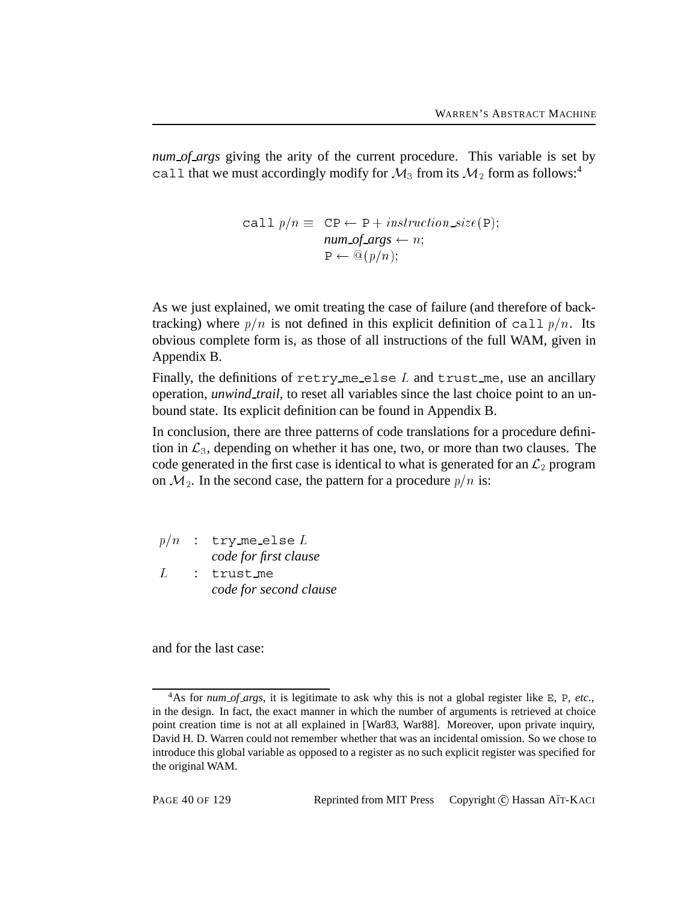*num_of_args* giving the arity of the current procedure. This variable is set by `call` that we must accordingly modify for $\mathcal{M}_3$ from its $\mathcal{M}_2$ form as follows:[4]

$$
\begin{array}{rl}
\texttt{call}\ p/n \equiv & \texttt{CP} \leftarrow \texttt{P} + \mathit{instruction\_size}(\texttt{P}); \\
& \textbf{\textit{num\_of\_args}} \leftarrow n; \\
& \texttt{P} \leftarrow @(p/n);
\end{array}
$$

As we just explained, we omit treating the case of failure (and therefore of backtracking) where $p/n$ is not defined in this explicit definition of `call` $p/n$. Its obvious complete form is, as those of all instructions of the full WAM, given in Appendix B.

Finally, the definitions of `retry_me_else` $L$ and `trust_me`, use an ancillary operation, *unwind_trail*, to reset all variables since the last choice point to an unbound state. Its explicit definition can be found in Appendix B.

In conclusion, there are three patterns of code translations for a procedure definition in $\mathcal{L}_3$, depending on whether it has one, two, or more than two clauses. The code generated in the first case is identical to what is generated for an $\mathcal{L}_2$ program on $\mathcal{M}_2$. In the second case, the pattern for a procedure $p/n$ is:

$p/n$ : `try_me_else` $L$
*code for first clause*
$L$ : `trust_me`
*code for second clause*

and for the last case:

[4] As for *num_of_args*, it is legitimate to ask why this is not a global register like `E`, `P`, *etc.*, in the design. In fact, the exact manner in which the number of arguments is retrieved at choice point creation time is not at all explained in [War83, War88]. Moreover, upon private inquiry, David H. D. Warren could not remember whether that was an incidental omission. So we chose to introduce this global variable as opposed to a register as no such explicit register was specified for the original WAM.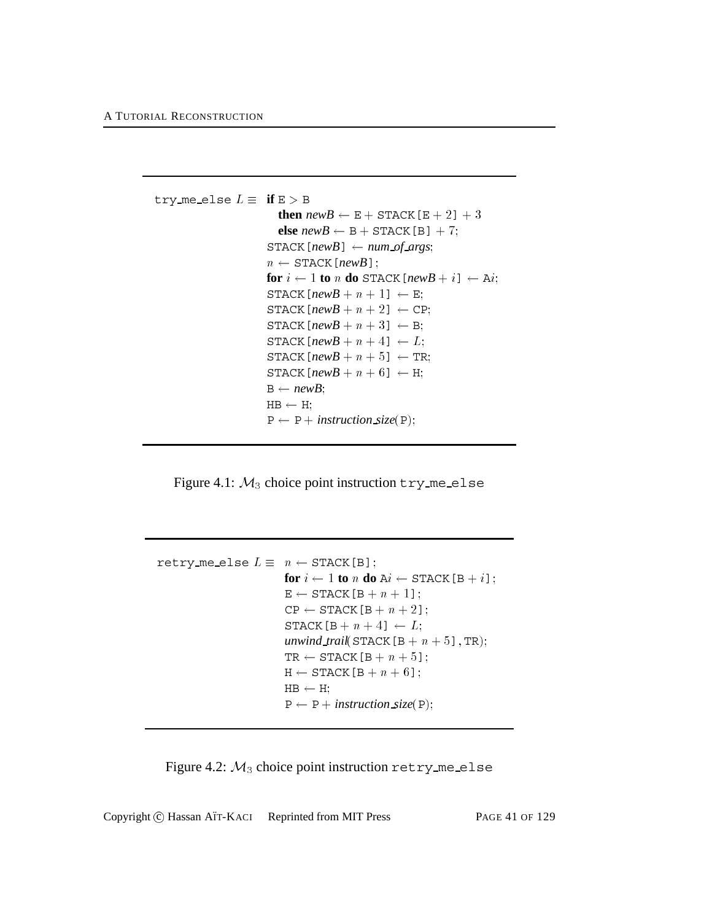```
try_me_else L ≡  if E > B
                   then newB ← E + STACK[E + 2] + 3
                   else newB ← B + STACK[B] + 7;
                 STACK[newB] ← num_of_args;
                 n ← STACK[newB];
                 for i ← 1 to n do STACK[newB + i] ← Ai;
                 STACK[newB + n + 1] ← E;
                 STACK[newB + n + 2] ← CP;
                 STACK[newB + n + 3] ← B;
                 STACK[newB + n + 4] ← L;
                 STACK[newB + n + 5] ← TR;
                 STACK[newB + n + 6] ← H;
                 B ← newB;
                 HB ← H;
                 P ← P + instruction_size(P);
```

Figure 4.1: $\mathcal{M}_3$ choice point instruction try_me_else

```
retry_me_else L ≡  n ← STACK[B];
                   for i ← 1 to n do Ai ← STACK[B + i];
                   E ← STACK[B + n + 1];
                   CP ← STACK[B + n + 2];
                   STACK[B + n + 4] ← L;
                   unwind_trail(STACK[B + n + 5], TR);
                   TR ← STACK[B + n + 5];
                   H ← STACK[B + n + 6];
                   HB ← H;
                   P ← P + instruction_size(P);
```

Figure 4.2: $\mathcal{M}_3$ choice point instruction retry_me_else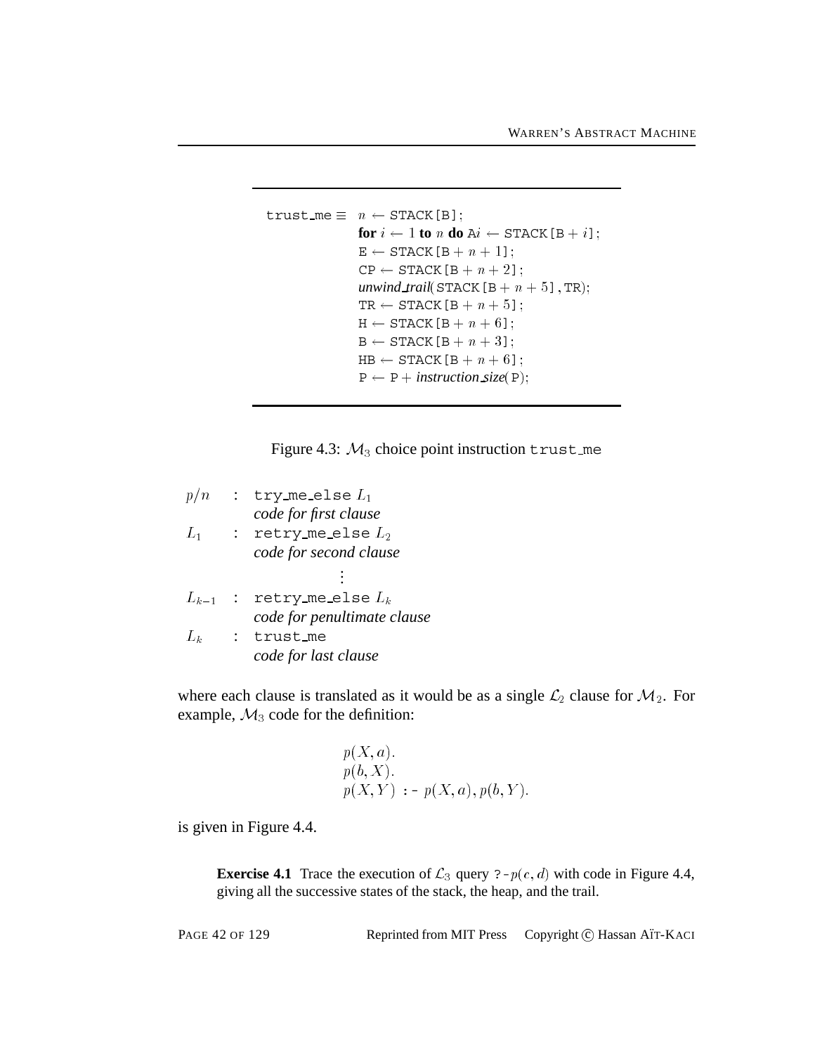```
trust_me ≡  n ← STACK[B];
            for i ← 1 to n do Ai ← STACK[B + i];
            E ← STACK[B + n + 1];
            CP ← STACK[B + n + 2];
            unwind_trail(STACK[B + n + 5], TR);
            TR ← STACK[B + n + 5];
            H ← STACK[B + n + 6];
            B ← STACK[B + n + 3];
            HB ← STACK[B + n + 6];
            P ← P + instruction_size(P);
```

Figure 4.3: $\mathcal{M}_3$ choice point instruction `trust_me`

```
p/n     : try_me_else L1
          code for first clause
L1      : retry_me_else L2
          code for second clause
                  ⋮
Lk-1    : retry_me_else Lk
          code for penultimate clause
Lk      : trust_me
          code for last clause
```

where each clause is translated as it would be as a single $\mathcal{L}_2$ clause for $\mathcal{M}_2$. For example, $\mathcal{M}_3$ code for the definition:

$$
\begin{array}{l}
p(X, a). \\
p(b, X). \\
p(X, Y) \texttt{ :- } p(X, a), p(b, Y).
\end{array}
$$

is given in Figure 4.4.

**Exercise 4.1** Trace the execution of $\mathcal{L}_3$ query `?-` $p(c, d)$ with code in Figure 4.4, giving all the successive states of the stack, the heap, and the trail.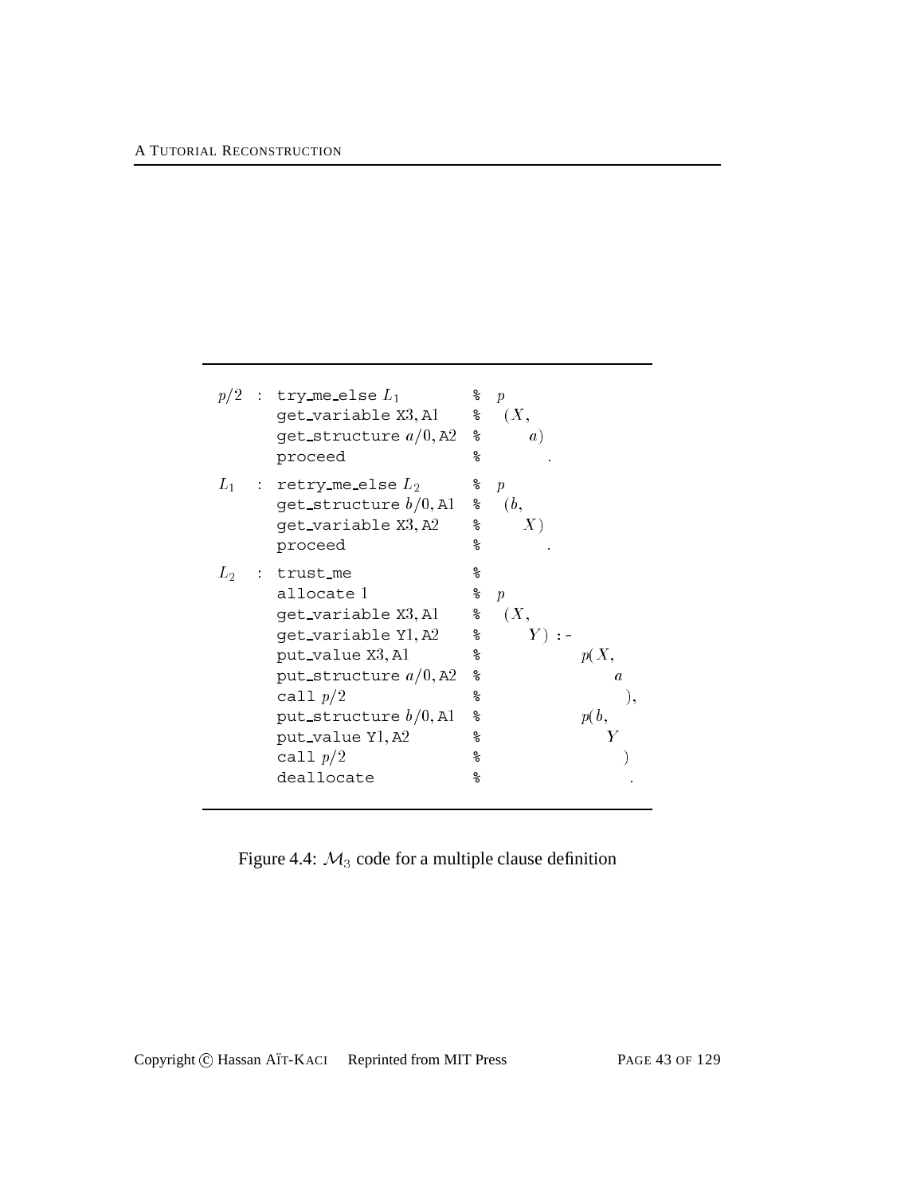```
p/2  : try_me_else L1          %  p
       get_variable X3, A1     %   (X,
       get_structure a/0, A2   %      a)
       proceed                 %        .

L1   : retry_me_else L2        %  p
       get_structure b/0, A1   %   (b,
       get_variable X3, A2     %      X)
       proceed                 %        .

L2   : trust_me                %
       allocate 1              %  p
       get_variable X3, A1     %   (X,
       get_variable Y1, A2     %      Y) :-
       put_value X3, A1        %            p(X,
       put_structure a/0, A2   %               a
       call p/2                %                ),
       put_structure b/0, A1   %            p(b,
       put_value Y1, A2        %               Y
       call p/2                %                )
       deallocate              %                 .
```

Figure 4.4: $\mathcal{M}_3$ code for a multiple clause definition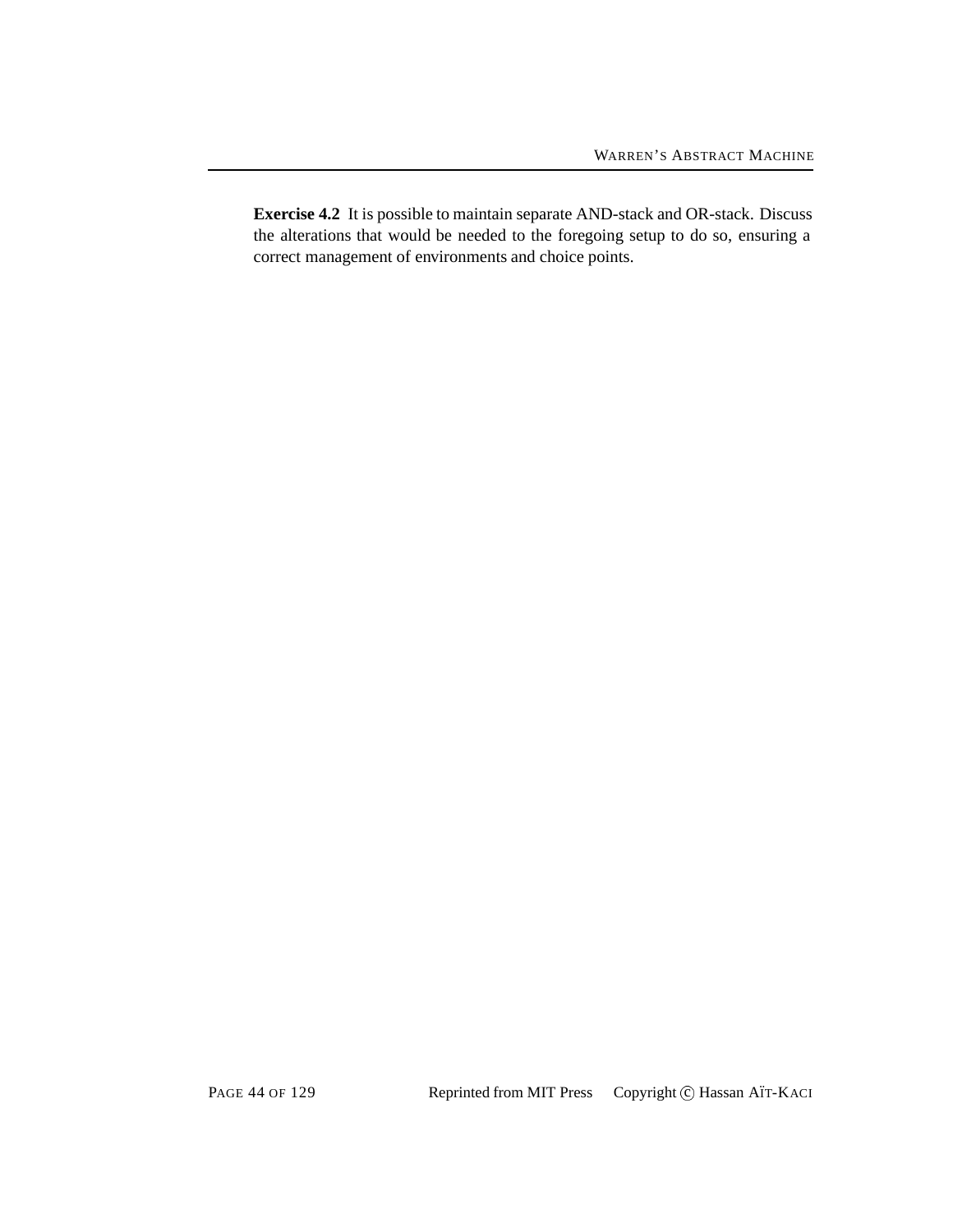**Exercise 4.2** It is possible to maintain separate AND-stack and OR-stack. Discuss the alterations that would be needed to the foregoing setup to do so, ensuring a correct management of environments and choice points.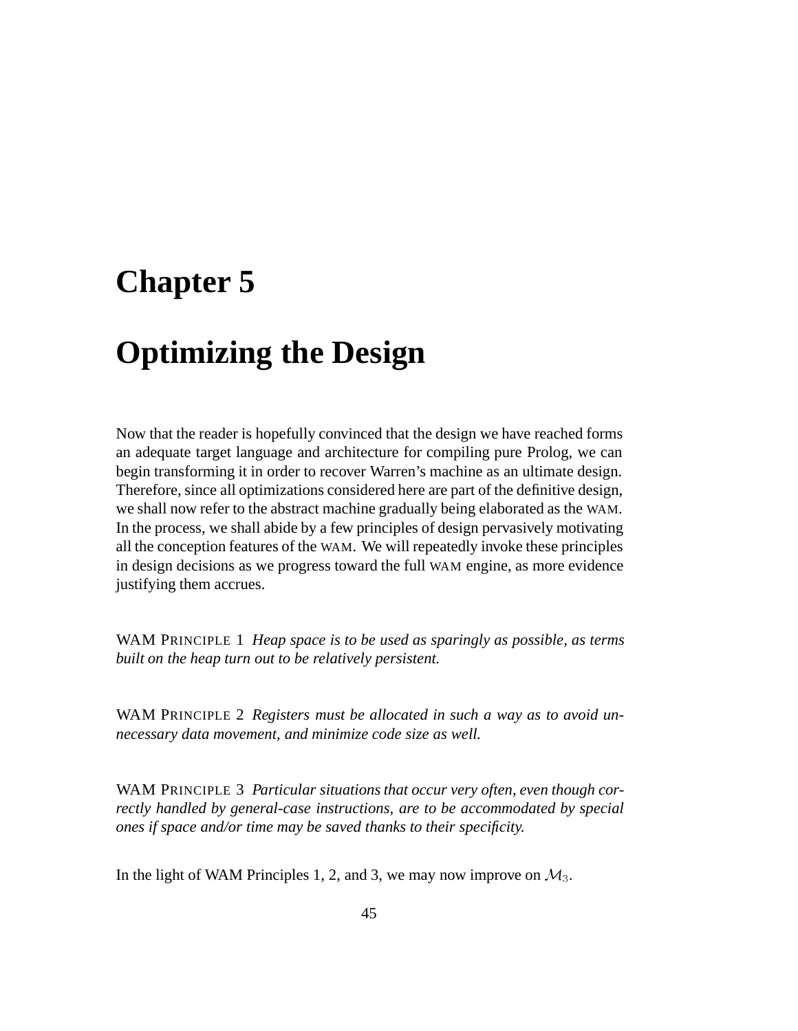# Chapter 5

# Optimizing the Design

Now that the reader is hopefully convinced that the design we have reached forms an adequate target language and architecture for compiling pure Prolog, we can begin transforming it in order to recover Warren's machine as an ultimate design. Therefore, since all optimizations considered here are part of the definitive design, we shall now refer to the abstract machine gradually being elaborated as the WAM. In the process, we shall abide by a few principles of design pervasively motivating all the conception features of the WAM. We will repeatedly invoke these principles in design decisions as we progress toward the full WAM engine, as more evidence justifying them accrues.

WAM PRINCIPLE 1 *Heap space is to be used as sparingly as possible, as terms built on the heap turn out to be relatively persistent.*

WAM PRINCIPLE 2 *Registers must be allocated in such a way as to avoid unnecessary data movement, and minimize code size as well.*

WAM PRINCIPLE 3 *Particular situations that occur very often, even though correctly handled by general-case instructions, are to be accommodated by special ones if space and/or time may be saved thanks to their specificity.*

In the light of WAM Principles 1, 2, and 3, we may now improve on $\mathcal{M}_3$.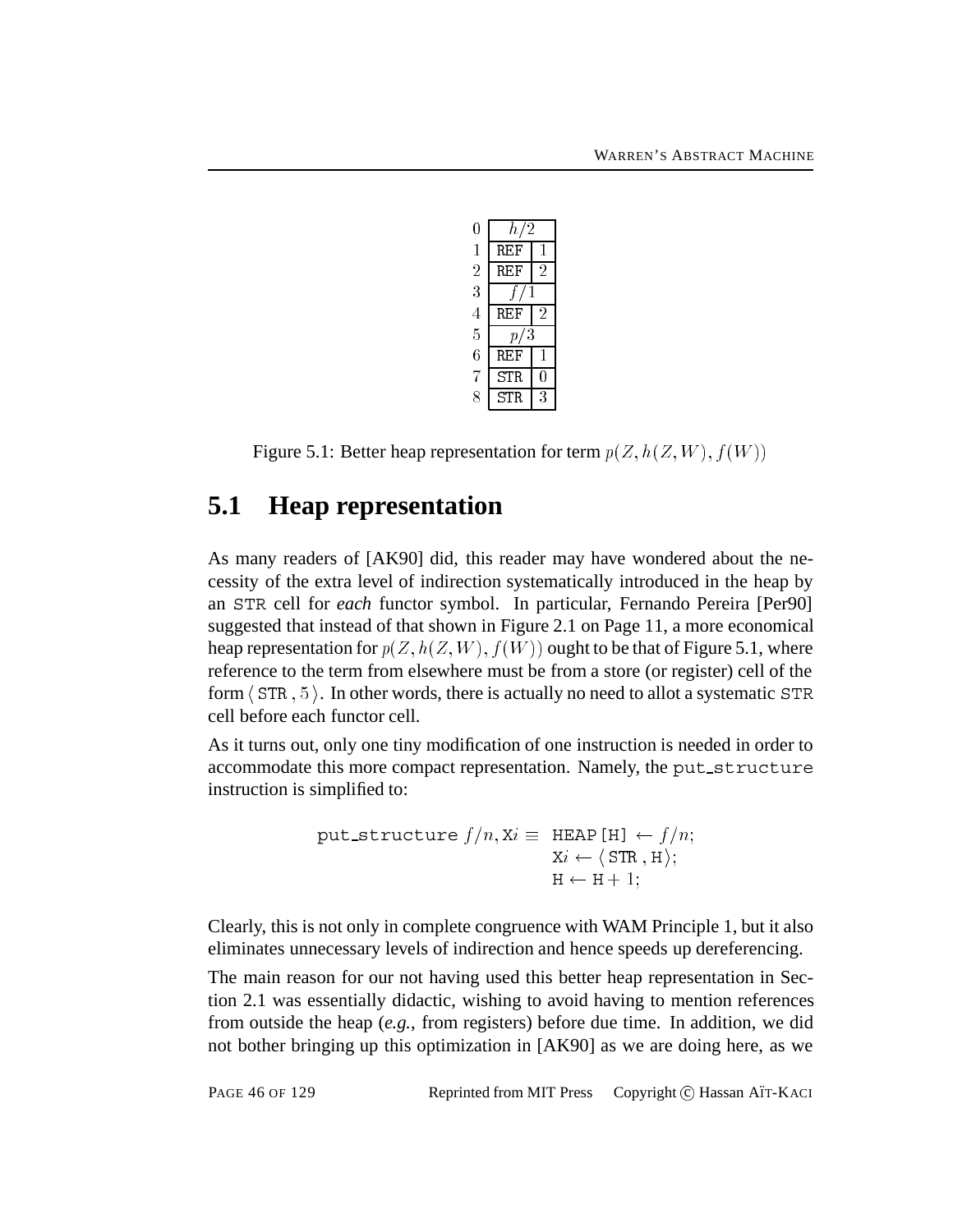| | | |
|---|---|---|
| 0 | $h/2$ | |
| 1 | REF | 1 |
| 2 | REF | 2 |
| 3 | $f/1$ | |
| 4 | REF | 2 |
| 5 | $p/3$ | |
| 6 | REF | 1 |
| 7 | STR | 0 |
| 8 | STR | 3 |

Figure 5.1: Better heap representation for term $p(Z, h(Z, W), f(W))$

## 5.1 Heap representation

As many readers of [AK90] did, this reader may have wondered about the necessity of the extra level of indirection systematically introduced in the heap by an STR cell for *each* functor symbol. In particular, Fernando Pereira [Per90] suggested that instead of that shown in Figure 2.1 on Page 11, a more economical heap representation for $p(Z, h(Z, W), f(W))$ ought to be that of Figure 5.1, where reference to the term from elsewhere must be from a store (or register) cell of the form $\langle$ STR $, 5 \rangle$. In other words, there is actually no need to allot a systematic STR cell before each functor cell.

As it turns out, only one tiny modification of one instruction is needed in order to accommodate this more compact representation. Namely, the put_structure instruction is simplified to:

```
put_structure f/n, Xi ≡  HEAP[H] ← f/n;
                         Xi ← ⟨ STR , H⟩;
                         H ← H + 1;
```

Clearly, this is not only in complete congruence with WAM Principle 1, but it also eliminates unnecessary levels of indirection and hence speeds up dereferencing.

The main reason for our not having used this better heap representation in Section 2.1 was essentially didactic, wishing to avoid having to mention references from outside the heap (*e.g.*, from registers) before due time. In addition, we did not bother bringing up this optimization in [AK90] as we are doing here, as we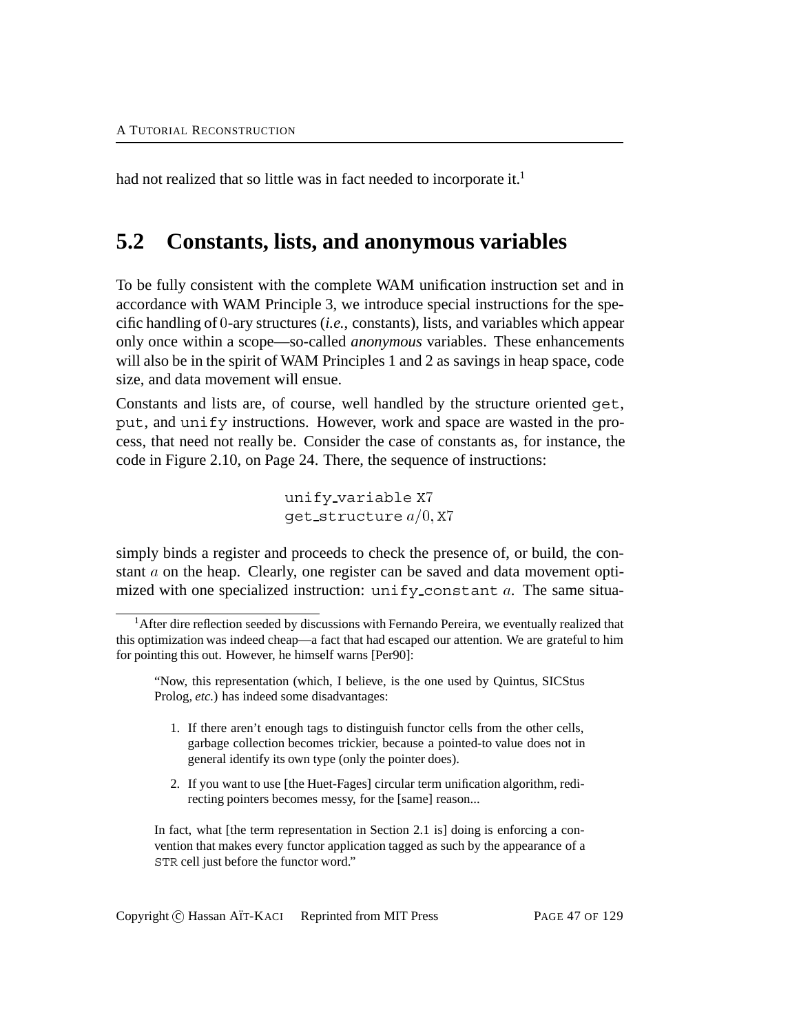had not realized that so little was in fact needed to incorporate it.[1]

## 5.2 Constants, lists, and anonymous variables

To be fully consistent with the complete WAM unification instruction set and in accordance with WAM Principle 3, we introduce special instructions for the specific handling of 0-ary structures (*i.e.*, constants), lists, and variables which appear only once within a scope—so-called *anonymous* variables. These enhancements will also be in the spirit of WAM Principles 1 and 2 as savings in heap space, code size, and data movement will ensue.

Constants and lists are, of course, well handled by the structure oriented `get`, `put`, and `unify` instructions. However, work and space are wasted in the process, that need not really be. Consider the case of constants as, for instance, the code in Figure 2.10, on Page 24. There, the sequence of instructions:

```
unify_variable X7
get_structure a/0, X7
```

simply binds a register and proceeds to check the presence of, or build, the constant $a$ on the heap. Clearly, one register can be saved and data movement optimized with one specialized instruction: `unify_constant` $a$. The same situa-

[1] After dire reflection seeded by discussions with Fernando Pereira, we eventually realized that this optimization was indeed cheap—a fact that had escaped our attention. We are grateful to him for pointing this out. However, he himself warns [Per90]:

> "Now, this representation (which, I believe, is the one used by Quintus, SICStus Prolog, *etc.*) has indeed some disadvantages:
>
> 1. If there aren't enough tags to distinguish functor cells from the other cells, garbage collection becomes trickier, because a pointed-to value does not in general identify its own type (only the pointer does).
> 2. If you want to use [the Huet-Fages] circular term unification algorithm, redirecting pointers becomes messy, for the [same] reason...
>
> In fact, what [the term representation in Section 2.1 is] doing is enforcing a convention that makes every functor application tagged as such by the appearance of a `STR` cell just before the functor word."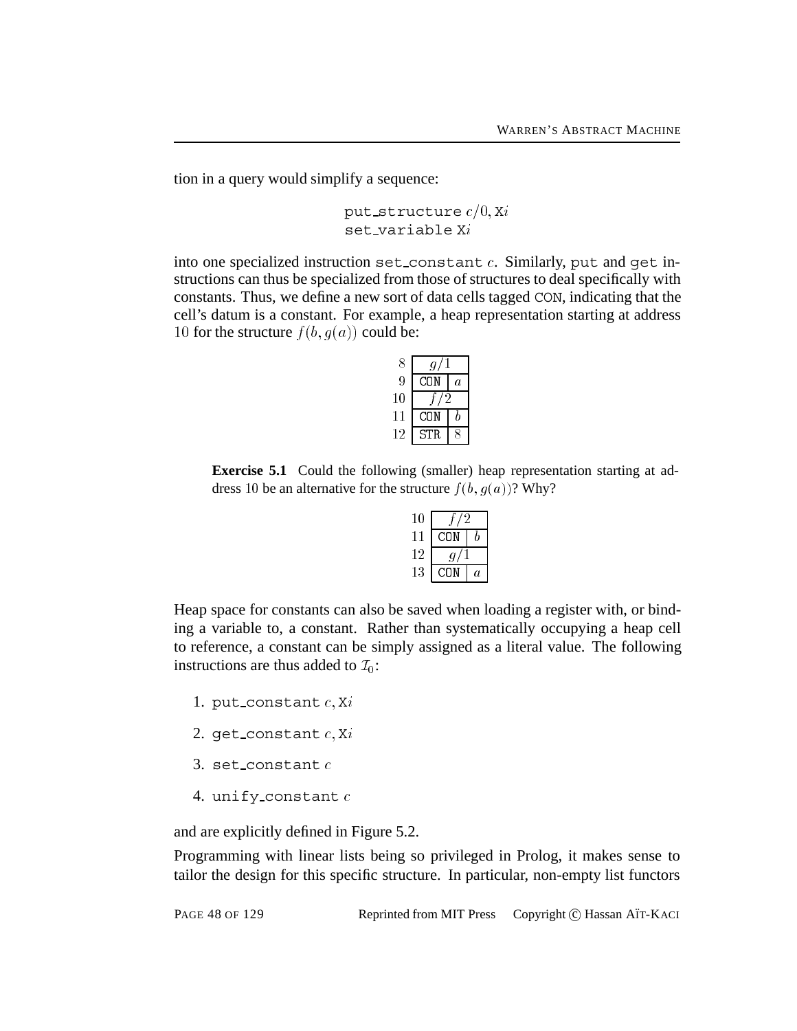tion in a query would simplify a sequence:

```
put_structure c/0, Xi
set_variable Xi
```

into one specialized instruction `set_constant` $c$. Similarly, `put` and `get` instructions can thus be specialized from those of structures to deal specifically with constants. Thus, we define a new sort of data cells tagged `CON`, indicating that the cell's datum is a constant. For example, a heap representation starting at address 10 for the structure $f(b, g(a))$ could be:

| | | |
|---|---|---|
| 8 | $g/1$ | |
| 9 | CON | $a$ |
| 10 | $f/2$ | |
| 11 | CON | $b$ |
| 12 | STR | 8 |

**Exercise 5.1** Could the following (smaller) heap representation starting at address 10 be an alternative for the structure $f(b, g(a))$? Why?

| | | |
|---|---|---|
| 10 | $f/2$ | |
| 11 | CON | $b$ |
| 12 | $g/1$ | |
| 13 | CON | $a$ |

Heap space for constants can also be saved when loading a register with, or binding a variable to, a constant. Rather than systematically occupying a heap cell to reference, a constant can be simply assigned as a literal value. The following instructions are thus added to $\mathcal{I}_0$:

1. `put_constant` $c$, X$i$
2. `get_constant` $c$, X$i$
3. `set_constant` $c$
4. `unify_constant` $c$

and are explicitly defined in Figure 5.2.

Programming with linear lists being so privileged in Prolog, it makes sense to tailor the design for this specific structure. In particular, non-empty list functors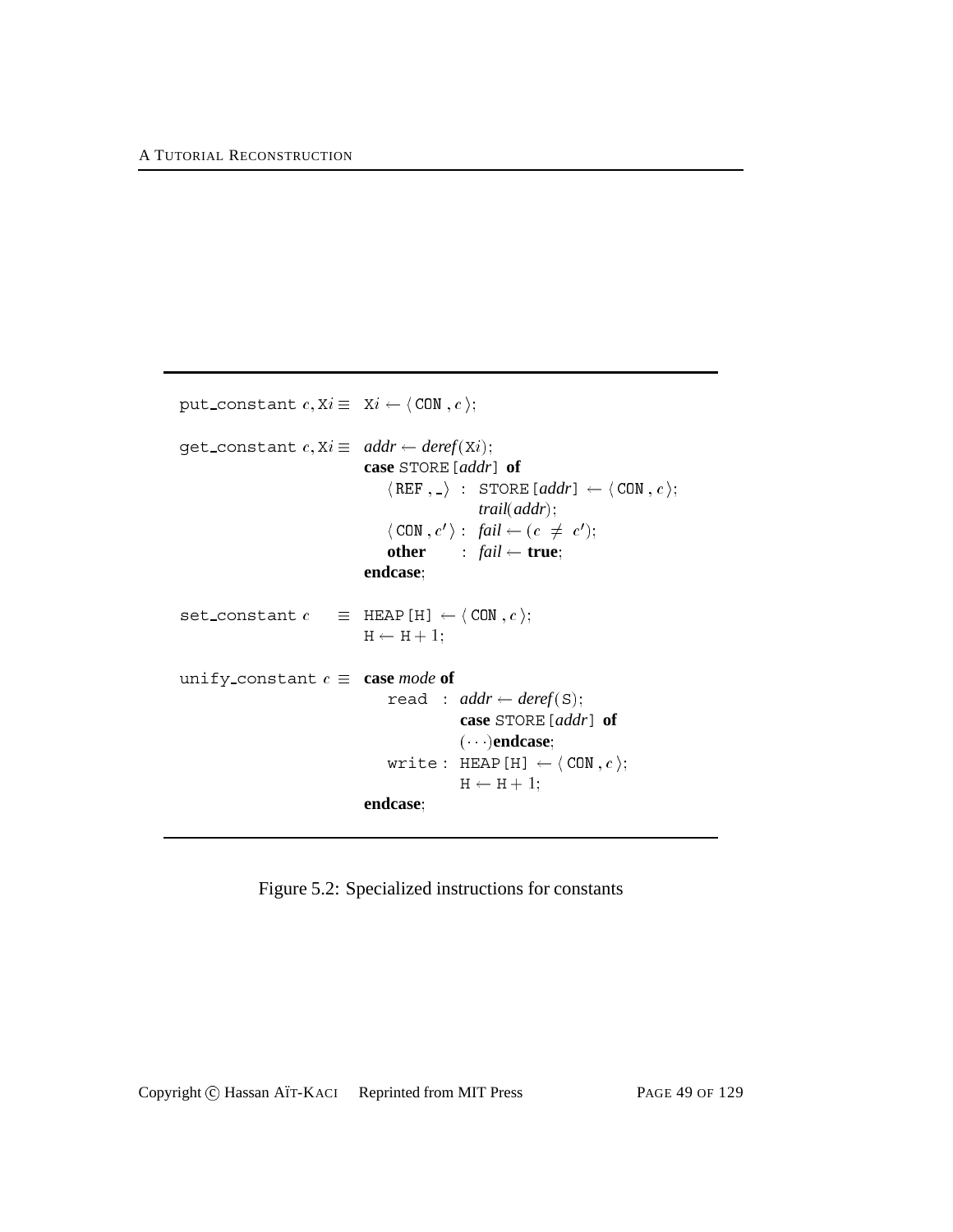```
put_constant c, Xi ≡  Xi ← ⟨ CON , c ⟩;

get_constant c, Xi ≡  addr ← deref(Xi);
                      case STORE[addr] of
                        ⟨REF , _⟩    :  STORE[addr] ← ⟨ CON , c ⟩;
                                        trail(addr);
                        ⟨ CON , c′ ⟩ :  fail ← (c ≠ c′);
                        other        :  fail ← true;
                      endcase;

set_constant c     ≡  HEAP[H] ← ⟨ CON , c ⟩;
                      H ← H + 1;

unify_constant c   ≡  case mode of
                        read  :  addr ← deref(S);
                                 case STORE[addr] of
                                 (···)endcase;
                        write :  HEAP[H] ← ⟨ CON , c ⟩;
                                 H ← H + 1;
                      endcase;
```

Figure 5.2: Specialized instructions for constants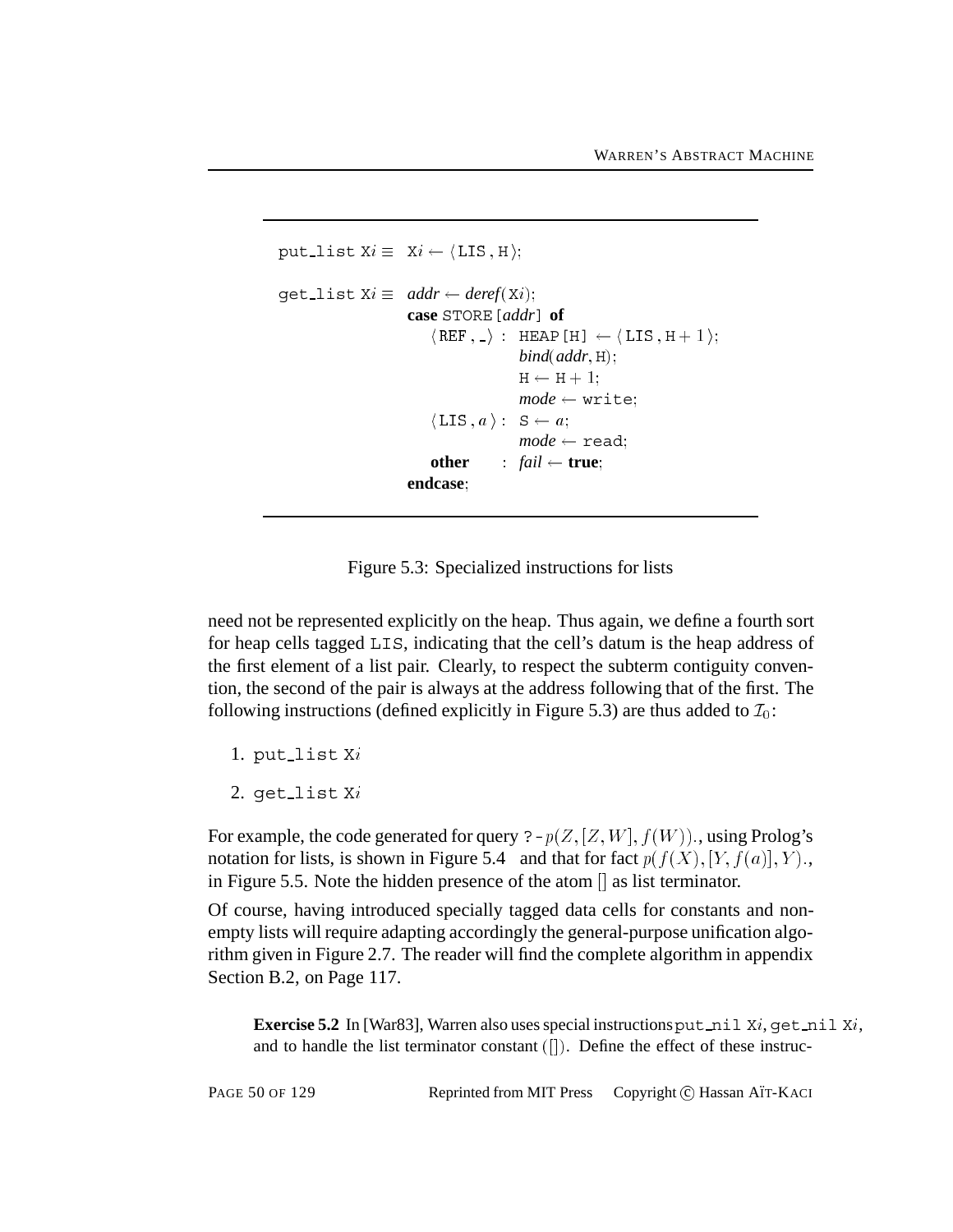```
put_list Xi ≡  Xi ← ⟨LIS, H⟩;

get_list Xi ≡  addr ← deref(Xi);
               case STORE[addr] of
                 ⟨REF, _⟩ :  HEAP[H] ← ⟨LIS, H + 1⟩;
                             bind(addr, H);
                             H ← H + 1;
                             mode ← write;
                 ⟨LIS, a⟩ :  S ← a;
                             mode ← read;
                 other    :  fail ← true;
               endcase;
```

Figure 5.3: Specialized instructions for lists

need not be represented explicitly on the heap. Thus again, we define a fourth sort for heap cells tagged `LIS`, indicating that the cell's datum is the heap address of the first element of a list pair. Clearly, to respect the subterm contiguity convention, the second of the pair is always at the address following that of the first. The following instructions (defined explicitly in Figure 5.3) are thus added to $\mathcal{I}_0$:

1. `put_list` X$i$
2. `get_list` X$i$

For example, the code generated for query `?-` $p(Z, [Z, W], f(W))$., using Prolog's notation for lists, is shown in Figure 5.4 and that for fact $p(f(X), [Y, f(a)], Y)$., in Figure 5.5. Note the hidden presence of the atom [] as list terminator.

Of course, having introduced specially tagged data cells for constants and non-empty lists will require adapting accordingly the general-purpose unification algorithm given in Figure 2.7. The reader will find the complete algorithm in appendix Section B.2, on Page 117.

**Exercise 5.2** In [War83], Warren also uses special instructions `put_nil` X$i$, `get_nil` X$i$, and to handle the list terminator constant ([]). Define the effect of these instruc-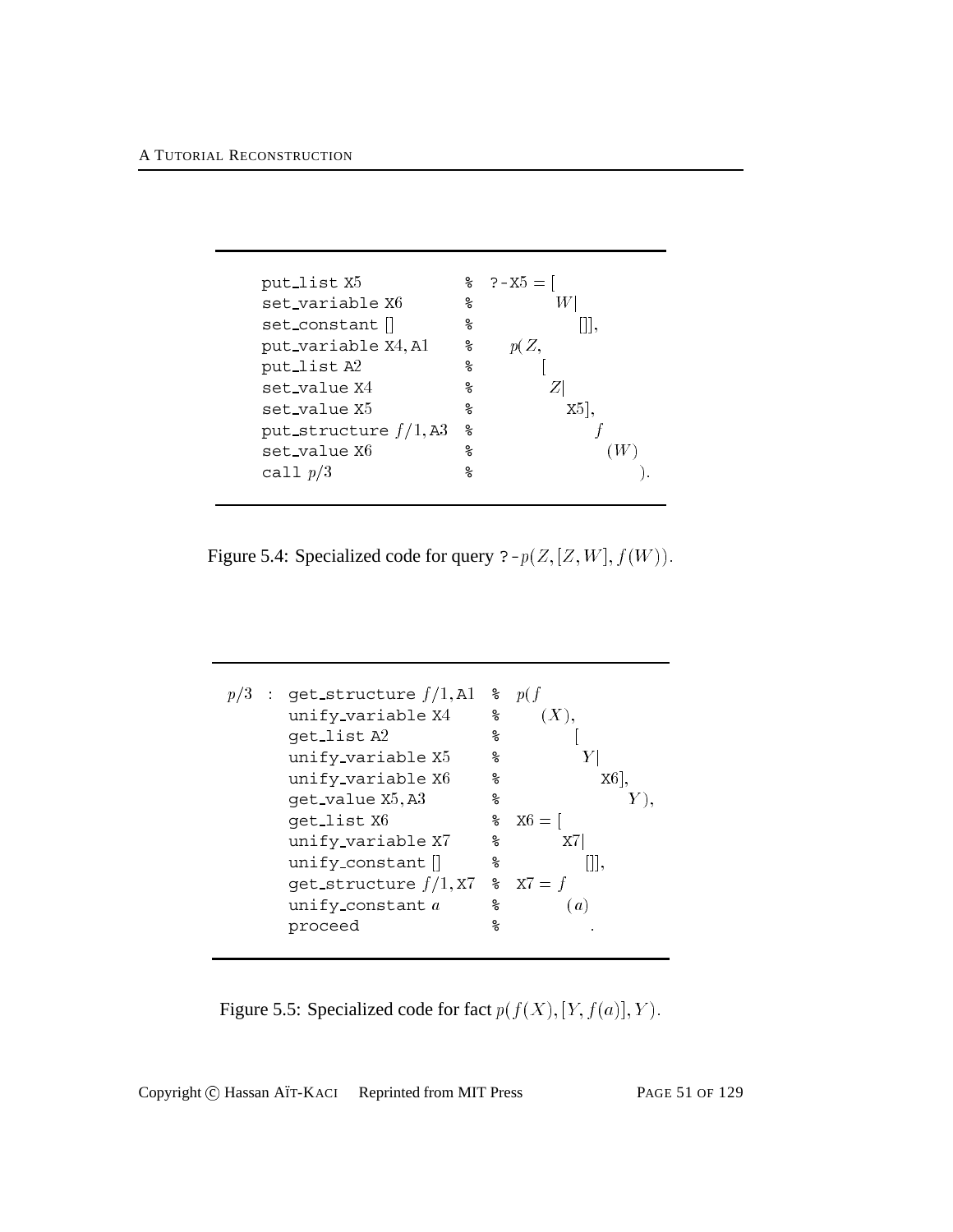```
put_list X5              %  ?-X5 = [
set_variable X6          %           W|
set_constant []          %             []],
put_variable X4, A1      %     p(Z,
put_list A2              %        [
set_value X4             %         Z|
set_value X5             %          X5],
put_structure f/1, A3    %               f
set_value X6             %                (W)
call p/3                 %                   ).
```

Figure 5.4: Specialized code for query `?-` $p(Z, [Z, W], f(W))$.

```
p/3 : get_structure f/1, A1   %  p(f
      unify_variable X4       %      (X),
      get_list A2             %          [
      unify_variable X5       %           Y|
      unify_variable X6       %             X6],
      get_value X5, A3        %                 Y),
      get_list X6             %  X6 = [
      unify_variable X7       %        X7|
      unify_constant []       %           []],
      get_structure f/1, X7   %  X7 = f
      unify_constant a        %        (a)
      proceed                 %           .
```

Figure 5.5: Specialized code for fact $p(f(X), [Y, f(a)], Y)$.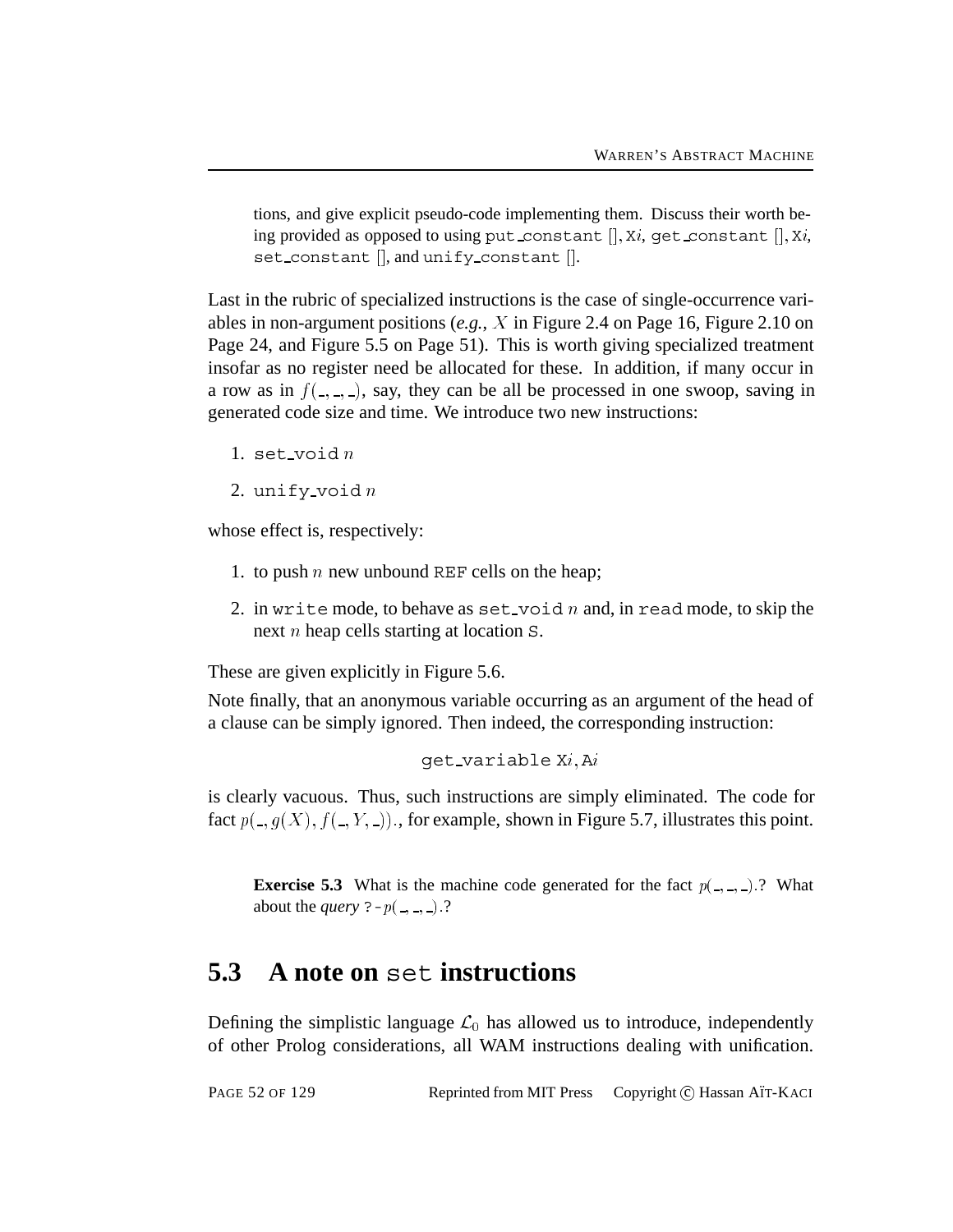tions, and give explicit pseudo-code implementing them. Discuss their worth being provided as opposed to using `put_constant [], X`$i$, `get_constant [], X`$i$, `set_constant []`, and `unify_constant []`.

Last in the rubric of specialized instructions is the case of single-occurrence variables in non-argument positions (*e.g.*, $X$ in Figure 2.4 on Page 16, Figure 2.10 on Page 24, and Figure 5.5 on Page 51). This is worth giving specialized treatment insofar as no register need be allocated for these. In addition, if many occur in a row as in $f(\_, \_, \_)$, say, they can be all be processed in one swoop, saving in generated code size and time. We introduce two new instructions:

1. `set_void` $n$
2. `unify_void` $n$

whose effect is, respectively:

1. to push $n$ new unbound `REF` cells on the heap;
2. in `write` mode, to behave as `set_void` $n$ and, in `read` mode, to skip the next $n$ heap cells starting at location `S`.

These are given explicitly in Figure 5.6.

Note finally, that an anonymous variable occurring as an argument of the head of a clause can be simply ignored. Then indeed, the corresponding instruction:

`get_variable X`$i$`, A`$i$

is clearly vacuous. Thus, such instructions are simply eliminated. The code for fact $p(\_, g(X), f(\_, Y, \_)).$, for example, shown in Figure 5.7, illustrates this point.

**Exercise 5.3** What is the machine code generated for the fact $p(\_, \_, \_).$? What about the *query* `?-` $p(\_, \_, \_).$?

## 5.3 A note on `set` instructions

Defining the simplistic language $\mathcal{L}_0$ has allowed us to introduce, independently of other Prolog considerations, all WAM instructions dealing with unification.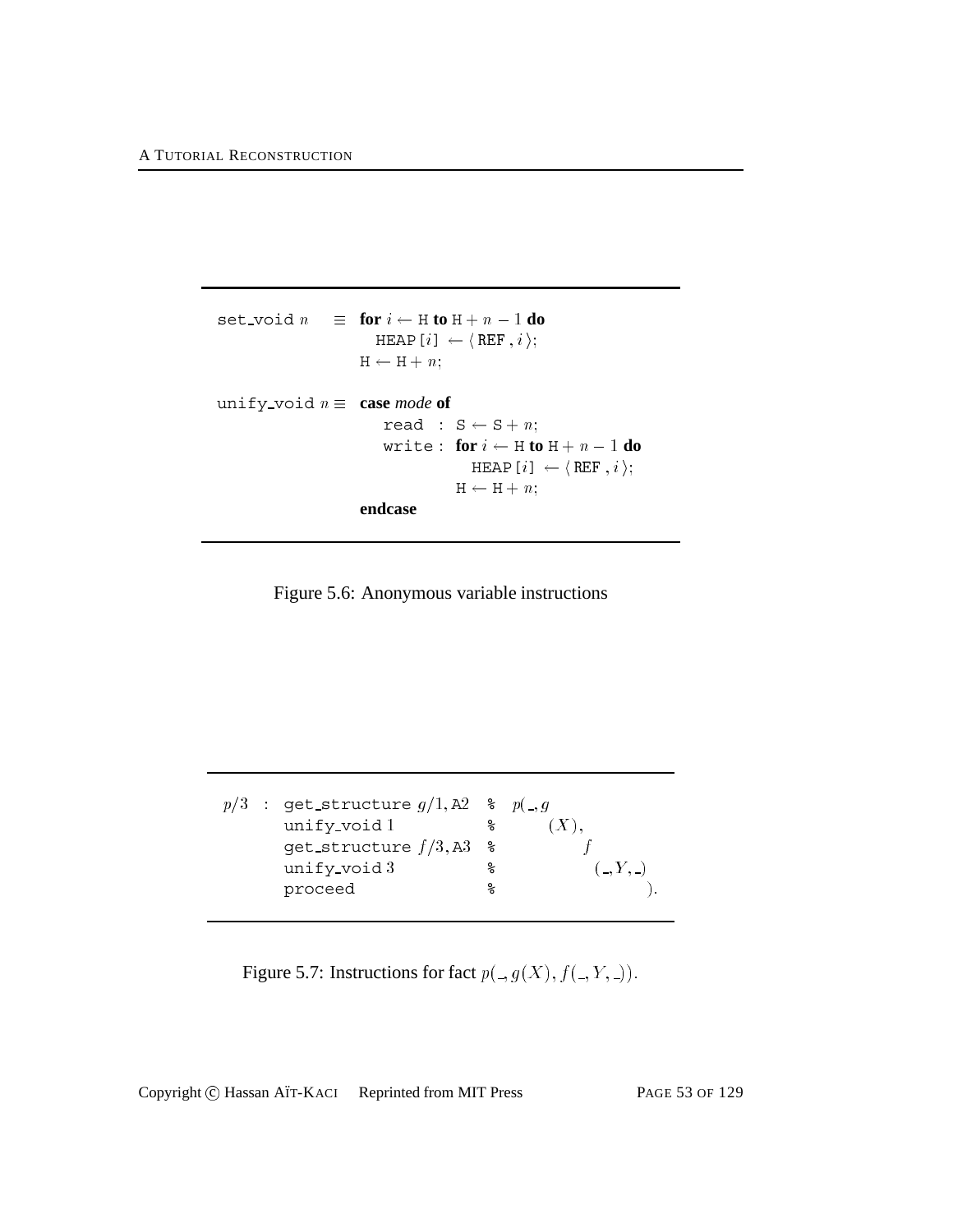```
set_void n     ≡  for i ← H to H + n − 1 do
                     HEAP[i] ← ⟨ REF , i ⟩;
                  H ← H + n;

unify_void n  ≡  case mode of
                    read  : S ← S + n;
                    write : for i ← H to H + n − 1 do
                              HEAP[i] ← ⟨ REF , i ⟩;
                            H ← H + n;
                  endcase
```

Figure 5.6: Anonymous variable instructions

```
p/3 : get_structure g/1, A2   % p(_, g
      unify_void 1            %       (X),
      get_structure f/3, A3   %            f
      unify_void 3            %             (_, Y, _)
      proceed                 %                      ).
```

Figure 5.7: Instructions for fact $p(\_, g(X), f(\_, Y, \_))$.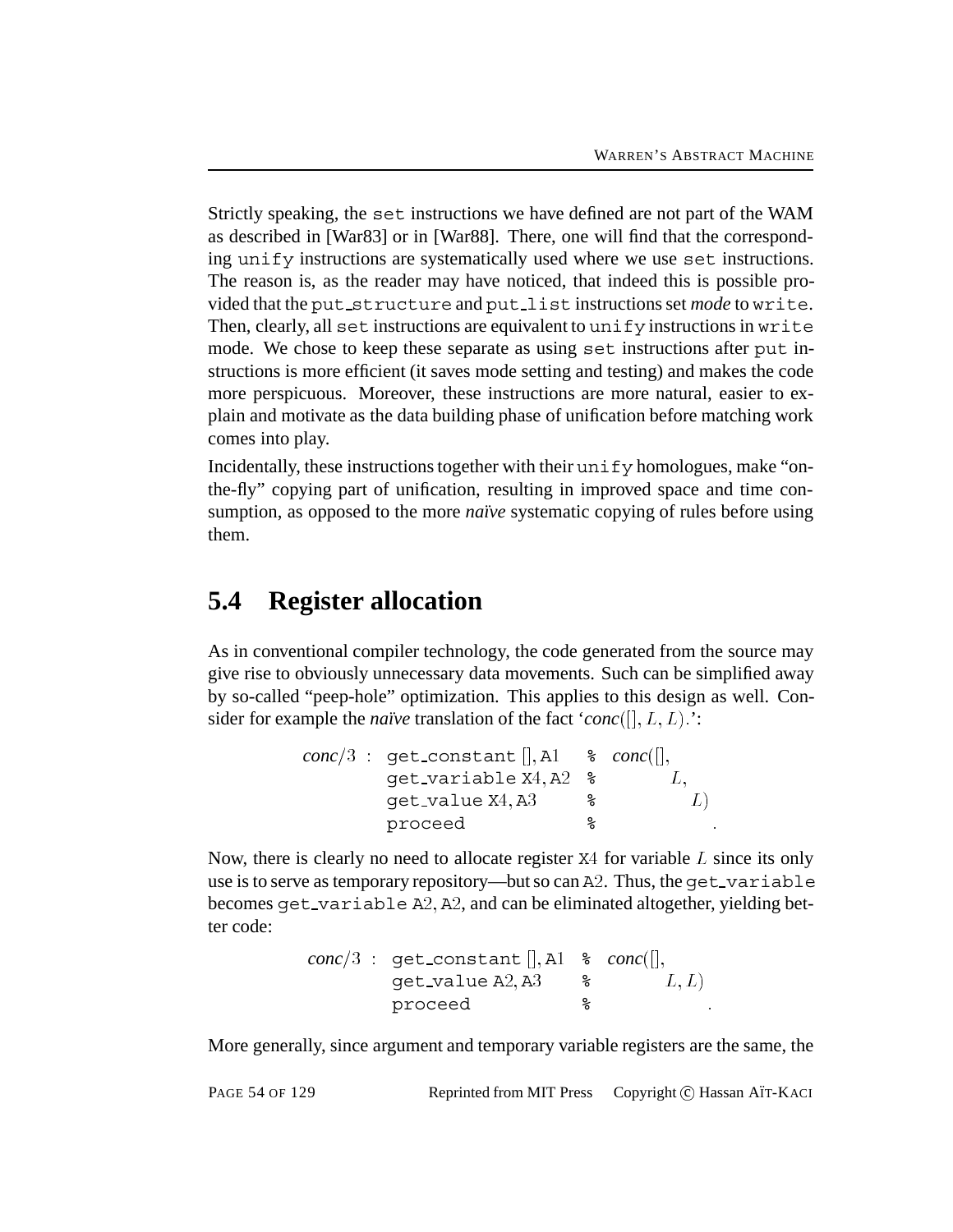Strictly speaking, the `set` instructions we have defined are not part of the WAM as described in [War83] or in [War88]. There, one will find that the corresponding `unify` instructions are systematically used where we use `set` instructions. The reason is, as the reader may have noticed, that indeed this is possible provided that the `put_structure` and `put_list` instructions set *mode* to `write`. Then, clearly, all `set` instructions are equivalent to `unify` instructions in `write` mode. We chose to keep these separate as using `set` instructions after `put` instructions is more efficient (it saves mode setting and testing) and makes the code more perspicuous. Moreover, these instructions are more natural, easier to explain and motivate as the data building phase of unification before matching work comes into play.

Incidentally, these instructions together with their `unify` homologues, make "on-the-fly" copying part of unification, resulting in improved space and time consumption, as opposed to the more *naïve* systematic copying of rules before using them.

## 5.4 Register allocation

As in conventional compiler technology, the code generated from the source may give rise to obviously unnecessary data movements. Such can be simplified away by so-called "peep-hole" optimization. This applies to this design as well. Consider for example the *naïve* translation of the fact '*conc*$([], L, L)$.':

```
conc/3 : get_constant [], A1    % conc([],
         get_variable X4, A2    %        L,
         get_value X4, A3       %          L)
         proceed                %            .
```

Now, there is clearly no need to allocate register X4 for variable $L$ since its only use is to serve as temporary repository—but so can A2. Thus, the `get_variable` becomes `get_variable` A2, A2, and can be eliminated altogether, yielding better code:

```
conc/3 : get_constant [], A1    % conc([],
         get_value A2, A3       %        L, L)
         proceed                %            .
```

More generally, since argument and temporary variable registers are the same, the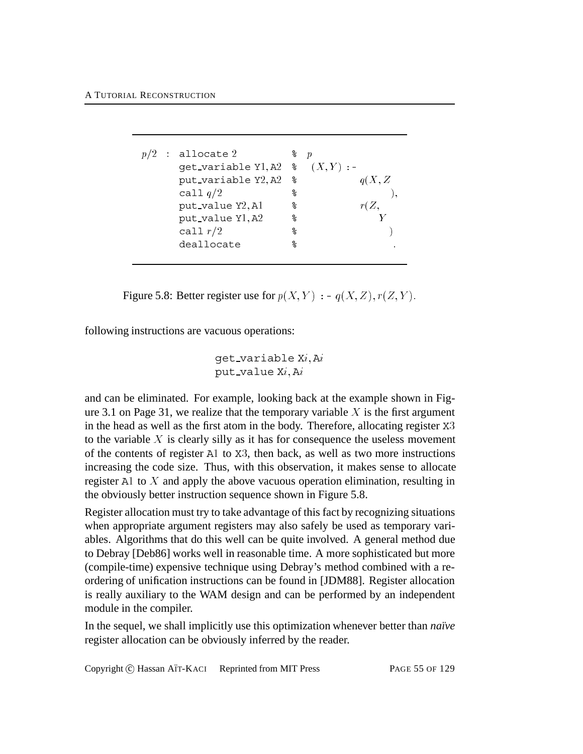```
p/2 : allocate 2            % p
      get_variable Y1, A2   %   (X, Y) :-
      put_variable Y2, A2   %            q(X, Z
      call q/2              %                  ),
      put_value Y2, A1      %            r(Z,
      put_value Y1, A2      %               Y
      call r/2              %                  )
      deallocate            %                  .
```

Figure 5.8: Better register use for $p(X, Y)$ :- $q(X, Z), r(Z, Y)$.

following instructions are vacuous operations:

```
get_variable Xi, Ai
put_value Xi, Ai
```

and can be eliminated. For example, looking back at the example shown in Figure 3.1 on Page 31, we realize that the temporary variable $X$ is the first argument in the head as well as the first atom in the body. Therefore, allocating register X3 to the variable $X$ is clearly silly as it has for consequence the useless movement of the contents of register A1 to X3, then back, as well as two more instructions increasing the code size. Thus, with this observation, it makes sense to allocate register A1 to $X$ and apply the above vacuous operation elimination, resulting in the obviously better instruction sequence shown in Figure 5.8.

Register allocation must try to take advantage of this fact by recognizing situations when appropriate argument registers may also safely be used as temporary variables. Algorithms that do this well can be quite involved. A general method due to Debray [Deb86] works well in reasonable time. A more sophisticated but more (compile-time) expensive technique using Debray's method combined with a reordering of unification instructions can be found in [JDM88]. Register allocation is really auxiliary to the WAM design and can be performed by an independent module in the compiler.

In the sequel, we shall implicitly use this optimization whenever better than *naïve* register allocation can be obviously inferred by the reader.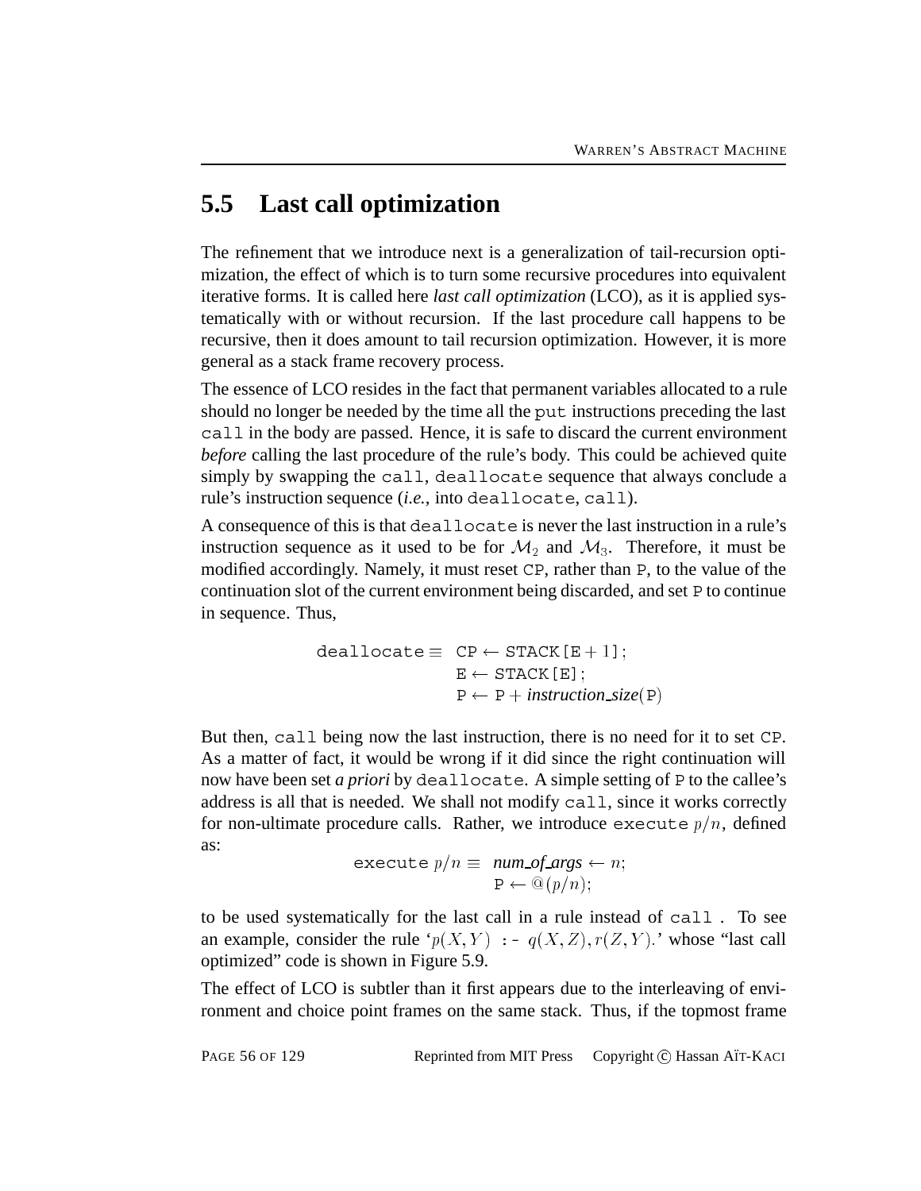## 5.5 Last call optimization

The refinement that we introduce next is a generalization of tail-recursion optimization, the effect of which is to turn some recursive procedures into equivalent iterative forms. It is called here *last call optimization* (LCO), as it is applied systematically with or without recursion. If the last procedure call happens to be recursive, then it does amount to tail recursion optimization. However, it is more general as a stack frame recovery process.

The essence of LCO resides in the fact that permanent variables allocated to a rule should no longer be needed by the time all the `put` instructions preceding the last `call` in the body are passed. Hence, it is safe to discard the current environment *before* calling the last procedure of the rule's body. This could be achieved quite simply by swapping the `call`, `deallocate` sequence that always conclude a rule's instruction sequence (*i.e.*, into `deallocate`, `call`).

A consequence of this is that `deallocate` is never the last instruction in a rule's instruction sequence as it used to be for $\mathcal{M}_2$ and $\mathcal{M}_3$. Therefore, it must be modified accordingly. Namely, it must reset CP, rather than P, to the value of the continuation slot of the current environment being discarded, and set P to continue in sequence. Thus,

$$
\begin{aligned}
\texttt{deallocate} \equiv\ & \texttt{CP} \leftarrow \texttt{STACK[E}+1\texttt{]};\\
& \texttt{E} \leftarrow \texttt{STACK[E]};\\
& \texttt{P} \leftarrow \texttt{P} + \textit{instruction\_size}(\texttt{P})
\end{aligned}
$$

But then, `call` being now the last instruction, there is no need for it to set CP. As a matter of fact, it would be wrong if it did since the right continuation will now have been set ***a priori*** by `deallocate`. A simple setting of P to the callee's address is all that is needed. We shall not modify `call`, since it works correctly for non-ultimate procedure calls. Rather, we introduce `execute` $p/n$, defined as:

$$
\begin{aligned}
\texttt{execute}\ p/n \equiv\ & \textit{num\_of\_args} \leftarrow n;\\
& \texttt{P} \leftarrow @(p/n);
\end{aligned}
$$

to be used systematically for the last call in a rule instead of `call` . To see an example, consider the rule '$p(X, Y)$ `:-` $q(X, Z), r(Z, Y)$.' whose "last call optimized" code is shown in Figure 5.9.

The effect of LCO is subtler than it first appears due to the interleaving of environment and choice point frames on the same stack. Thus, if the topmost frame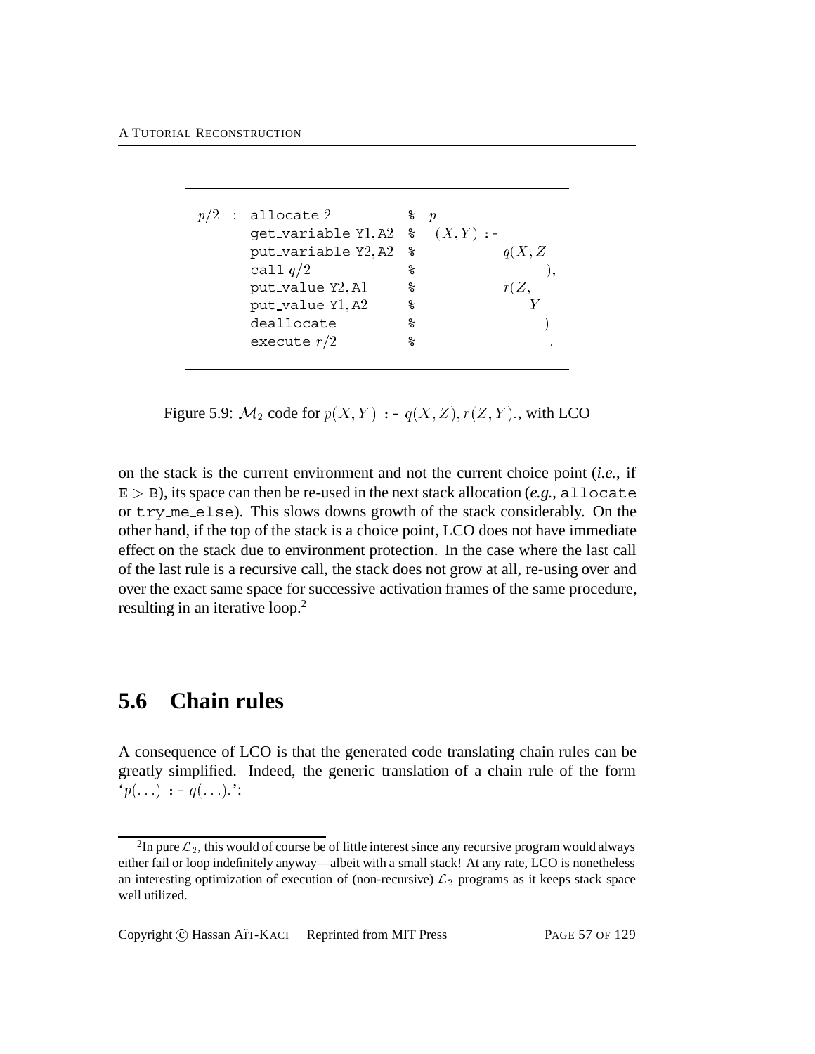```
p/2 : allocate 2             %  p
      get_variable Y1, A2    %   (X, Y) :-
      put_variable Y2, A2    %            q(X, Z
      call q/2               %                   ),
      put_value Y2, A1       %            r(Z,
      put_value Y1, A2       %                Y
      deallocate             %                   )
      execute r/2            %                    .
```

Figure 5.9: $\mathcal{M}_2$ code for $p(X,Y)$ :- $q(X,Z), r(Z,Y).$, with LCO

on the stack is the current environment and not the current choice point (*i.e.*, if $\texttt{E} > \texttt{B}$), its space can then be re-used in the next stack allocation (*e.g.*, `allocate` or `try_me_else`). This slows downs growth of the stack considerably. On the other hand, if the top of the stack is a choice point, LCO does not have immediate effect on the stack due to environment protection. In the case where the last call of the last rule is a recursive call, the stack does not grow at all, re-using over and over the exact same space for successive activation frames of the same procedure, resulting in an iterative loop.[2]

## 5.6 Chain rules

A consequence of LCO is that the generated code translating chain rules can be greatly simplified. Indeed, the generic translation of a chain rule of the form '$p(\ldots)$ :- $q(\ldots)$.':

---

[2] In pure $\mathcal{L}_2$, this would of course be of little interest since any recursive program would always either fail or loop indefinitely anyway—albeit with a small stack! At any rate, LCO is nonetheless an interesting optimization of execution of (non-recursive) $\mathcal{L}_2$ programs as it keeps stack space well utilized.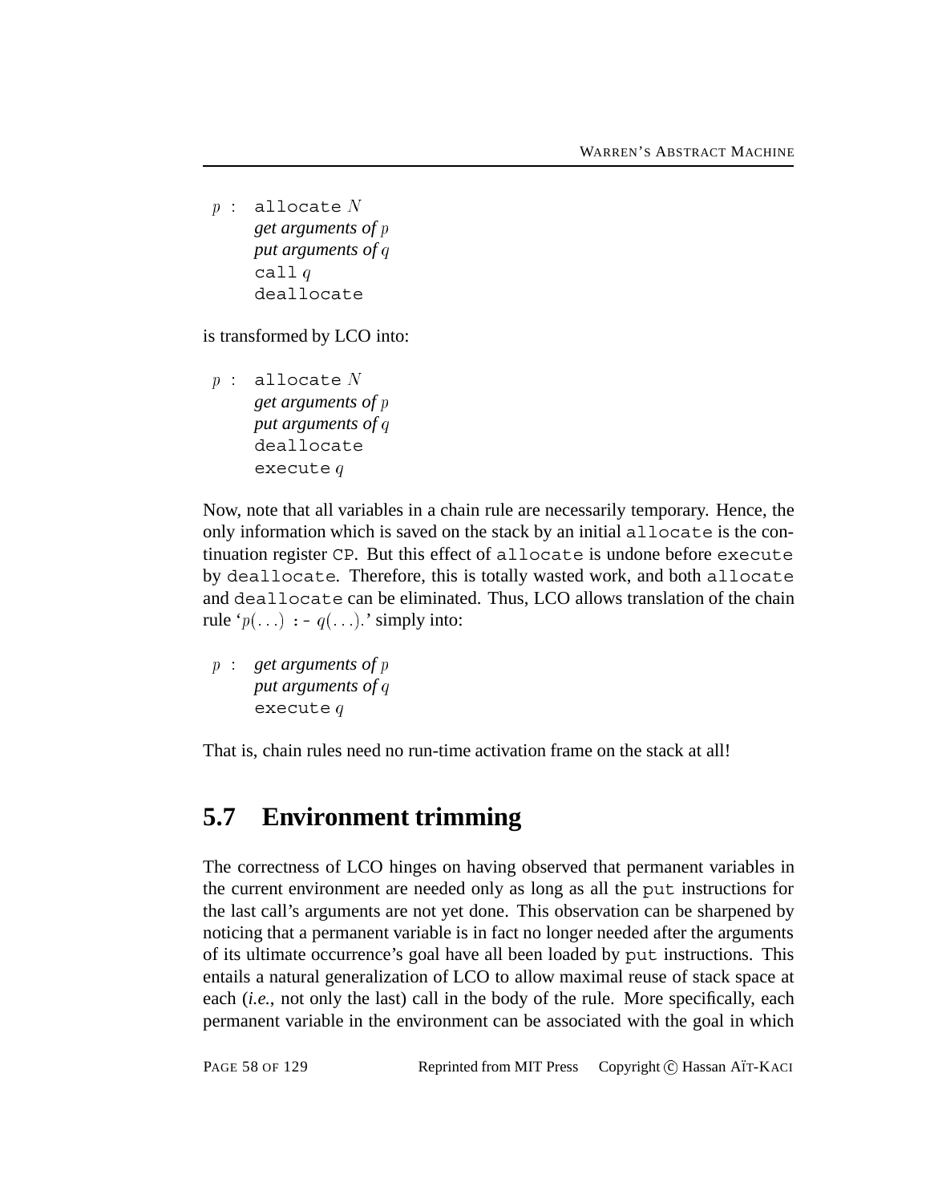$p$ : `allocate` $N$
*get arguments of* $p$
*put arguments of* $q$
`call` $q$
`deallocate`

is transformed by LCO into:

$p$ : `allocate` $N$
*get arguments of* $p$
*put arguments of* $q$
`deallocate`
`execute` $q$

Now, note that all variables in a chain rule are necessarily temporary. Hence, the only information which is saved on the stack by an initial `allocate` is the continuation register `CP`. But this effect of `allocate` is undone before `execute` by `deallocate`. Therefore, this is totally wasted work, and both `allocate` and `deallocate` can be eliminated. Thus, LCO allows translation of the chain rule '$p(\ldots)$ `:-` $q(\ldots)$.' simply into:

$p$ : *get arguments of* $p$
*put arguments of* $q$
`execute` $q$

That is, chain rules need no run-time activation frame on the stack at all!

## 5.7 Environment trimming

The correctness of LCO hinges on having observed that permanent variables in the current environment are needed only as long as all the `put` instructions for the last call's arguments are not yet done. This observation can be sharpened by noticing that a permanent variable is in fact no longer needed after the arguments of its ultimate occurrence's goal have all been loaded by `put` instructions. This entails a natural generalization of LCO to allow maximal reuse of stack space at each (*i.e.*, not only the last) call in the body of the rule. More specifically, each permanent variable in the environment can be associated with the goal in which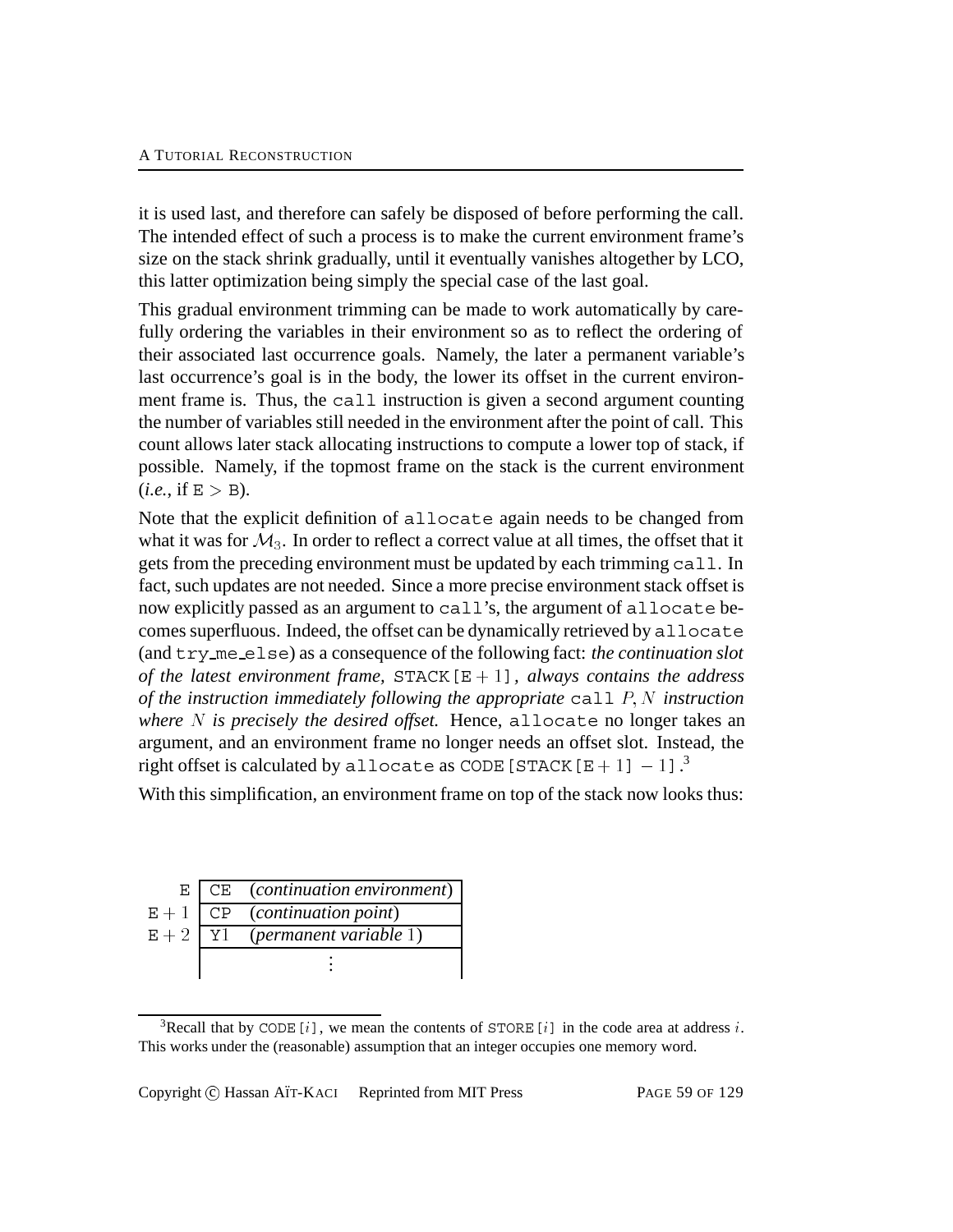it is used last, and therefore can safely be disposed of before performing the call. The intended effect of such a process is to make the current environment frame's size on the stack shrink gradually, until it eventually vanishes altogether by LCO, this latter optimization being simply the special case of the last goal.

This gradual environment trimming can be made to work automatically by carefully ordering the variables in their environment so as to reflect the ordering of their associated last occurrence goals. Namely, the later a permanent variable's last occurrence's goal is in the body, the lower its offset in the current environment frame is. Thus, the `call` instruction is given a second argument counting the number of variables still needed in the environment after the point of call. This count allows later stack allocating instructions to compute a lower top of stack, if possible. Namely, if the topmost frame on the stack is the current environment (*i.e.*, if $\mathtt{E} > \mathtt{B}$).

Note that the explicit definition of `allocate` again needs to be changed from what it was for $\mathcal{M}_3$. In order to reflect a correct value at all times, the offset that it gets from the preceding environment must be updated by each trimming `call`. In fact, such updates are not needed. Since a more precise environment stack offset is now explicitly passed as an argument to `call`'s, the argument of `allocate` becomes superfluous. Indeed, the offset can be dynamically retrieved by `allocate` (and `try_me_else`) as a consequence of the following fact: *the continuation slot of the latest environment frame,* $\mathtt{STACK}[\mathtt{E}+1]$*, always contains the address of the instruction immediately following the appropriate* `call` $P, N$ *instruction where* $N$ *is precisely the desired offset.* Hence, `allocate` no longer takes an argument, and an environment frame no longer needs an offset slot. Instead, the right offset is calculated by `allocate` as $\mathtt{CODE}[\mathtt{STACK}[\mathtt{E}+1] - 1]$.[3]

With this simplification, an environment frame on top of the stack now looks thus:

| | | |
|---|---|---|
| E | CE | (*continuation environment*) |
| E + 1 | CP | (*continuation point*) |
| E + 2 | Y1 | (*permanent variable* 1) |
| | | ⋮ |

[3]Recall that by $\mathtt{CODE}[i]$, we mean the contents of $\mathtt{STORE}[i]$ in the code area at address $i$. This works under the (reasonable) assumption that an integer occupies one memory word.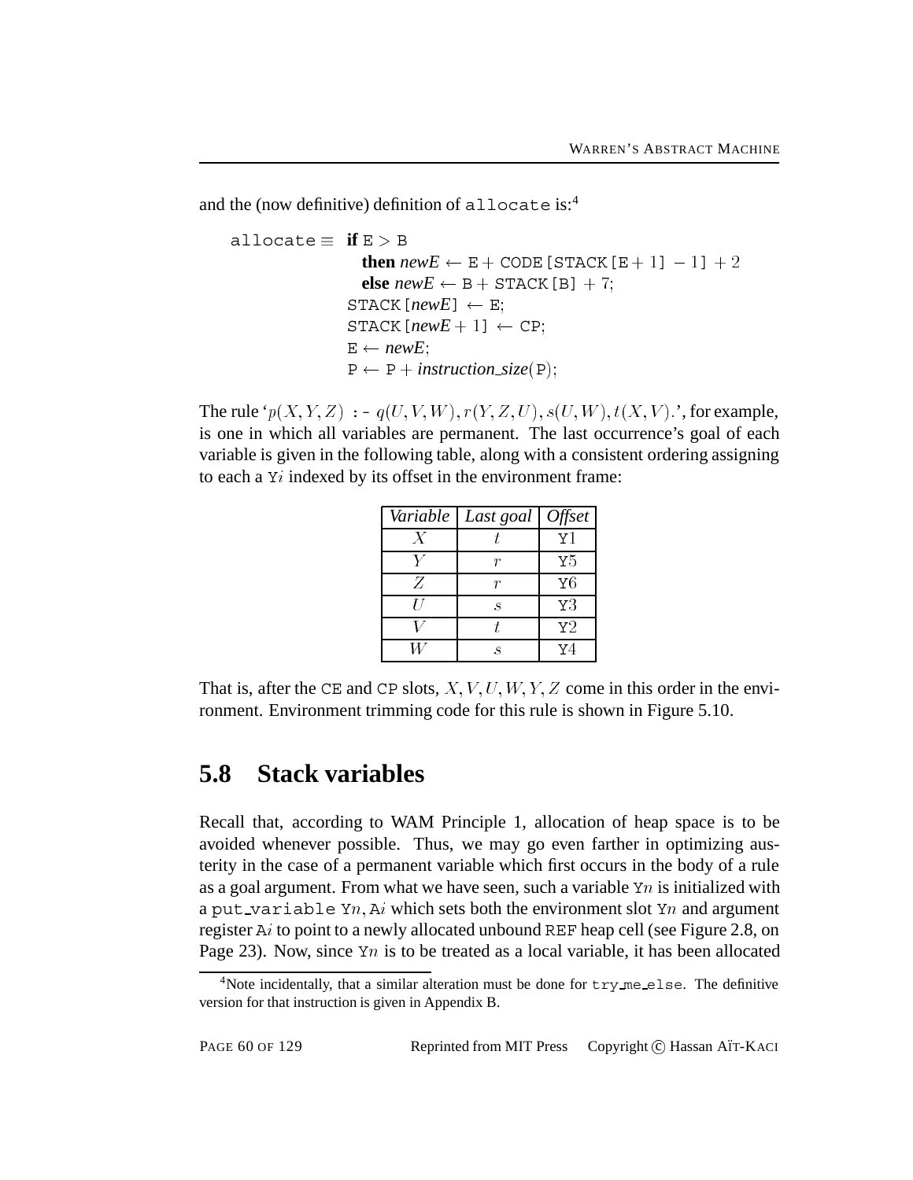and the (now definitive) definition of `allocate` is:[4]

$$
\begin{array}{rl}
\texttt{allocate} \equiv & \textbf{if } \texttt{E} > \texttt{B} \\
& \quad \textbf{then } \textit{newE} \leftarrow \texttt{E} + \texttt{CODE[STACK[E}+1\texttt{]} - 1\texttt{]} + 2 \\
& \quad \textbf{else } \textit{newE} \leftarrow \texttt{B} + \texttt{STACK[B]} + 7; \\
& \texttt{STACK[}\textit{newE}\texttt{]} \leftarrow \texttt{E}; \\
& \texttt{STACK[}\textit{newE}+1\texttt{]} \leftarrow \texttt{CP}; \\
& \texttt{E} \leftarrow \textit{newE}; \\
& \texttt{P} \leftarrow \texttt{P} + \textit{instruction\_size}(\texttt{P});
\end{array}
$$

The rule '$p(X, Y, Z)$ :- $q(U, V, W), r(Y, Z, U), s(U, W), t(X, V)$.', for example, is one in which all variables are permanent. The last occurrence's goal of each variable is given in the following table, along with a consistent ordering assigning to each a Y$i$ indexed by its offset in the environment frame:

| *Variable* | *Last goal* | *Offset* |
|---|---|---|
| $X$ | $t$ | Y1 |
| $Y$ | $r$ | Y5 |
| $Z$ | $r$ | Y6 |
| $U$ | $s$ | Y3 |
| $V$ | $t$ | Y2 |
| $W$ | $s$ | Y4 |

That is, after the CE and CP slots, $X, V, U, W, Y, Z$ come in this order in the environment. Environment trimming code for this rule is shown in Figure 5.10.

## 5.8 Stack variables

Recall that, according to WAM Principle 1, allocation of heap space is to be avoided whenever possible. Thus, we may go even farther in optimizing austerity in the case of a permanent variable which first occurs in the body of a rule as a goal argument. From what we have seen, such a variable Y$n$ is initialized with a put_variable Y$n$, A$i$ which sets both the environment slot Y$n$ and argument register A$i$ to point to a newly allocated unbound REF heap cell (see Figure 2.8, on Page 23). Now, since Y$n$ is to be treated as a local variable, it has been allocated

[4] Note incidentally, that a similar alteration must be done for try_me_else. The definitive version for that instruction is given in Appendix B.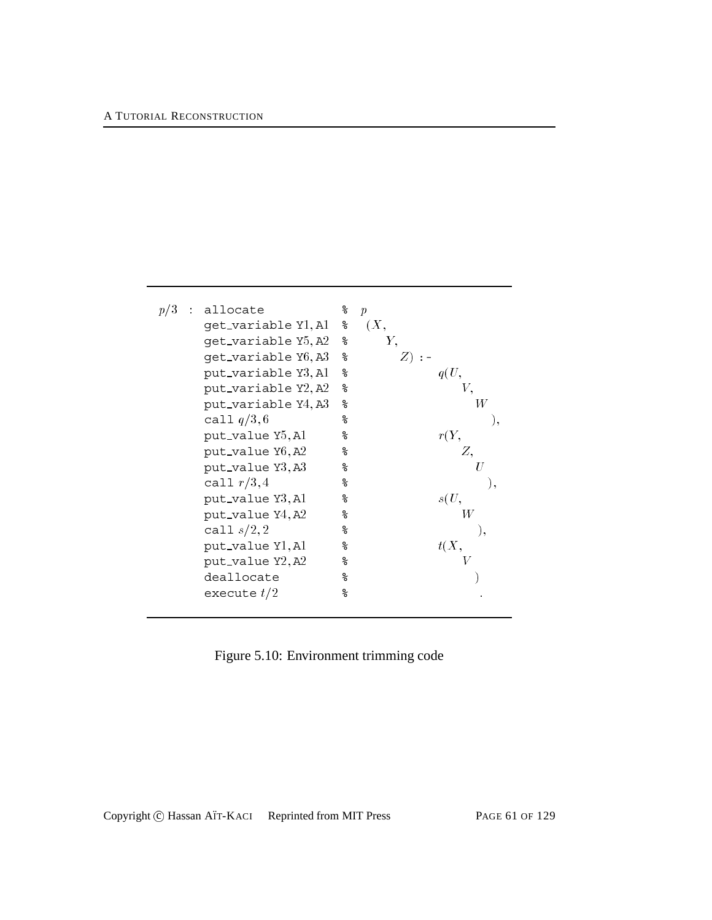```
p/3 : allocate              % p
      get_variable Y1, A1   %   (X,
      get_variable Y5, A2   %      Y,
      get_variable Y6, A3   %         Z) :-
      put_variable Y3, A1   %               q(U,
      put_variable Y2, A2   %                  V,
      put_variable Y4, A3   %                    W
      call q/3, 6           %                     ),
      put_value Y5, A1      %               r(Y,
      put_value Y6, A2      %                  Z,
      put_value Y3, A3      %                    U
      call r/3, 4           %                     ),
      put_value Y3, A1      %               s(U,
      put_value Y4, A2      %                  W
      call s/2, 2           %                   ),
      put_value Y1, A1      %               t(X,
      put_value Y2, A2      %                  V
      deallocate            %                   )
      execute t/2           %                    .
```

Figure 5.10: Environment trimming code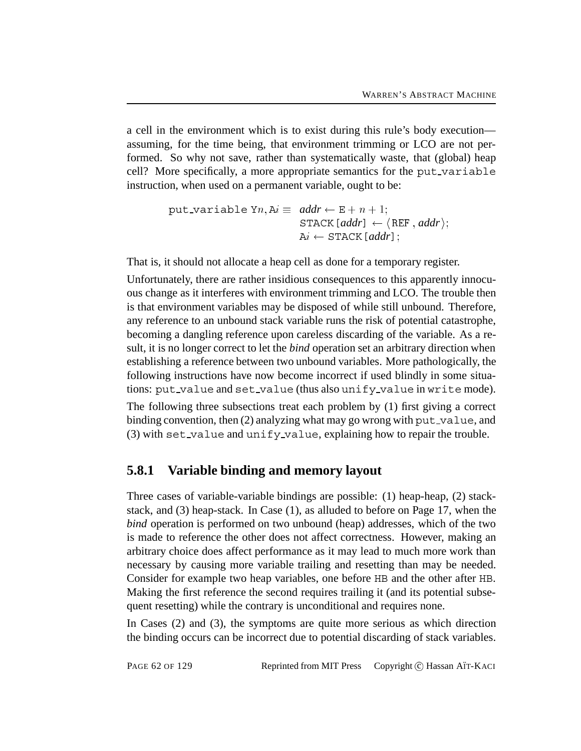a cell in the environment which is to exist during this rule's body execution—assuming, for the time being, that environment trimming or LCO are not performed. So why not save, rather than systematically waste, that (global) heap cell? More specifically, a more appropriate semantics for the put_variable instruction, when used on a permanent variable, ought to be:

$$\texttt{put\_variable}\ \texttt{Y}n, \texttt{A}i \equiv \begin{array}{l} \textit{addr} \leftarrow \texttt{E} + n + 1; \\ \texttt{STACK}[\textit{addr}] \leftarrow \langle \texttt{REF}, \textit{addr} \rangle; \\ \texttt{A}i \leftarrow \texttt{STACK}[\textit{addr}]; \end{array}$$

That is, it should not allocate a heap cell as done for a temporary register.

Unfortunately, there are rather insidious consequences to this apparently innocuous change as it interferes with environment trimming and LCO. The trouble then is that environment variables may be disposed of while still unbound. Therefore, any reference to an unbound stack variable runs the risk of potential catastrophe, becoming a dangling reference upon careless discarding of the variable. As a result, it is no longer correct to let the *bind* operation set an arbitrary direction when establishing a reference between two unbound variables. More pathologically, the following instructions have now become incorrect if used blindly in some situations: put_value and set_value (thus also unify_value in write mode).

The following three subsections treat each problem by (1) first giving a correct binding convention, then (2) analyzing what may go wrong with put_value, and (3) with set_value and unify_value, explaining how to repair the trouble.

### 5.8.1 Variable binding and memory layout

Three cases of variable-variable bindings are possible: (1) heap-heap, (2) stack-stack, and (3) heap-stack. In Case (1), as alluded to before on Page 17, when the *bind* operation is performed on two unbound (heap) addresses, which of the two is made to reference the other does not affect correctness. However, making an arbitrary choice does affect performance as it may lead to much more work than necessary by causing more variable trailing and resetting than may be needed. Consider for example two heap variables, one before HB and the other after HB. Making the first reference the second requires trailing it (and its potential subsequent resetting) while the contrary is unconditional and requires none.

In Cases (2) and (3), the symptoms are quite more serious as which direction the binding occurs can be incorrect due to potential discarding of stack variables.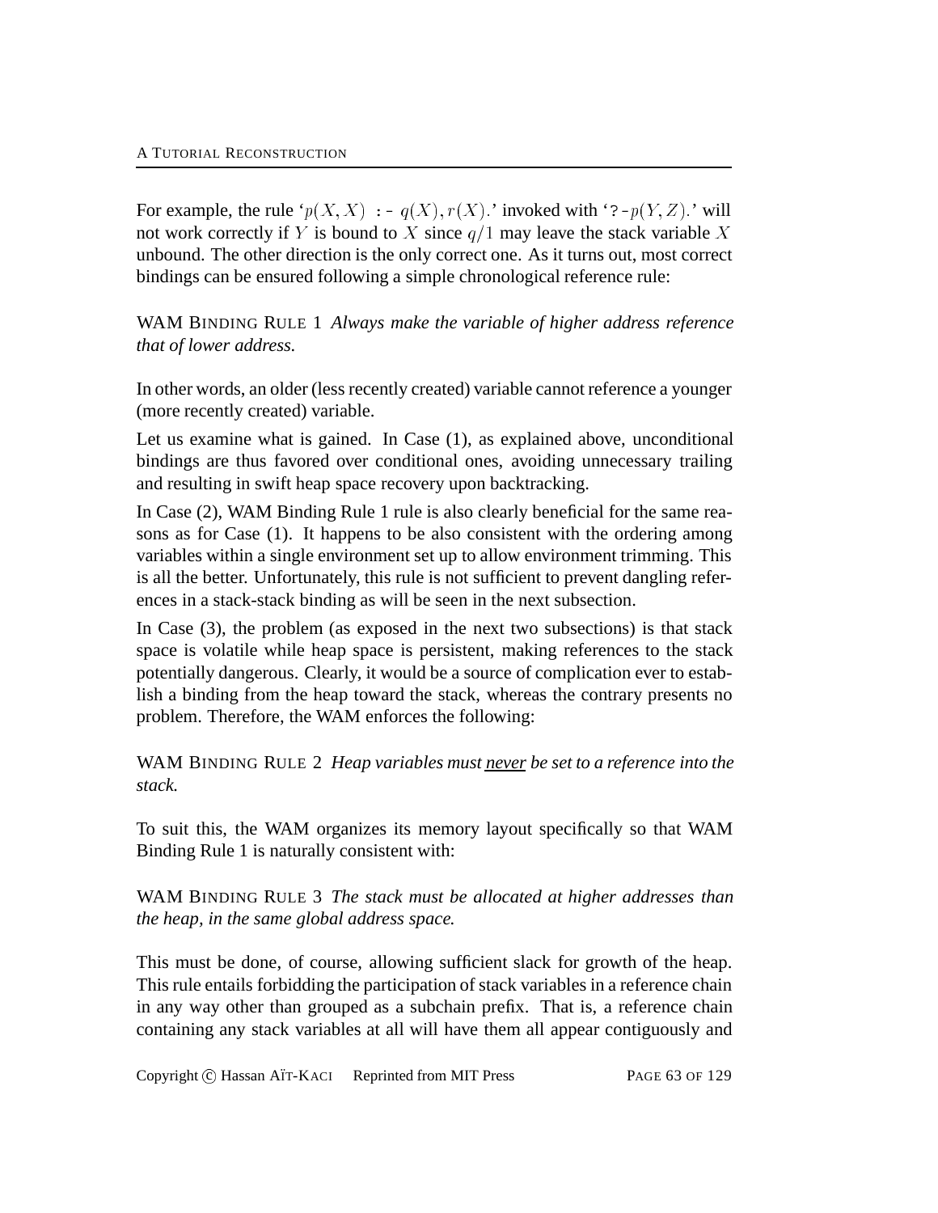For example, the rule '$p(X, X)$ :- $q(X), r(X)$.' invoked with '?-$p(Y, Z)$.' will not work correctly if $Y$ is bound to $X$ since $q/1$ may leave the stack variable $X$ unbound. The other direction is the only correct one. As it turns out, most correct bindings can be ensured following a simple chronological reference rule:

WAM BINDING RULE 1 *Always make the variable of higher address reference that of lower address.*

In other words, an older (less recently created) variable cannot reference a younger (more recently created) variable.

Let us examine what is gained. In Case (1), as explained above, unconditional bindings are thus favored over conditional ones, avoiding unnecessary trailing and resulting in swift heap space recovery upon backtracking.

In Case (2), WAM Binding Rule 1 rule is also clearly beneficial for the same reasons as for Case (1). It happens to be also consistent with the ordering among variables within a single environment set up to allow environment trimming. This is all the better. Unfortunately, this rule is not sufficient to prevent dangling references in a stack-stack binding as will be seen in the next subsection.

In Case (3), the problem (as exposed in the next two subsections) is that stack space is volatile while heap space is persistent, making references to the stack potentially dangerous. Clearly, it would be a source of complication ever to establish a binding from the heap toward the stack, whereas the contrary presents no problem. Therefore, the WAM enforces the following:

WAM BINDING RULE 2 *Heap variables must never be set to a reference into the stack.*

To suit this, the WAM organizes its memory layout specifically so that WAM Binding Rule 1 is naturally consistent with:

WAM BINDING RULE 3 *The stack must be allocated at higher addresses than the heap, in the same global address space.*

This must be done, of course, allowing sufficient slack for growth of the heap. This rule entails forbidding the participation of stack variables in a reference chain in any way other than grouped as a subchain prefix. That is, a reference chain containing any stack variables at all will have them all appear contiguously and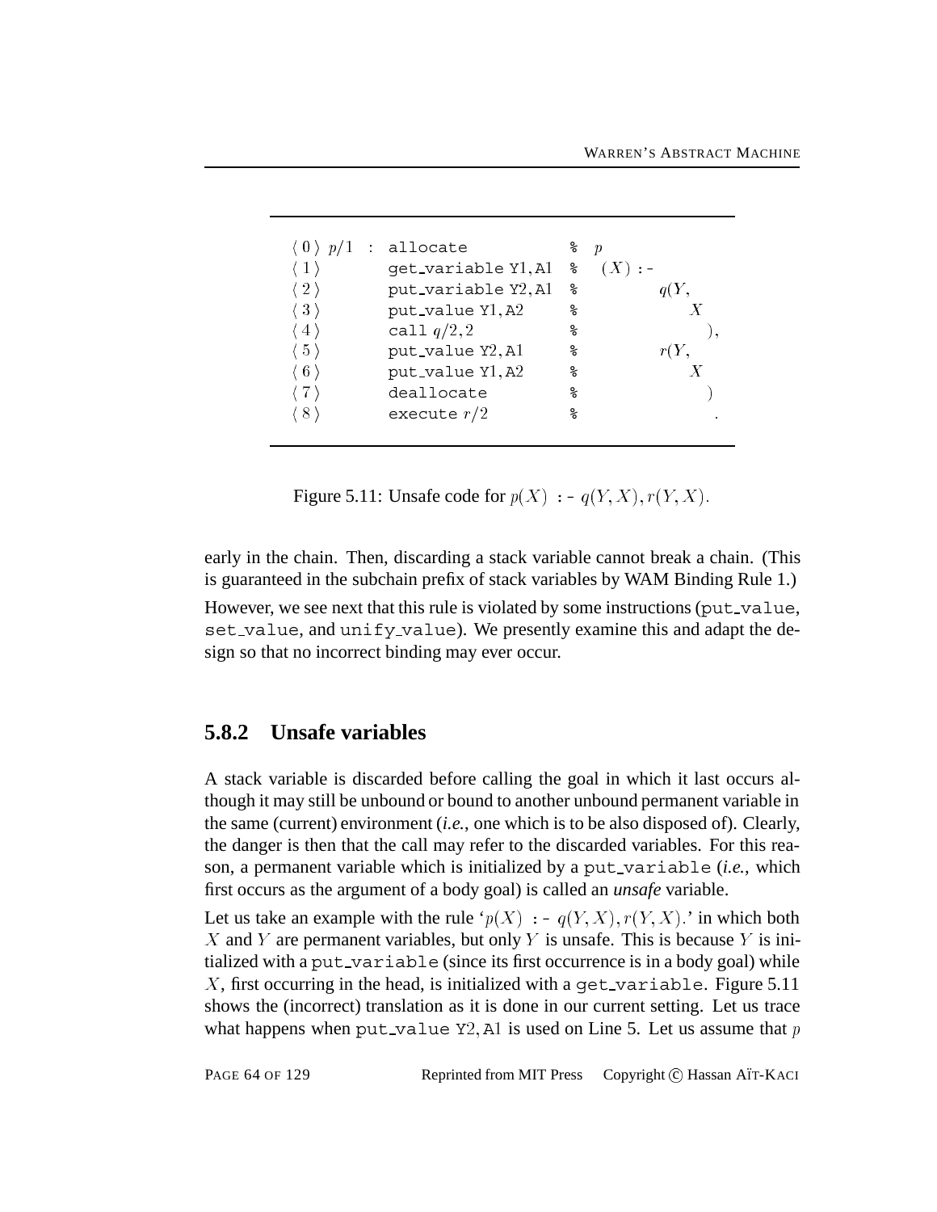```
⟨0⟩ p/1 : allocate              %  p
⟨1⟩       get_variable Y1, A1   %   (X) :-
⟨2⟩       put_variable Y2, A1   %          q(Y,
⟨3⟩       put_value Y1, A2      %             X
⟨4⟩       call q/2, 2           %              ),
⟨5⟩       put_value Y2, A1      %          r(Y,
⟨6⟩       put_value Y1, A2      %             X
⟨7⟩       deallocate            %              )
⟨8⟩       execute r/2           %               .
```

Figure 5.11: Unsafe code for $p(X)$ :- $q(Y, X), r(Y, X)$.

early in the chain. Then, discarding a stack variable cannot break a chain. (This is guaranteed in the subchain prefix of stack variables by WAM Binding Rule 1.) However, we see next that this rule is violated by some instructions (put_value, set_value, and unify_value). We presently examine this and adapt the design so that no incorrect binding may ever occur.

## 5.8.2 Unsafe variables

A stack variable is discarded before calling the goal in which it last occurs although it may still be unbound or bound to another unbound permanent variable in the same (current) environment (*i.e.*, one which is to be also disposed of). Clearly, the danger is then that the call may refer to the discarded variables. For this reason, a permanent variable which is initialized by a put_variable (*i.e.*, which first occurs as the argument of a body goal) is called an *unsafe* variable.

Let us take an example with the rule '$p(X)$ :- $q(Y, X), r(Y, X)$.' in which both $X$ and $Y$ are permanent variables, but only $Y$ is unsafe. This is because $Y$ is initialized with a put_variable (since its first occurrence is in a body goal) while $X$, first occurring in the head, is initialized with a get_variable. Figure 5.11 shows the (incorrect) translation as it is done in our current setting. Let us trace what happens when put_value Y2, A1 is used on Line 5. Let us assume that $p$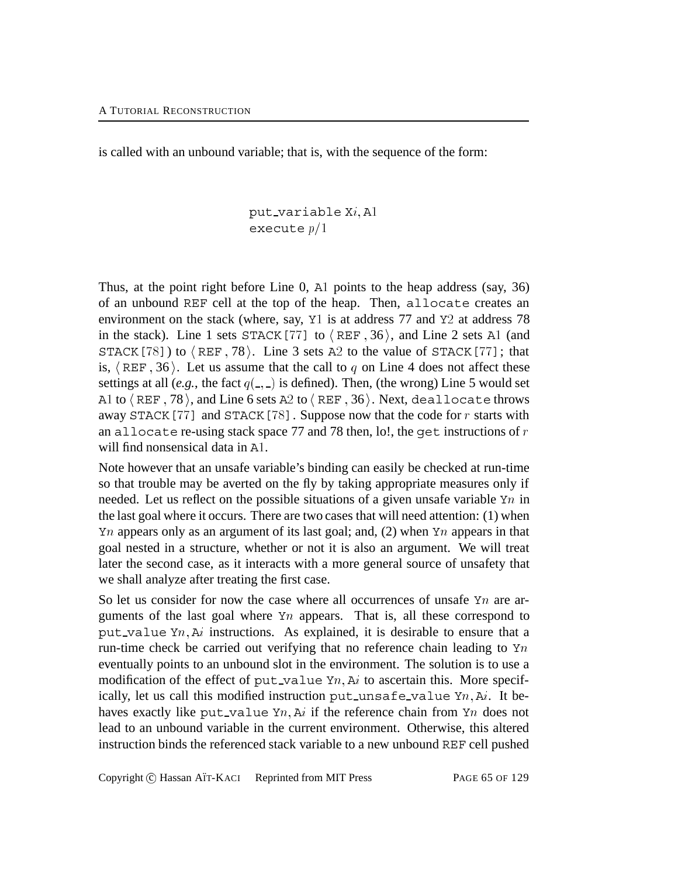is called with an unbound variable; that is, with the sequence of the form:

```
put_variable Xi, A1
execute p/1
```

Thus, at the point right before Line 0, A1 points to the heap address (say, 36) of an unbound REF cell at the top of the heap. Then, allocate creates an environment on the stack (where, say, Y1 is at address 77 and Y2 at address 78 in the stack). Line 1 sets STACK[77] to $\langle$ REF, 36$\rangle$, and Line 2 sets A1 (and STACK[78]) to $\langle$ REF, 78$\rangle$. Line 3 sets A2 to the value of STACK[77]; that is, $\langle$ REF, 36$\rangle$. Let us assume that the call to $q$ on Line 4 does not affect these settings at all (*e.g.*, the fact $q(\_, \_)$ is defined). Then, (the wrong) Line 5 would set A1 to $\langle$ REF, 78$\rangle$, and Line 6 sets A2 to $\langle$ REF, 36$\rangle$. Next, deallocate throws away STACK[77] and STACK[78]. Suppose now that the code for $r$ starts with an allocate re-using stack space 77 and 78 then, lo!, the get instructions of $r$ will find nonsensical data in A1.

Note however that an unsafe variable's binding can easily be checked at run-time so that trouble may be averted on the fly by taking appropriate measures only if needed. Let us reflect on the possible situations of a given unsafe variable Y$n$ in the last goal where it occurs. There are two cases that will need attention: (1) when Y$n$ appears only as an argument of its last goal; and, (2) when Y$n$ appears in that goal nested in a structure, whether or not it is also an argument. We will treat later the second case, as it interacts with a more general source of unsafety that we shall analyze after treating the first case.

So let us consider for now the case where all occurrences of unsafe Y$n$ are arguments of the last goal where Y$n$ appears. That is, all these correspond to put_value Y$n$, A$i$ instructions. As explained, it is desirable to ensure that a run-time check be carried out verifying that no reference chain leading to Y$n$ eventually points to an unbound slot in the environment. The solution is to use a modification of the effect of put_value Y$n$, A$i$ to ascertain this. More specifically, let us call this modified instruction put_unsafe_value Y$n$, A$i$. It behaves exactly like put_value Y$n$, A$i$ if the reference chain from Y$n$ does not lead to an unbound variable in the current environment. Otherwise, this altered instruction binds the referenced stack variable to a new unbound REF cell pushed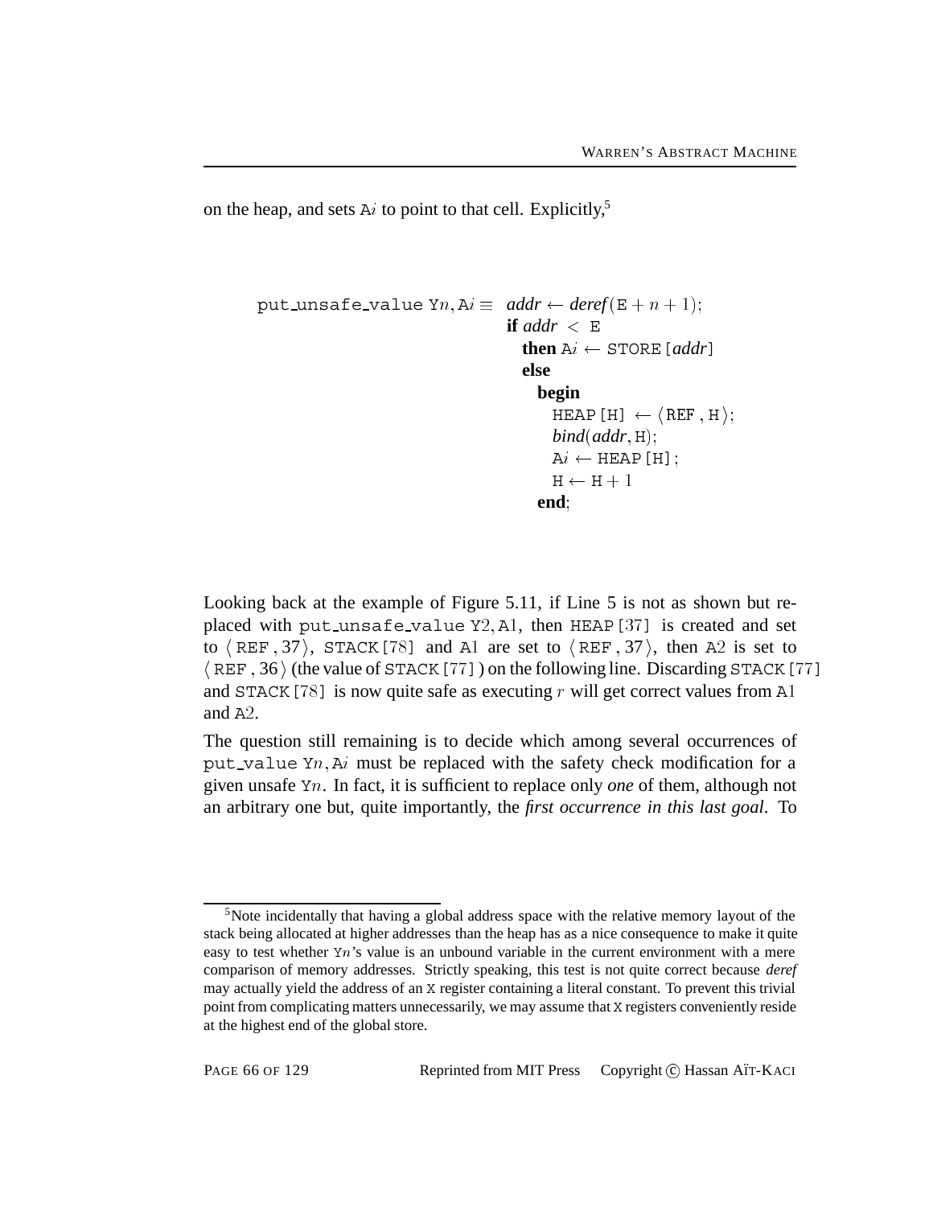on the heap, and sets A$i$ to point to that cell. Explicitly,[5]

```
put_unsafe_value Yn, Ai ≡  addr ← deref(E + n + 1);
                           if addr < E
                             then Ai ← STORE[addr]
                             else
                               begin
                                 HEAP[H] ← ⟨REF, H⟩;
                                 bind(addr, H);
                                 Ai ← HEAP[H];
                                 H ← H + 1
                               end;
```

Looking back at the example of Figure 5.11, if Line 5 is not as shown but replaced with put_unsafe_value Y2, A1, then HEAP[37] is created and set to ⟨REF, 37⟩, STACK[78] and A1 are set to ⟨REF, 37⟩, then A2 is set to ⟨REF, 36⟩ (the value of STACK[77]) on the following line. Discarding STACK[77] and STACK[78] is now quite safe as executing $r$ will get correct values from A1 and A2.

The question still remaining is to decide which among several occurrences of put_value Y$n$, A$i$ must be replaced with the safety check modification for a given unsafe Y$n$. In fact, it is sufficient to replace only *one* of them, although not an arbitrary one but, quite importantly, the *first occurrence in this last goal*. To

[5] Note incidentally that having a global address space with the relative memory layout of the stack being allocated at higher addresses than the heap has as a nice consequence to make it quite easy to test whether Y$n$'s value is an unbound variable in the current environment with a mere comparison of memory addresses. Strictly speaking, this test is not quite correct because *deref* may actually yield the address of an X register containing a literal constant. To prevent this trivial point from complicating matters unnecessarily, we may assume that X registers conveniently reside at the highest end of the global store.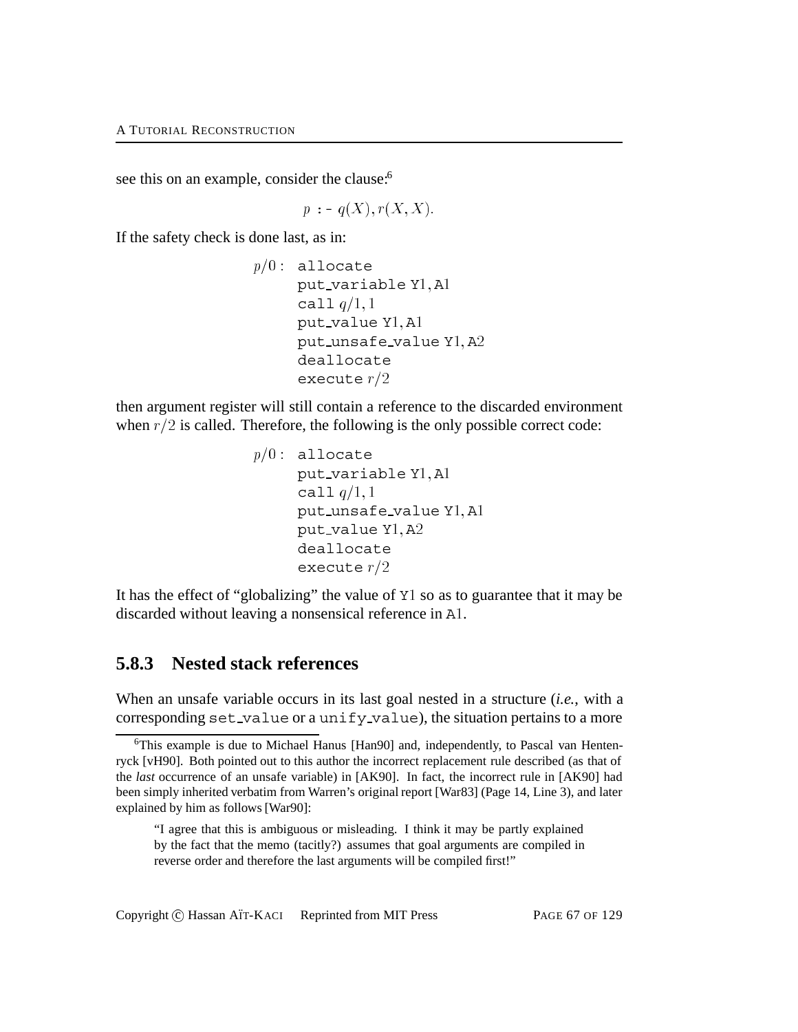see this on an example, consider the clause:[6]

$$p \text{ :- } q(X), r(X, X).$$

If the safety check is done last, as in:

```
p/0 : allocate
      put_variable Y1, A1
      call q/1, 1
      put_value Y1, A1
      put_unsafe_value Y1, A2
      deallocate
      execute r/2
```

then argument register will still contain a reference to the discarded environment when $r/2$ is called. Therefore, the following is the only possible correct code:

```
p/0 : allocate
      put_variable Y1, A1
      call q/1, 1
      put_unsafe_value Y1, A1
      put_value Y1, A2
      deallocate
      execute r/2
```

It has the effect of "globalizing" the value of Y1 so as to guarantee that it may be discarded without leaving a nonsensical reference in A1.

### 5.8.3 Nested stack references

When an unsafe variable occurs in its last goal nested in a structure (*i.e.*, with a corresponding set_value or a unify_value), the situation pertains to a more

---

[6] This example is due to Michael Hanus [Han90] and, independently, to Pascal van Hentenryck [vH90]. Both pointed out to this author the incorrect replacement rule described (as that of the *last* occurrence of an unsafe variable) in [AK90]. In fact, the incorrect rule in [AK90] had been simply inherited verbatim from Warren's original report [War83] (Page 14, Line 3), and later explained by him as follows [War90]:

> "I agree that this is ambiguous or misleading. I think it may be partly explained by the fact that the memo (tacitly?) assumes that goal arguments are compiled in reverse order and therefore the last arguments will be compiled first!"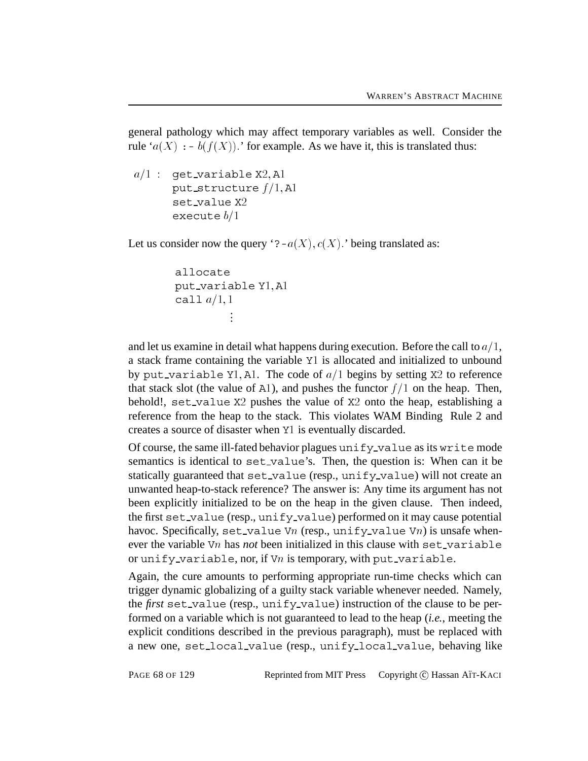general pathology which may affect temporary variables as well. Consider the rule '$a(X)$ :- $b(f(X))$.' for example. As we have it, this is translated thus:

```
a/1 : get_variable X2, A1
      put_structure f/1, A1
      set_value X2
      execute b/1
```

Let us consider now the query '?-$a(X), c(X)$.' being translated as:

```
allocate
put_variable Y1, A1
call a/1, 1
    ⋮
```

and let us examine in detail what happens during execution. Before the call to $a/1$, a stack frame containing the variable Y1 is allocated and initialized to unbound by put_variable Y1, A1. The code of $a/1$ begins by setting X2 to reference that stack slot (the value of A1), and pushes the functor $f/1$ on the heap. Then, behold!, set_value X2 pushes the value of X2 onto the heap, establishing a reference from the heap to the stack. This violates WAM Binding Rule 2 and creates a source of disaster when Y1 is eventually discarded.

Of course, the same ill-fated behavior plagues unify_value as its write mode semantics is identical to set_value's. Then, the question is: When can it be statically guaranteed that set_value (resp., unify_value) will not create an unwanted heap-to-stack reference? The answer is: Any time its argument has not been explicitly initialized to be on the heap in the given clause. Then indeed, the first set_value (resp., unify_value) performed on it may cause potential havoc. Specifically, set_value V$n$ (resp., unify_value V$n$) is unsafe whenever the variable V$n$ has *not* been initialized in this clause with set_variable or unify_variable, nor, if V$n$ is temporary, with put_variable.

Again, the cure amounts to performing appropriate run-time checks which can trigger dynamic globalizing of a guilty stack variable whenever needed. Namely, the ***first*** set_value (resp., unify_value) instruction of the clause to be performed on a variable which is not guaranteed to lead to the heap (*i.e.*, meeting the explicit conditions described in the previous paragraph), must be replaced with a new one, set_local_value (resp., unify_local_value, behaving like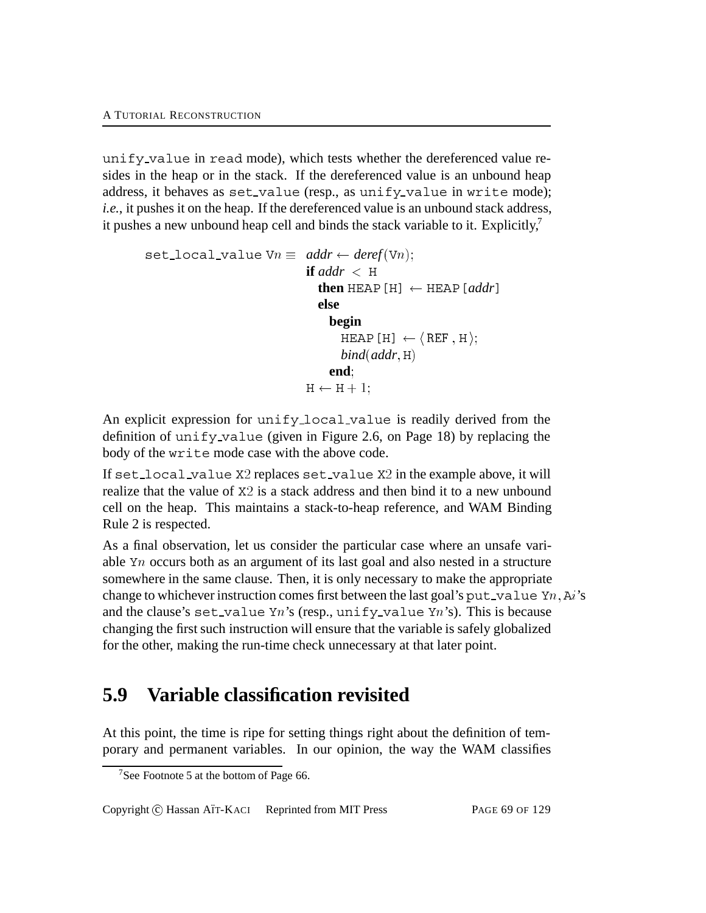unify_value in read mode), which tests whether the dereferenced value resides in the heap or in the stack. If the dereferenced value is an unbound heap address, it behaves as set_value (resp., as unify_value in write mode); *i.e.*, it pushes it on the heap. If the dereferenced value is an unbound stack address, it pushes a new unbound heap cell and binds the stack variable to it. Explicitly,[7]

```
set_local_value Vn ≡  addr ← deref(Vn);
                      if addr < H
                        then HEAP[H] ← HEAP[addr]
                        else
                          begin
                            HEAP[H] ← ⟨REF, H⟩;
                            bind(addr, H)
                          end;
                      H ← H + 1;
```

An explicit expression for unify_local_value is readily derived from the definition of unify_value (given in Figure 2.6, on Page 18) by replacing the body of the write mode case with the above code.

If set_local_value X2 replaces set_value X2 in the example above, it will realize that the value of X2 is a stack address and then bind it to a new unbound cell on the heap. This maintains a stack-to-heap reference, and WAM Binding Rule 2 is respected.

As a final observation, let us consider the particular case where an unsafe variable Y$n$ occurs both as an argument of its last goal and also nested in a structure somewhere in the same clause. Then, it is only necessary to make the appropriate change to whichever instruction comes first between the last goal's put_value Y$n$, A$i$'s and the clause's set_value Y$n$'s (resp., unify_value Y$n$'s). This is because changing the first such instruction will ensure that the variable is safely globalized for the other, making the run-time check unnecessary at that later point.

## 5.9 Variable classification revisited

At this point, the time is ripe for setting things right about the definition of temporary and permanent variables. In our opinion, the way the WAM classifies

[7] See Footnote 5 at the bottom of Page 66.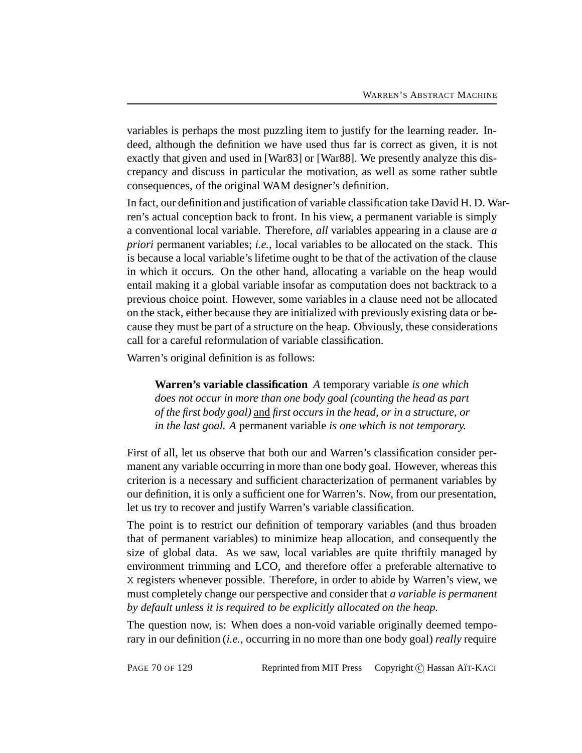variables is perhaps the most puzzling item to justify for the learning reader. Indeed, although the definition we have used thus far is correct as given, it is not exactly that given and used in [War83] or [War88]. We presently analyze this discrepancy and discuss in particular the motivation, as well as some rather subtle consequences, of the original WAM designer's definition.

In fact, our definition and justification of variable classification take David H. D. Warren's actual conception back to front. In his view, a permanent variable is simply a conventional local variable. Therefore, *all* variables appearing in a clause are *a priori* permanent variables; *i.e.*, local variables to be allocated on the stack. This is because a local variable's lifetime ought to be that of the activation of the clause in which it occurs. On the other hand, allocating a variable on the heap would entail making it a global variable insofar as computation does not backtrack to a previous choice point. However, some variables in a clause need not be allocated on the stack, either because they are initialized with previously existing data or because they must be part of a structure on the heap. Obviously, these considerations call for a careful reformulation of variable classification.

Warren's original definition is as follows:

> **Warren's variable classification** *A* temporary variable *is one which does not occur in more than one body goal (counting the head as part of the first body goal)* <u>and</u> *first occurs in the head, or in a structure, or in the last goal. A* permanent variable *is one which is not temporary.*

First of all, let us observe that both our and Warren's classification consider permanent any variable occurring in more than one body goal. However, whereas this criterion is a necessary and sufficient characterization of permanent variables by our definition, it is only a sufficient one for Warren's. Now, from our presentation, let us try to recover and justify Warren's variable classification.

The point is to restrict our definition of temporary variables (and thus broaden that of permanent variables) to minimize heap allocation, and consequently the size of global data. As we saw, local variables are quite thriftily managed by environment trimming and LCO, and therefore offer a preferable alternative to X registers whenever possible. Therefore, in order to abide by Warren's view, we must completely change our perspective and consider that *a variable is permanent by default unless it is required to be explicitly allocated on the heap.*

The question now, is: When does a non-void variable originally deemed temporary in our definition (*i.e.*, occurring in no more than one body goal) *really* require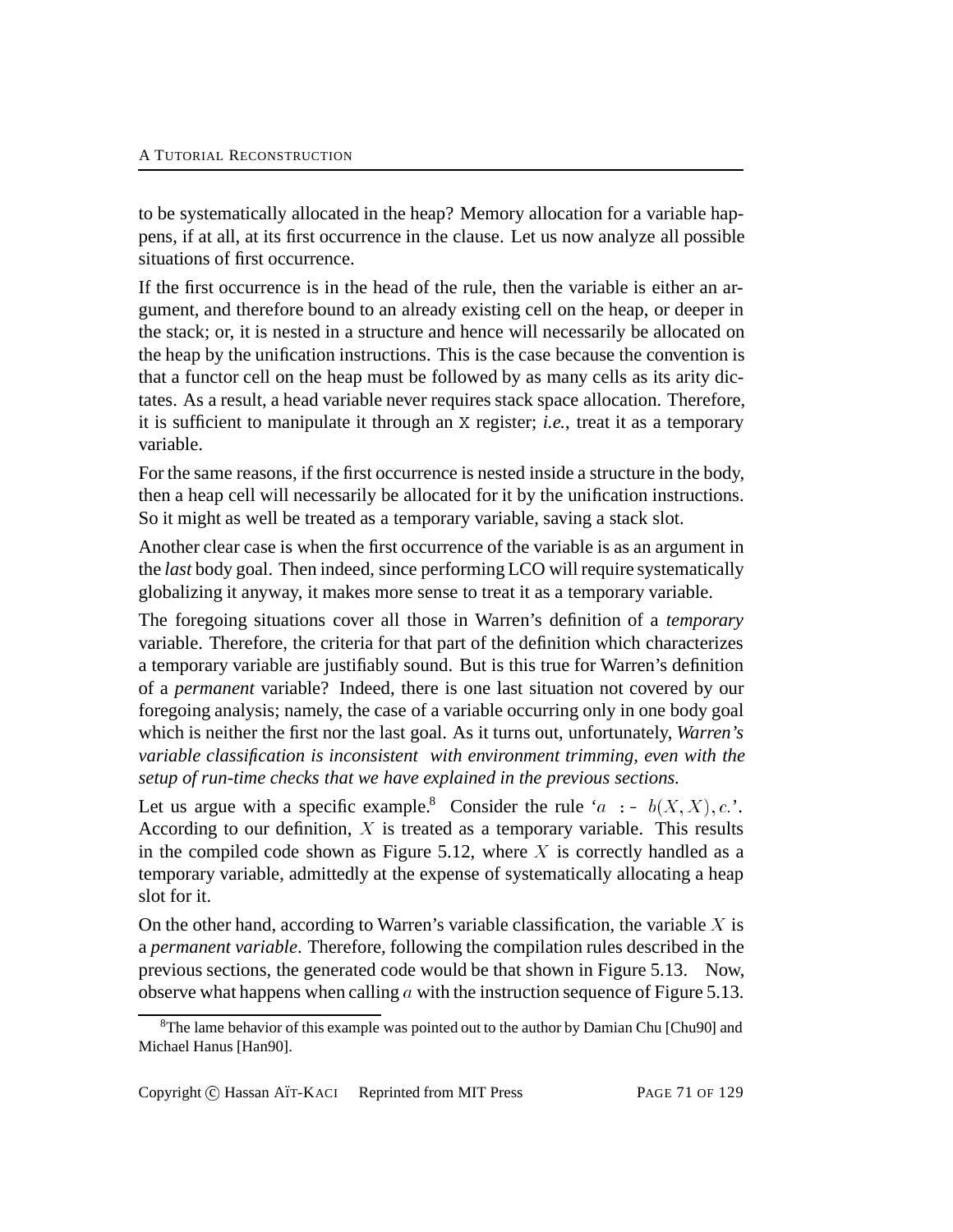to be systematically allocated in the heap? Memory allocation for a variable happens, if at all, at its first occurrence in the clause. Let us now analyze all possible situations of first occurrence.

If the first occurrence is in the head of the rule, then the variable is either an argument, and therefore bound to an already existing cell on the heap, or deeper in the stack; or, it is nested in a structure and hence will necessarily be allocated on the heap by the unification instructions. This is the case because the convention is that a functor cell on the heap must be followed by as many cells as its arity dictates. As a result, a head variable never requires stack space allocation. Therefore, it is sufficient to manipulate it through an X register; *i.e.*, treat it as a temporary variable.

For the same reasons, if the first occurrence is nested inside a structure in the body, then a heap cell will necessarily be allocated for it by the unification instructions. So it might as well be treated as a temporary variable, saving a stack slot.

Another clear case is when the first occurrence of the variable is as an argument in the *last* body goal. Then indeed, since performing LCO will require systematically globalizing it anyway, it makes more sense to treat it as a temporary variable.

The foregoing situations cover all those in Warren's definition of a *temporary* variable. Therefore, the criteria for that part of the definition which characterizes a temporary variable are justifiably sound. But is this true for Warren's definition of a *permanent* variable? Indeed, there is one last situation not covered by our foregoing analysis; namely, the case of a variable occurring only in one body goal which is neither the first nor the last goal. As it turns out, unfortunately, *Warren's variable classification is inconsistent with environment trimming, even with the setup of run-time checks that we have explained in the previous sections.*

Let us argue with a specific example.[8] Consider the rule '$a$ :- $b(X, X), c$.'. According to our definition, $X$ is treated as a temporary variable. This results in the compiled code shown as Figure 5.12, where $X$ is correctly handled as a temporary variable, admittedly at the expense of systematically allocating a heap slot for it.

On the other hand, according to Warren's variable classification, the variable $X$ is a *permanent variable*. Therefore, following the compilation rules described in the previous sections, the generated code would be that shown in Figure 5.13. Now, observe what happens when calling $a$ with the instruction sequence of Figure 5.13.

[8] The lame behavior of this example was pointed out to the author by Damian Chu [Chu90] and Michael Hanus [Han90].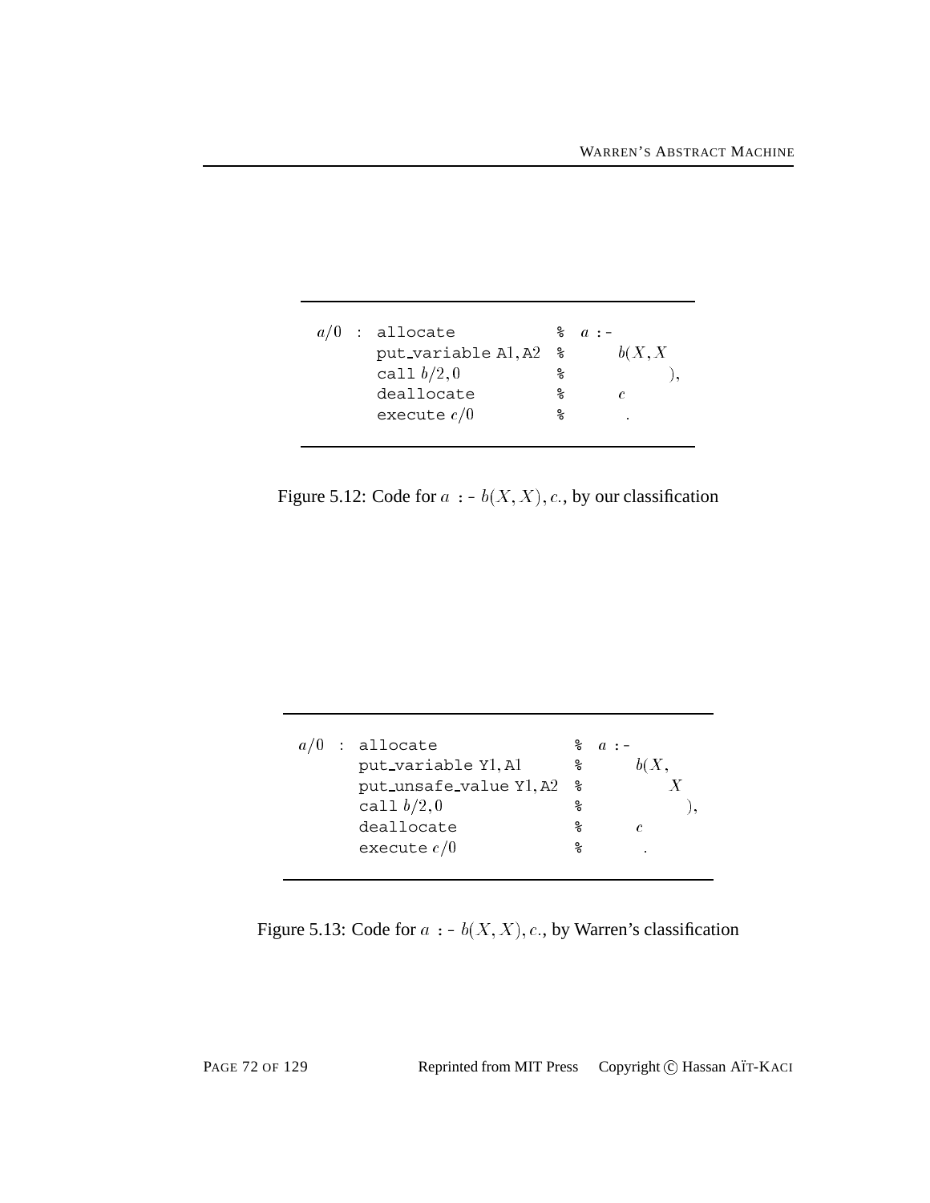```
a/0 : allocate              % a :-
      put_variable A1, A2   %     b(X, X
      call b/2, 0           %           ),
      deallocate            %     c
      execute c/0           %       .
```

Figure 5.12: Code for $a$ :- $b(X, X), c.$, by our classification

```
a/0 : allocate                  % a :-
      put_variable Y1, A1       %     b(X,
      put_unsafe_value Y1, A2   %         X
      call b/2, 0               %           ),
      deallocate                %     c
      execute c/0               %       .
```

Figure 5.13: Code for $a$ :- $b(X, X), c.$, by Warren's classification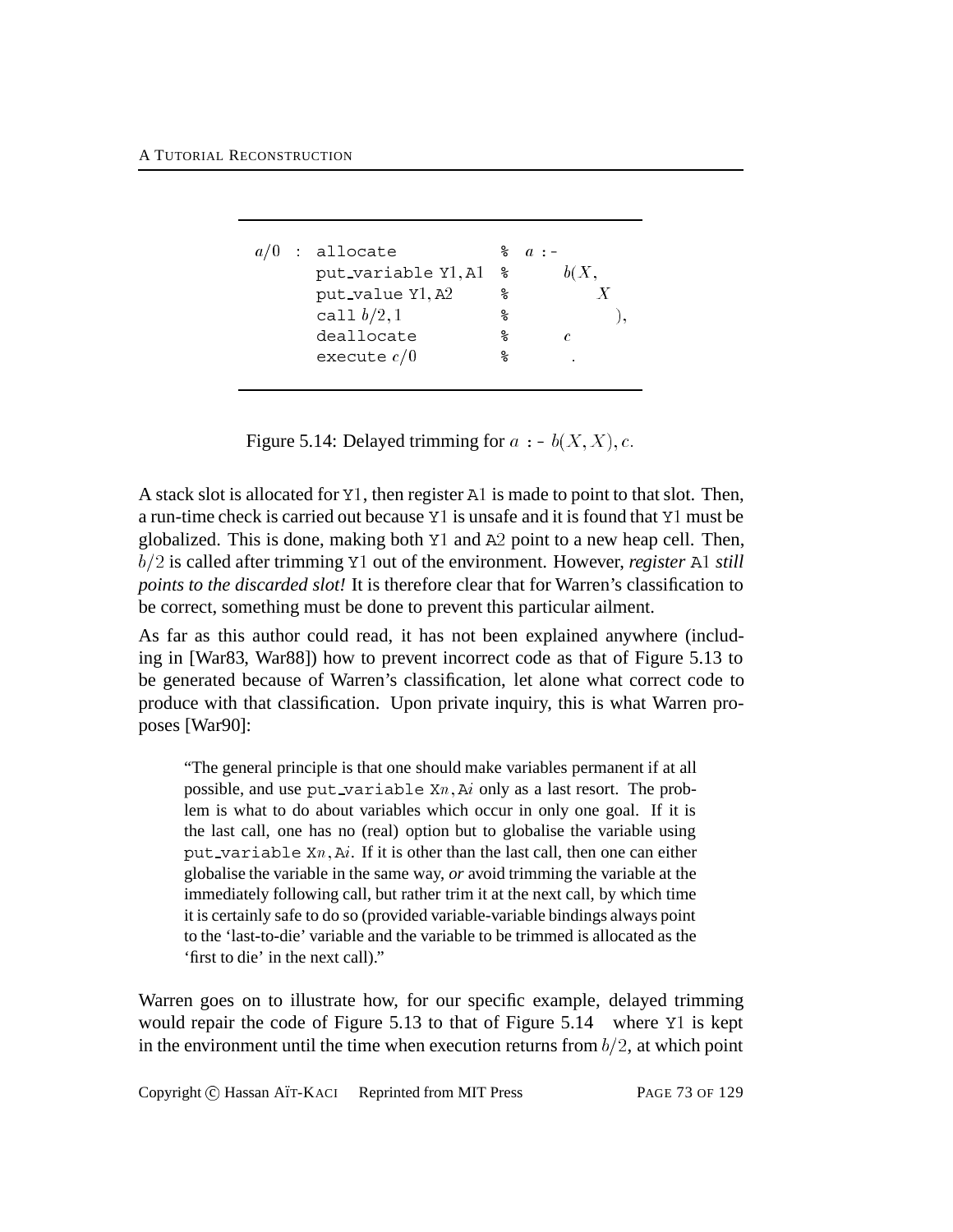```
a/0 : allocate            % a :-
      put_variable Y1, A1 %      b(X,
      put_value Y1, A2    %        X
      call b/2, 1         %          ),
      deallocate          %      c
      execute c/0         %        .
```

Figure 5.14: Delayed trimming for $a$ :- $b(X, X), c$.

A stack slot is allocated for Y1, then register A1 is made to point to that slot. Then, a run-time check is carried out because Y1 is unsafe and it is found that Y1 must be globalized. This is done, making both Y1 and A2 point to a new heap cell. Then, $b/2$ is called after trimming Y1 out of the environment. However, *register* A1 *still points to the discarded slot!* It is therefore clear that for Warren's classification to be correct, something must be done to prevent this particular ailment.

As far as this author could read, it has not been explained anywhere (including in [War83, War88]) how to prevent incorrect code as that of Figure 5.13 to be generated because of Warren's classification, let alone what correct code to produce with that classification. Upon private inquiry, this is what Warren proposes [War90]:

> "The general principle is that one should make variables permanent if at all possible, and use put_variable X$n$, A$i$ only as a last resort. The problem is what to do about variables which occur in only one goal. If it is the last call, one has no (real) option but to globalise the variable using put_variable X$n$, A$i$. If it is other than the last call, then one can either globalise the variable in the same way, *or* avoid trimming the variable at the immediately following call, but rather trim it at the next call, by which time it is certainly safe to do so (provided variable-variable bindings always point to the 'last-to-die' variable and the variable to be trimmed is allocated as the 'first to die' in the next call)."

Warren goes on to illustrate how, for our specific example, delayed trimming would repair the code of Figure 5.13 to that of Figure 5.14 where Y1 is kept in the environment until the time when execution returns from $b/2$, at which point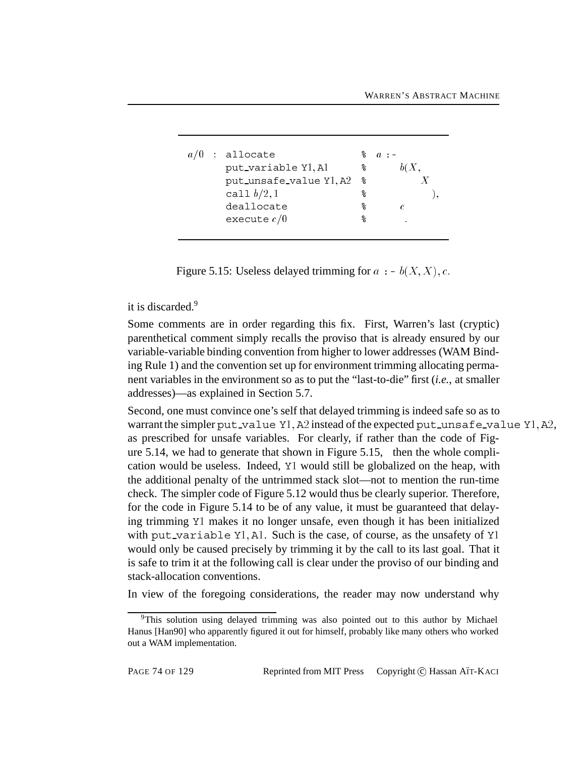```
a/0 : allocate                 % a :-
      put_variable Y1, A1      %      b(X,
      put_unsafe_value Y1, A2  %        X
      call b/2, 1              %          ),
      deallocate               %      c
      execute c/0              %       .
```

Figure 5.15: Useless delayed trimming for $a$ :- $b(X, X), c$.

it is discarded.[9]

Some comments are in order regarding this fix. First, Warren's last (cryptic) parenthetical comment simply recalls the proviso that is already ensured by our variable-variable binding convention from higher to lower addresses (WAM Binding Rule 1) and the convention set up for environment trimming allocating permanent variables in the environment so as to put the "last-to-die" first (*i.e.*, at smaller addresses)—as explained in Section 5.7.

Second, one must convince one's self that delayed trimming is indeed safe so as to warrant the simpler `put_value Y1, A2` instead of the expected `put_unsafe_value Y1, A2`, as prescribed for unsafe variables. For clearly, if rather than the code of Figure 5.14, we had to generate that shown in Figure 5.15, then the whole complication would be useless. Indeed, `Y1` would still be globalized on the heap, with the additional penalty of the untrimmed stack slot—not to mention the run-time check. The simpler code of Figure 5.12 would thus be clearly superior. Therefore, for the code in Figure 5.14 to be of any value, it must be guaranteed that delaying trimming `Y1` makes it no longer unsafe, even though it has been initialized with `put_variable Y1, A1`. Such is the case, of course, as the unsafety of `Y1` would only be caused precisely by trimming it by the call to its last goal. That it is safe to trim it at the following call is clear under the proviso of our binding and stack-allocation conventions.

In view of the foregoing considerations, the reader may now understand why

[9] This solution using delayed trimming was also pointed out to this author by Michael Hanus [Han90] who apparently figured it out for himself, probably like many others who worked out a WAM implementation.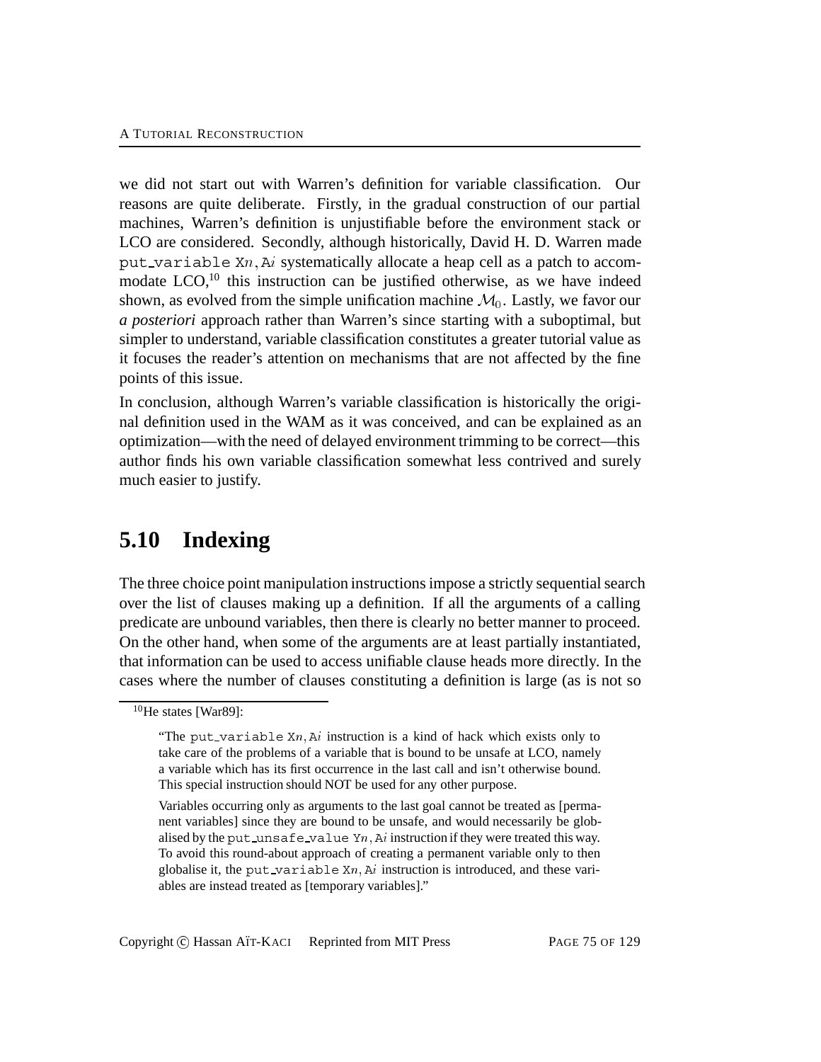we did not start out with Warren's definition for variable classification. Our reasons are quite deliberate. Firstly, in the gradual construction of our partial machines, Warren's definition is unjustifiable before the environment stack or LCO are considered. Secondly, although historically, David H. D. Warren made `put_variable` X$n$, A$i$ systematically allocate a heap cell as a patch to accommodate LCO,[10] this instruction can be justified otherwise, as we have indeed shown, as evolved from the simple unification machine $\mathcal{M}_0$. Lastly, we favor our *a posteriori* approach rather than Warren's since starting with a suboptimal, but simpler to understand, variable classification constitutes a greater tutorial value as it focuses the reader's attention on mechanisms that are not affected by the fine points of this issue.

In conclusion, although Warren's variable classification is historically the original definition used in the WAM as it was conceived, and can be explained as an optimization—with the need of delayed environment trimming to be correct—this author finds his own variable classification somewhat less contrived and surely much easier to justify.

## 5.10 Indexing

The three choice point manipulation instructions impose a strictly sequential search over the list of clauses making up a definition. If all the arguments of a calling predicate are unbound variables, then there is clearly no better manner to proceed. On the other hand, when some of the arguments are at least partially instantiated, that information can be used to access unifiable clause heads more directly. In the cases where the number of clauses constituting a definition is large (as is not so

---

[10] He states [War89]:

> "The `put_variable` X$n$, A$i$ instruction is a kind of hack which exists only to take care of the problems of a variable that is bound to be unsafe at LCO, namely a variable which has its first occurrence in the last call and isn't otherwise bound. This special instruction should NOT be used for any other purpose.
>
> Variables occurring only as arguments to the last goal cannot be treated as [permanent variables] since they are bound to be unsafe, and would necessarily be globalised by the `put_unsafe_value` Y$n$, A$i$ instruction if they were treated this way. To avoid this round-about approach of creating a permanent variable only to then globalise it, the `put_variable` X$n$, A$i$ instruction is introduced, and these variables are instead treated as [temporary variables]."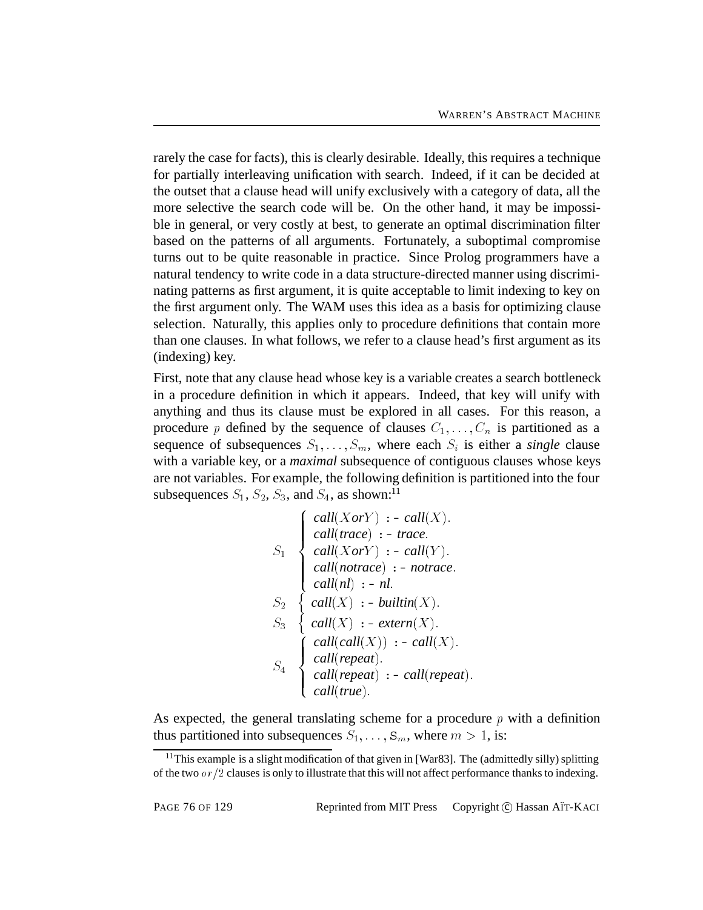rarely the case for facts), this is clearly desirable. Ideally, this requires a technique for partially interleaving unification with search. Indeed, if it can be decided at the outset that a clause head will unify exclusively with a category of data, all the more selective the search code will be. On the other hand, it may be impossible in general, or very costly at best, to generate an optimal discrimination filter based on the patterns of all arguments. Fortunately, a suboptimal compromise turns out to be quite reasonable in practice. Since Prolog programmers have a natural tendency to write code in a data structure-directed manner using discriminating patterns as first argument, it is quite acceptable to limit indexing to key on the first argument only. The WAM uses this idea as a basis for optimizing clause selection. Naturally, this applies only to procedure definitions that contain more than one clauses. In what follows, we refer to a clause head's first argument as its (indexing) key.

First, note that any clause head whose key is a variable creates a search bottleneck in a procedure definition in which it appears. Indeed, that key will unify with anything and thus its clause must be explored in all cases. For this reason, a procedure $p$ defined by the sequence of clauses $C_1, \ldots, C_n$ is partitioned as a sequence of subsequences $S_1, \ldots, S_m$, where each $S_i$ is either a *single* clause with a variable key, or a *maximal* subsequence of contiguous clauses whose keys are not variables. For example, the following definition is partitioned into the four subsequences $S_1$, $S_2$, $S_3$, and $S_4$, as shown:[11]

$$
\begin{array}{ll}
S_1 & \left\{ \begin{array}{l}
\textit{call}(X \textit{ or } Y) \texttt{ :- } \textit{call}(X). \\
\textit{call}(\textit{trace}) \texttt{ :- } \textit{trace}. \\
\textit{call}(X \textit{ or } Y) \texttt{ :- } \textit{call}(Y). \\
\textit{call}(\textit{notrace}) \texttt{ :- } \textit{notrace}. \\
\textit{call}(\textit{nl}) \texttt{ :- } \textit{nl}.
\end{array} \right. \\
S_2 & \left\{ \textit{call}(X) \texttt{ :- } \textit{builtin}(X). \right. \\
S_3 & \left\{ \textit{call}(X) \texttt{ :- } \textit{extern}(X). \right. \\
S_4 & \left\{ \begin{array}{l}
\textit{call}(\textit{call}(X)) \texttt{ :- } \textit{call}(X). \\
\textit{call}(\textit{repeat}). \\
\textit{call}(\textit{repeat}) \texttt{ :- } \textit{call}(\textit{repeat}). \\
\textit{call}(\textit{true}).
\end{array} \right.
\end{array}
$$

As expected, the general translating scheme for a procedure $p$ with a definition thus partitioned into subsequences $S_1, \ldots, S_m$, where $m > 1$, is:

[11] This example is a slight modification of that given in [War83]. The (admittedly silly) splitting of the two $or/2$ clauses is only to illustrate that this will not affect performance thanks to indexing.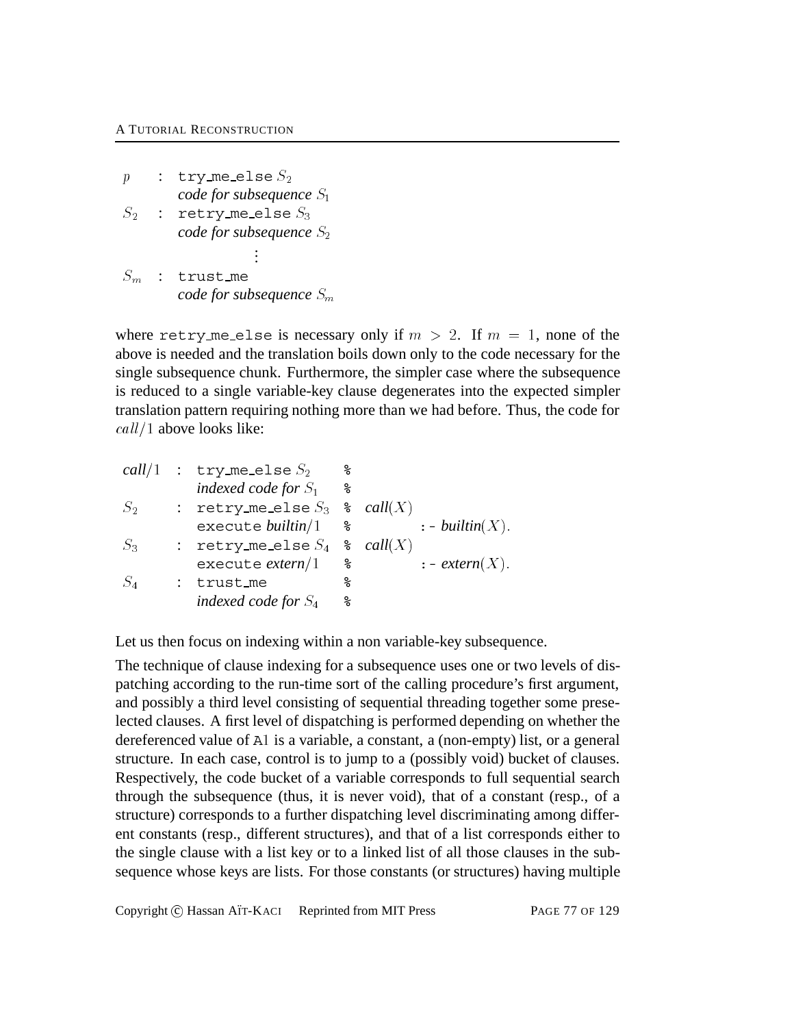```
p   : try_me_else S2
      code for subsequence S1
S2  : retry_me_else S3
      code for subsequence S2
          ⋮
Sm  : trust_me
      code for subsequence Sm
```

where retry_me_else is necessary only if $m > 2$. If $m = 1$, none of the above is needed and the translation boils down only to the code necessary for the single subsequence chunk. Furthermore, the simpler case where the subsequence is reduced to a single variable-key clause degenerates into the expected simpler translation pattern requiring nothing more than we had before. Thus, the code for $call/1$ above looks like:

```
call/1 : try_me_else S2     %
         indexed code for S1 %
S2     : retry_me_else S3   % call(X)
         execute builtin/1  %          :- builtin(X).
S3     : retry_me_else S4   % call(X)
         execute extern/1   %          :- extern(X).
S4     : trust_me           %
         indexed code for S4 %
```

Let us then focus on indexing within a non variable-key subsequence.

The technique of clause indexing for a subsequence uses one or two levels of dispatching according to the run-time sort of the calling procedure's first argument, and possibly a third level consisting of sequential threading together some preselected clauses. A first level of dispatching is performed depending on whether the dereferenced value of A1 is a variable, a constant, a (non-empty) list, or a general structure. In each case, control is to jump to a (possibly void) bucket of clauses. Respectively, the code bucket of a variable corresponds to full sequential search through the subsequence (thus, it is never void), that of a constant (resp., of a structure) corresponds to a further dispatching level discriminating among different constants (resp., different structures), and that of a list corresponds either to the single clause with a list key or to a linked list of all those clauses in the subsequence whose keys are lists. For those constants (or structures) having multiple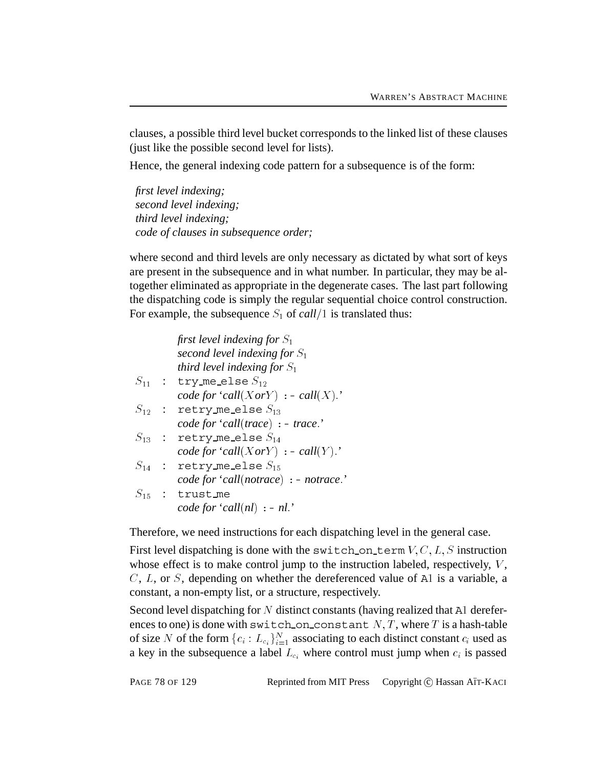clauses, a possible third level bucket corresponds to the linked list of these clauses (just like the possible second level for lists).

Hence, the general indexing code pattern for a subsequence is of the form:

*first level indexing;*
*second level indexing;*
*third level indexing;*
*code of clauses in subsequence order;*

where second and third levels are only necessary as dictated by what sort of keys are present in the subsequence and in what number. In particular, they may be altogether eliminated as appropriate in the degenerate cases. The last part following the dispatching code is simply the regular sequential choice control construction. For example, the subsequence $S_1$ of *call*$/1$ is translated thus:

| | | |
|---|---|---|
| | | ***first level indexing for*** $S_1$ |
| | | ***second level indexing for*** $S_1$ |
| | | ***third level indexing for*** $S_1$ |
| $S_{11}$ | : | `try_me_else` $S_{12}$ |
| | | ***code for*** '*call*$(X$*or*$Y)$ :- *call*$(X)$.' |
| $S_{12}$ | : | `retry_me_else` $S_{13}$ |
| | | ***code for*** '*call*$($*trace*$)$ :- *trace*.' |
| $S_{13}$ | : | `retry_me_else` $S_{14}$ |
| | | ***code for*** '*call*$(X$*or*$Y)$ :- *call*$(Y)$.' |
| $S_{14}$ | : | `retry_me_else` $S_{15}$ |
| | | ***code for*** '*call*$($*notrace*$)$ :- *notrace*.' |
| $S_{15}$ | : | `trust_me` |
| | | ***code for*** '*call*$($*nl*$)$ :- *nl*.' |

Therefore, we need instructions for each dispatching level in the general case.

First level dispatching is done with the `switch_on_term` $V, C, L, S$ instruction whose effect is to make control jump to the instruction labeled, respectively, $V$, $C$, $L$, or $S$, depending on whether the dereferenced value of `A1` is a variable, a constant, a non-empty list, or a structure, respectively.

Second level dispatching for $N$ distinct constants (having realized that `A1` dereferences to one) is done with `switch_on_constant` $N, T$, where $T$ is a hash-table of size $N$ of the form $\{c_i : L_{c_i}\}_{i=1}^{N}$ associating to each distinct constant $c_i$ used as a key in the subsequence a label $L_{c_i}$ where control must jump when $c_i$ is passed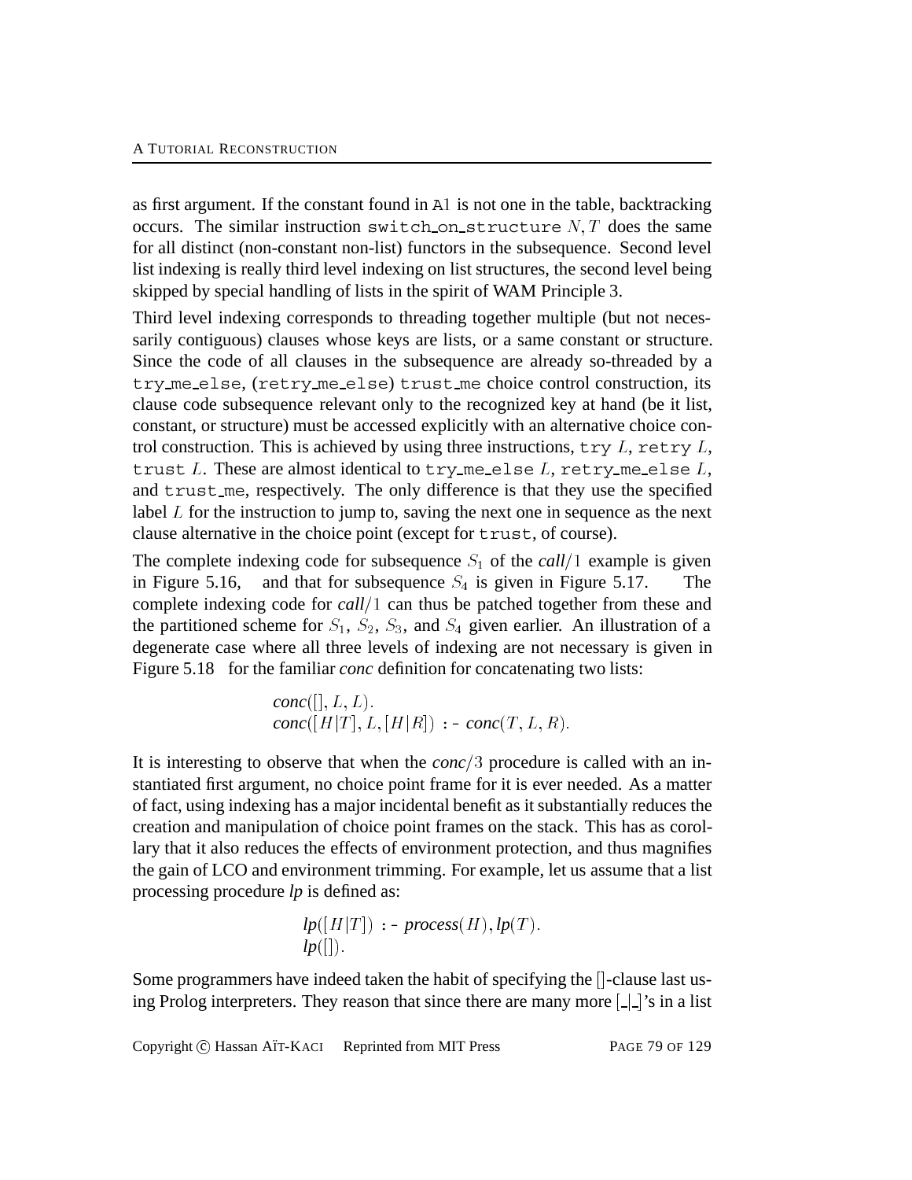as first argument. If the constant found in A1 is not one in the table, backtracking occurs. The similar instruction `switch_on_structure` $N, T$ does the same for all distinct (non-constant non-list) functors in the subsequence. Second level list indexing is really third level indexing on list structures, the second level being skipped by special handling of lists in the spirit of WAM Principle 3.

Third level indexing corresponds to threading together multiple (but not necessarily contiguous) clauses whose keys are lists, or a same constant or structure. Since the code of all clauses in the subsequence are already so-threaded by a `try_me_else`, (`retry_me_else`) `trust_me` choice control construction, its clause code subsequence relevant only to the recognized key at hand (be it list, constant, or structure) must be accessed explicitly with an alternative choice control construction. This is achieved by using three instructions, `try` $L$, `retry` $L$, `trust` $L$. These are almost identical to `try_me_else` $L$, `retry_me_else` $L$, and `trust_me`, respectively. The only difference is that they use the specified label $L$ for the instruction to jump to, saving the next one in sequence as the next clause alternative in the choice point (except for `trust`, of course).

The complete indexing code for subsequence $S_1$ of the *call*/1 example is given in Figure 5.16, and that for subsequence $S_4$ is given in Figure 5.17. The complete indexing code for *call*/1 can thus be patched together from these and the partitioned scheme for $S_1$, $S_2$, $S_3$, and $S_4$ given earlier. An illustration of a degenerate case where all three levels of indexing are not necessary is given in Figure 5.18 for the familiar *conc* definition for concatenating two lists:

*conc*$([], L, L).$
*conc*$([H|T], L, [H|R])$ :- *conc*$(T, L, R).$

It is interesting to observe that when the *conc*/3 procedure is called with an instantiated first argument, no choice point frame for it is ever needed. As a matter of fact, using indexing has a major incidental benefit as it substantially reduces the creation and manipulation of choice point frames on the stack. This has as corollary that it also reduces the effects of environment protection, and thus magnifies the gain of LCO and environment trimming. For example, let us assume that a list processing procedure *lp* is defined as:

*lp*$([H|T])$ :- *process*$(H)$, *lp*$(T).$
*lp*$([]).$

Some programmers have indeed taken the habit of specifying the []-clause last using Prolog interpreters. They reason that since there are many more [\_|\_]'s in a list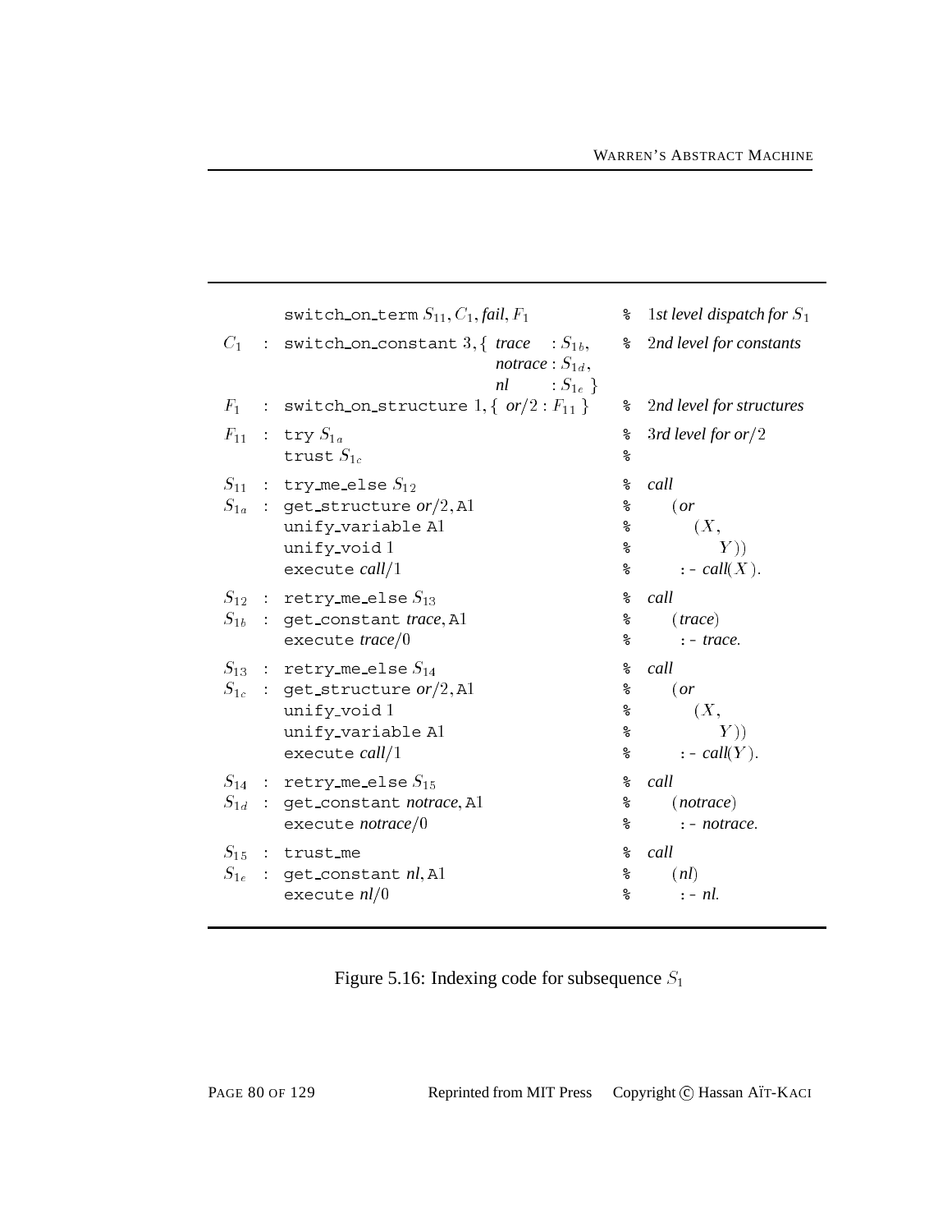```
        switch_on_term S11, C1, fail, F1          % 1st level dispatch for S1
C1  :   switch_on_constant 3, { trace   : S1b,    % 2nd level for constants
                                notrace : S1d,
                                nl      : S1e }
F1  :   switch_on_structure 1, { or/2 : F11 }     % 2nd level for structures
F11 :   try S1a                                   % 3rd level for or/2
        trust S1c                                 %
S11 :   try_me_else S12                           % call
S1a :   get_structure or/2, A1                    %   (or
        unify_variable A1                         %     (X,
        unify_void 1                              %       Y))
        execute call/1                            %     :- call(X).
S12 :   retry_me_else S13                         % call
S1b :   get_constant trace, A1                    %   (trace)
        execute trace/0                           %     :- trace.
S13 :   retry_me_else S14                         % call
S1c :   get_structure or/2, A1                    %   (or
        unify_void 1                              %     (X,
        unify_variable A1                         %       Y))
        execute call/1                            %     :- call(Y).
S14 :   retry_me_else S15                         % call
S1d :   get_constant notrace, A1                  %   (notrace)
        execute notrace/0                         %     :- notrace.
S15 :   trust_me                                  % call
S1e :   get_constant nl, A1                       %   (nl)
        execute nl/0                              %     :- nl.
```

Figure 5.16: Indexing code for subsequence $S_1$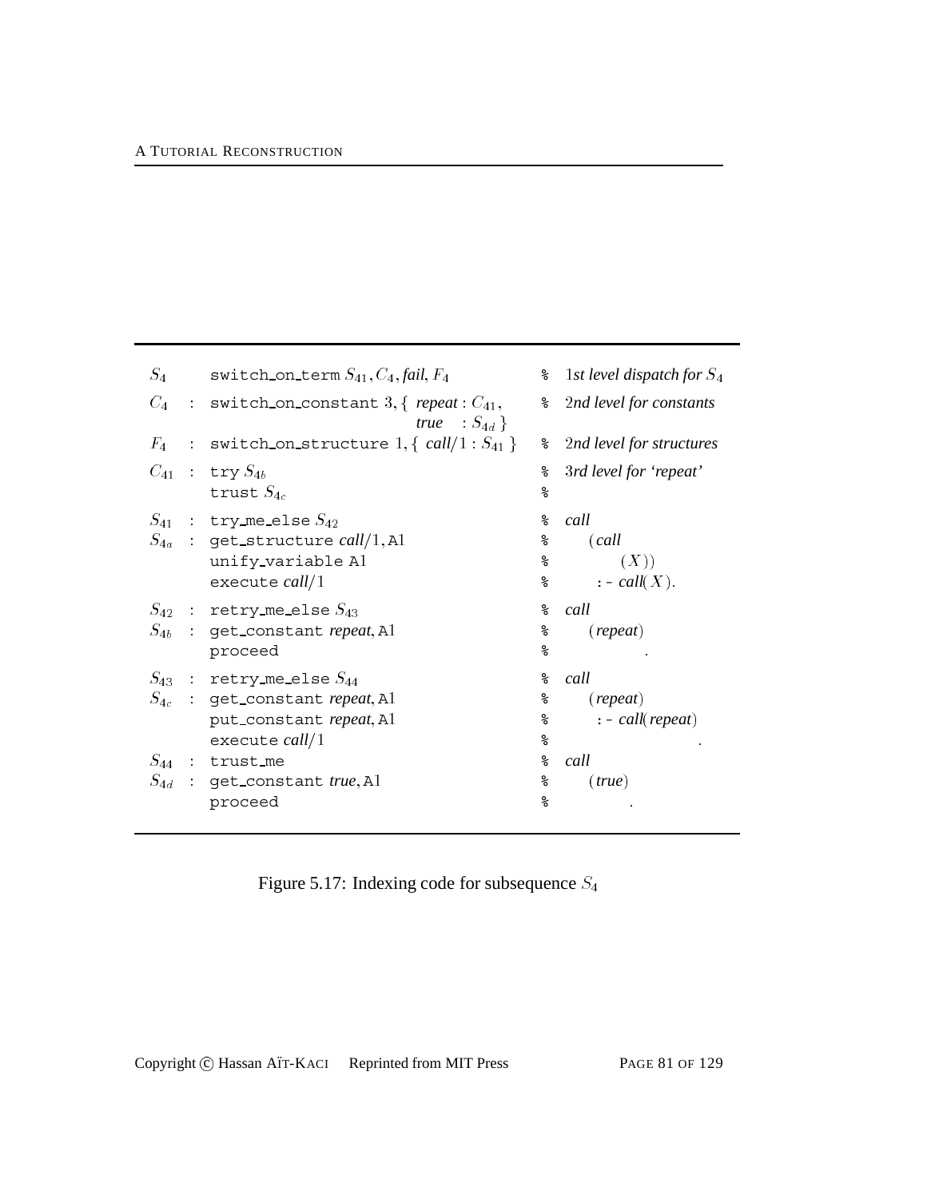```
S4        switch_on_term S41, C4, fail, F4            % 1st level dispatch for S4
C4   :    switch_on_constant 3, { repeat : C41,       % 2nd level for constants
                                  true   : S4d }
F4   :    switch_on_structure 1, { call/1 : S41 }     % 2nd level for structures
C41  :    try S4b                                     % 3rd level for 'repeat'
          trust S4c                                   %
S41  :    try_me_else S42                             % call
S4a  :    get_structure call/1, A1                    %    (call
          unify_variable A1                           %          (X))
          execute call/1                              %     :- call(X).
S42  :    retry_me_else S43                           % call
S4b  :    get_constant repeat, A1                     %    (repeat)
          proceed                                     %            .
S43  :    retry_me_else S44                           % call
S4c  :    get_constant repeat, A1                     %    (repeat)
          put_constant repeat, A1                     %     :- call(repeat)
          execute call/1                              %                     .
S44  :    trust_me                                    % call
S4d  :    get_constant true, A1                       %    (true)
          proceed                                     %            .
```

Figure 5.17: Indexing code for subsequence $S_4$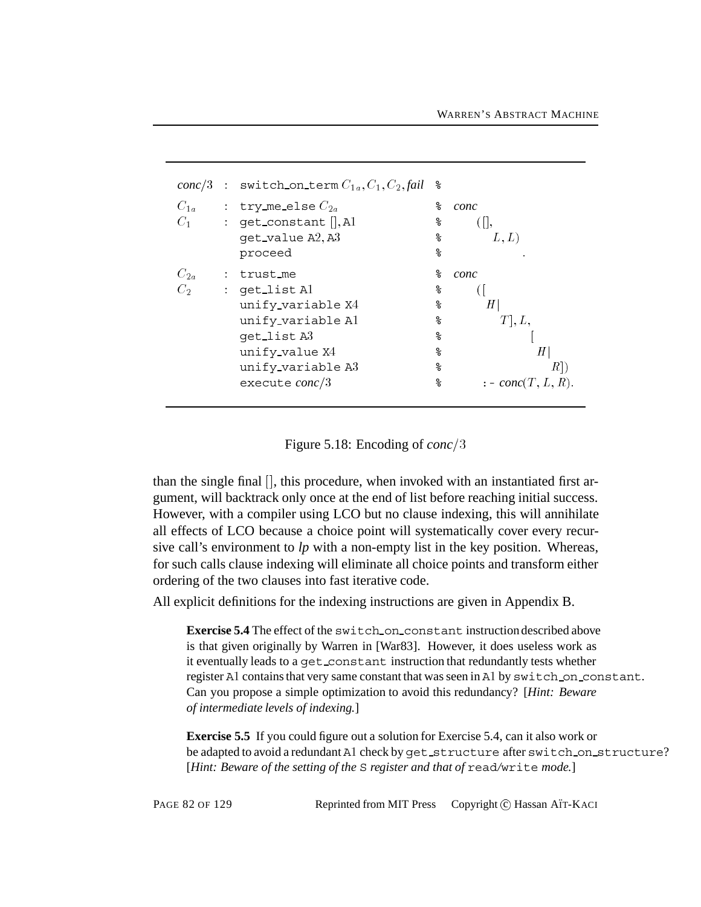```
conc/3 : switch_on_term C1a, C1, C2, fail  %

C1a    : try_me_else C2a                   % conc
C1     : get_constant [], A1               %   ([],
         get_value A2, A3                  %     L, L)
         proceed                           %          .

C2a    : trust_me                          % conc
C2     : get_list A1                       %   ([
         unify_variable X4                 %     H|
         unify_variable A1                 %       T], L,
         get_list A3                       %         [
         unify_value X4                    %           H|
         unify_variable A3                 %             R])
         execute conc/3                    %   :- conc(T, L, R).
```

Figure 5.18: Encoding of *conc*$/3$

than the single final [], this procedure, when invoked with an instantiated first argument, will backtrack only once at the end of list before reaching initial success. However, with a compiler using LCO but no clause indexing, this will annihilate all effects of LCO because a choice point will systematically cover every recursive call's environment to *lp* with a non-empty list in the key position. Whereas, for such calls clause indexing will eliminate all choice points and transform either ordering of the two clauses into fast iterative code.

All explicit definitions for the indexing instructions are given in Appendix B.

> **Exercise 5.4** The effect of the `switch_on_constant` instruction described above is that given originally by Warren in [War83]. However, it does useless work as it eventually leads to a `get_constant` instruction that redundantly tests whether register A1 contains that very same constant that was seen in A1 by `switch_on_constant`. Can you propose a simple optimization to avoid this redundancy? [*Hint: Beware of intermediate levels of indexing.*]

> **Exercise 5.5** If you could figure out a solution for Exercise 5.4, can it also work or be adapted to avoid a redundant A1 check by `get_structure` after `switch_on_structure`? [*Hint: Beware of the setting of the* S *register and that of* `read`/`write` *mode.*]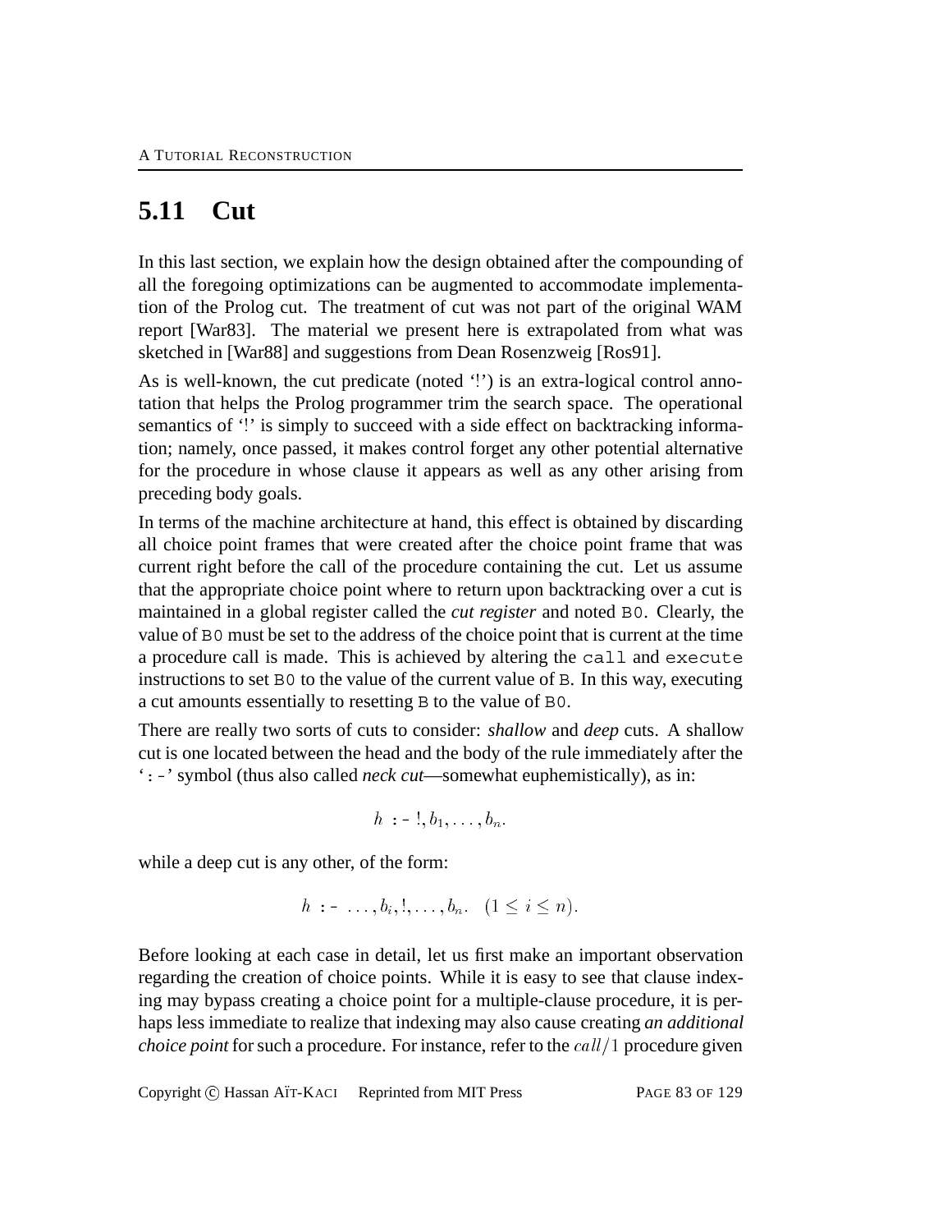## 5.11 Cut

In this last section, we explain how the design obtained after the compounding of all the foregoing optimizations can be augmented to accommodate implementation of the Prolog cut. The treatment of cut was not part of the original WAM report [War83]. The material we present here is extrapolated from what was sketched in [War88] and suggestions from Dean Rosenzweig [Ros91].

As is well-known, the cut predicate (noted '!') is an extra-logical control annotation that helps the Prolog programmer trim the search space. The operational semantics of '!' is simply to succeed with a side effect on backtracking information; namely, once passed, it makes control forget any other potential alternative for the procedure in whose clause it appears as well as any other arising from preceding body goals.

In terms of the machine architecture at hand, this effect is obtained by discarding all choice point frames that were created after the choice point frame that was current right before the call of the procedure containing the cut. Let us assume that the appropriate choice point where to return upon backtracking over a cut is maintained in a global register called the *cut register* and noted `B0`. Clearly, the value of `B0` must be set to the address of the choice point that is current at the time a procedure call is made. This is achieved by altering the `call` and `execute` instructions to set `B0` to the value of the current value of `B`. In this way, executing a cut amounts essentially to resetting `B` to the value of `B0`.

There are really two sorts of cuts to consider: *shallow* and *deep* cuts. A shallow cut is one located between the head and the body of the rule immediately after the '`:-`' symbol (thus also called *neck cut*—somewhat euphemistically), as in:

$$h \texttt{ :- } !, b_1, \ldots, b_n.$$

while a deep cut is any other, of the form:

$$h \texttt{ :- } \ldots, b_i, !, \ldots, b_n. \quad (1 \leq i \leq n).$$

Before looking at each case in detail, let us first make an important observation regarding the creation of choice points. While it is easy to see that clause indexing may bypass creating a choice point for a multiple-clause procedure, it is perhaps less immediate to realize that indexing may also cause creating *an additional choice point* for such a procedure. For instance, refer to the $call/1$ procedure given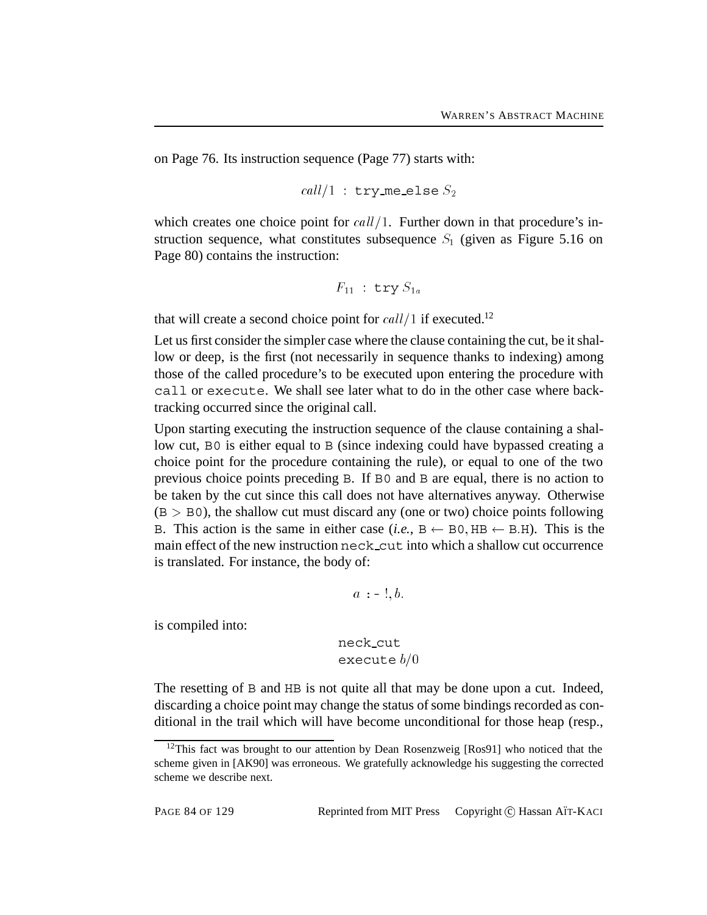on Page 76. Its instruction sequence (Page 77) starts with:

$$call/1 \;:\; \texttt{try\_me\_else}\; S_2$$

which creates one choice point for $call/1$. Further down in that procedure's instruction sequence, what constitutes subsequence $S_1$ (given as Figure 5.16 on Page 80) contains the instruction:

$$F_{11} \;:\; \texttt{try}\; S_{1a}$$

that will create a second choice point for $call/1$ if executed.[12]

Let us first consider the simpler case where the clause containing the cut, be it shallow or deep, is the first (not necessarily in sequence thanks to indexing) among those of the called procedure's to be executed upon entering the procedure with `call` or `execute`. We shall see later what to do in the other case where backtracking occurred since the original call.

Upon starting executing the instruction sequence of the clause containing a shallow cut, `B0` is either equal to `B` (since indexing could have bypassed creating a choice point for the procedure containing the rule), or equal to one of the two previous choice points preceding `B`. If `B0` and `B` are equal, there is no action to be taken by the cut since this call does not have alternatives anyway. Otherwise ($\texttt{B} > \texttt{B0}$), the shallow cut must discard any (one or two) choice points following `B`. This action is the same in either case (*i.e.*, $\texttt{B} \leftarrow \texttt{B0}, \texttt{HB} \leftarrow \texttt{B.H}$). This is the main effect of the new instruction `neck_cut` into which a shallow cut occurrence is translated. For instance, the body of:

$$a \;\texttt{:-}\; !, b.$$

is compiled into:

```
neck_cut
execute b/0
```

The resetting of `B` and `HB` is not quite all that may be done upon a cut. Indeed, discarding a choice point may change the status of some bindings recorded as conditional in the trail which will have become unconditional for those heap (resp.,

---

[12] This fact was brought to our attention by Dean Rosenzweig [Ros91] who noticed that the scheme given in [AK90] was erroneous. We gratefully acknowledge his suggesting the corrected scheme we describe next.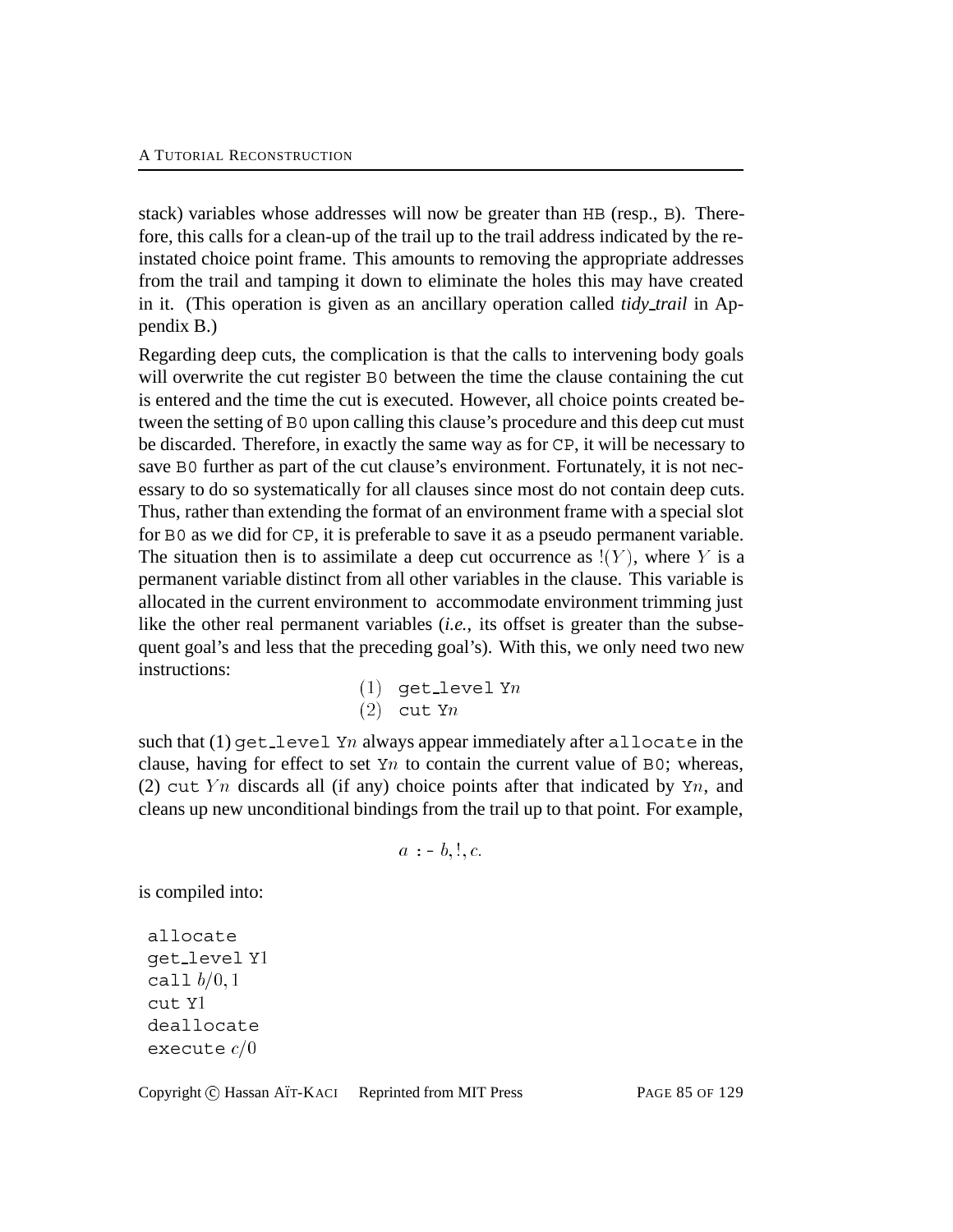stack) variables whose addresses will now be greater than HB (resp., B). Therefore, this calls for a clean-up of the trail up to the trail address indicated by the reinstated choice point frame. This amounts to removing the appropriate addresses from the trail and tamping it down to eliminate the holes this may have created in it. (This operation is given as an ancillary operation called *tidy_trail* in Appendix B.)

Regarding deep cuts, the complication is that the calls to intervening body goals will overwrite the cut register B0 between the time the clause containing the cut is entered and the time the cut is executed. However, all choice points created between the setting of B0 upon calling this clause's procedure and this deep cut must be discarded. Therefore, in exactly the same way as for CP, it will be necessary to save B0 further as part of the cut clause's environment. Fortunately, it is not necessary to do so systematically for all clauses since most do not contain deep cuts. Thus, rather than extending the format of an environment frame with a special slot for B0 as we did for CP, it is preferable to save it as a pseudo permanent variable. The situation then is to assimilate a deep cut occurrence as $!(Y)$, where $Y$ is a permanent variable distinct from all other variables in the clause. This variable is allocated in the current environment to accommodate environment trimming just like the other real permanent variables (*i.e.*, its offset is greater than the subsequent goal's and less that the preceding goal's). With this, we only need two new instructions:

$(1)$ get_level Y$n$
$(2)$ cut Y$n$

such that (1) get_level Y$n$ always appear immediately after allocate in the clause, having for effect to set Y$n$ to contain the current value of B0; whereas, (2) cut Y$n$ discards all (if any) choice points after that indicated by Y$n$, and cleans up new unconditional bindings from the trail up to that point. For example,

$$a \text{ :- } b, !, c.$$

is compiled into:

```
allocate
get_level Y1
call b/0, 1
cut Y1
deallocate
execute c/0
```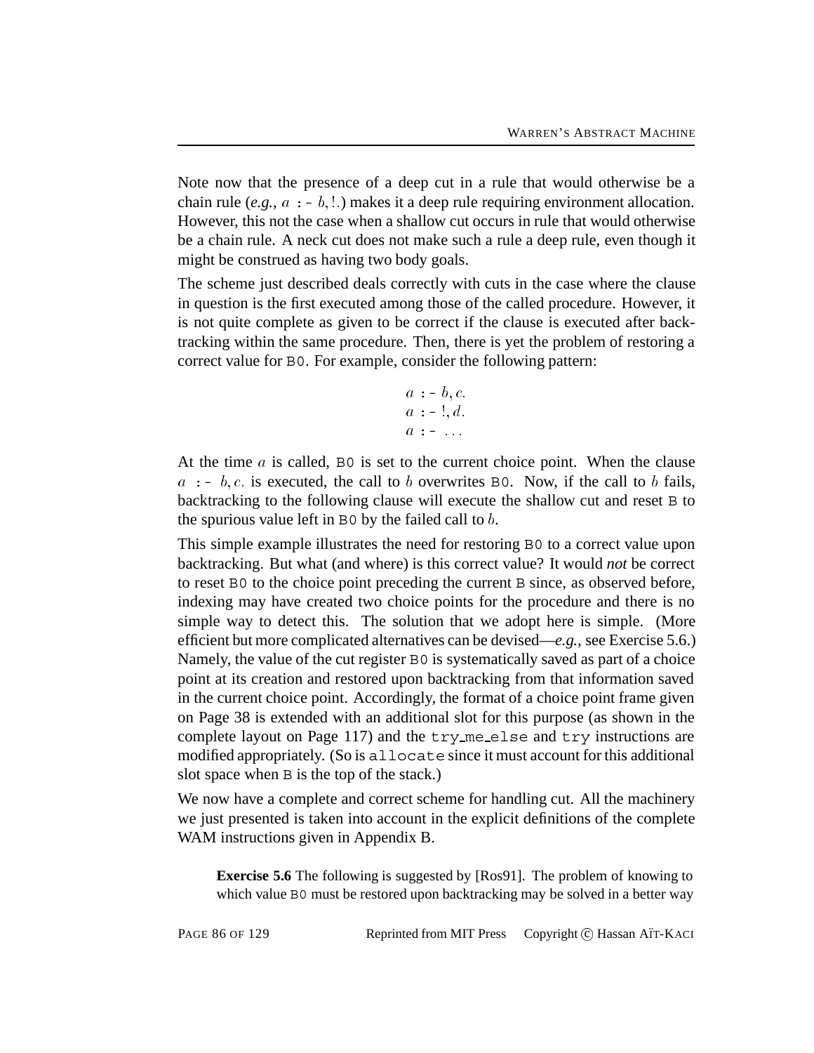Note now that the presence of a deep cut in a rule that would otherwise be a chain rule (*e.g.*, $a$ :- $b, !.$) makes it a deep rule requiring environment allocation. However, this not the case when a shallow cut occurs in rule that would otherwise be a chain rule. A neck cut does not make such a rule a deep rule, even though it might be construed as having two body goals.

The scheme just described deals correctly with cuts in the case where the clause in question is the first executed among those of the called procedure. However, it is not quite complete as given to be correct if the clause is executed after backtracking within the same procedure. Then, there is yet the problem of restoring a correct value for `B0`. For example, consider the following pattern:

$$
\begin{array}{l}
a \text{ :- } b, c. \\
a \text{ :- } !, d. \\
a \text{ :- } \ldots
\end{array}
$$

At the time $a$ is called, `B0` is set to the current choice point. When the clause $a$ :- $b, c.$ is executed, the call to $b$ overwrites `B0`. Now, if the call to $b$ fails, backtracking to the following clause will execute the shallow cut and reset `B` to the spurious value left in `B0` by the failed call to $b$.

This simple example illustrates the need for restoring `B0` to a correct value upon backtracking. But what (and where) is this correct value? It would *not* be correct to reset `B0` to the choice point preceding the current `B` since, as observed before, indexing may have created two choice points for the procedure and there is no simple way to detect this. The solution that we adopt here is simple. (More efficient but more complicated alternatives can be devised—*e.g.*, see Exercise 5.6.) Namely, the value of the cut register `B0` is systematically saved as part of a choice point at its creation and restored upon backtracking from that information saved in the current choice point. Accordingly, the format of a choice point frame given on Page 38 is extended with an additional slot for this purpose (as shown in the complete layout on Page 117) and the `try_me_else` and `try` instructions are modified appropriately. (So is `allocate` since it must account for this additional slot space when `B` is the top of the stack.)

We now have a complete and correct scheme for handling cut. All the machinery we just presented is taken into account in the explicit definitions of the complete WAM instructions given in Appendix B.

**Exercise 5.6** The following is suggested by [Ros91]. The problem of knowing to which value `B0` must be restored upon backtracking may be solved in a better way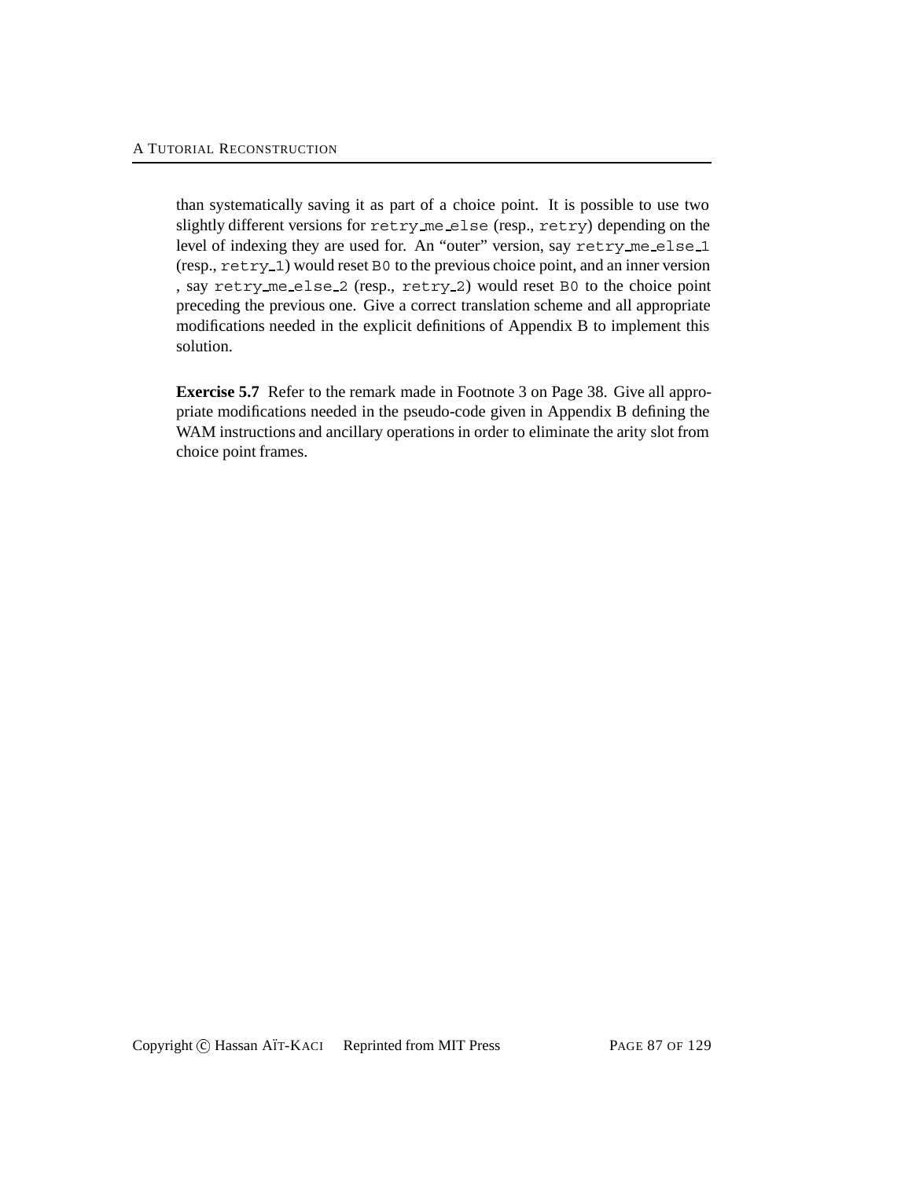than systematically saving it as part of a choice point. It is possible to use two slightly different versions for `retry_me_else` (resp., `retry`) depending on the level of indexing they are used for. An "outer" version, say `retry_me_else_1` (resp., `retry_1`) would reset `B0` to the previous choice point, and an inner version , say `retry_me_else_2` (resp., `retry_2`) would reset `B0` to the choice point preceding the previous one. Give a correct translation scheme and all appropriate modifications needed in the explicit definitions of Appendix B to implement this solution.

**Exercise 5.7** Refer to the remark made in Footnote 3 on Page 38. Give all appropriate modifications needed in the pseudo-code given in Appendix B defining the WAM instructions and ancillary operations in order to eliminate the arity slot from choice point frames.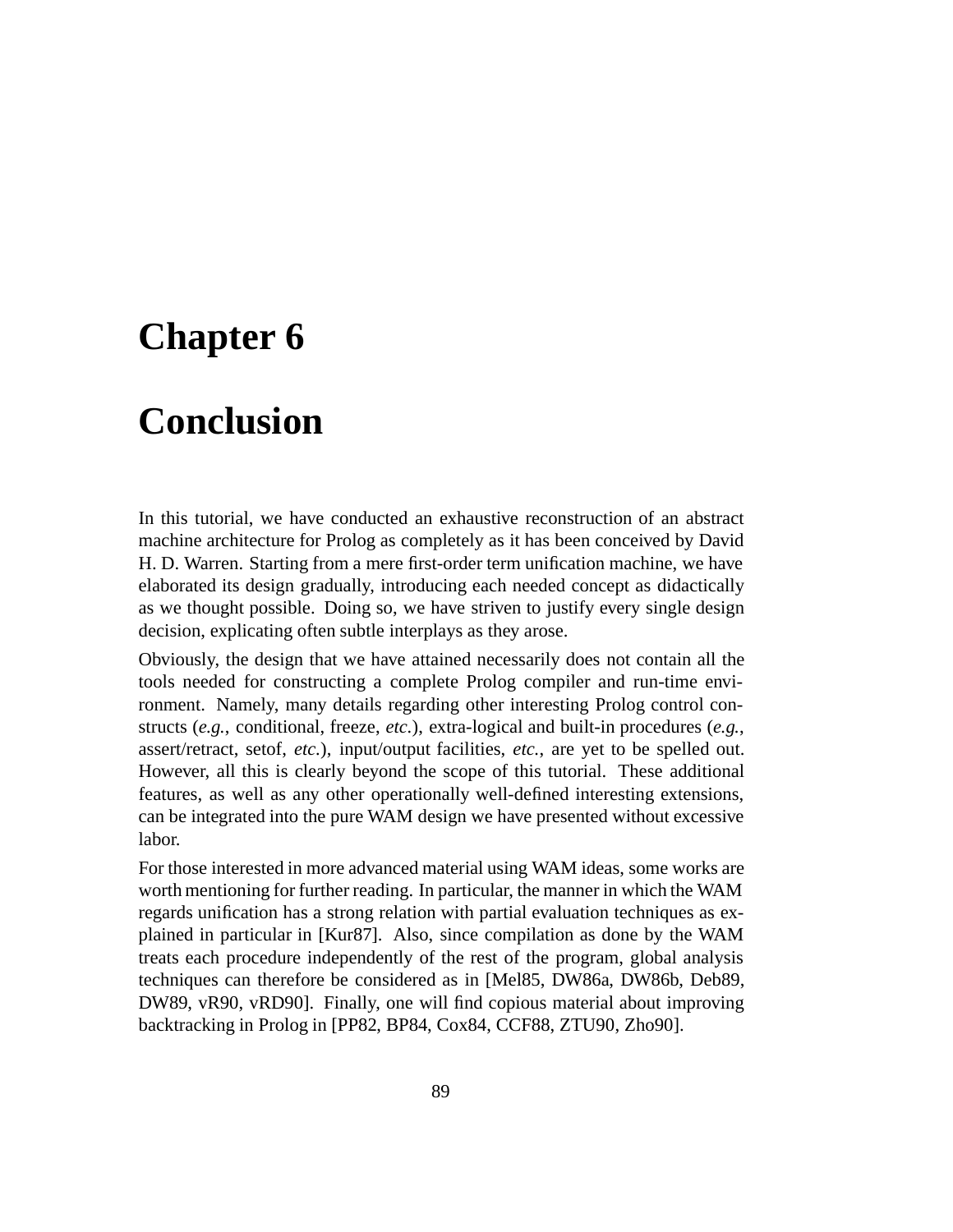# Chapter 6

# Conclusion

In this tutorial, we have conducted an exhaustive reconstruction of an abstract machine architecture for Prolog as completely as it has been conceived by David H. D. Warren. Starting from a mere first-order term unification machine, we have elaborated its design gradually, introducing each needed concept as didactically as we thought possible. Doing so, we have striven to justify every single design decision, explicating often subtle interplays as they arose.

Obviously, the design that we have attained necessarily does not contain all the tools needed for constructing a complete Prolog compiler and run-time environment. Namely, many details regarding other interesting Prolog control constructs (*e.g.*, conditional, freeze, *etc.*), extra-logical and built-in procedures (*e.g.*, assert/retract, setof, *etc.*), input/output facilities, *etc.*, are yet to be spelled out. However, all this is clearly beyond the scope of this tutorial. These additional features, as well as any other operationally well-defined interesting extensions, can be integrated into the pure WAM design we have presented without excessive labor.

For those interested in more advanced material using WAM ideas, some works are worth mentioning for further reading. In particular, the manner in which the WAM regards unification has a strong relation with partial evaluation techniques as explained in particular in [Kur87]. Also, since compilation as done by the WAM treats each procedure independently of the rest of the program, global analysis techniques can therefore be considered as in [Mel85, DW86a, DW86b, Deb89, DW89, vR90, vRD90]. Finally, one will find copious material about improving backtracking in Prolog in [PP82, BP84, Cox84, CCF88, ZTU90, Zho90].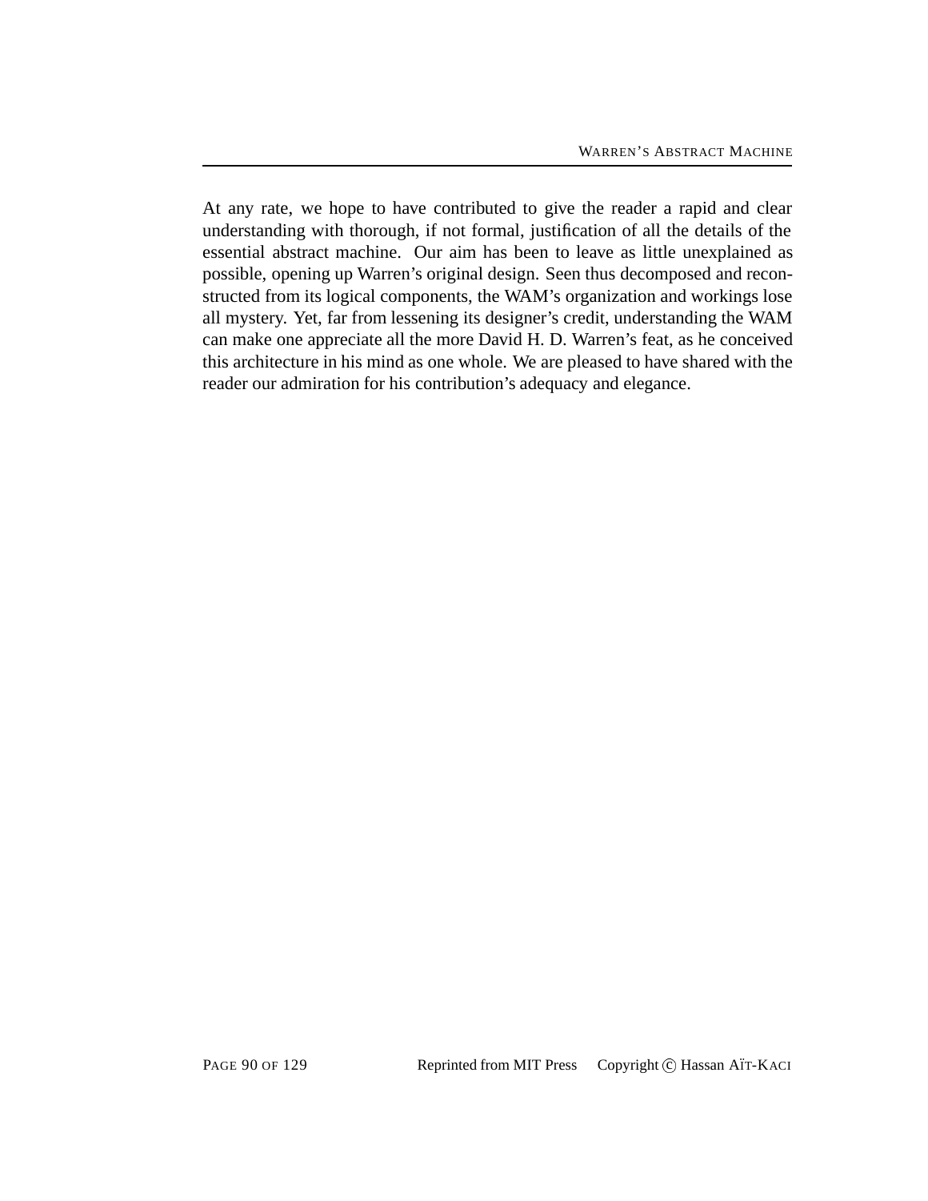At any rate, we hope to have contributed to give the reader a rapid and clear understanding with thorough, if not formal, justification of all the details of the essential abstract machine. Our aim has been to leave as little unexplained as possible, opening up Warren's original design. Seen thus decomposed and reconstructed from its logical components, the WAM's organization and workings lose all mystery. Yet, far from lessening its designer's credit, understanding the WAM can make one appreciate all the more David H. D. Warren's feat, as he conceived this architecture in his mind as one whole. We are pleased to have shared with the reader our admiration for his contribution's adequacy and elegance.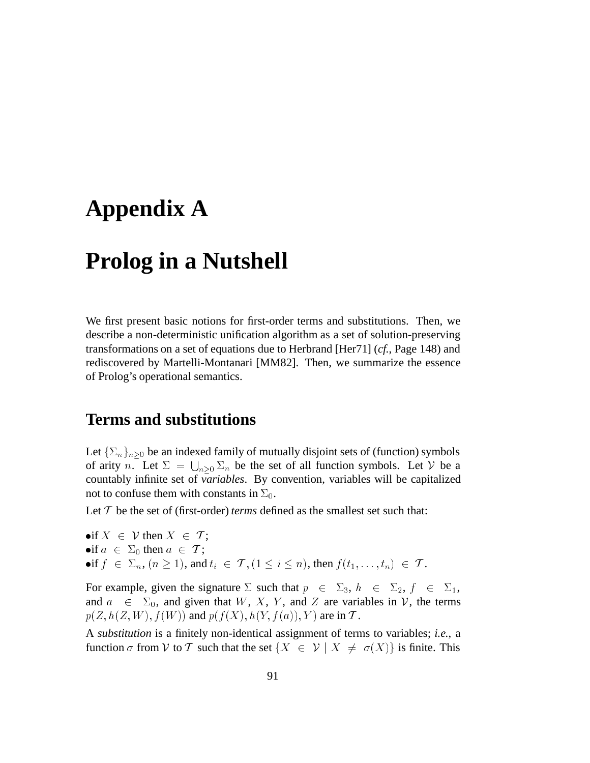# Appendix A

# Prolog in a Nutshell

We first present basic notions for first-order terms and substitutions. Then, we describe a non-deterministic unification algorithm as a set of solution-preserving transformations on a set of equations due to Herbrand [Her71] (*cf.*, Page 148) and rediscovered by Martelli-Montanari [MM82]. Then, we summarize the essence of Prolog's operational semantics.

## Terms and substitutions

Let $\{\Sigma_n\}_{n\geq 0}$ be an indexed family of mutually disjoint sets of (function) symbols of arity $n$. Let $\Sigma = \bigcup_{n\geq 0} \Sigma_n$ be the set of all function symbols. Let $\mathcal{V}$ be a countably infinite set of *variables*. By convention, variables will be capitalized not to confuse them with constants in $\Sigma_0$.

Let $\mathcal{T}$ be the set of (first-order) *terms* defined as the smallest set such that:

- if $X \in \mathcal{V}$ then $X \in \mathcal{T}$;
- if $a \in \Sigma_0$ then $a \in \mathcal{T}$;
- if $f \in \Sigma_n$, $(n \geq 1)$, and $t_i \in \mathcal{T}, (1 \leq i \leq n)$, then $f(t_1, \ldots, t_n) \in \mathcal{T}$.

For example, given the signature $\Sigma$ such that $p \in \Sigma_3$, $h \in \Sigma_2$, $f \in \Sigma_1$, and $a \in \Sigma_0$, and given that $W$, $X$, $Y$, and $Z$ are variables in $\mathcal{V}$, the terms $p(Z, h(Z, W), f(W))$ and $p(f(X), h(Y, f(a)), Y)$ are in $\mathcal{T}$.

A *substitution* is a finitely non-identical assignment of terms to variables; *i.e.*, a function $\sigma$ from $\mathcal{V}$ to $\mathcal{T}$ such that the set $\{X \in \mathcal{V} \mid X \neq \sigma(X)\}$ is finite. This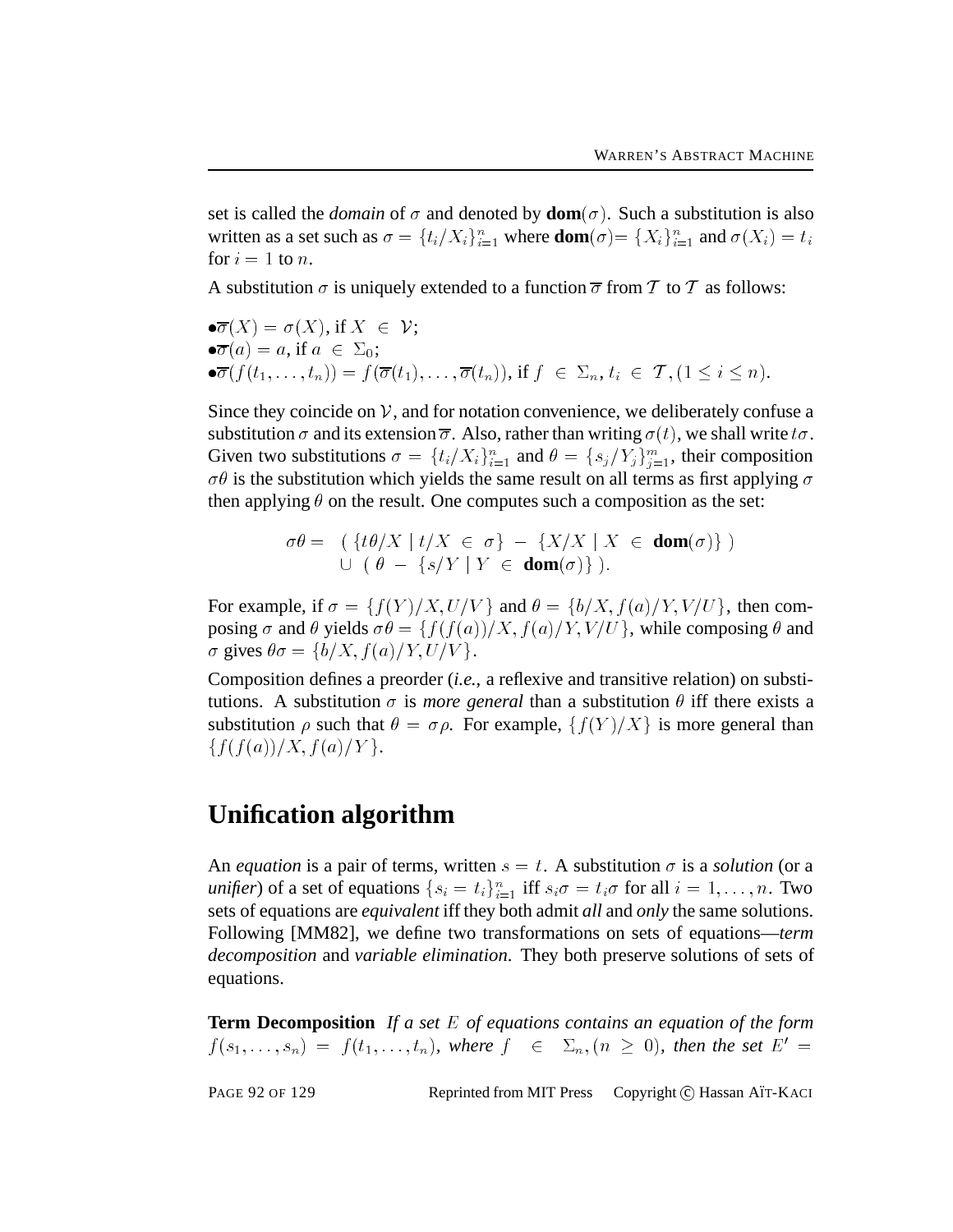set is called the *domain* of $\sigma$ and denoted by **dom**$(\sigma)$. Such a substitution is also written as a set such as $\sigma = \{t_i/X_i\}_{i=1}^n$ where **dom**$(\sigma) = \{X_i\}_{i=1}^n$ and $\sigma(X_i) = t_i$ for $i = 1$ to $n$.

A substitution $\sigma$ is uniquely extended to a function $\overline{\sigma}$ from $\mathcal{T}$ to $\mathcal{T}$ as follows:

- $\overline{\sigma}(X) = \sigma(X)$, if $X \in \mathcal{V}$;
- $\overline{\sigma}(a) = a$, if $a \in \Sigma_0$;
- $\overline{\sigma}(f(t_1, \ldots, t_n)) = f(\overline{\sigma}(t_1), \ldots, \overline{\sigma}(t_n))$, if $f \in \Sigma_n, t_i \in \mathcal{T}, (1 \leq i \leq n)$.

Since they coincide on $\mathcal{V}$, and for notation convenience, we deliberately confuse a substitution $\sigma$ and its extension $\overline{\sigma}$. Also, rather than writing $\sigma(t)$, we shall write $t\sigma$. Given two substitutions $\sigma = \{t_i/X_i\}_{i=1}^n$ and $\theta = \{s_j/Y_j\}_{j=1}^m$, their composition $\sigma\theta$ is the substitution which yields the same result on all terms as first applying $\sigma$ then applying $\theta$ on the result. One computes such a composition as the set:

$$\begin{aligned}\sigma\theta = \; & (\, \{t\theta/X \mid t/X \in \sigma\} - \{X/X \mid X \in \mathbf{dom}(\sigma)\}\,) \\ & \cup \; (\, \theta - \{s/Y \mid Y \in \mathbf{dom}(\sigma)\}\,).\end{aligned}$$

For example, if $\sigma = \{f(Y)/X, U/V\}$ and $\theta = \{b/X, f(a)/Y, V/U\}$, then composing $\sigma$ and $\theta$ yields $\sigma\theta = \{f(f(a))/X, f(a)/Y, V/U\}$, while composing $\theta$ and $\sigma$ gives $\theta\sigma = \{b/X, f(a)/Y, U/V\}$.

Composition defines a preorder (*i.e.*, a reflexive and transitive relation) on substitutions. A substitution $\sigma$ is *more general* than a substitution $\theta$ iff there exists a substitution $\rho$ such that $\theta = \sigma\rho$. For example, $\{f(Y)/X\}$ is more general than $\{f(f(a))/X, f(a)/Y\}$.

## Unification algorithm

An *equation* is a pair of terms, written $s = t$. A substitution $\sigma$ is a *solution* (or a *unifier*) of a set of equations $\{s_i = t_i\}_{i=1}^n$ iff $s_i\sigma = t_i\sigma$ for all $i = 1, \ldots, n$. Two sets of equations are *equivalent* iff they both admit *all* and *only* the same solutions. Following [MM82], we define two transformations on sets of equations—*term decomposition* and *variable elimination*. They both preserve solutions of sets of equations.

**Term Decomposition** *If a set $E$ of equations contains an equation of the form $f(s_1, \ldots, s_n) = f(t_1, \ldots, t_n)$, where $f \in \Sigma_n, (n \geq 0)$, then the set $E' =$*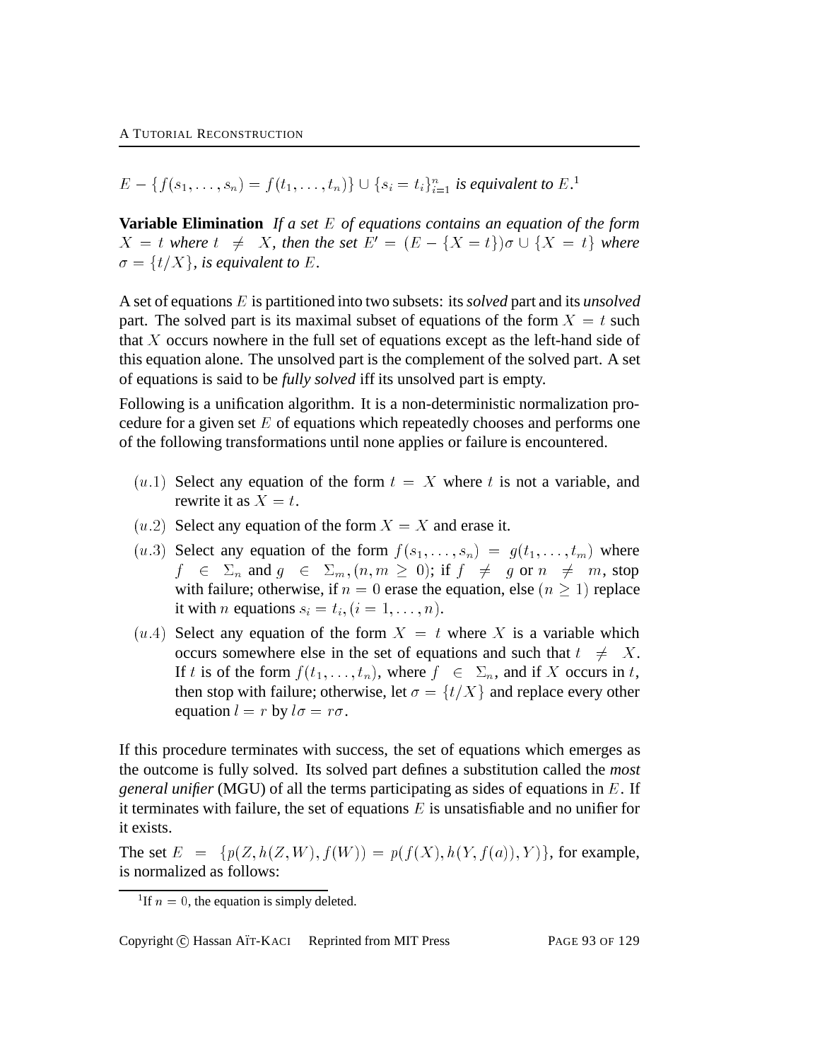$E - \{f(s_1, \ldots, s_n) = f(t_1, \ldots, t_n)\} \cup \{s_i = t_i\}_{i=1}^n$ *is equivalent to* $E$.[1]

**Variable Elimination** *If a set* $E$ *of equations contains an equation of the form* $X = t$ *where* $t \neq X$*, then the set* $E' = (E - \{X = t\})\sigma \cup \{X = t\}$ *where* $\sigma = \{t/X\}$*, is equivalent to* $E$.

A set of equations $E$ is partitioned into two subsets: its *solved* part and its *unsolved* part. The solved part is its maximal subset of equations of the form $X = t$ such that $X$ occurs nowhere in the full set of equations except as the left-hand side of this equation alone. The unsolved part is the complement of the solved part. A set of equations is said to be *fully solved* iff its unsolved part is empty.

Following is a unification algorithm. It is a non-deterministic normalization procedure for a given set $E$ of equations which repeatedly chooses and performs one of the following transformations until none applies or failure is encountered.

- $(u.1)$ Select any equation of the form $t = X$ where $t$ is not a variable, and rewrite it as $X = t$.
- $(u.2)$ Select any equation of the form $X = X$ and erase it.
- $(u.3)$ Select any equation of the form $f(s_1, \ldots, s_n) = g(t_1, \ldots, t_m)$ where $f \in \Sigma_n$ and $g \in \Sigma_m, (n, m \geq 0)$; if $f \neq g$ or $n \neq m$, stop with failure; otherwise, if $n = 0$ erase the equation, else $(n \geq 1)$ replace it with $n$ equations $s_i = t_i, (i = 1, \ldots, n)$.
- $(u.4)$ Select any equation of the form $X = t$ where $X$ is a variable which occurs somewhere else in the set of equations and such that $t \neq X$. If $t$ is of the form $f(t_1, \ldots, t_n)$, where $f \in \Sigma_n$, and if $X$ occurs in $t$, then stop with failure; otherwise, let $\sigma = \{t/X\}$ and replace every other equation $l = r$ by $l\sigma = r\sigma$.

If this procedure terminates with success, the set of equations which emerges as the outcome is fully solved. Its solved part defines a substitution called the *most general unifier* (MGU) of all the terms participating as sides of equations in $E$. If it terminates with failure, the set of equations $E$ is unsatisfiable and no unifier for it exists.

The set $E = \{p(Z, h(Z, W), f(W)) = p(f(X), h(Y, f(a)), Y)\}$, for example, is normalized as follows:

[1] If $n = 0$, the equation is simply deleted.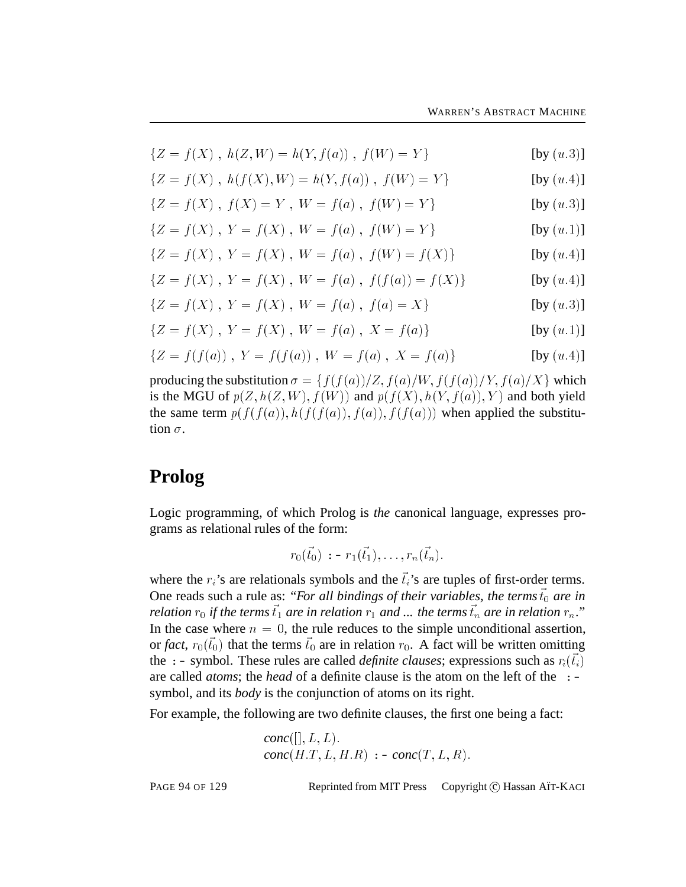$$\{Z = f(X)\ ,\ h(Z, W) = h(Y, f(a))\ ,\ f(W) = Y\} \qquad \text{[by } (u.3)]$$

$$\{Z = f(X)\ ,\ h(f(X), W) = h(Y, f(a))\ ,\ f(W) = Y\} \qquad \text{[by } (u.4)]$$

$$\{Z = f(X)\ ,\ f(X) = Y\ ,\ W = f(a)\ ,\ f(W) = Y\} \qquad \text{[by } (u.3)]$$

$$\{Z = f(X)\ ,\ Y = f(X)\ ,\ W = f(a)\ ,\ f(W) = Y\} \qquad \text{[by } (u.1)]$$

$$\{Z = f(X)\ ,\ Y = f(X)\ ,\ W = f(a)\ ,\ f(W) = f(X)\} \qquad \text{[by } (u.4)]$$

$$\{Z = f(X)\ ,\ Y = f(X)\ ,\ W = f(a)\ ,\ f(f(a)) = f(X)\} \qquad \text{[by } (u.4)]$$

$$\{Z = f(X)\ ,\ Y = f(X)\ ,\ W = f(a)\ ,\ f(a) = X\} \qquad \text{[by } (u.3)]$$

$$\{Z = f(X)\ ,\ Y = f(X)\ ,\ W = f(a)\ ,\ X = f(a)\} \qquad \text{[by } (u.1)]$$

$$\{Z = f(f(a))\ ,\ Y = f(f(a))\ ,\ W = f(a)\ ,\ X = f(a)\} \qquad \text{[by } (u.4)]$$

producing the substitution $\sigma = \{f(f(a))/Z, f(a)/W, f(f(a))/Y, f(a)/X\}$ which is the MGU of $p(Z, h(Z, W), f(W))$ and $p(f(X), h(Y, f(a)), Y)$ and both yield the same term $p(f(f(a)), h(f(f(a)), f(a)), f(f(a)))$ when applied the substitution $\sigma$.

# Prolog

Logic programming, of which Prolog is *the* canonical language, expresses programs as relational rules of the form:

$$r_0(\vec{t}_0) \texttt{ :- } r_1(\vec{t}_1), \ldots, r_n(\vec{t}_n).$$

where the $r_i$'s are relationals symbols and the $\vec{t}_i$'s are tuples of first-order terms. One reads such a rule as: "*For all bindings of their variables, the terms $\vec{t}_0$ are in relation $r_0$ if the terms $\vec{t}_1$ are in relation $r_1$ and ... the terms $\vec{t}_n$ are in relation $r_n$.*" In the case where $n = 0$, the rule reduces to the simple unconditional assertion, or *fact*, $r_0(\vec{t}_0)$ that the terms $\vec{t}_0$ are in relation $r_0$. A fact will be written omitting the `:-` symbol. These rules are called *definite clauses*; expressions such as $r_i(\vec{t}_i)$ are called *atoms*; the *head* of a definite clause is the atom on the left of the `:-` symbol, and its *body* is the conjunction of atoms on its right.

For example, the following are two definite clauses, the first one being a fact:

$$\textit{conc}([], L, L).$$
$$\textit{conc}(H.T, L, H.R) \texttt{ :- } \textit{conc}(T, L, R).$$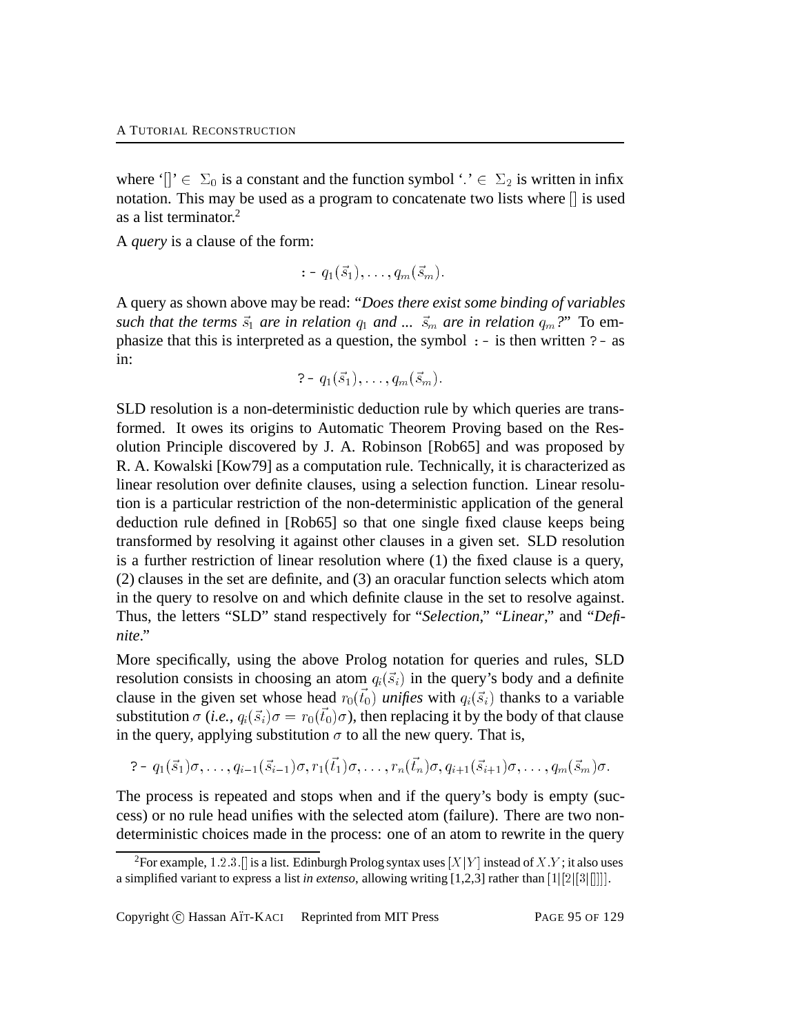where '[]' $\in \Sigma_0$ is a constant and the function symbol '.' $\in \Sigma_2$ is written in infix notation. This may be used as a program to concatenate two lists where [] is used as a list terminator.[2]

A *query* is a clause of the form:

$$:-\ q_1(\vec{s}_1), \ldots, q_m(\vec{s}_m).$$

A query as shown above may be read: "*Does there exist some binding of variables such that the terms $\vec{s}_1$ are in relation $q_1$ and ... $\vec{s}_m$ are in relation $q_m$?*" To emphasize that this is interpreted as a question, the symbol `:-` is then written `?-` as in:

$$?-\ q_1(\vec{s}_1), \ldots, q_m(\vec{s}_m).$$

SLD resolution is a non-deterministic deduction rule by which queries are transformed. It owes its origins to Automatic Theorem Proving based on the Resolution Principle discovered by J. A. Robinson [Rob65] and was proposed by R. A. Kowalski [Kow79] as a computation rule. Technically, it is characterized as linear resolution over definite clauses, using a selection function. Linear resolution is a particular restriction of the non-deterministic application of the general deduction rule defined in [Rob65] so that one single fixed clause keeps being transformed by resolving it against other clauses in a given set. SLD resolution is a further restriction of linear resolution where (1) the fixed clause is a query, (2) clauses in the set are definite, and (3) an oracular function selects which atom in the query to resolve on and which definite clause in the set to resolve against. Thus, the letters "SLD" stand respectively for "*Selection*," "*Linear*," and "*Definite*."

More specifically, using the above Prolog notation for queries and rules, SLD resolution consists in choosing an atom $q_i(\vec{s}_i)$ in the query's body and a definite clause in the given set whose head $r_0(\vec{t}_0)$ *unifies* with $q_i(\vec{s}_i)$ thanks to a variable substitution $\sigma$ (*i.e.*, $q_i(\vec{s}_i)\sigma = r_0(\vec{t}_0)\sigma$), then replacing it by the body of that clause in the query, applying substitution $\sigma$ to all the new query. That is,

$$?-\ q_1(\vec{s}_1)\sigma, \ldots, q_{i-1}(\vec{s}_{i-1})\sigma, r_1(\vec{t}_1)\sigma, \ldots, r_n(\vec{t}_n)\sigma, q_{i+1}(\vec{s}_{i+1})\sigma, \ldots, q_m(\vec{s}_m)\sigma.$$

The process is repeated and stops when and if the query's body is empty (success) or no rule head unifies with the selected atom (failure). There are two non-deterministic choices made in the process: one of an atom to rewrite in the query

[2] For example, $1.2.3.[]$ is a list. Edinburgh Prolog syntax uses $[X|Y]$ instead of $X.Y$; it also uses a simplified variant to express a list *in extenso*, allowing writing [1,2,3] rather than $[1|[2|[3|[]]]]$.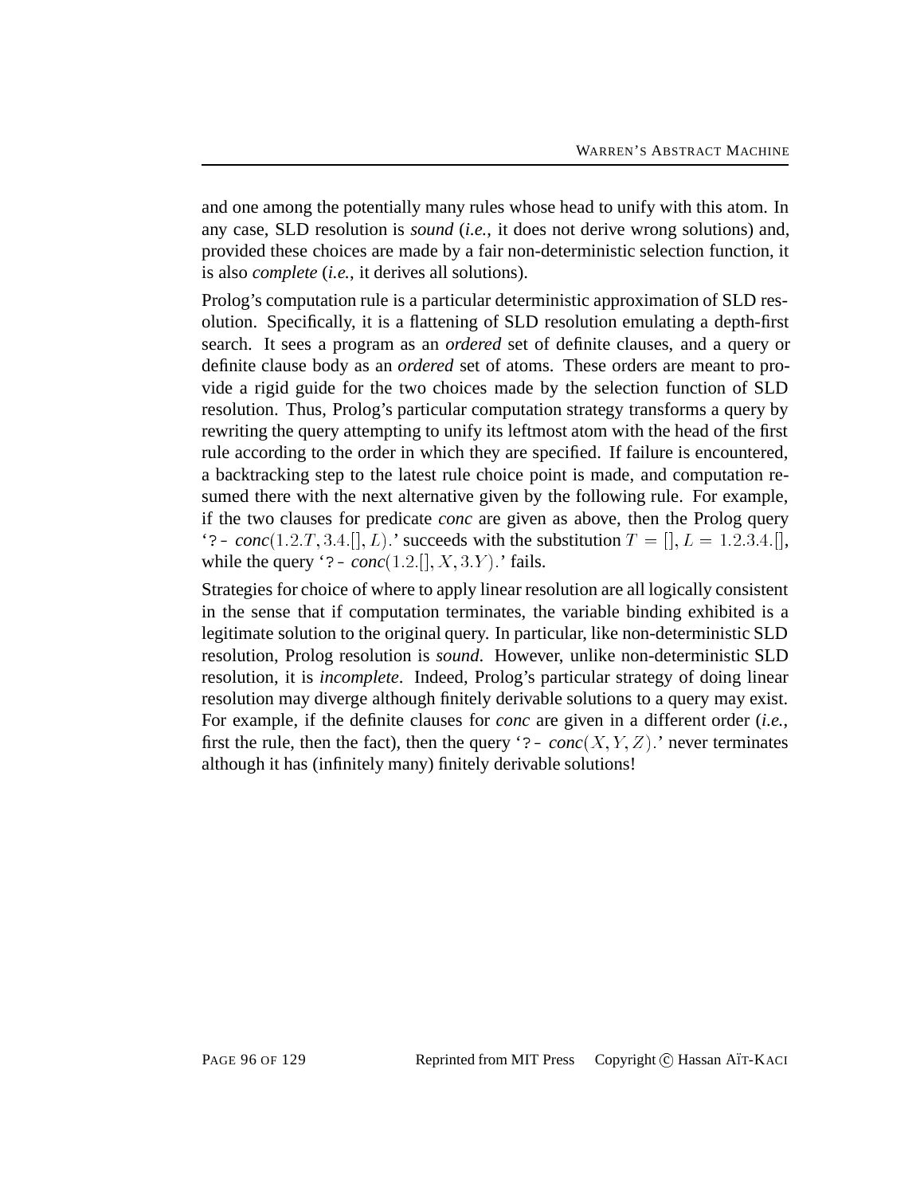and one among the potentially many rules whose head to unify with this atom. In any case, SLD resolution is *sound* (*i.e.*, it does not derive wrong solutions) and, provided these choices are made by a fair non-deterministic selection function, it is also *complete* (*i.e.*, it derives all solutions).

Prolog's computation rule is a particular deterministic approximation of SLD resolution. Specifically, it is a flattening of SLD resolution emulating a depth-first search. It sees a program as an *ordered* set of definite clauses, and a query or definite clause body as an *ordered* set of atoms. These orders are meant to provide a rigid guide for the two choices made by the selection function of SLD resolution. Thus, Prolog's particular computation strategy transforms a query by rewriting the query attempting to unify its leftmost atom with the head of the first rule according to the order in which they are specified. If failure is encountered, a backtracking step to the latest rule choice point is made, and computation resumed there with the next alternative given by the following rule. For example, if the two clauses for predicate *conc* are given as above, then the Prolog query '`?-` *conc*$(1.2.T, 3.4.[], L)$.' succeeds with the substitution $T = [], L = 1.2.3.4.[]$, while the query '`?-` *conc*$(1.2.[], X, 3.Y)$.' fails.

Strategies for choice of where to apply linear resolution are all logically consistent in the sense that if computation terminates, the variable binding exhibited is a legitimate solution to the original query. In particular, like non-deterministic SLD resolution, Prolog resolution is *sound*. However, unlike non-deterministic SLD resolution, it is *incomplete*. Indeed, Prolog's particular strategy of doing linear resolution may diverge although finitely derivable solutions to a query may exist. For example, if the definite clauses for *conc* are given in a different order (*i.e.*, first the rule, then the fact), then the query '`?-` *conc*$(X, Y, Z)$.' never terminates although it has (infinitely many) finitely derivable solutions!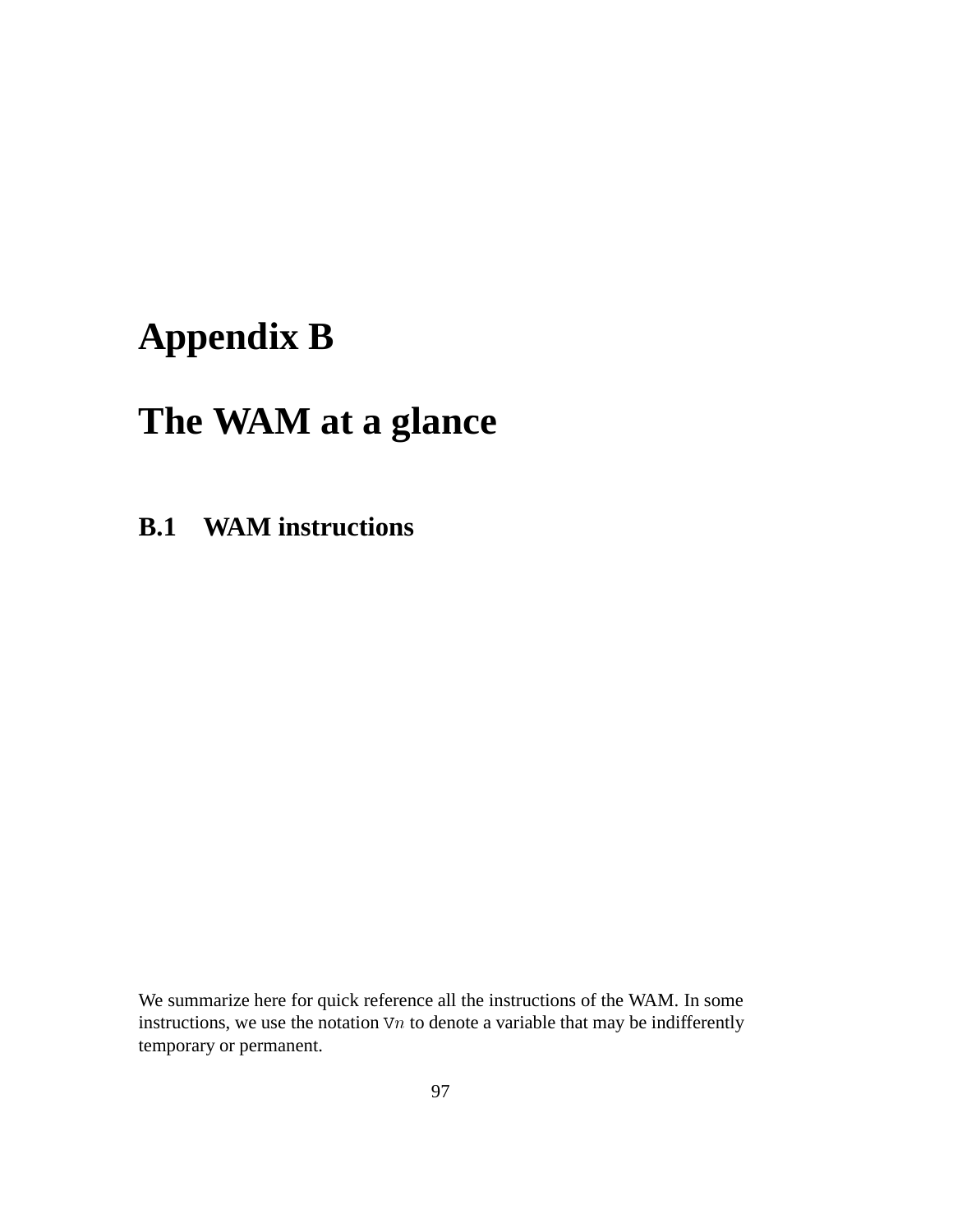# Appendix B

# The WAM at a glance

## B.1 WAM instructions

We summarize here for quick reference all the instructions of the WAM. In some instructions, we use the notation V$n$ to denote a variable that may be indifferently temporary or permanent.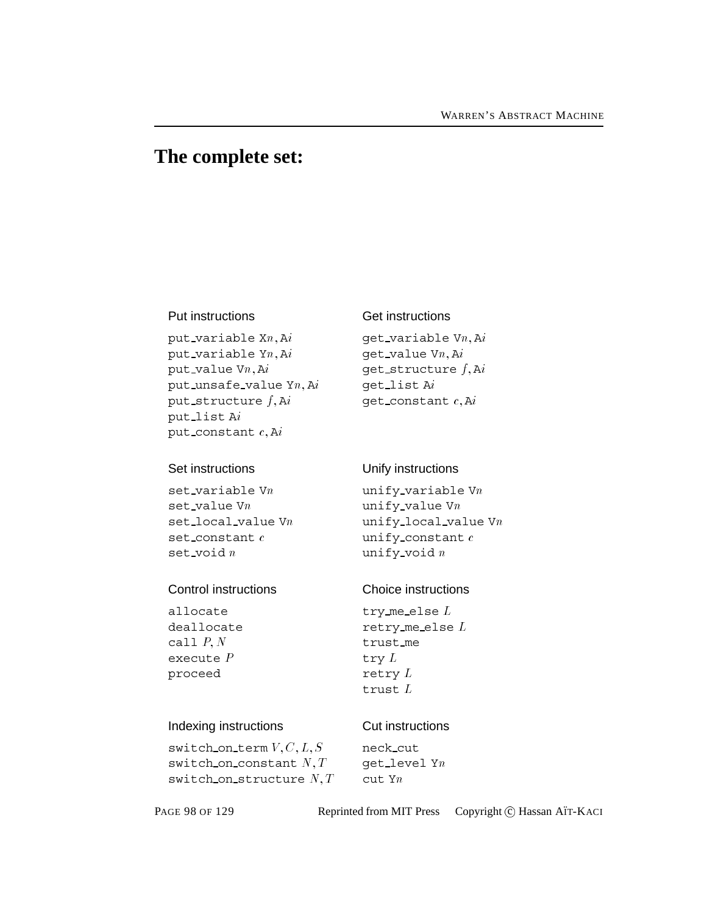## The complete set:

**Put instructions**

```
put_variable Xn, Ai
put_variable Yn, Ai
put_value Vn, Ai
put_unsafe_value Yn, Ai
put_structure f, Ai
put_list Ai
put_constant c, Ai
```

**Get instructions**

```
get_variable Vn, Ai
get_value Vn, Ai
get_structure f, Ai
get_list Ai
get_constant c, Ai
```

**Set instructions**

```
set_variable Vn
set_value Vn
set_local_value Vn
set_constant c
set_void n
```

**Unify instructions**

```
unify_variable Vn
unify_value Vn
unify_local_value Vn
unify_constant c
unify_void n
```

**Control instructions**

```
allocate
deallocate
call P, N
execute P
proceed
```

**Choice instructions**

```
try_me_else L
retry_me_else L
trust_me
try L
retry L
trust L
```

**Indexing instructions**

```
switch_on_term V, C, L, S
switch_on_constant N, T
switch_on_structure N, T
```

**Cut instructions**

```
neck_cut
get_level Yn
cut Yn
```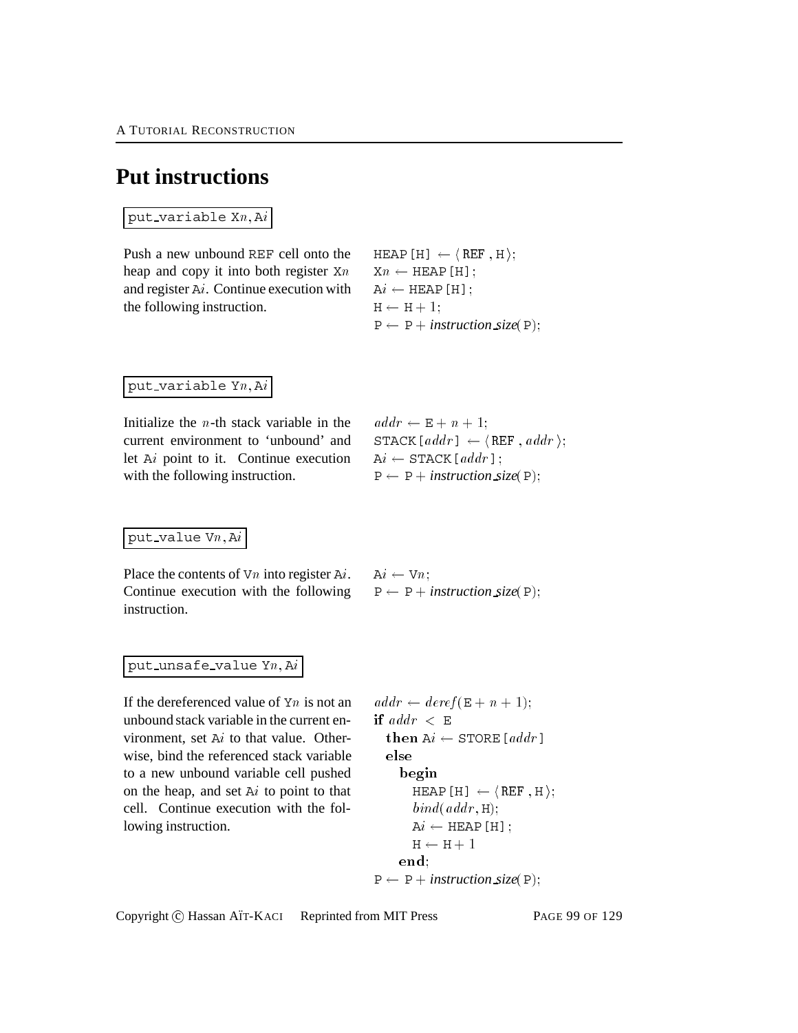# Put instructions

`put_variable Xn, Ai`

Push a new unbound REF cell onto the heap and copy it into both register X$n$ and register A$i$. Continue execution with the following instruction.

```
HEAP[H] ← ⟨REF, H⟩;
Xn ← HEAP[H];
Ai ← HEAP[H];
H ← H + 1;
P ← P + instruction_size(P);
```

`put_variable Yn, Ai`

Initialize the $n$-th stack variable in the current environment to 'unbound' and let A$i$ point to it. Continue execution with the following instruction.

```
addr ← E + n + 1;
STACK[addr] ← ⟨REF, addr⟩;
Ai ← STACK[addr];
P ← P + instruction_size(P);
```

`put_value Vn, Ai`

Place the contents of V$n$ into register A$i$. Continue execution with the following instruction.

```
Ai ← Vn;
P ← P + instruction_size(P);
```

`put_unsafe_value Yn, Ai`

If the dereferenced value of Y$n$ is not an unbound stack variable in the current environment, set A$i$ to that value. Otherwise, bind the referenced stack variable to a new unbound variable cell pushed on the heap, and set A$i$ to point to that cell. Continue execution with the following instruction.

```
addr ← deref(E + n + 1);
if addr < E
  then Ai ← STORE[addr]
  else
    begin
      HEAP[H] ← ⟨REF, H⟩;
      bind(addr, H);
      Ai ← HEAP[H];
      H ← H + 1
    end;
P ← P + instruction_size(P);
```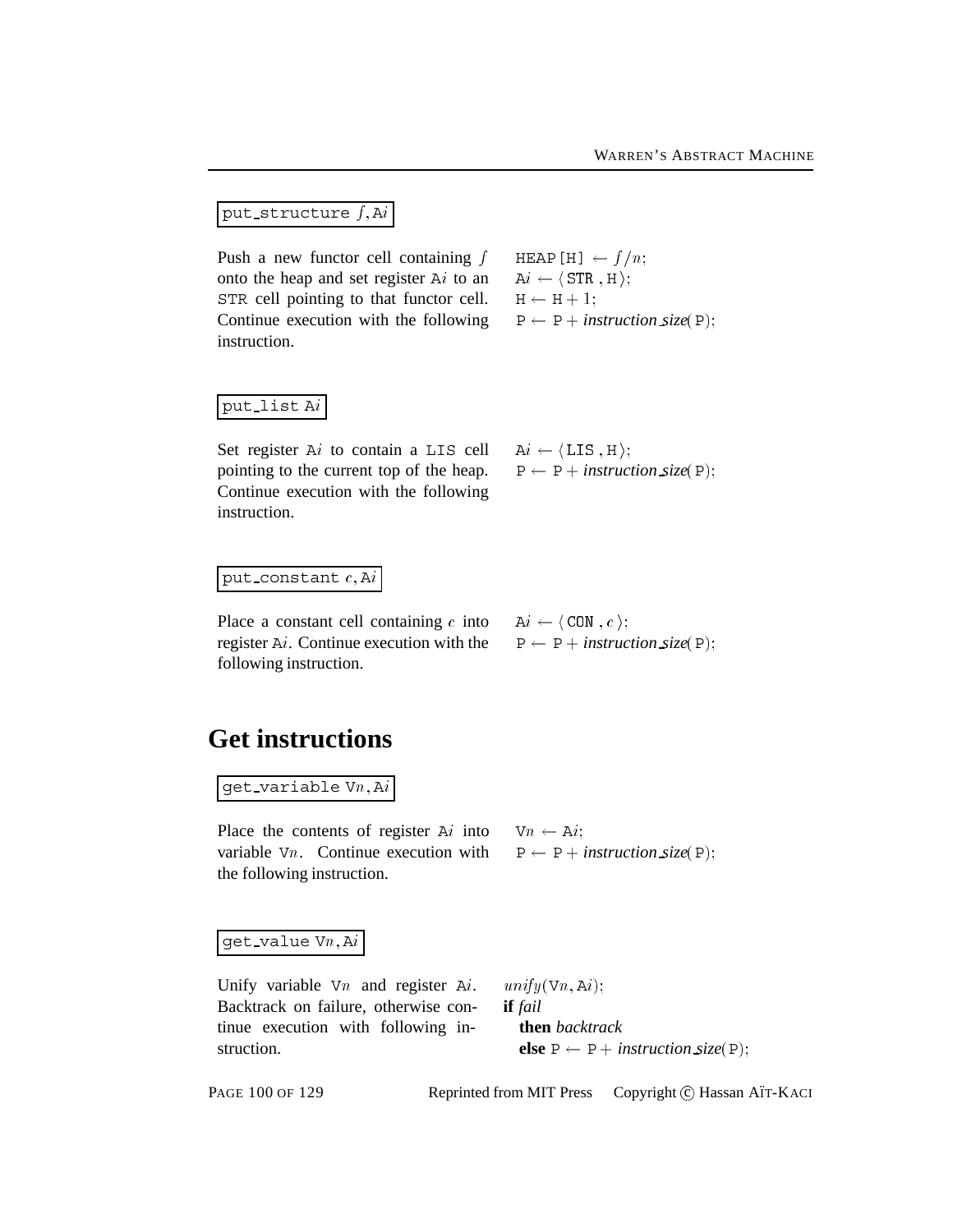`put_structure f, Ai`

Push a new functor cell containing $f$ onto the heap and set register A$i$ to an STR cell pointing to that functor cell. Continue execution with the following instruction.

$\mathtt{HEAP[H]} \leftarrow f/n;$
$\mathtt{A}i \leftarrow \langle\, \mathtt{STR}\, , \mathtt{H}\, \rangle;$
$\mathtt{H} \leftarrow \mathtt{H} + 1;$
$\mathtt{P} \leftarrow \mathtt{P} + \textit{instruction\_size}(\mathtt{P});$

`put_list Ai`

Set register A$i$ to contain a LIS cell pointing to the current top of the heap. Continue execution with the following instruction.

$\mathtt{A}i \leftarrow \langle\, \mathtt{LIS}\, , \mathtt{H}\, \rangle;$
$\mathtt{P} \leftarrow \mathtt{P} + \textit{instruction\_size}(\mathtt{P});$

`put_constant c, Ai`

Place a constant cell containing $c$ into register A$i$. Continue execution with the following instruction.

$\mathtt{A}i \leftarrow \langle\, \mathtt{CON}\, , c\, \rangle;$
$\mathtt{P} \leftarrow \mathtt{P} + \textit{instruction\_size}(\mathtt{P});$

## Get instructions

`get_variable Vn, Ai`

Place the contents of register A$i$ into variable V$n$. Continue execution with the following instruction.

$\mathtt{V}n \leftarrow \mathtt{A}i;$
$\mathtt{P} \leftarrow \mathtt{P} + \textit{instruction\_size}(\mathtt{P});$

`get_value Vn, Ai`

Unify variable V$n$ and register A$i$. Backtrack on failure, otherwise continue execution with following instruction.

$unify(\mathtt{V}n, \mathtt{A}i);$
**if** *fail*
  **then** *backtrack*
  **else** $\mathtt{P} \leftarrow \mathtt{P} + \textit{instruction\_size}(\mathtt{P});$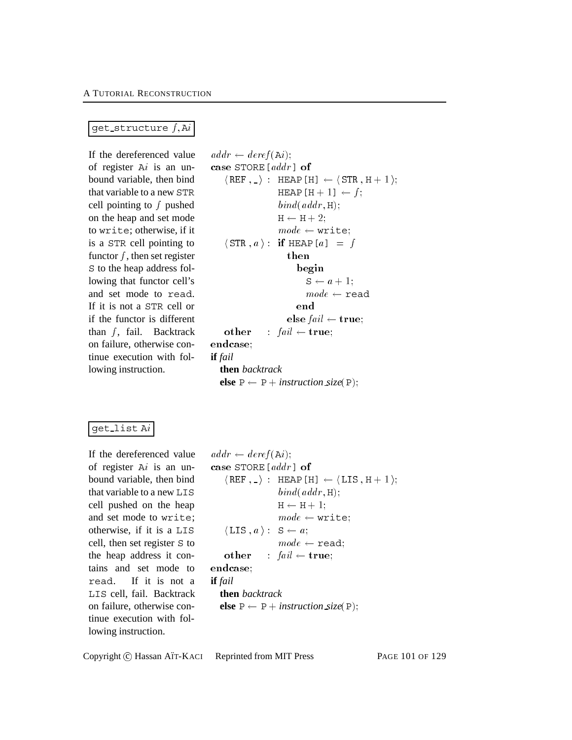`get_structure f, Ai`

If the dereferenced value of register Ai is an unbound variable, then bind that variable to a new STR cell pointing to $f$ pushed on the heap and set mode to write; otherwise, if it is a STR cell pointing to functor $f$, then set register S to the heap address following that functor cell's and set mode to read. If it is not a STR cell or if the functor is different than $f$, fail. Backtrack on failure, otherwise continue execution with following instruction.

```
addr ← deref(Ai);
case STORE[addr] of
   ⟨REF , _⟩ : HEAP[H] ← ⟨STR , H + 1⟩;
               HEAP[H + 1] ← f;
               bind(addr, H);
               H ← H + 2;
               mode ← write;
   ⟨STR , a⟩ : if HEAP[a] = f
                 then
                   begin
                     S ← a + 1;
                     mode ← read
                   end
                 else fail ← true;
   other     : fail ← true;
endcase;
if fail
  then backtrack
  else P ← P + instruction_size(P);
```

`get_list Ai`

If the dereferenced value of register Ai is an unbound variable, then bind that variable to a new LIS cell pushed on the heap and set mode to write; otherwise, if it is a LIS cell, then set register S to the heap address it contains and set mode to read. If it is not a LIS cell, fail. Backtrack on failure, otherwise continue execution with following instruction.

```
addr ← deref(Ai);
case STORE[addr] of
   ⟨REF , _⟩ : HEAP[H] ← ⟨LIS , H + 1⟩;
               bind(addr, H);
               H ← H + 1;
               mode ← write;
   ⟨LIS , a⟩ : S ← a;
               mode ← read;
   other     : fail ← true;
endcase;
if fail
  then backtrack
  else P ← P + instruction_size(P);
```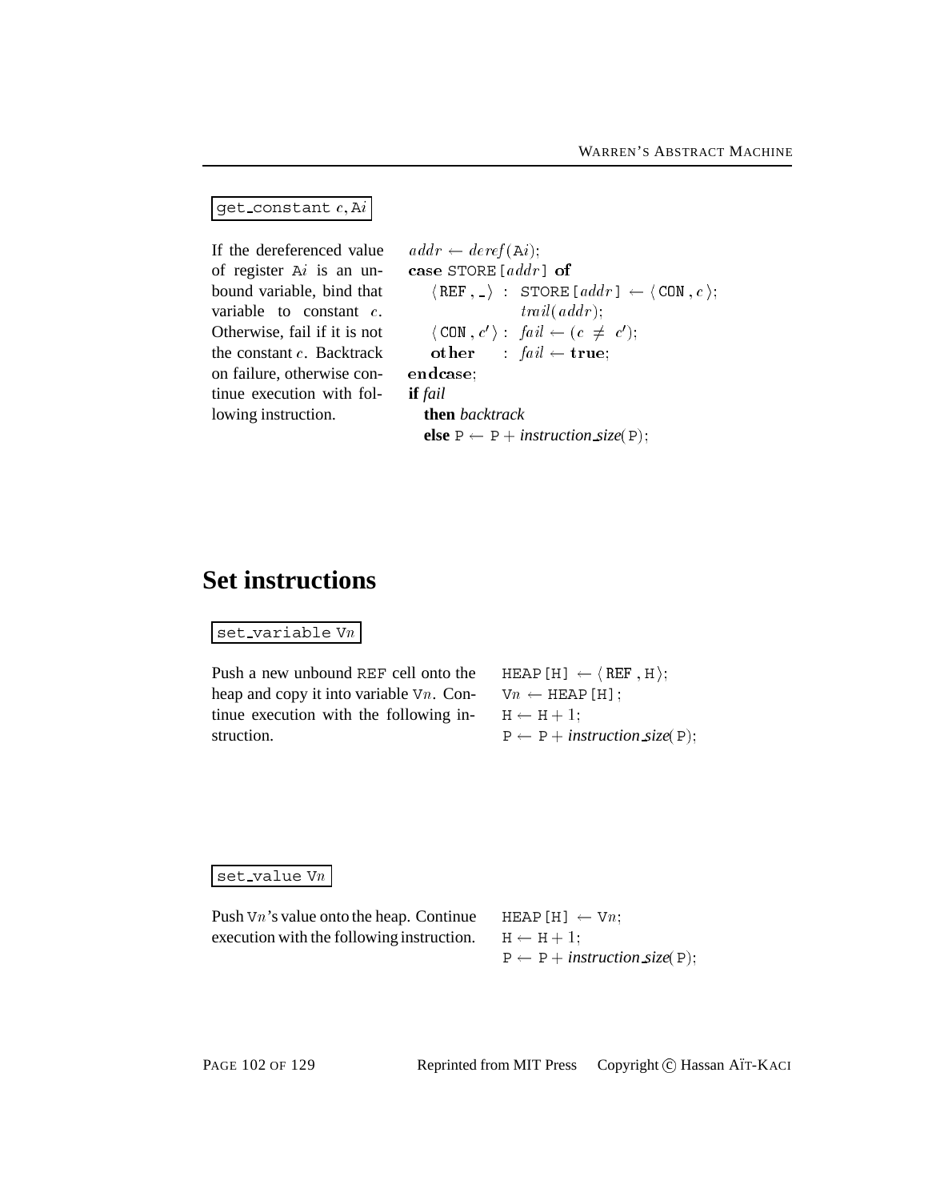`get_constant c, Ai`

If the dereferenced value of register A$i$ is an unbound variable, bind that variable to constant $c$. Otherwise, fail if it is not the constant $c$. Backtrack on failure, otherwise continue execution with following instruction.

$addr \leftarrow deref(\mathtt{A}i)$;
**case** STORE[$addr$] **of**
  $\langle$ REF , _ $\rangle$ : STORE[$addr$] $\leftarrow \langle$ CON , $c$ $\rangle$;
      $trail(addr)$;
  $\langle$ CON , $c'$ $\rangle$ : $fail \leftarrow (c \neq c')$;
  **other** : $fail \leftarrow$ **true**;
**endcase**;
**if** *fail*
  **then** *backtrack*
  **else** P $\leftarrow$ P + *instruction_size*(P);

# Set instructions

`set_variable Vn`

Push a new unbound REF cell onto the heap and copy it into variable V$n$. Continue execution with the following instruction.

HEAP[H] $\leftarrow \langle$ REF , H $\rangle$;
V$n$ $\leftarrow$ HEAP[H];
H $\leftarrow$ H + 1;
P $\leftarrow$ P + *instruction_size*(P);

`set_value Vn`

Push V$n$'s value onto the heap. Continue execution with the following instruction.

HEAP[H] $\leftarrow$ V$n$;
H $\leftarrow$ H + 1;
P $\leftarrow$ P + *instruction_size*(P);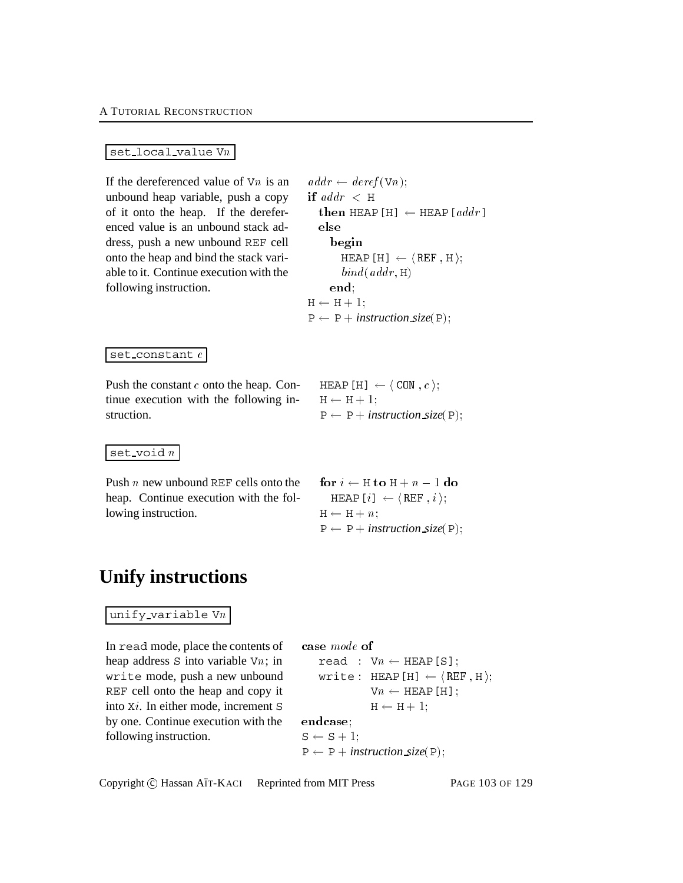`set_local_value Vn`

If the dereferenced value of V$n$ is an unbound heap variable, push a copy of it onto the heap. If the dereferenced value is an unbound stack address, push a new unbound REF cell onto the heap and bind the stack variable to it. Continue execution with the following instruction.

```
addr ← deref(Vn);
if addr < H
  then HEAP[H] ← HEAP[addr]
  else
    begin
      HEAP[H] ← ⟨REF, H⟩;
      bind(addr, H)
    end;
H ← H + 1;
P ← P + instruction_size(P);
```

`set_constant c`

Push the constant $c$ onto the heap. Continue execution with the following instruction.

```
HEAP[H] ← ⟨CON, c⟩;
H ← H + 1;
P ← P + instruction_size(P);
```

`set_void n`

Push $n$ new unbound REF cells onto the heap. Continue execution with the following instruction.

```
for i ← H to H + n − 1 do
  HEAP[i] ← ⟨REF, i⟩;
H ← H + n;
P ← P + instruction_size(P);
```

# Unify instructions

`unify_variable Vn`

In read mode, place the contents of heap address S into variable V$n$; in write mode, push a new unbound REF cell onto the heap and copy it into X$i$. In either mode, increment S by one. Continue execution with the following instruction.

```
case mode of
  read  : Vn ← HEAP[S];
  write : HEAP[H] ← ⟨REF, H⟩;
          Vn ← HEAP[H];
          H ← H + 1;
endcase;
S ← S + 1;
P ← P + instruction_size(P);
```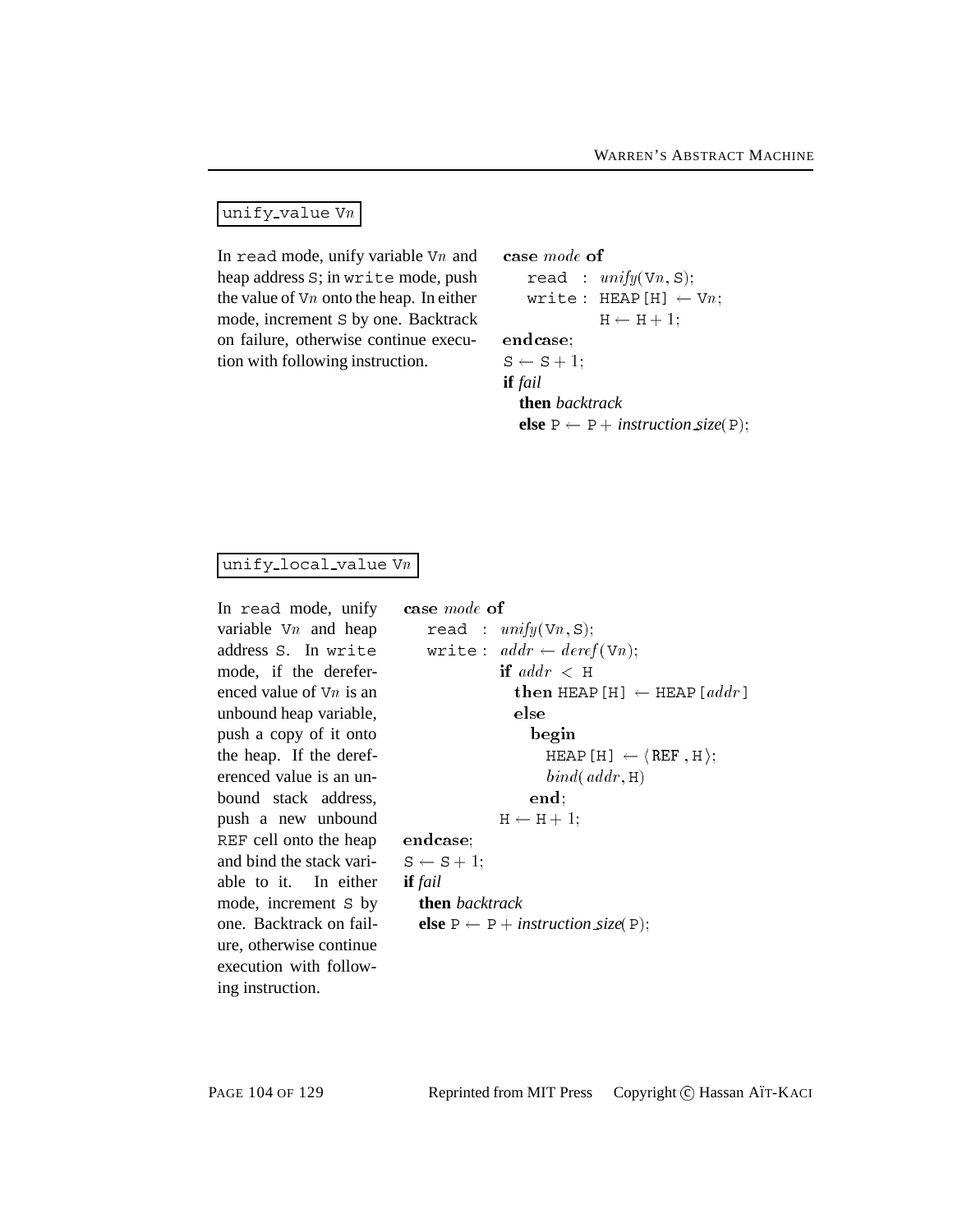`unify_value Vn`

In read mode, unify variable V*n* and heap address S; in write mode, push the value of V*n* onto the heap. In either mode, increment S by one. Backtrack on failure, otherwise continue execution with following instruction.

```
case mode of
   read  : unify(Vn, S);
   write : HEAP[H] ← Vn;
           H ← H + 1;
endcase;
S ← S + 1;
if fail
  then backtrack
  else P ← P + instruction_size(P);
```

`unify_local_value Vn`

In read mode, unify variable V*n* and heap address S. In write mode, if the dereferenced value of V*n* is an unbound heap variable, push a copy of it onto the heap. If the dereferenced value is an unbound stack address, push a new unbound REF cell onto the heap and bind the stack variable to it. In either mode, increment S by one. Backtrack on failure, otherwise continue execution with following instruction.

```
case mode of
   read  : unify(Vn, S);
   write : addr ← deref(Vn);
           if addr < H
             then HEAP[H] ← HEAP[addr]
             else
               begin
                 HEAP[H] ← ⟨REF , H⟩;
                 bind(addr, H)
               end;
           H ← H + 1;
endcase;
S ← S + 1;
if fail
  then backtrack
  else P ← P + instruction_size(P);
```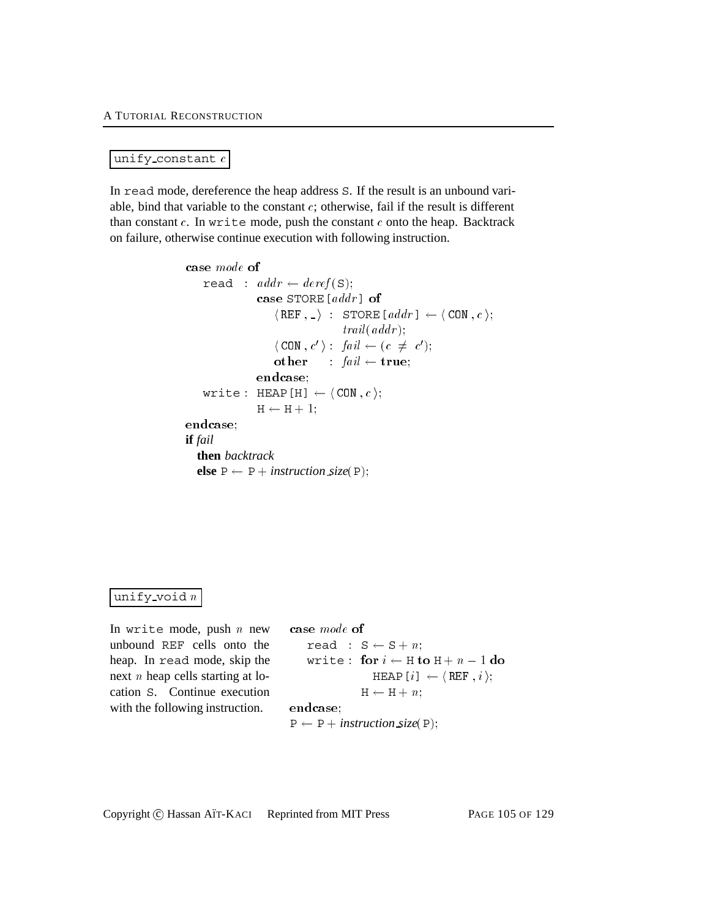### `unify_constant c`

In `read` mode, dereference the heap address `S`. If the result is an unbound variable, bind that variable to the constant $c$; otherwise, fail if the result is different than constant $c$. In `write` mode, push the constant $c$ onto the heap. Backtrack on failure, otherwise continue execution with following instruction.

```
case mode of
   read  : addr ← deref(S);
           case STORE[addr] of
              ⟨REF, _⟩  : STORE[addr] ← ⟨CON, c⟩;
                          trail(addr);
              ⟨CON, c'⟩ : fail ← (c ≠ c');
              other     : fail ← true;
           endcase;
   write : HEAP[H] ← ⟨CON, c⟩;
           H ← H + 1;
endcase;
if fail
  then backtrack
  else P ← P + instruction_size(P);
```

### `unify_void n`

In `write` mode, push $n$ new unbound `REF` cells onto the heap. In `read` mode, skip the next $n$ heap cells starting at location `S`. Continue execution with the following instruction.

```
case mode of
   read  : S ← S + n;
   write : for i ← H to H + n − 1 do
              HEAP[i] ← ⟨REF, i⟩;
           H ← H + n;
endcase;
P ← P + instruction_size(P);
```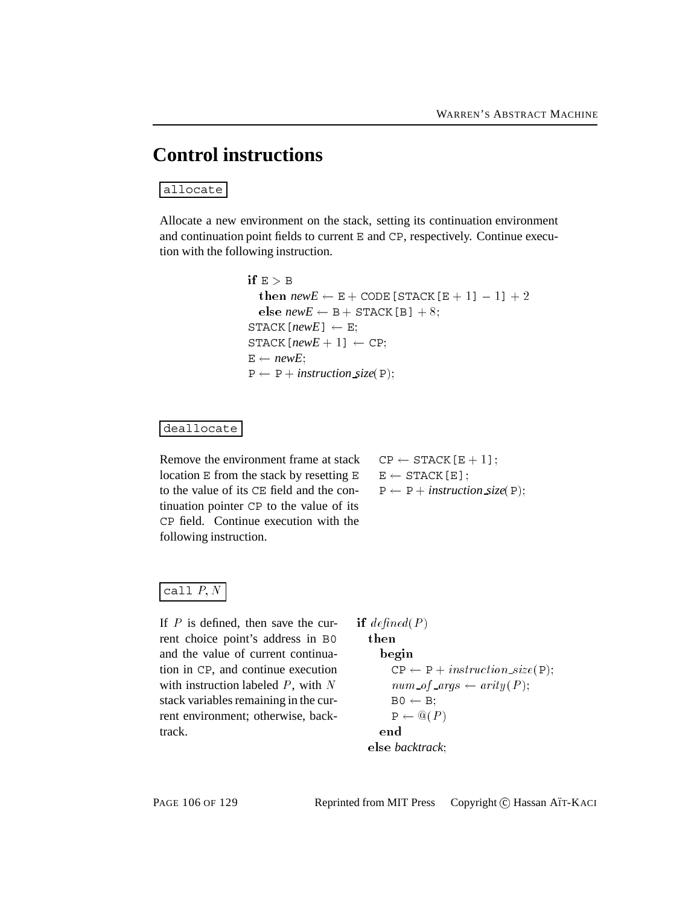# Control instructions

`allocate`

Allocate a new environment on the stack, setting its continuation environment and continuation point fields to current E and CP, respectively. Continue execution with the following instruction.

```
if E > B
  then newE ← E + CODE[STACK[E + 1] − 1] + 2
  else newE ← B + STACK[B] + 8;
STACK[newE] ← E;
STACK[newE + 1] ← CP;
E ← newE;
P ← P + instruction_size(P);
```

`deallocate`

Remove the environment frame at stack location E from the stack by resetting E to the value of its CE field and the continuation pointer CP to the value of its CP field. Continue execution with the following instruction.

```
CP ← STACK[E + 1];
E ← STACK[E];
P ← P + instruction_size(P);
```

`call P, N`

If $P$ is defined, then save the current choice point's address in B0 and the value of current continuation in CP, and continue execution with instruction labeled $P$, with $N$ stack variables remaining in the current environment; otherwise, backtrack.

```
if defined(P)
  then
    begin
      CP ← P + instruction_size(P);
      num_of_args ← arity(P);
      B0 ← B;
      P ← @(P)
    end
  else backtrack;
```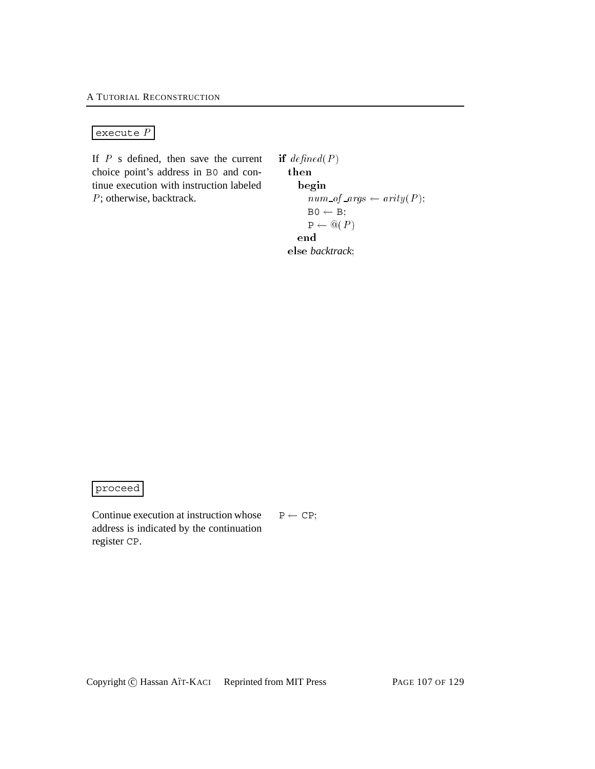`execute P`

If $P$ s defined, then save the current choice point's address in `B0` and continue execution with instruction labeled $P$; otherwise, backtrack.

**if** $defined(P)$
  **then**
    **begin**
      $num\_of\_args \leftarrow arity(P)$;
      `B0` $\leftarrow$ `B`;
      `P` $\leftarrow$ $@(P)$
    **end**
  **else** *backtrack*;

`proceed`

Continue execution at instruction whose address is indicated by the continuation register `CP`.

`P` $\leftarrow$ `CP`;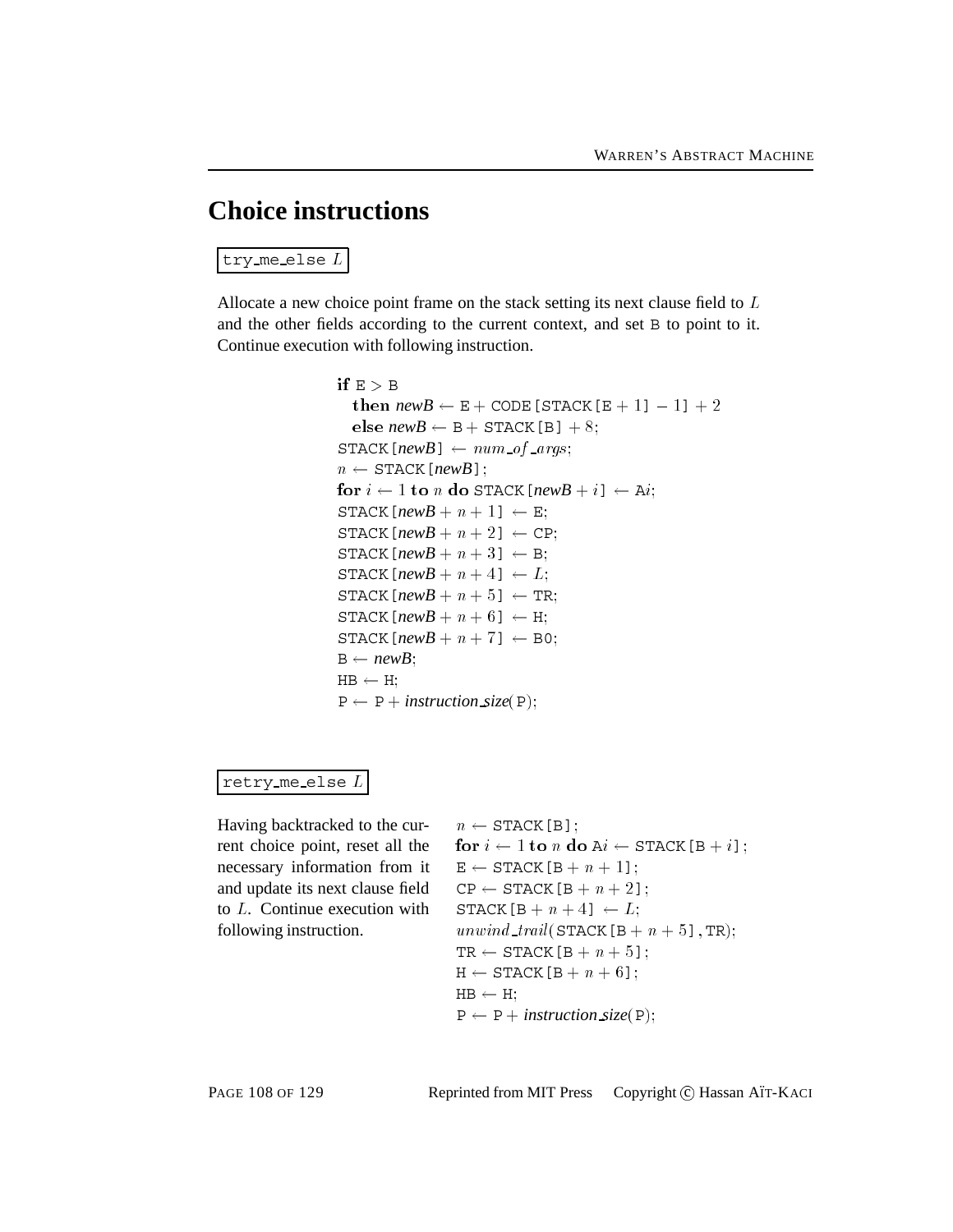## Choice instructions

`try_me_else` $L$

Allocate a new choice point frame on the stack setting its next clause field to $L$ and the other fields according to the current context, and set B to point to it. Continue execution with following instruction.

$$
\begin{array}{l}
\textbf{if } \mathtt{E} > \mathtt{B} \\
\quad \textbf{then } \textit{newB} \leftarrow \mathtt{E} + \mathtt{CODE[STACK[E+1]} - 1] + 2 \\
\quad \textbf{else } \textit{newB} \leftarrow \mathtt{B} + \mathtt{STACK[B]} + 8; \\
\mathtt{STACK}[\textit{newB}] \leftarrow \textit{num\_of\_args}; \\
n \leftarrow \mathtt{STACK}[\textit{newB}]; \\
\textbf{for } i \leftarrow 1 \textbf{ to } n \textbf{ do } \mathtt{STACK}[\textit{newB} + i] \leftarrow \mathtt{A}i; \\
\mathtt{STACK}[\textit{newB} + n + 1] \leftarrow \mathtt{E}; \\
\mathtt{STACK}[\textit{newB} + n + 2] \leftarrow \mathtt{CP}; \\
\mathtt{STACK}[\textit{newB} + n + 3] \leftarrow \mathtt{B}; \\
\mathtt{STACK}[\textit{newB} + n + 4] \leftarrow L; \\
\mathtt{STACK}[\textit{newB} + n + 5] \leftarrow \mathtt{TR}; \\
\mathtt{STACK}[\textit{newB} + n + 6] \leftarrow \mathtt{H}; \\
\mathtt{STACK}[\textit{newB} + n + 7] \leftarrow \mathtt{B0}; \\
\mathtt{B} \leftarrow \textit{newB}; \\
\mathtt{HB} \leftarrow \mathtt{H}; \\
\mathtt{P} \leftarrow \mathtt{P} + \textit{instruction\_size}(\mathtt{P});
\end{array}
$$

`retry_me_else` $L$

Having backtracked to the current choice point, reset all the necessary information from it and update its next clause field to $L$. Continue execution with following instruction.

$$
\begin{array}{l}
n \leftarrow \mathtt{STACK[B]}; \\
\textbf{for } i \leftarrow 1 \textbf{ to } n \textbf{ do } \mathtt{A}i \leftarrow \mathtt{STACK}[\mathtt{B} + i]; \\
\mathtt{E} \leftarrow \mathtt{STACK}[\mathtt{B} + n + 1]; \\
\mathtt{CP} \leftarrow \mathtt{STACK}[\mathtt{B} + n + 2]; \\
\mathtt{STACK}[\mathtt{B} + n + 4] \leftarrow L; \\
\textit{unwind\_trail}(\mathtt{STACK}[\mathtt{B} + n + 5], \mathtt{TR}); \\
\mathtt{TR} \leftarrow \mathtt{STACK}[\mathtt{B} + n + 5]; \\
\mathtt{H} \leftarrow \mathtt{STACK}[\mathtt{B} + n + 6]; \\
\mathtt{HB} \leftarrow \mathtt{H}; \\
\mathtt{P} \leftarrow \mathtt{P} + \textit{instruction\_size}(\mathtt{P});
\end{array}
$$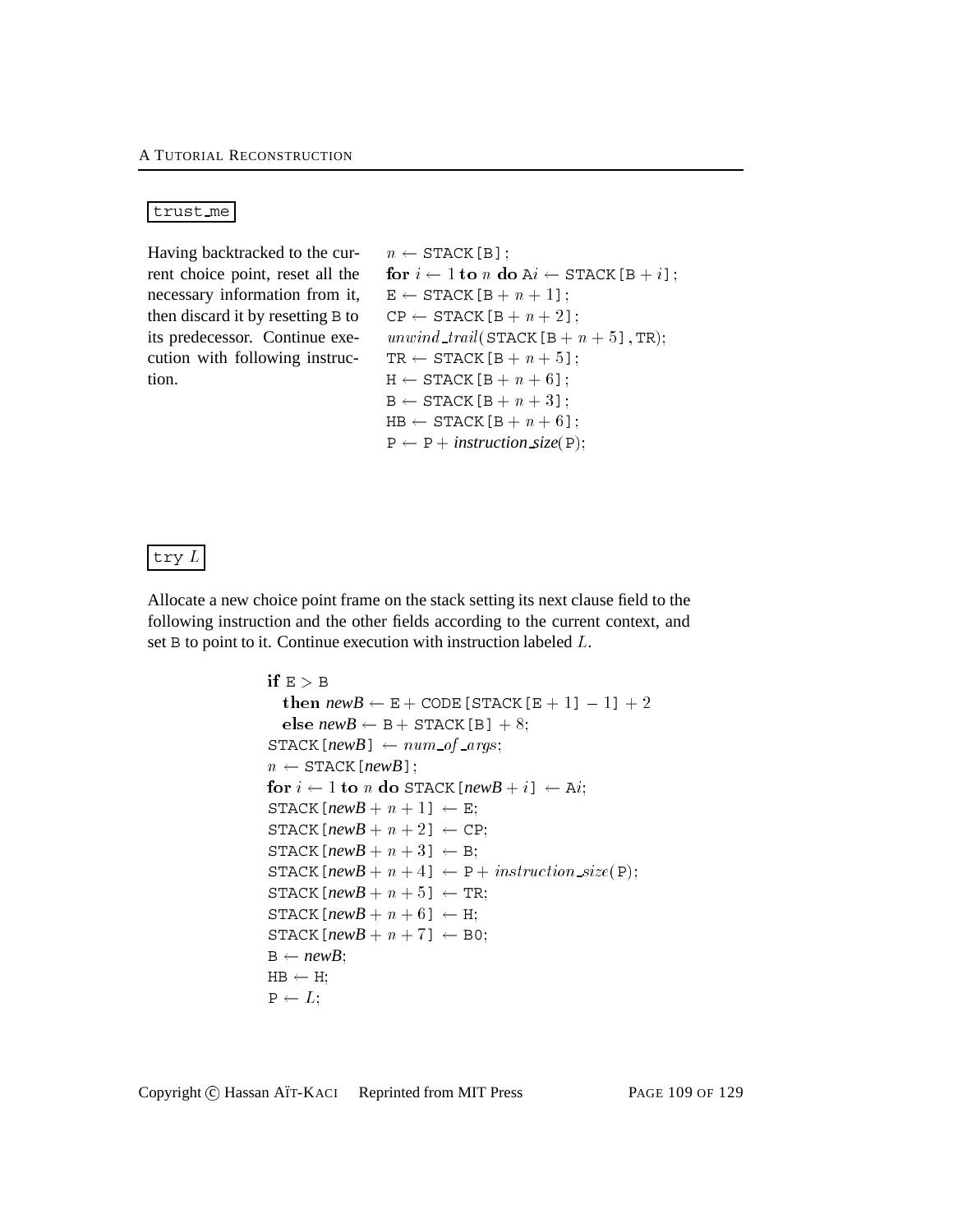`trust_me`

Having backtracked to the current choice point, reset all the necessary information from it, then discard it by resetting B to its predecessor. Continue execution with following instruction.

$n \leftarrow$ STACK[B];
**for** $i \leftarrow 1$ **to** $n$ **do** A$i \leftarrow$ STACK[B $+ i$];
E $\leftarrow$ STACK[B $+ n + 1$];
CP $\leftarrow$ STACK[B $+ n + 2$];
*unwind_trail*(STACK[B $+ n + 5$], TR);
TR $\leftarrow$ STACK[B $+ n + 5$];
H $\leftarrow$ STACK[B $+ n + 6$];
B $\leftarrow$ STACK[B $+ n + 3$];
HB $\leftarrow$ STACK[B $+ n + 6$];
P $\leftarrow$ P $+$ *instruction_size*(P);

`try` $L$

Allocate a new choice point frame on the stack setting its next clause field to the following instruction and the other fields according to the current context, and set B to point to it. Continue execution with instruction labeled $L$.

**if** E $>$ B
  **then** *newB* $\leftarrow$ E $+$ CODE[STACK[E $+ 1$] $- 1$] $+ 2$
  **else** *newB* $\leftarrow$ B $+$ STACK[B] $+ 8$;
STACK[*newB*] $\leftarrow$ *num_of_args*;
$n \leftarrow$ STACK[*newB*];
**for** $i \leftarrow 1$ **to** $n$ **do** STACK[*newB* $+ i$] $\leftarrow$ A$i$;
STACK[*newB* $+ n + 1$] $\leftarrow$ E;
STACK[*newB* $+ n + 2$] $\leftarrow$ CP;
STACK[*newB* $+ n + 3$] $\leftarrow$ B;
STACK[*newB* $+ n + 4$] $\leftarrow$ P $+$ *instruction_size*(P);
STACK[*newB* $+ n + 5$] $\leftarrow$ TR;
STACK[*newB* $+ n + 6$] $\leftarrow$ H;
STACK[*newB* $+ n + 7$] $\leftarrow$ B0;
B $\leftarrow$ *newB*;
HB $\leftarrow$ H;
P $\leftarrow L$;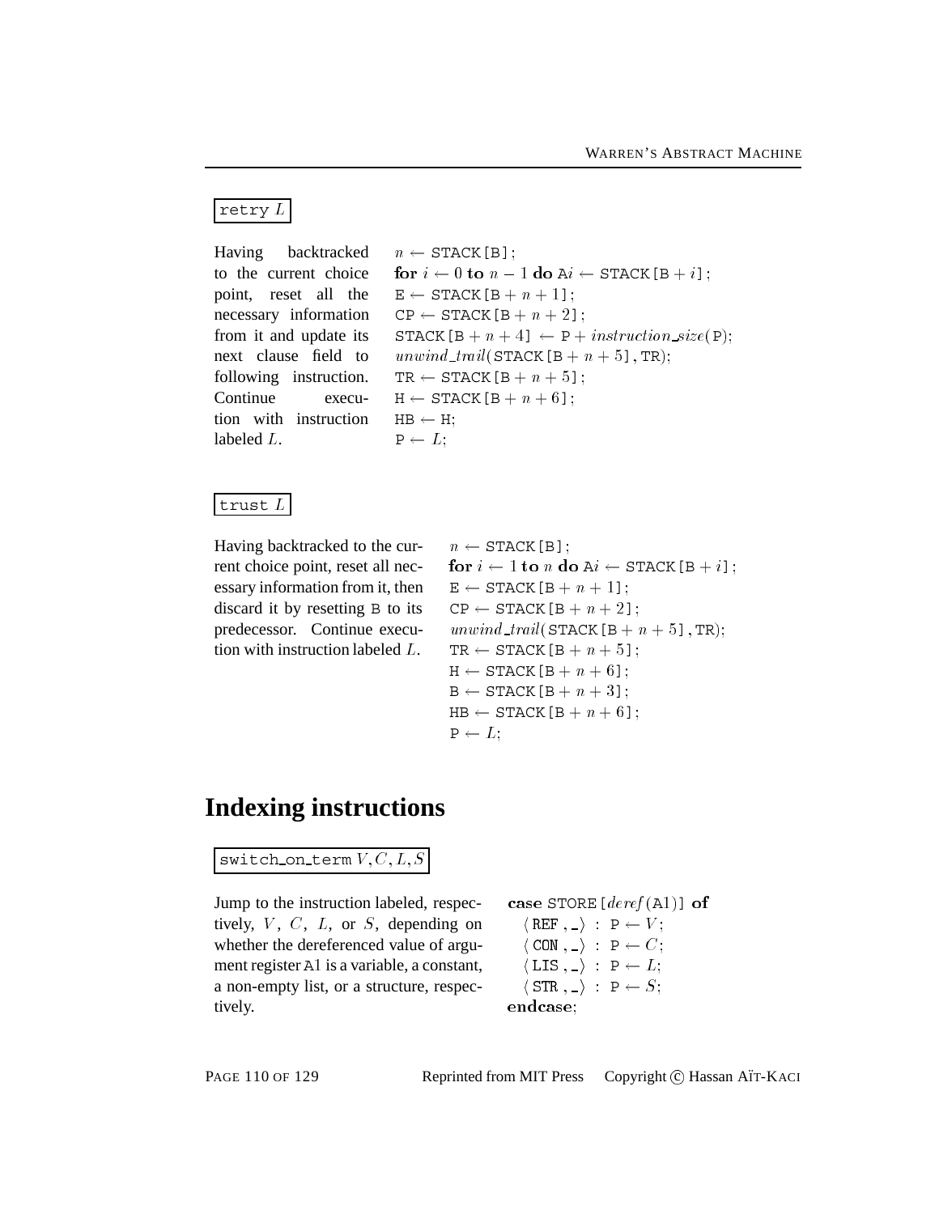`retry L`

Having backtracked to the current choice point, reset all the necessary information from it and update its next clause field to following instruction. Continue execution with instruction labeled $L$.

$n \leftarrow$ STACK[B];
**for** $i \leftarrow 0$ **to** $n-1$ **do** A$i \leftarrow$ STACK[B $+ i$];
E $\leftarrow$ STACK[B $+ n + 1$];
CP $\leftarrow$ STACK[B $+ n + 2$];
STACK[B $+ n + 4$] $\leftarrow$ P $+$ *instruction_size*(P);
*unwind_trail*(STACK[B $+ n + 5$], TR);
TR $\leftarrow$ STACK[B $+ n + 5$];
H $\leftarrow$ STACK[B $+ n + 6$];
HB $\leftarrow$ H;
P $\leftarrow L$;

`trust L`

Having backtracked to the current choice point, reset all necessary information from it, then discard it by resetting B to its predecessor. Continue execution with instruction labeled $L$.

$n \leftarrow$ STACK[B];
**for** $i \leftarrow 1$ **to** $n$ **do** A$i \leftarrow$ STACK[B $+ i$];
E $\leftarrow$ STACK[B $+ n + 1$];
CP $\leftarrow$ STACK[B $+ n + 2$];
*unwind_trail*(STACK[B $+ n + 5$], TR);
TR $\leftarrow$ STACK[B $+ n + 5$];
H $\leftarrow$ STACK[B $+ n + 6$];
B $\leftarrow$ STACK[B $+ n + 3$];
HB $\leftarrow$ STACK[B $+ n + 6$];
P $\leftarrow L$;

# Indexing instructions

`switch_on_term V, C, L, S`

Jump to the instruction labeled, respectively, $V$, $C$, $L$, or $S$, depending on whether the dereferenced value of argument register A1 is a variable, a constant, a non-empty list, or a structure, respectively.

**case** STORE[*deref*(A1)] **of**
  $\langle$ REF , _ $\rangle$ : P $\leftarrow V$;
  $\langle$ CON , _ $\rangle$ : P $\leftarrow C$;
  $\langle$ LIS , _ $\rangle$ : P $\leftarrow L$;
  $\langle$ STR , _ $\rangle$ : P $\leftarrow S$;
**endcase**;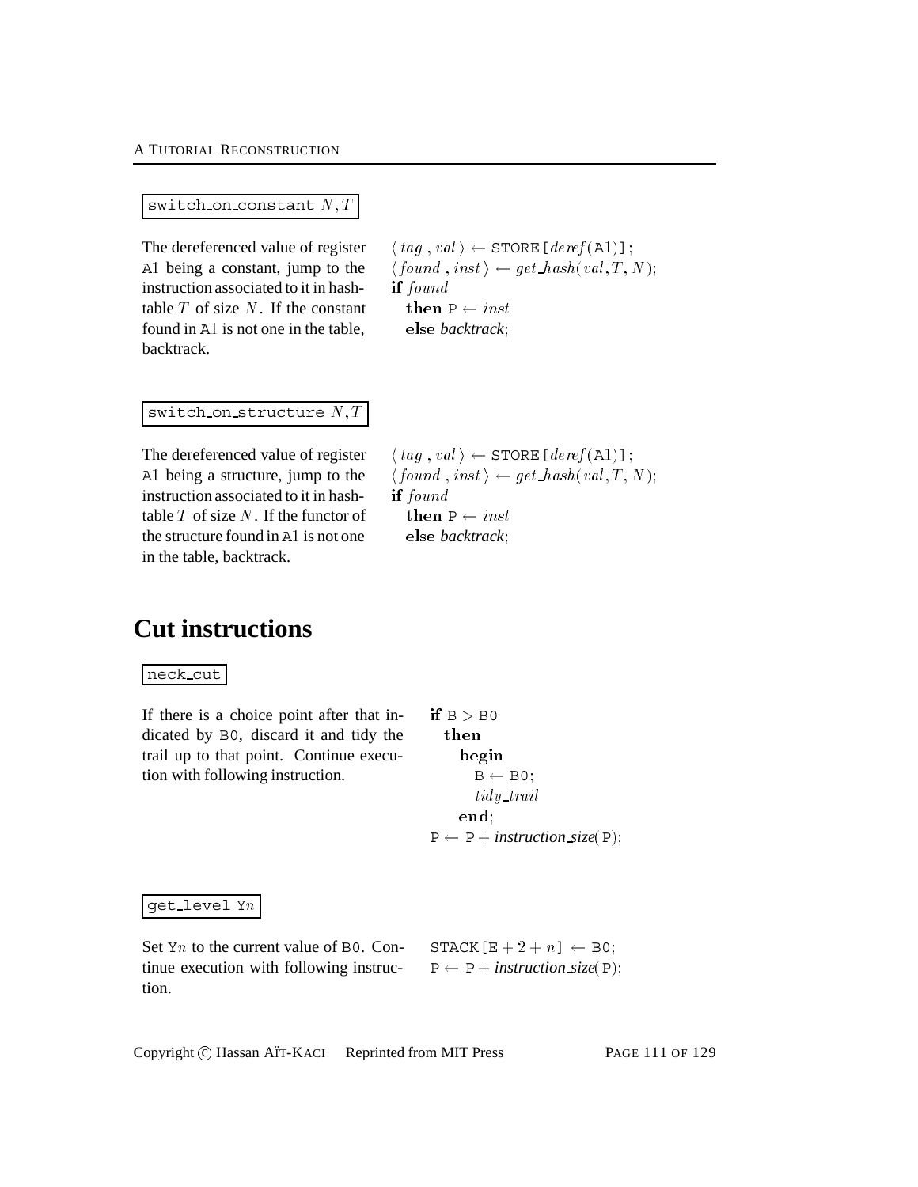`switch_on_constant` $N, T$

The dereferenced value of register A1 being a constant, jump to the instruction associated to it in hashtable $T$ of size $N$. If the constant found in A1 is not one in the table, backtrack.

$\langle\, tag\,,\, val\,\rangle \leftarrow$ STORE[$deref$(A1)];
$\langle\, found\,,\, inst\,\rangle \leftarrow get\_hash(val, T, N)$;
**if** $found$
  **then** P $\leftarrow inst$
  **else** *backtrack*;

`switch_on_structure` $N, T$

The dereferenced value of register A1 being a structure, jump to the instruction associated to it in hashtable $T$ of size $N$. If the functor of the structure found in A1 is not one in the table, backtrack.

$\langle\, tag\,,\, val\,\rangle \leftarrow$ STORE[$deref$(A1)];
$\langle\, found\,,\, inst\,\rangle \leftarrow get\_hash(val, T, N)$;
**if** $found$
  **then** P $\leftarrow inst$
  **else** *backtrack*;

# Cut instructions

`neck_cut`

If there is a choice point after that indicated by B0, discard it and tidy the trail up to that point. Continue execution with following instruction.

**if** B $>$ B0
  **then**
    **begin**
      B $\leftarrow$ B0;
      $tidy\_trail$
    **end**;
P $\leftarrow$ P + *instruction_size*(P);

`get_level` Y$n$

Set Y$n$ to the current value of B0. Continue execution with following instruction.

STACK[E + 2 + $n$] $\leftarrow$ B0;
P $\leftarrow$ P + *instruction_size*(P);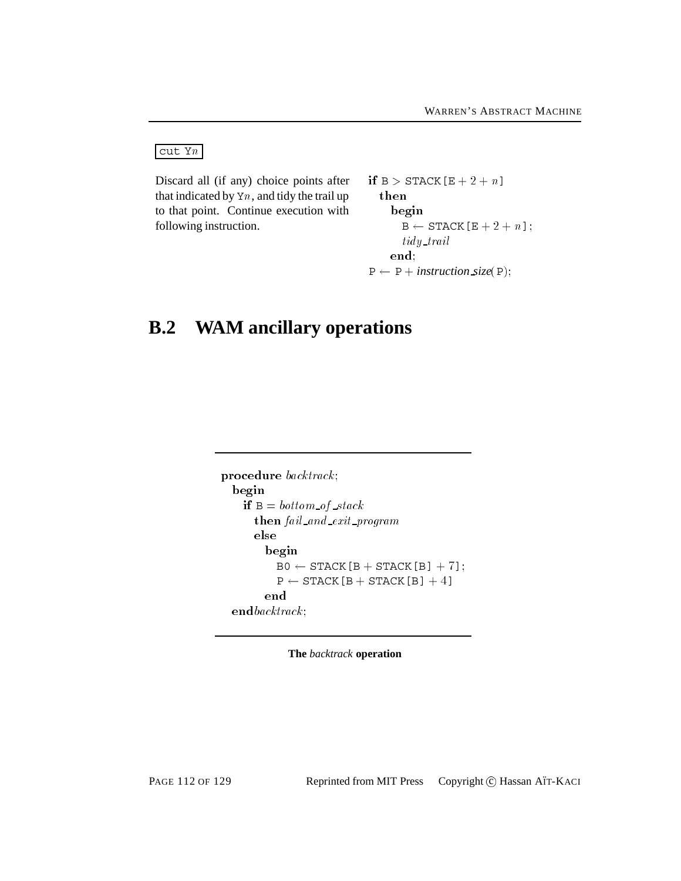`cut Yn`

Discard all (if any) choice points after that indicated by Y$n$, and tidy the trail up to that point. Continue execution with following instruction.

```
if B > STACK[E + 2 + n]
  then
    begin
      B ← STACK[E + 2 + n];
      tidy_trail
    end;
P ← P + instruction_size(P);
```

## B.2 WAM ancillary operations

```
procedure backtrack;
  begin
    if B = bottom_of_stack
      then fail_and_exit_program
      else
        begin
          B0 ← STACK[B + STACK[B] + 7];
          P ← STACK[B + STACK[B] + 4]
        end
  end backtrack;
```

**The *backtrack* operation**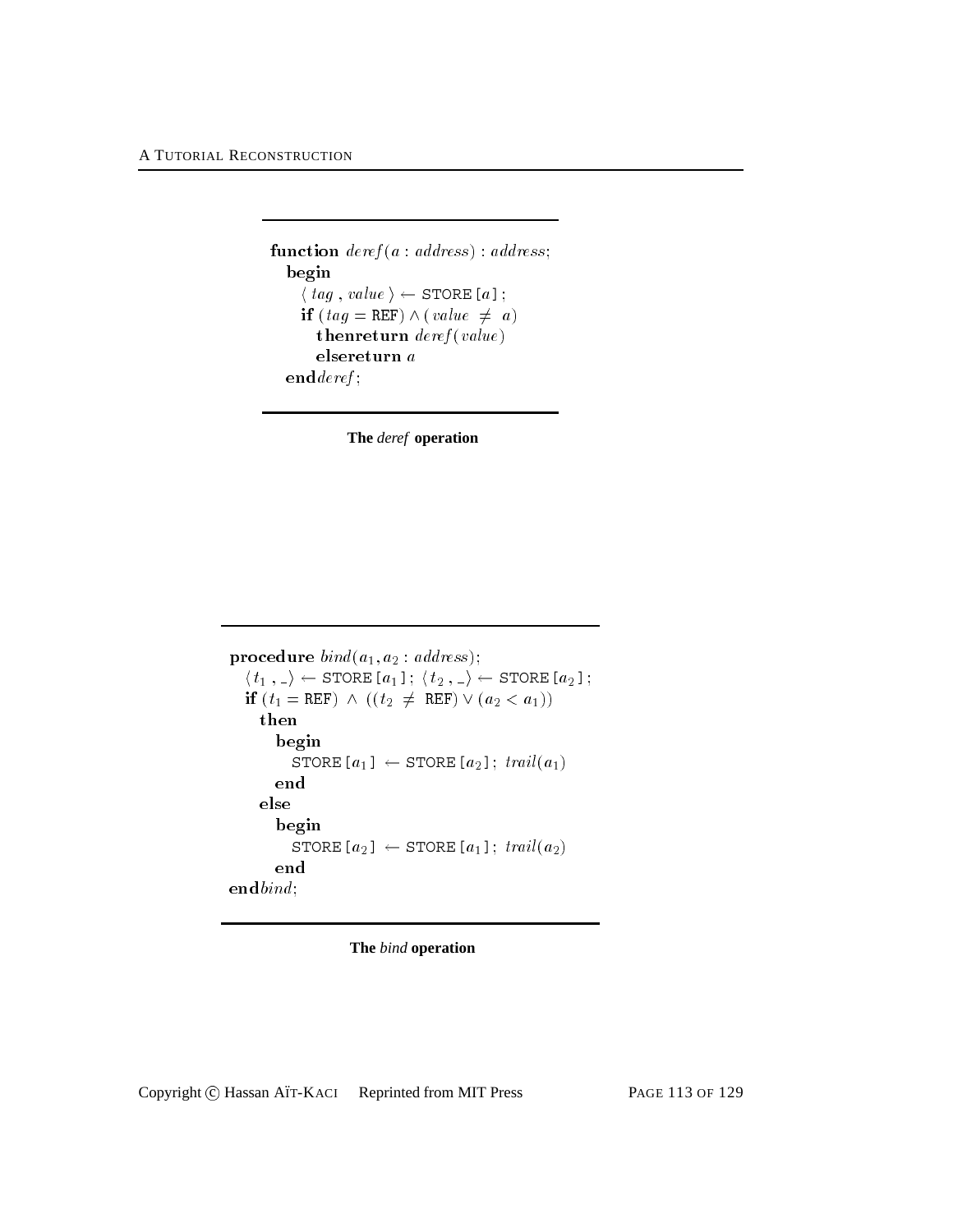```
function deref(a : address) : address;
  begin
    ⟨ tag , value ⟩ ← STORE[a];
    if (tag = REF) ∧ (value ≠ a)
      thenreturn deref(value)
      elsereturn a
  endderef;
```

**The *deref* operation**

```
procedure bind(a1, a2 : address);
  ⟨t1 , _⟩ ← STORE[a1]; ⟨t2 , _⟩ ← STORE[a2];
  if (t1 = REF) ∧ ((t2 ≠ REF) ∨ (a2 < a1))
    then
      begin
        STORE[a1] ← STORE[a2]; trail(a1)
      end
    else
      begin
        STORE[a2] ← STORE[a1]; trail(a2)
      end
endbind;
```

**The *bind* operation**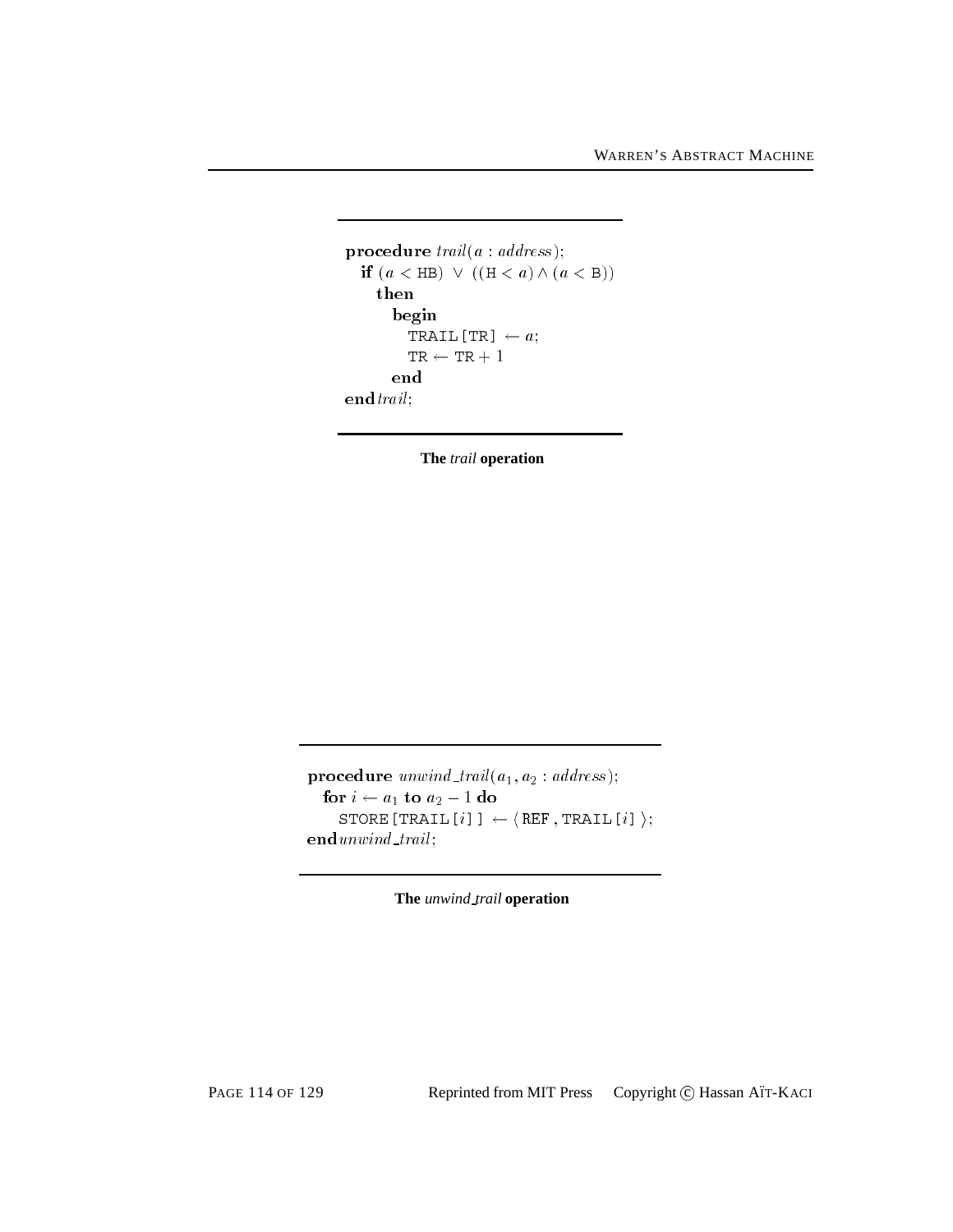```
procedure trail(a : address);
  if (a < HB) ∨ ((H < a) ∧ (a < B))
    then
      begin
        TRAIL[TR] ← a;
        TR ← TR + 1
      end
end trail;
```

**The *trail* operation**

```
procedure unwind_trail(a1, a2 : address);
  for i ← a1 to a2 − 1 do
    STORE[TRAIL[i]] ← ⟨ REF , TRAIL[i] ⟩;
end unwind_trail;
```

**The *unwind_trail* operation**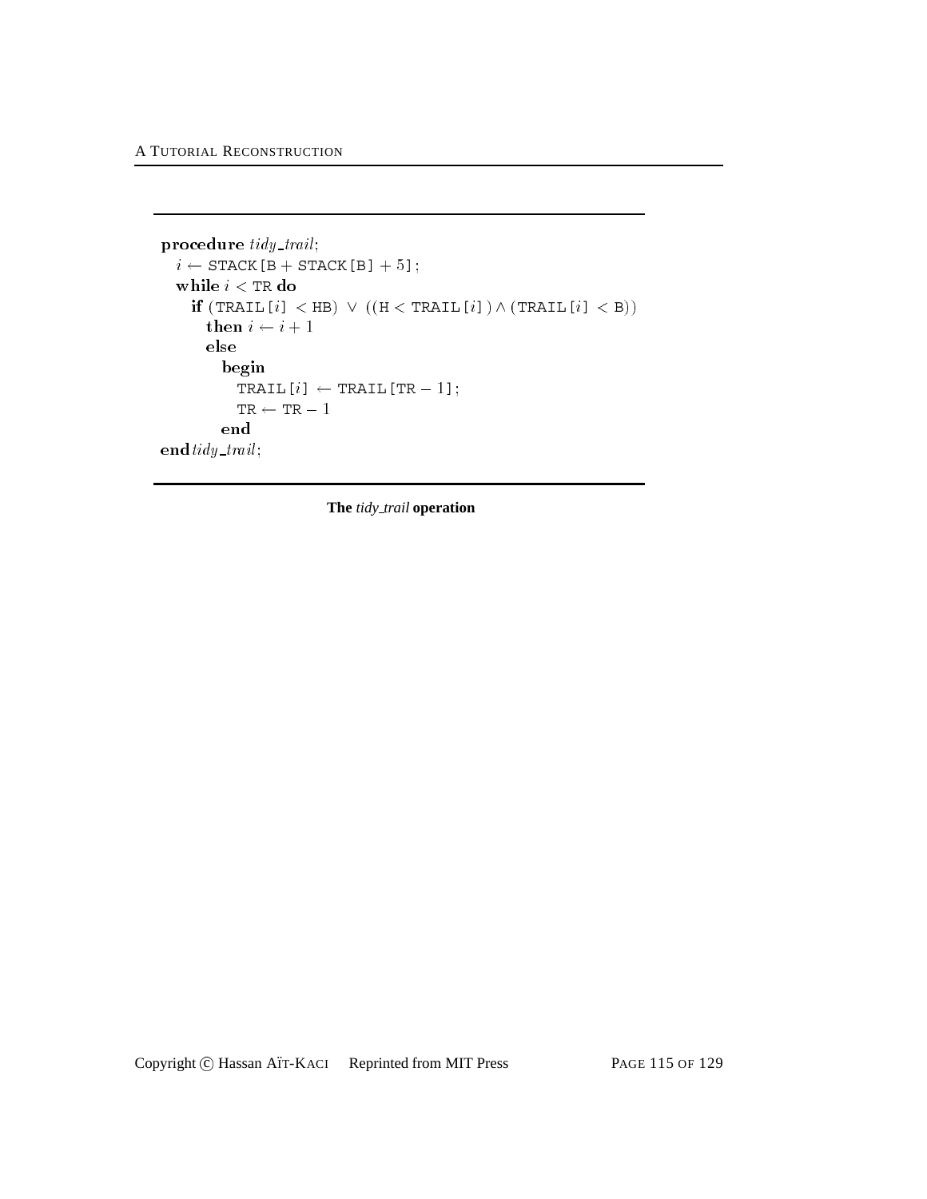```
procedure tidy_trail;
  i ← STACK[B + STACK[B] + 5];
  while i < TR do
    if (TRAIL[i] < HB) ∨ ((H < TRAIL[i]) ∧ (TRAIL[i] < B))
      then i ← i + 1
      else
        begin
          TRAIL[i] ← TRAIL[TR − 1];
          TR ← TR − 1
        end
end tidy_trail;
```

**The *tidy_trail* operation**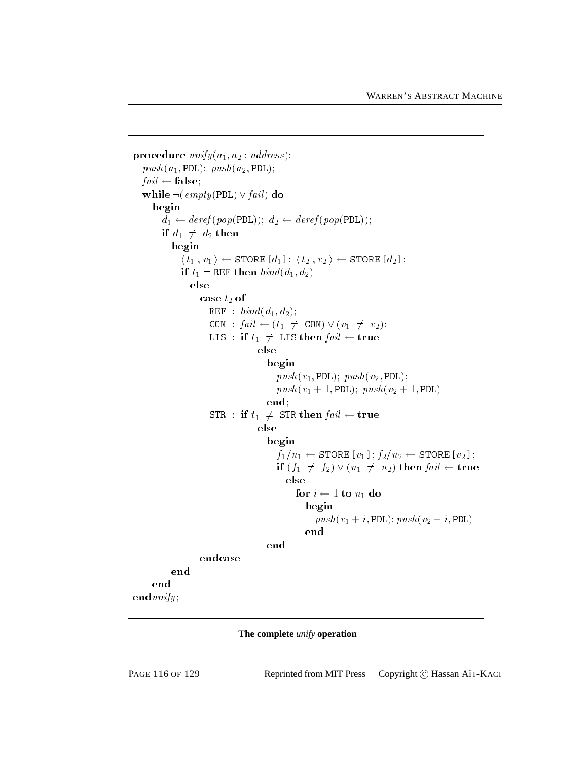```
procedure unify(a1, a2 : address);
  push(a1, PDL); push(a2, PDL);
  fail ← false;
  while ¬(empty(PDL) ∨ fail) do
    begin
      d1 ← deref(pop(PDL)); d2 ← deref(pop(PDL));
      if d1 ≠ d2 then
        begin
          ⟨t1 , v1⟩ ← STORE[d1]; ⟨t2 , v2⟩ ← STORE[d2];
          if t1 = REF then bind(d1, d2)
            else
              case t2 of
                REF : bind(d1, d2);
                CON : fail ← (t1 ≠ CON) ∨ (v1 ≠ v2);
                LIS : if t1 ≠ LIS then fail ← true
                        else
                          begin
                            push(v1, PDL); push(v2, PDL);
                            push(v1 + 1, PDL); push(v2 + 1, PDL)
                          end;
                STR : if t1 ≠ STR then fail ← true
                        else
                          begin
                            f1/n1 ← STORE[v1]; f2/n2 ← STORE[v2];
                            if (f1 ≠ f2) ∨ (n1 ≠ n2) then fail ← true
                              else
                                for i ← 1 to n1 do
                                  begin
                                    push(v1 + i, PDL); push(v2 + i, PDL)
                                  end
                          end
              endcase
        end
    end
end unify;
```

**The complete *unify* operation**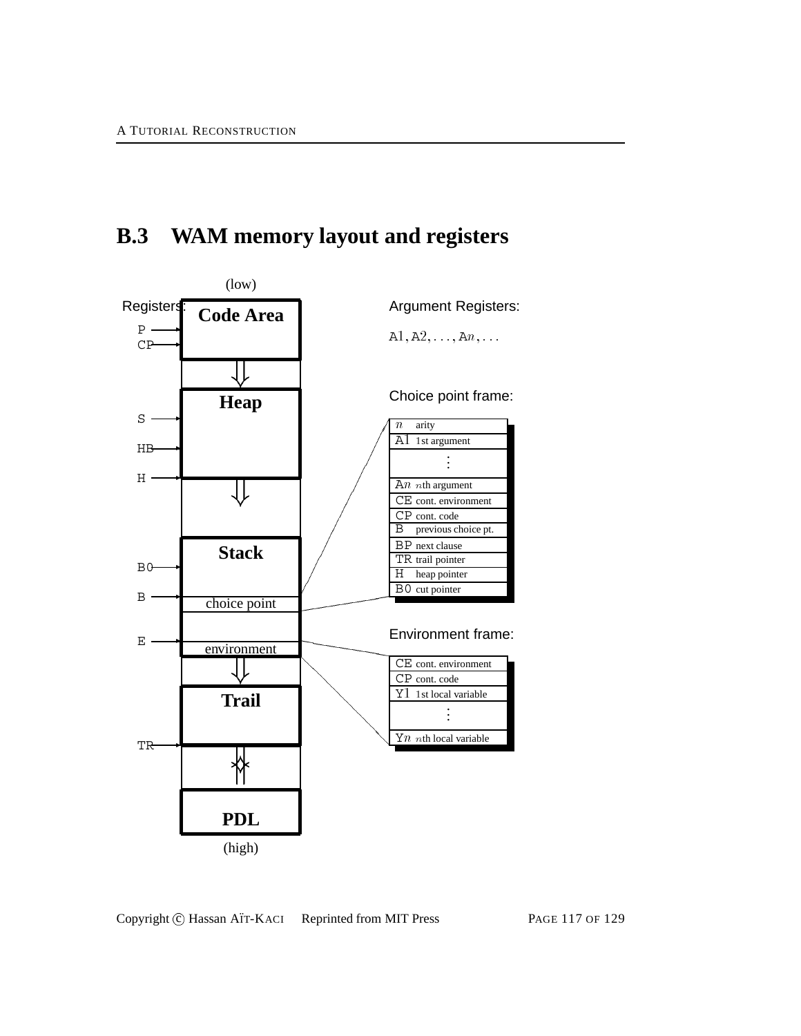## B.3 WAM memory layout and registers

(low)

Registers:

| Register | Area |
|---|---|
| P, CP | Code Area |
| S, HB, H | Heap |
| B0, B, E | Stack (choice point, environment) |
| TR | Trail |
| | PDL |

(high)

Argument Registers:

A1, A2, ..., A$n$, ...

Choice point frame:

| | |
|---|---|
| $n$ | arity |
| A1 | 1st argument |
| ⋮ | |
| A$n$ | $n$th argument |
| CE | cont. environment |
| CP | cont. code |
| B | previous choice pt. |
| BP | next clause |
| TR | trail pointer |
| H | heap pointer |
| B0 | cut pointer |

Environment frame:

| | |
|---|---|
| CE | cont. environment |
| CP | cont. code |
| Y1 | 1st local variable |
| ⋮ | |
| Y$n$ | $n$th local variable |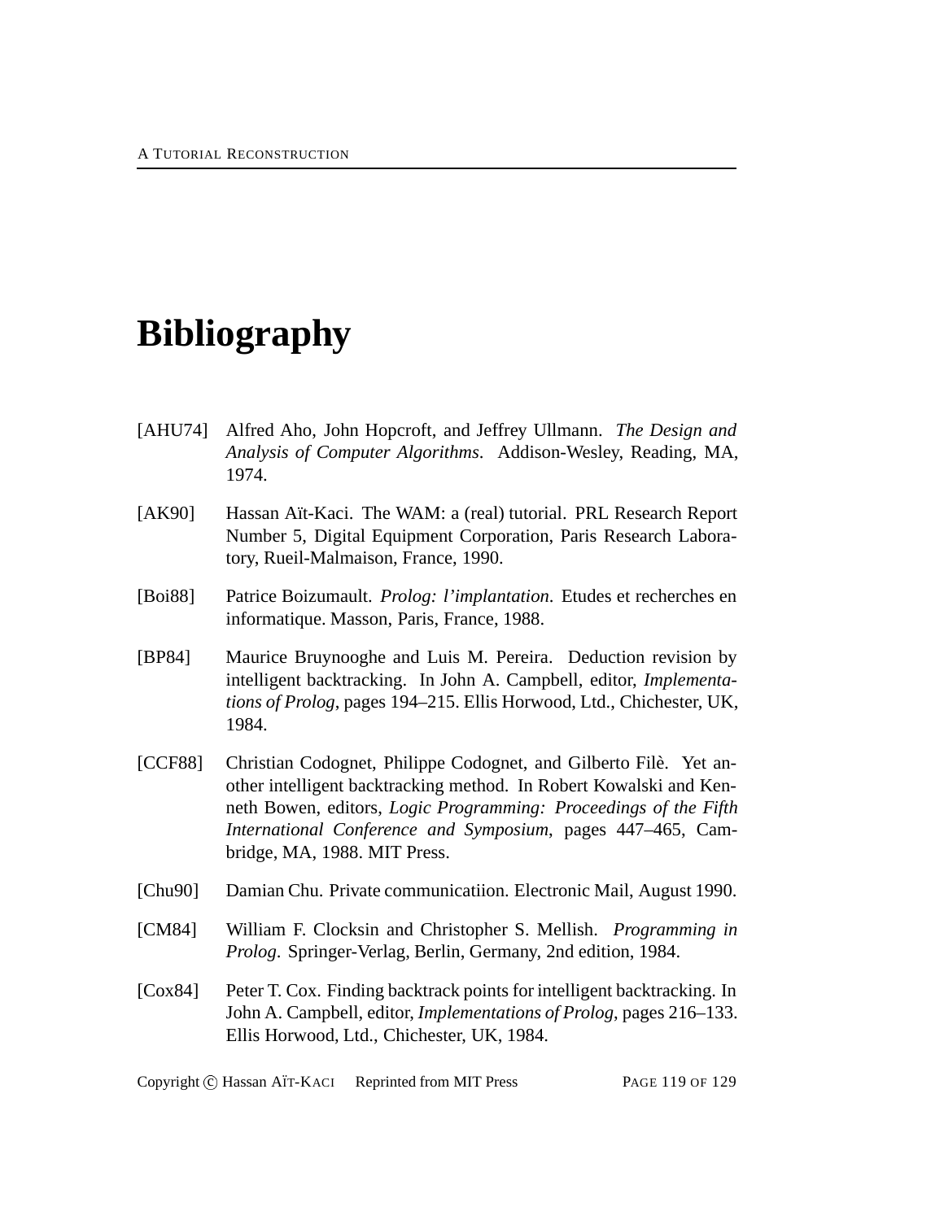# Bibliography

[AHU74] Alfred Aho, John Hopcroft, and Jeffrey Ullmann. *The Design and Analysis of Computer Algorithms*. Addison-Wesley, Reading, MA, 1974.

[AK90] Hassan Aït-Kaci. The WAM: a (real) tutorial. PRL Research Report Number 5, Digital Equipment Corporation, Paris Research Laboratory, Rueil-Malmaison, France, 1990.

[Boi88] Patrice Boizumault. *Prolog: l'implantation*. Etudes et recherches en informatique. Masson, Paris, France, 1988.

[BP84] Maurice Bruynooghe and Luis M. Pereira. Deduction revision by intelligent backtracking. In John A. Campbell, editor, *Implementations of Prolog*, pages 194–215. Ellis Horwood, Ltd., Chichester, UK, 1984.

[CCF88] Christian Codognet, Philippe Codognet, and Gilberto Filè. Yet another intelligent backtracking method. In Robert Kowalski and Kenneth Bowen, editors, *Logic Programming: Proceedings of the Fifth International Conference and Symposium*, pages 447–465, Cambridge, MA, 1988. MIT Press.

[Chu90] Damian Chu. Private communicatiion. Electronic Mail, August 1990.

[CM84] William F. Clocksin and Christopher S. Mellish. *Programming in Prolog*. Springer-Verlag, Berlin, Germany, 2nd edition, 1984.

[Cox84] Peter T. Cox. Finding backtrack points for intelligent backtracking. In John A. Campbell, editor, *Implementations of Prolog*, pages 216–133. Ellis Horwood, Ltd., Chichester, UK, 1984.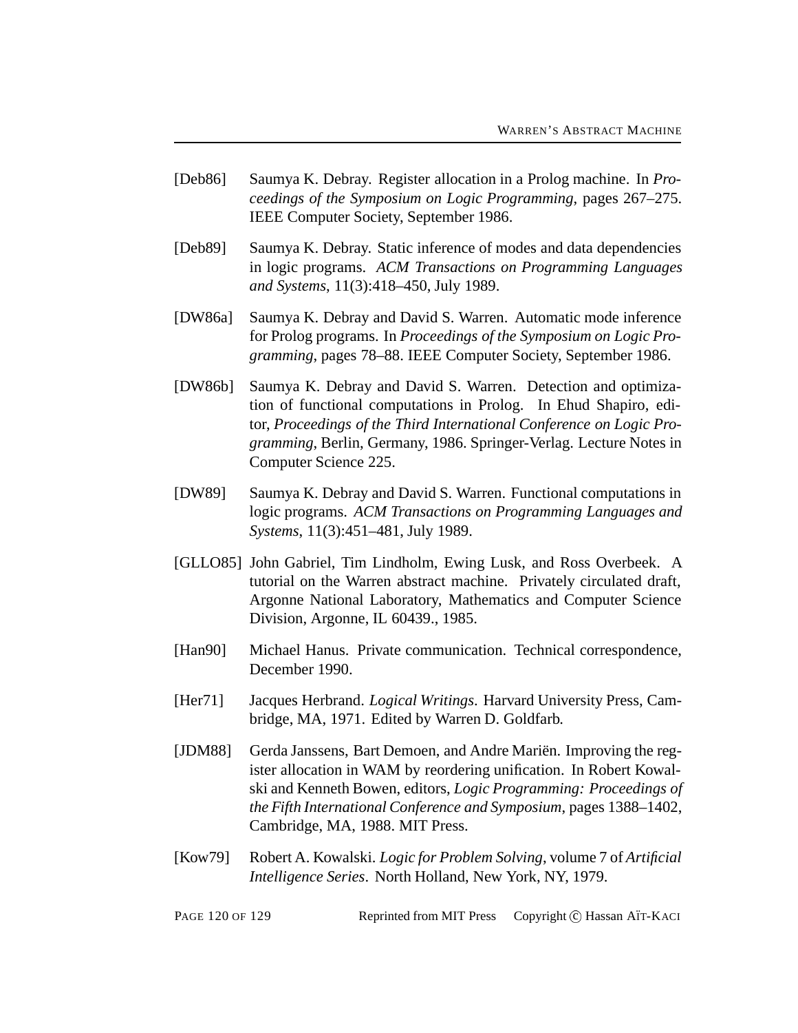[Deb86] Saumya K. Debray. Register allocation in a Prolog machine. In *Proceedings of the Symposium on Logic Programming*, pages 267–275. IEEE Computer Society, September 1986.

[Deb89] Saumya K. Debray. Static inference of modes and data dependencies in logic programs. *ACM Transactions on Programming Languages and Systems*, 11(3):418–450, July 1989.

[DW86a] Saumya K. Debray and David S. Warren. Automatic mode inference for Prolog programs. In *Proceedings of the Symposium on Logic Programming*, pages 78–88. IEEE Computer Society, September 1986.

[DW86b] Saumya K. Debray and David S. Warren. Detection and optimization of functional computations in Prolog. In Ehud Shapiro, editor, *Proceedings of the Third International Conference on Logic Programming*, Berlin, Germany, 1986. Springer-Verlag. Lecture Notes in Computer Science 225.

[DW89] Saumya K. Debray and David S. Warren. Functional computations in logic programs. *ACM Transactions on Programming Languages and Systems*, 11(3):451–481, July 1989.

[GLLO85] John Gabriel, Tim Lindholm, Ewing Lusk, and Ross Overbeek. A tutorial on the Warren abstract machine. Privately circulated draft, Argonne National Laboratory, Mathematics and Computer Science Division, Argonne, IL 60439., 1985.

[Han90] Michael Hanus. Private communication. Technical correspondence, December 1990.

[Her71] Jacques Herbrand. *Logical Writings*. Harvard University Press, Cambridge, MA, 1971. Edited by Warren D. Goldfarb.

[JDM88] Gerda Janssens, Bart Demoen, and Andre Mariën. Improving the register allocation in WAM by reordering unification. In Robert Kowalski and Kenneth Bowen, editors, *Logic Programming: Proceedings of the Fifth International Conference and Symposium*, pages 1388–1402, Cambridge, MA, 1988. MIT Press.

[Kow79] Robert A. Kowalski. *Logic for Problem Solving*, volume 7 of *Artificial Intelligence Series*. North Holland, New York, NY, 1979.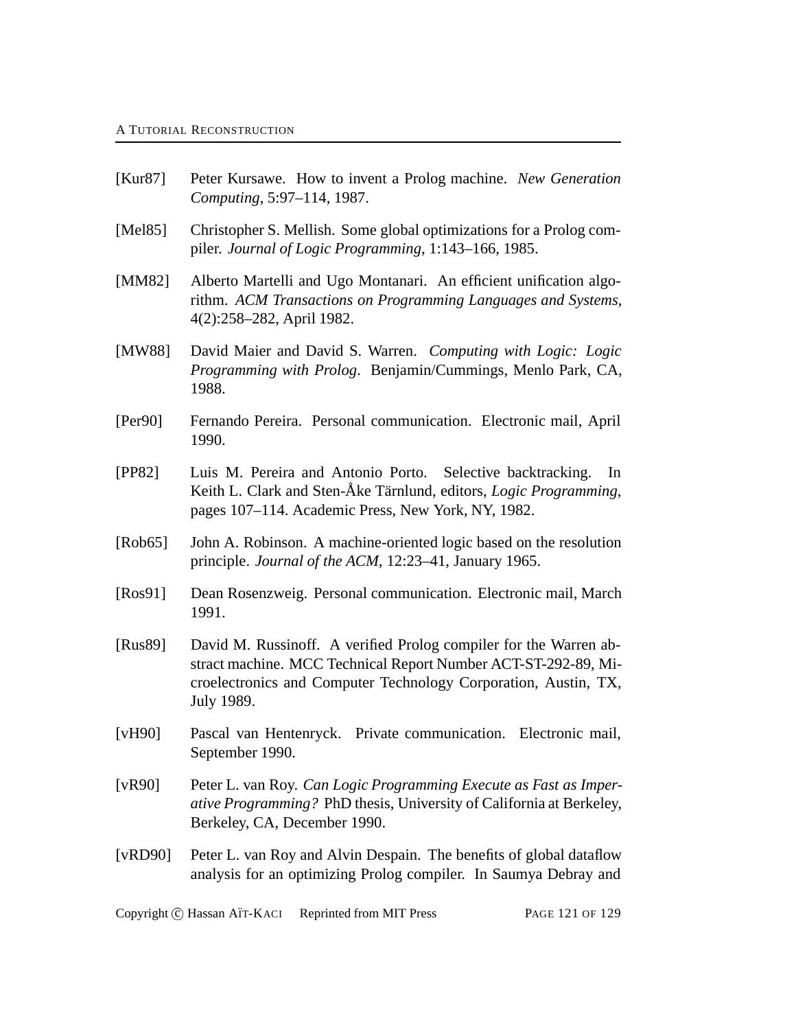[Kur87] Peter Kursawe. How to invent a Prolog machine. *New Generation Computing*, 5:97–114, 1987.

[Mel85] Christopher S. Mellish. Some global optimizations for a Prolog compiler. *Journal of Logic Programming*, 1:143–166, 1985.

[MM82] Alberto Martelli and Ugo Montanari. An efficient unification algorithm. *ACM Transactions on Programming Languages and Systems*, 4(2):258–282, April 1982.

[MW88] David Maier and David S. Warren. *Computing with Logic: Logic Programming with Prolog*. Benjamin/Cummings, Menlo Park, CA, 1988.

[Per90] Fernando Pereira. Personal communication. Electronic mail, April 1990.

[PP82] Luis M. Pereira and Antonio Porto. Selective backtracking. In Keith L. Clark and Sten-Åke Tärnlund, editors, *Logic Programming*, pages 107–114. Academic Press, New York, NY, 1982.

[Rob65] John A. Robinson. A machine-oriented logic based on the resolution principle. *Journal of the ACM*, 12:23–41, January 1965.

[Ros91] Dean Rosenzweig. Personal communication. Electronic mail, March 1991.

[Rus89] David M. Russinoff. A verified Prolog compiler for the Warren abstract machine. MCC Technical Report Number ACT-ST-292-89, Microelectronics and Computer Technology Corporation, Austin, TX, July 1989.

[vH90] Pascal van Hentenryck. Private communication. Electronic mail, September 1990.

[vR90] Peter L. van Roy. *Can Logic Programming Execute as Fast as Imperative Programming?* PhD thesis, University of California at Berkeley, Berkeley, CA, December 1990.

[vRD90] Peter L. van Roy and Alvin Despain. The benefits of global dataflow analysis for an optimizing Prolog compiler. In Saumya Debray and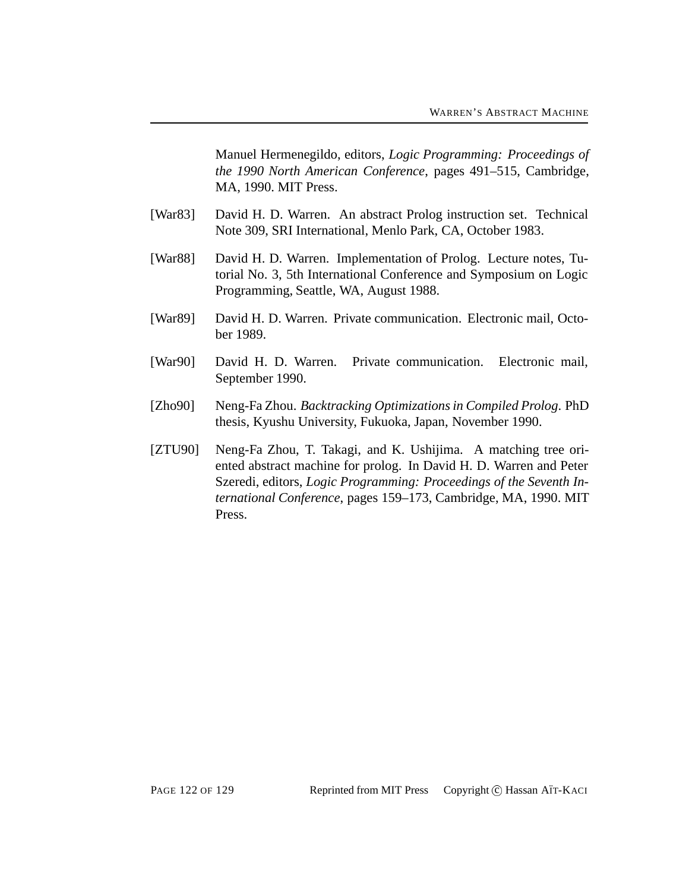Manuel Hermenegildo, editors, *Logic Programming: Proceedings of the 1990 North American Conference*, pages 491–515, Cambridge, MA, 1990. MIT Press.

[War83] David H. D. Warren. An abstract Prolog instruction set. Technical Note 309, SRI International, Menlo Park, CA, October 1983.

[War88] David H. D. Warren. Implementation of Prolog. Lecture notes, Tutorial No. 3, 5th International Conference and Symposium on Logic Programming, Seattle, WA, August 1988.

[War89] David H. D. Warren. Private communication. Electronic mail, October 1989.

[War90] David H. D. Warren. Private communication. Electronic mail, September 1990.

[Zho90] Neng-Fa Zhou. *Backtracking Optimizations in Compiled Prolog*. PhD thesis, Kyushu University, Fukuoka, Japan, November 1990.

[ZTU90] Neng-Fa Zhou, T. Takagi, and K. Ushijima. A matching tree oriented abstract machine for prolog. In David H. D. Warren and Peter Szeredi, editors, *Logic Programming: Proceedings of the Seventh International Conference*, pages 159–173, Cambridge, MA, 1990. MIT Press.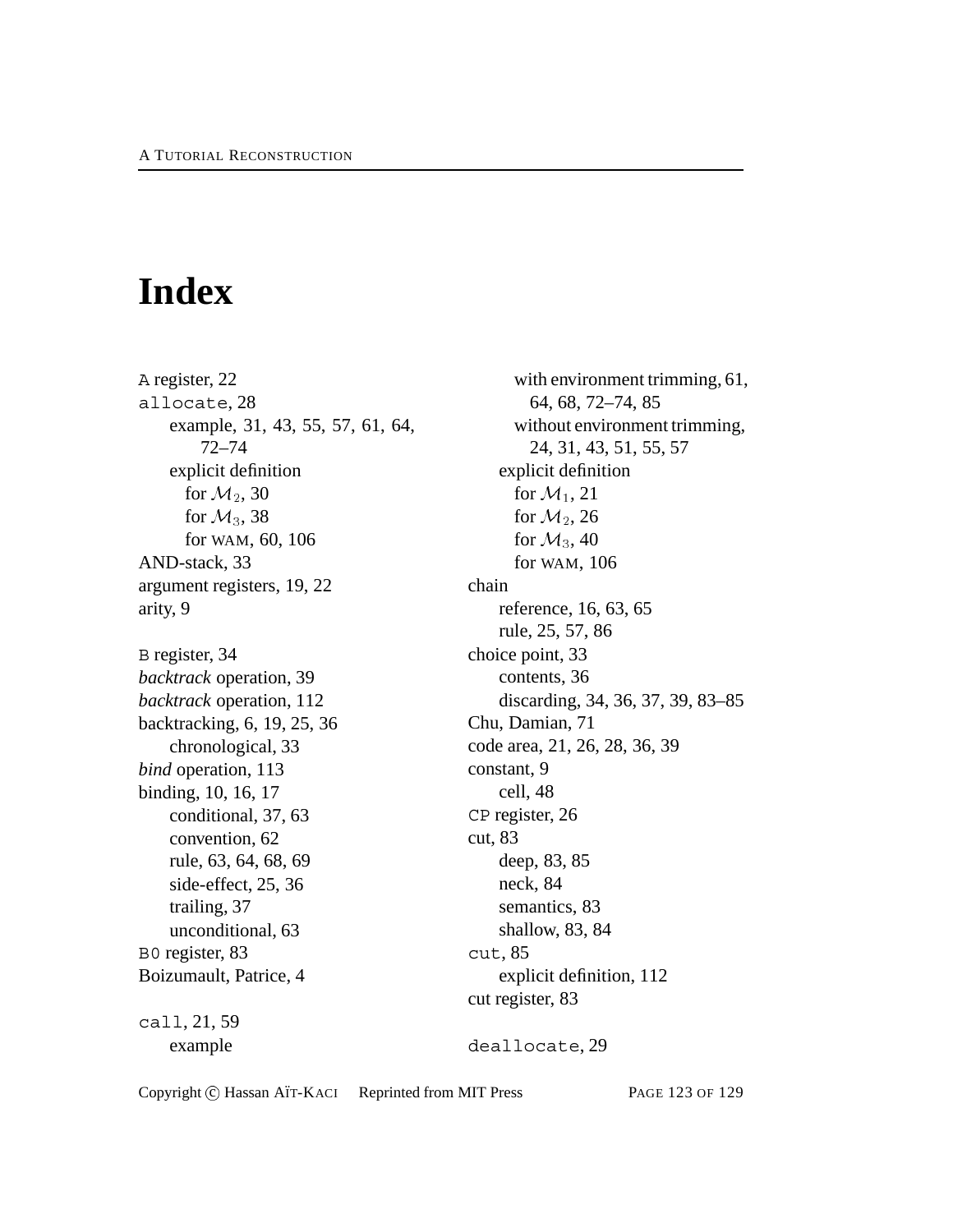# Index

`A` register, 22
`allocate`, 28
  example, 31, 43, 55, 57, 61, 64, 72–74
  explicit definition
    for $\mathcal{M}_2$, 30
    for $\mathcal{M}_3$, 38
    for WAM, 60, 106
AND-stack, 33
argument registers, 19, 22
arity, 9

`B` register, 34
*backtrack* operation, 39
*backtrack* operation, 112
backtracking, 6, 19, 25, 36
  chronological, 33
*bind* operation, 113
binding, 10, 16, 17
  conditional, 37, 63
  convention, 62
  rule, 63, 64, 68, 69
  side-effect, 25, 36
  trailing, 37
  unconditional, 63
`B0` register, 83
Boizumault, Patrice, 4

`call`, 21, 59
  example
    with environment trimming, 61, 64, 68, 72–74, 85
    without environment trimming, 24, 31, 43, 51, 55, 57
  explicit definition
    for $\mathcal{M}_1$, 21
    for $\mathcal{M}_2$, 26
    for $\mathcal{M}_3$, 40
    for WAM, 106
chain
  reference, 16, 63, 65
  rule, 25, 57, 86
choice point, 33
  contents, 36
  discarding, 34, 36, 37, 39, 83–85
Chu, Damian, 71
code area, 21, 26, 28, 36, 39
constant, 9
  cell, 48
`CP` register, 26
cut, 83
  deep, 83, 85
  neck, 84
  semantics, 83
  shallow, 83, 84
`cut`, 85
  explicit definition, 112
cut register, 83

`deallocate`, 29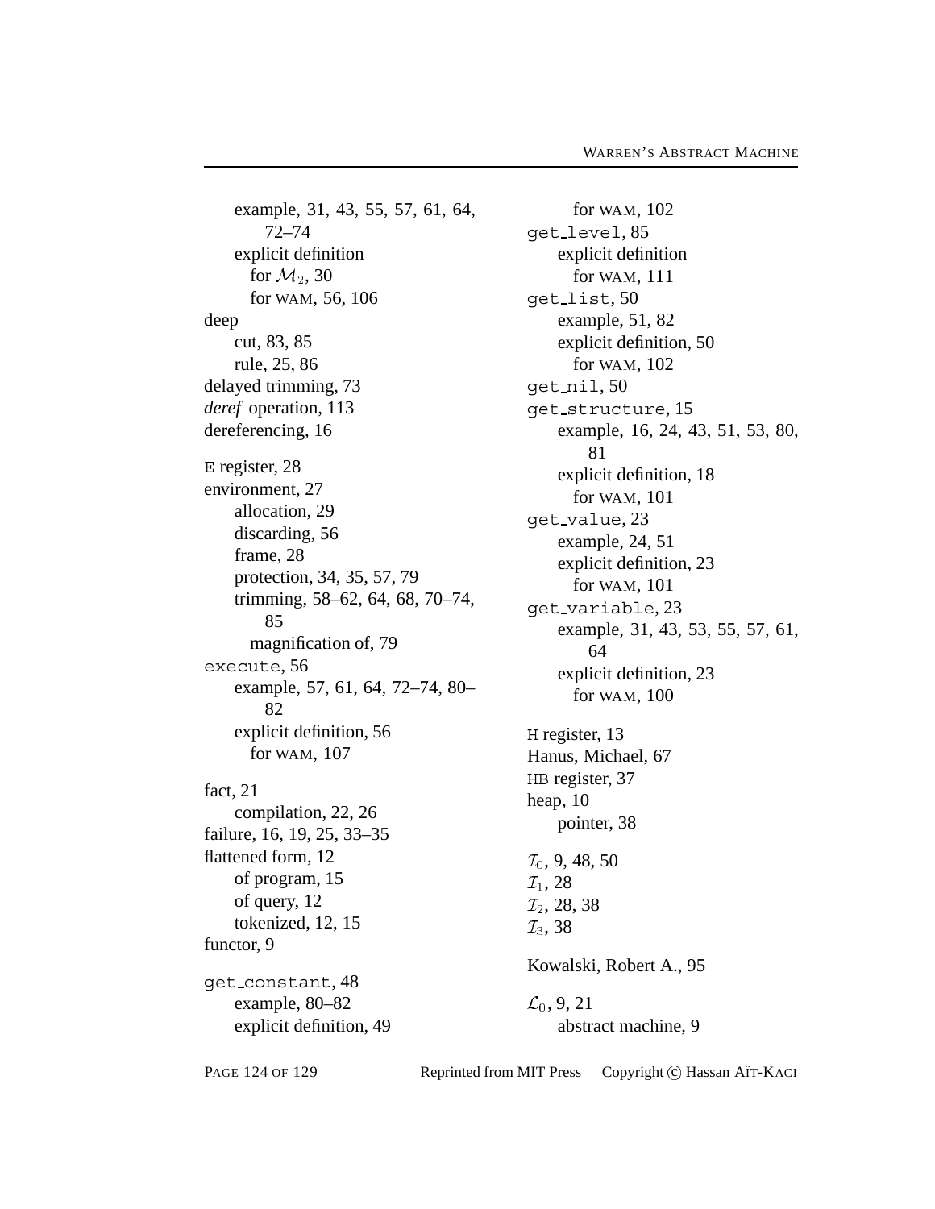- example, 31, 43, 55, 57, 61, 64, 72–74
- explicit definition
  - for $\mathcal{M}_2$, 30
  - for WAM, 56, 106

deep
- cut, 83, 85
- rule, 25, 86

delayed trimming, 73

*deref* operation, 113

dereferencing, 16

`E` register, 28

environment, 27
- allocation, 29
- discarding, 56
- frame, 28
- protection, 34, 35, 57, 79
- trimming, 58–62, 64, 68, 70–74, 85
  - magnification of, 79

`execute`, 56
- example, 57, 61, 64, 72–74, 80–82
- explicit definition, 56
  - for WAM, 107

fact, 21
- compilation, 22, 26

failure, 16, 19, 25, 33–35

flattened form, 12
- of program, 15
- of query, 12
- tokenized, 12, 15

functor, 9

`get_constant`, 48
- example, 80–82
- explicit definition, 49
  - for WAM, 102

`get_level`, 85
- explicit definition
  - for WAM, 111

`get_list`, 50
- example, 51, 82
- explicit definition, 50
  - for WAM, 102

`get_nil`, 50

`get_structure`, 15
- example, 16, 24, 43, 51, 53, 80, 81
- explicit definition, 18
  - for WAM, 101

`get_value`, 23
- example, 24, 51
- explicit definition, 23
  - for WAM, 101

`get_variable`, 23
- example, 31, 43, 53, 55, 57, 61, 64
- explicit definition, 23
  - for WAM, 100

`H` register, 13

Hanus, Michael, 67

`HB` register, 37

heap, 10
- pointer, 38

$\mathcal{I}_0$, 9, 48, 50

$\mathcal{I}_1$, 28

$\mathcal{I}_2$, 28, 38

$\mathcal{I}_3$, 38

Kowalski, Robert A., 95

$\mathcal{L}_0$, 9, 21
- abstract machine, 9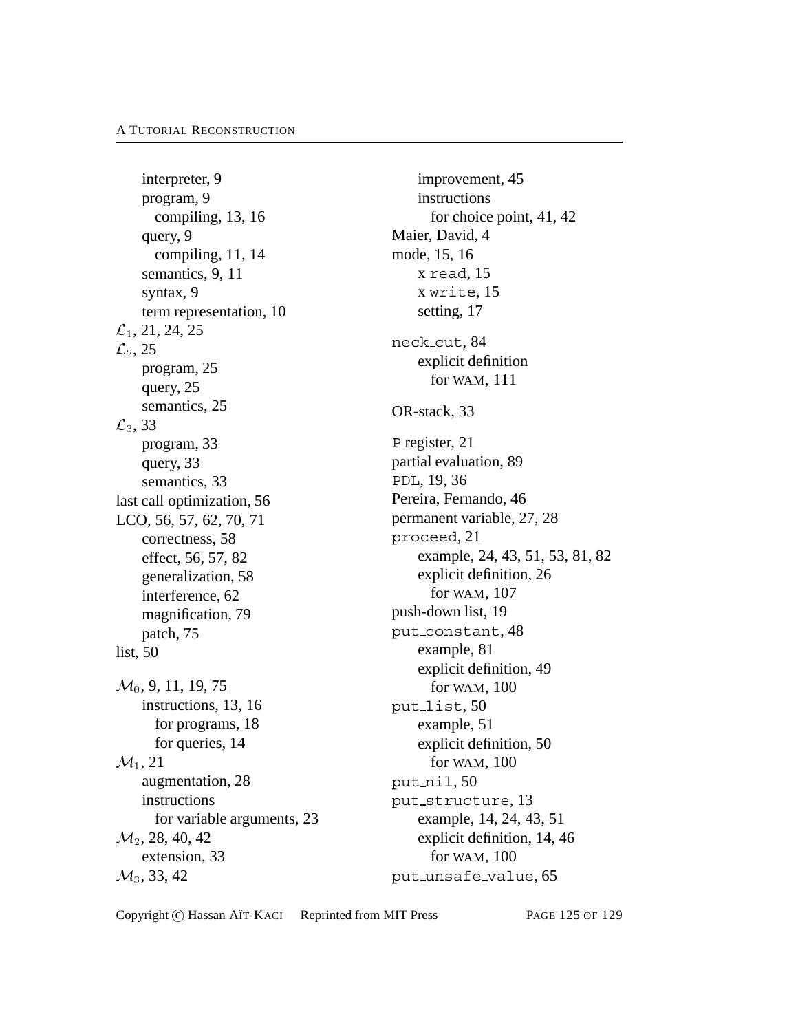- interpreter, 9
- program, 9
  - compiling, 13, 16
- query, 9
  - compiling, 11, 14
- semantics, 9, 11
- syntax, 9
- term representation, 10

$\mathcal{L}_1$, 21, 24, 25

$\mathcal{L}_2$, 25
- program, 25
- query, 25
- semantics, 25

$\mathcal{L}_3$, 33
- program, 33
- query, 33
- semantics, 33

last call optimization, 56

LCO, 56, 57, 62, 70, 71
- correctness, 58
- effect, 56, 57, 82
- generalization, 58
- interference, 62
- magnification, 79
- patch, 75

list, 50

$\mathcal{M}_0$, 9, 11, 19, 75
- instructions, 13, 16
  - for programs, 18
  - for queries, 14

$\mathcal{M}_1$, 21
- augmentation, 28
- instructions
  - for variable arguments, 23

$\mathcal{M}_2$, 28, 40, 42
- extension, 33

$\mathcal{M}_3$, 33, 42
- improvement, 45
- instructions
  - for choice point, 41, 42

Maier, David, 4

mode, 15, 16
- `X read`, 15
- `X write`, 15
- setting, 17

`neck_cut`, 84
- explicit definition
  - for WAM, 111

OR-stack, 33

`P` register, 21

partial evaluation, 89

`PDL`, 19, 36

Pereira, Fernando, 46

permanent variable, 27, 28

`proceed`, 21
- example, 24, 43, 51, 53, 81, 82
- explicit definition, 26
  - for WAM, 107

push-down list, 19

`put_constant`, 48
- example, 81
- explicit definition, 49
  - for WAM, 100

`put_list`, 50
- example, 51
- explicit definition, 50
  - for WAM, 100

`put_nil`, 50

`put_structure`, 13
- example, 14, 24, 43, 51
- explicit definition, 14, 46
  - for WAM, 100

`put_unsafe_value`, 65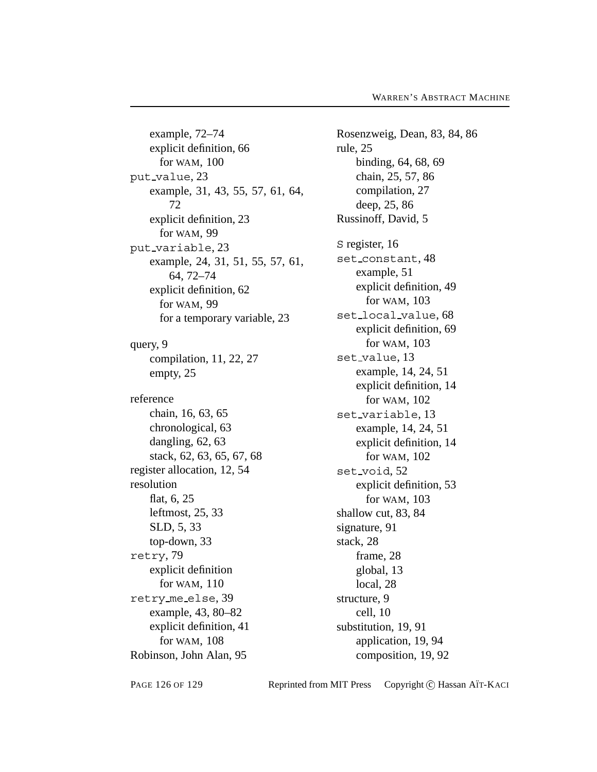- example, 72–74
- explicit definition, 66
  - for WAM, 100

put_value, 23
- example, 31, 43, 55, 57, 61, 64, 72
- explicit definition, 23
  - for WAM, 99

put_variable, 23
- example, 24, 31, 51, 55, 57, 61, 64, 72–74
- explicit definition, 62
  - for WAM, 99
  - for a temporary variable, 23

query, 9
- compilation, 11, 22, 27
- empty, 25

reference
- chain, 16, 63, 65
- chronological, 63
- dangling, 62, 63
- stack, 62, 63, 65, 67, 68

register allocation, 12, 54

resolution
- flat, 6, 25
- leftmost, 25, 33
- SLD, 5, 33
- top-down, 33

retry, 79
- explicit definition
  - for WAM, 110

retry_me_else, 39
- example, 43, 80–82
- explicit definition, 41
  - for WAM, 108

Robinson, John Alan, 95

Rosenzweig, Dean, 83, 84, 86

rule, 25
- binding, 64, 68, 69
- chain, 25, 57, 86
- compilation, 27
- deep, 25, 86

Russinoff, David, 5

S register, 16

set_constant, 48
- example, 51
- explicit definition, 49
  - for WAM, 103

set_local_value, 68
- explicit definition, 69
  - for WAM, 103

set_value, 13
- example, 14, 24, 51
- explicit definition, 14
  - for WAM, 102

set_variable, 13
- example, 14, 24, 51
- explicit definition, 14
  - for WAM, 102

set_void, 52
- explicit definition, 53
  - for WAM, 103

shallow cut, 83, 84

signature, 91

stack, 28
- frame, 28
- global, 13
- local, 28

structure, 9
- cell, 10

substitution, 19, 91
- application, 19, 94
- composition, 19, 92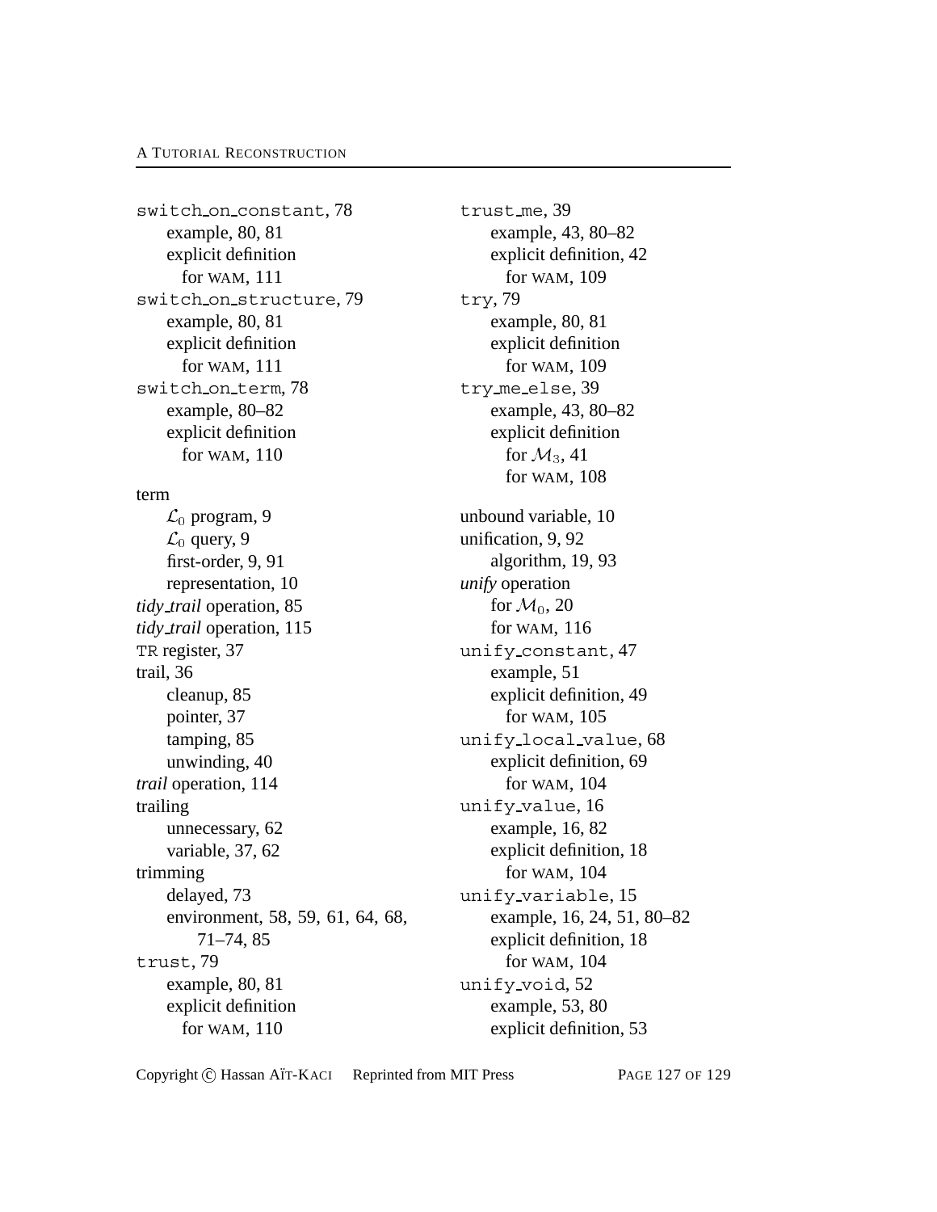switch_on_constant, 78
  example, 80, 81
  explicit definition
    for WAM, 111
switch_on_structure, 79
  example, 80, 81
  explicit definition
    for WAM, 111
switch_on_term, 78
  example, 80–82
  explicit definition
    for WAM, 110

term
  $\mathcal{L}_0$ program, 9
  $\mathcal{L}_0$ query, 9
  first-order, 9, 91
  representation, 10
*tidy_trail* operation, 85
*tidy_trail* operation, 115
TR register, 37
trail, 36
  cleanup, 85
  pointer, 37
  tamping, 85
  unwinding, 40
*trail* operation, 114
trailing
  unnecessary, 62
  variable, 37, 62
trimming
  delayed, 73
  environment, 58, 59, 61, 64, 68, 71–74, 85
trust, 79
  example, 80, 81
  explicit definition
    for WAM, 110

trust_me, 39
  example, 43, 80–82
  explicit definition, 42
    for WAM, 109
try, 79
  example, 80, 81
  explicit definition
    for WAM, 109
try_me_else, 39
  example, 43, 80–82
  explicit definition
    for $\mathcal{M}_3$, 41
    for WAM, 108

unbound variable, 10
unification, 9, 92
  algorithm, 19, 93
*unify* operation
  for $\mathcal{M}_0$, 20
  for WAM, 116
unify_constant, 47
  example, 51
  explicit definition, 49
    for WAM, 105
unify_local_value, 68
  explicit definition, 69
    for WAM, 104
unify_value, 16
  example, 16, 82
  explicit definition, 18
    for WAM, 104
unify_variable, 15
  example, 16, 24, 51, 80–82
  explicit definition, 18
    for WAM, 104
unify_void, 52
  example, 53, 80
  explicit definition, 53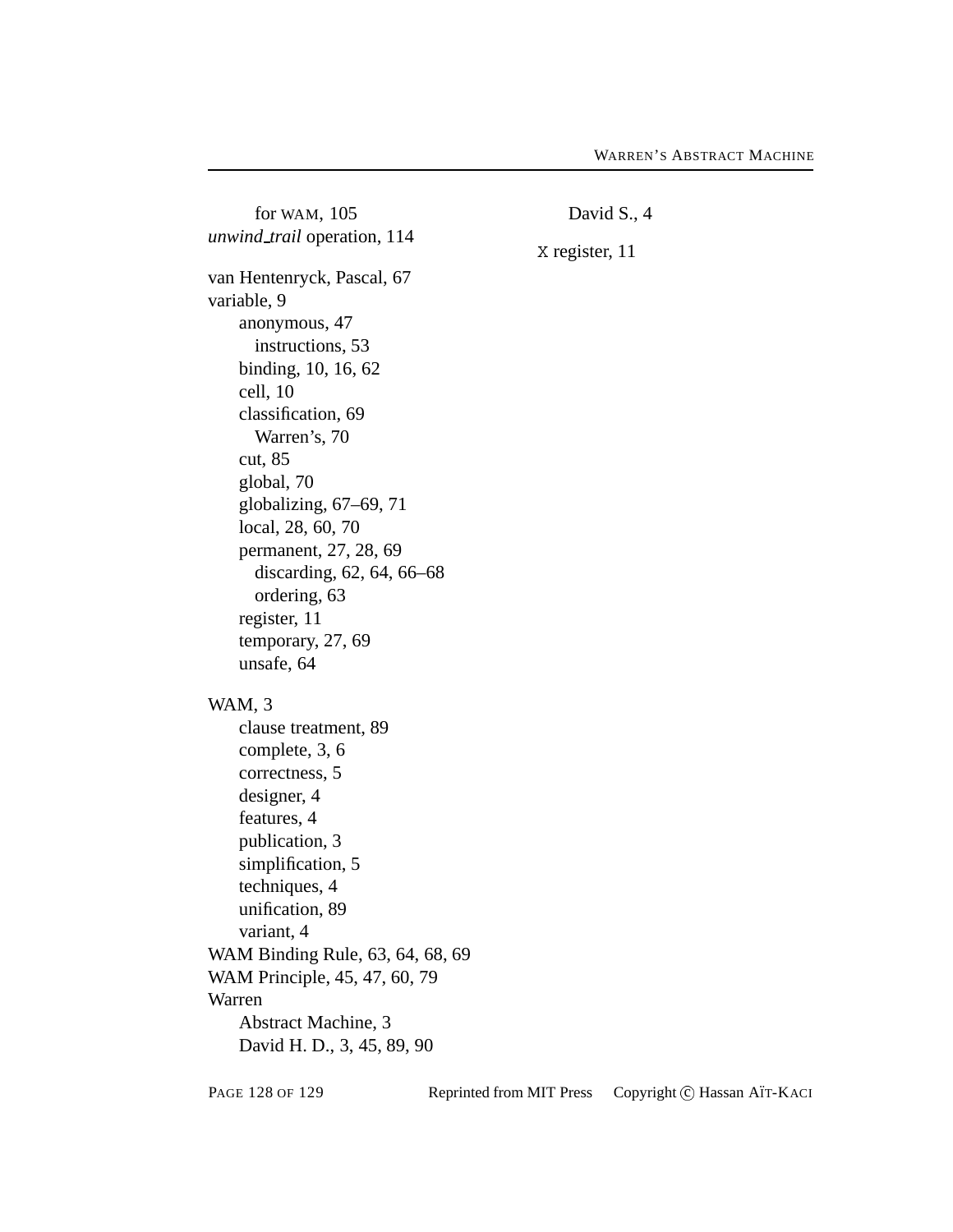for WAM, 105

*unwind_trail* operation, 114

van Hentenryck, Pascal, 67

variable, 9

- anonymous, 47
  - instructions, 53
- binding, 10, 16, 62
- cell, 10
- classification, 69
  - Warren's, 70
- cut, 85
- global, 70
- globalizing, 67–69, 71
- local, 28, 60, 70
- permanent, 27, 28, 69
  - discarding, 62, 64, 66–68
  - ordering, 63
- register, 11
- temporary, 27, 69
- unsafe, 64

WAM, 3

- clause treatment, 89
- complete, 3, 6
- correctness, 5
- designer, 4
- features, 4
- publication, 3
- simplification, 5
- techniques, 4
- unification, 89
- variant, 4

WAM Binding Rule, 63, 64, 68, 69

WAM Principle, 45, 47, 60, 79

Warren

- Abstract Machine, 3
- David H. D., 3, 45, 89, 90
- David S., 4

X register, 11